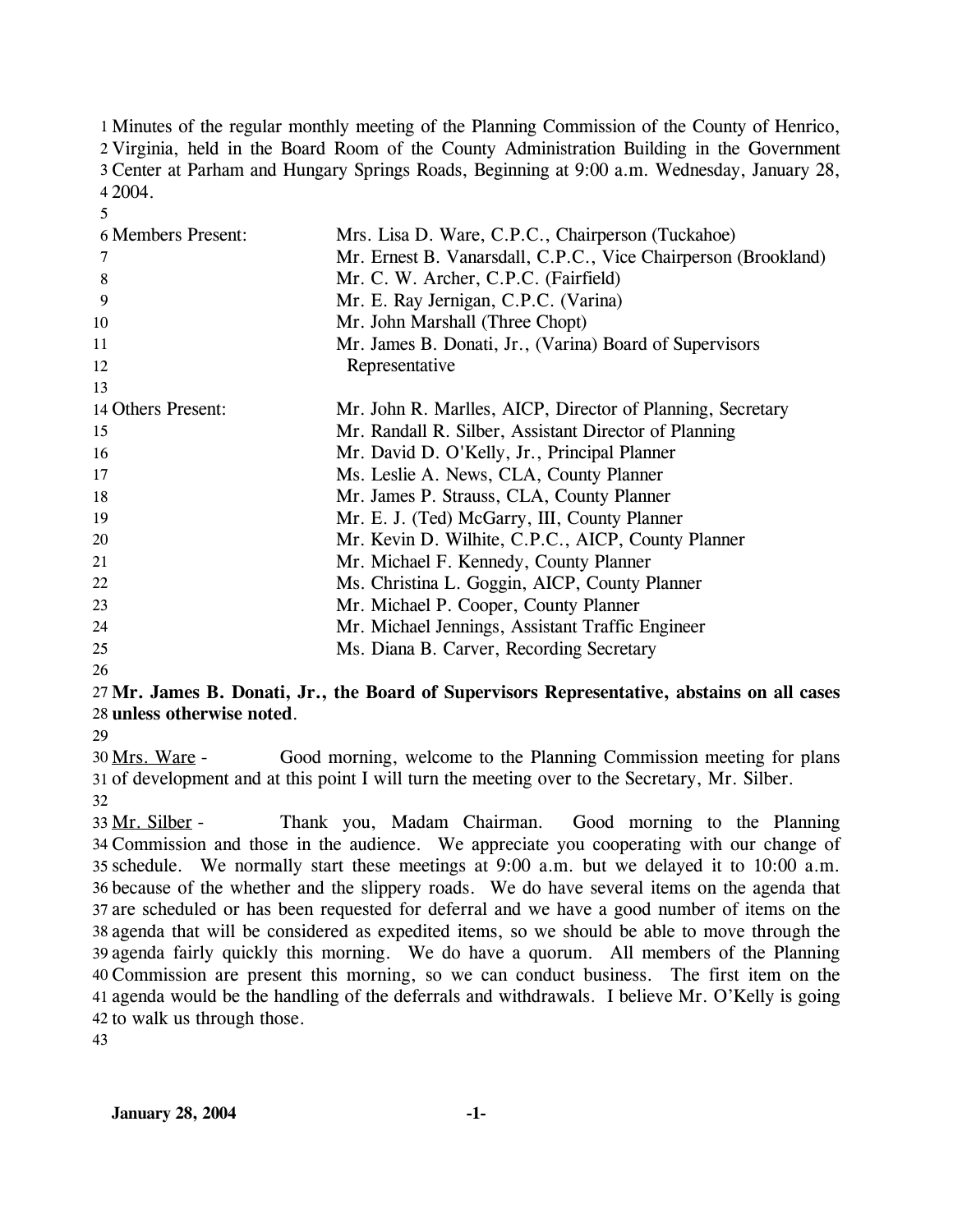Minutes of the regular monthly meeting of the Planning Commission of the County of Henrico, Virginia, held in the Board Room of the County Administration Building in the Government Center at Parham and Hungary Springs Roads, Beginning at 9:00 a.m. Wednesday, January 28, 2004.

| | |
|---|---|
| Members Present: | Mrs. Lisa D. Ware, C.P.C., Chairperson (Tuckahoe) |
| | Mr. Ernest B. Vanarsdall, C.P.C., Vice Chairperson (Brookland) |
| | Mr. C. W. Archer, C.P.C. (Fairfield) |
| | Mr. E. Ray Jernigan, C.P.C. (Varina) |
| | Mr. John Marshall (Three Chopt) |
| | Mr. James B. Donati, Jr., (Varina) Board of Supervisors Representative |
| Others Present: | Mr. John R. Marlles, AICP, Director of Planning, Secretary |
| | Mr. Randall R. Silber, Assistant Director of Planning |
| | Mr. David D. O'Kelly, Jr., Principal Planner |
| | Ms. Leslie A. News, CLA, County Planner |
| | Mr. James P. Strauss, CLA, County Planner |
| | Mr. E. J. (Ted) McGarry, III, County Planner |
| | Mr. Kevin D. Wilhite, C.P.C., AICP, County Planner |
| | Mr. Michael F. Kennedy, County Planner |
| | Ms. Christina L. Goggin, AICP, County Planner |
| | Mr. Michael P. Cooper, County Planner |
| | Mr. Michael Jennings, Assistant Traffic Engineer |
| | Ms. Diana B. Carver, Recording Secretary |

**Mr. James B. Donati, Jr., the Board of Supervisors Representative, abstains on all cases unless otherwise noted**.

Mrs. Ware - Good morning, welcome to the Planning Commission meeting for plans of development and at this point I will turn the meeting over to the Secretary, Mr. Silber.

Mr. Silber - Thank you, Madam Chairman. Good morning to the Planning Commission and those in the audience. We appreciate you cooperating with our change of schedule. We normally start these meetings at 9:00 a.m. but we delayed it to 10:00 a.m. because of the whether and the slippery roads. We do have several items on the agenda that are scheduled or has been requested for deferral and we have a good number of items on the agenda that will be considered as expedited items, so we should be able to move through the agenda fairly quickly this morning. We do have a quorum. All members of the Planning Commission are present this morning, so we can conduct business. The first item on the agenda would be the handling of the deferrals and withdrawals. I believe Mr. O'Kelly is going to walk us through those.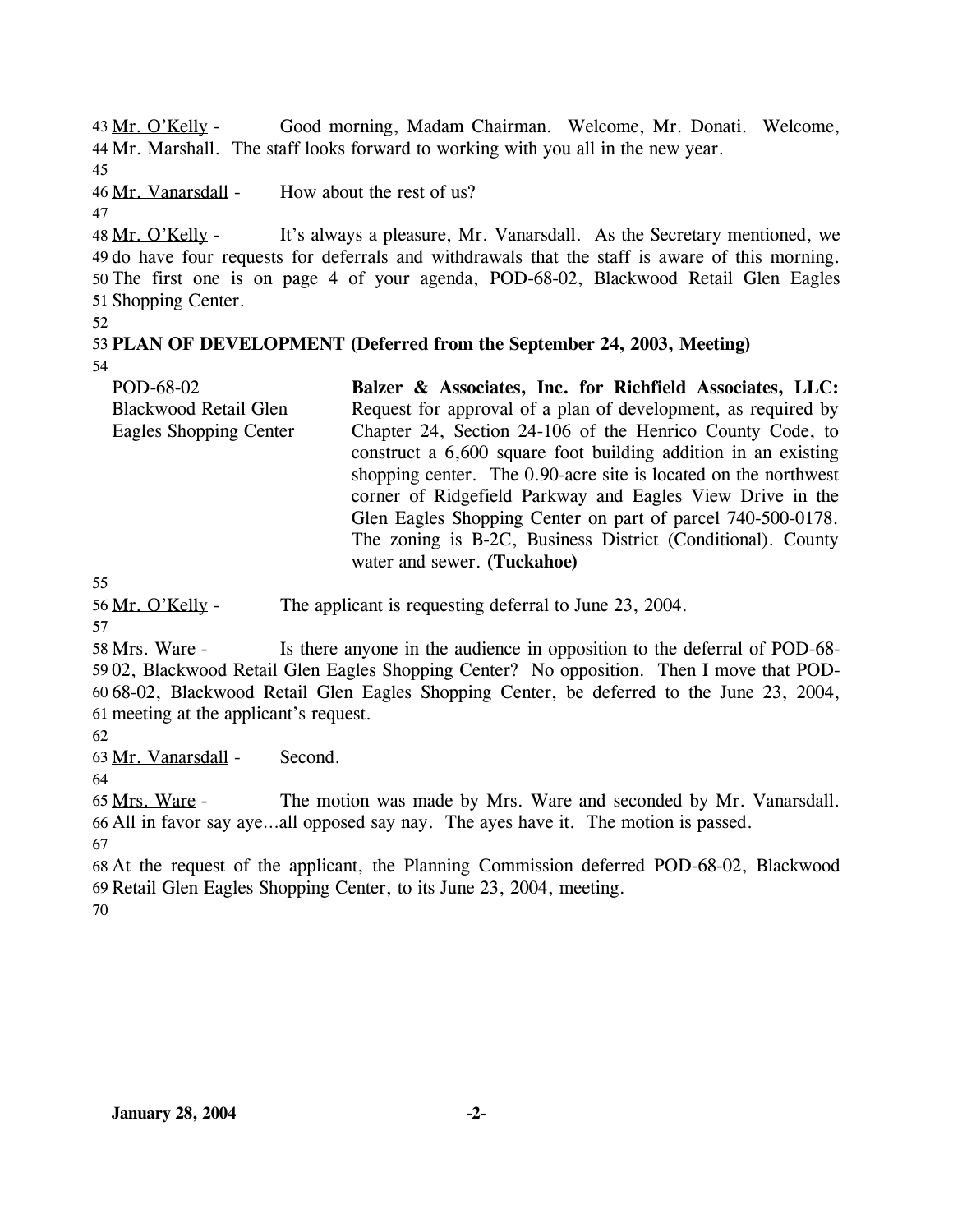Mr. O'Kelly - Good morning, Madam Chairman. Welcome, Mr. Donati. Welcome, Mr. Marshall. The staff looks forward to working with you all in the new year.

Mr. Vanarsdall - How about the rest of us?

Mr. O'Kelly - It's always a pleasure, Mr. Vanarsdall. As the Secretary mentioned, we do have four requests for deferrals and withdrawals that the staff is aware of this morning. The first one is on page 4 of your agenda, POD-68-02, Blackwood Retail Glen Eagles Shopping Center.

**PLAN OF DEVELOPMENT (Deferred from the September 24, 2003, Meeting)**

| | |
|---|---|
| POD-68-02<br>Blackwood Retail Glen Eagles Shopping Center | **Balzer & Associates, Inc. for Richfield Associates, LLC:** Request for approval of a plan of development, as required by Chapter 24, Section 24-106 of the Henrico County Code, to construct a 6,600 square foot building addition in an existing shopping center. The 0.90-acre site is located on the northwest corner of Ridgefield Parkway and Eagles View Drive in the Glen Eagles Shopping Center on part of parcel 740-500-0178. The zoning is B-2C, Business District (Conditional). County water and sewer. **(Tuckahoe)** |

Mr. O'Kelly - The applicant is requesting deferral to June 23, 2004.

Mrs. Ware - Is there anyone in the audience in opposition to the deferral of POD-68-02, Blackwood Retail Glen Eagles Shopping Center? No opposition. Then I move that POD-68-02, Blackwood Retail Glen Eagles Shopping Center, be deferred to the June 23, 2004, meeting at the applicant's request.

Mr. Vanarsdall - Second.

Mrs. Ware - The motion was made by Mrs. Ware and seconded by Mr. Vanarsdall. All in favor say aye…all opposed say nay. The ayes have it. The motion is passed.

At the request of the applicant, the Planning Commission deferred POD-68-02, Blackwood Retail Glen Eagles Shopping Center, to its June 23, 2004, meeting.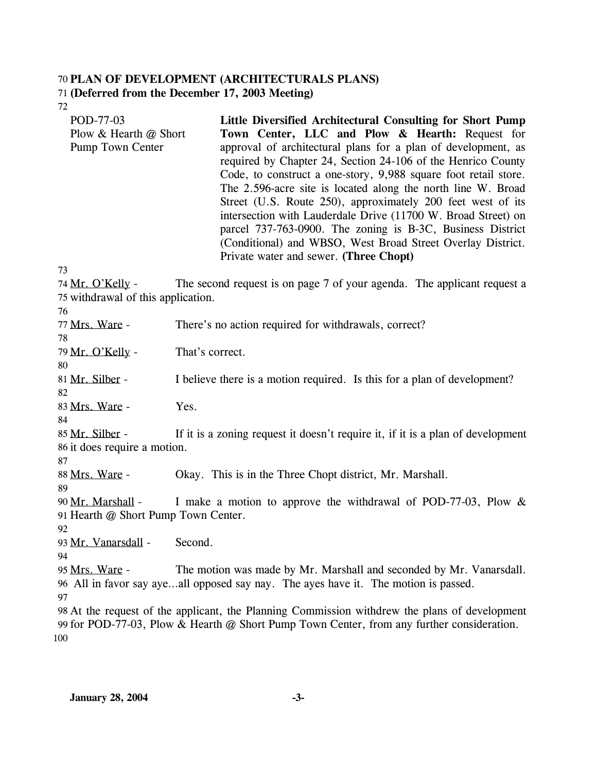**PLAN OF DEVELOPMENT (ARCHITECTURALS PLANS)**
**(Deferred from the December 17, 2003 Meeting)**

POD-77-03
Plow & Hearth @ Short Pump Town Center

**Little Diversified Architectural Consulting for Short Pump Town Center, LLC and Plow & Hearth:** Request for approval of architectural plans for a plan of development, as required by Chapter 24, Section 24-106 of the Henrico County Code, to construct a one-story, 9,988 square foot retail store. The 2.596-acre site is located along the north line W. Broad Street (U.S. Route 250), approximately 200 feet west of its intersection with Lauderdale Drive (11700 W. Broad Street) on parcel 737-763-0900. The zoning is B-3C, Business District (Conditional) and WBSO, West Broad Street Overlay District. Private water and sewer. **(Three Chopt)**

Mr. O'Kelly - The second request is on page 7 of your agenda. The applicant request a withdrawal of this application.

Mrs. Ware - There's no action required for withdrawals, correct?

Mr. O'Kelly - That's correct.

Mr. Silber - I believe there is a motion required. Is this for a plan of development?

Mrs. Ware - Yes.

Mr. Silber - If it is a zoning request it doesn't require it, if it is a plan of development it does require a motion.

Mrs. Ware - Okay. This is in the Three Chopt district, Mr. Marshall.

Mr. Marshall - I make a motion to approve the withdrawal of POD-77-03, Plow & Hearth @ Short Pump Town Center.

Mr. Vanarsdall - Second.

Mrs. Ware - The motion was made by Mr. Marshall and seconded by Mr. Vanarsdall. All in favor say aye…all opposed say nay. The ayes have it. The motion is passed.

At the request of the applicant, the Planning Commission withdrew the plans of development for POD-77-03, Plow & Hearth @ Short Pump Town Center, from any further consideration.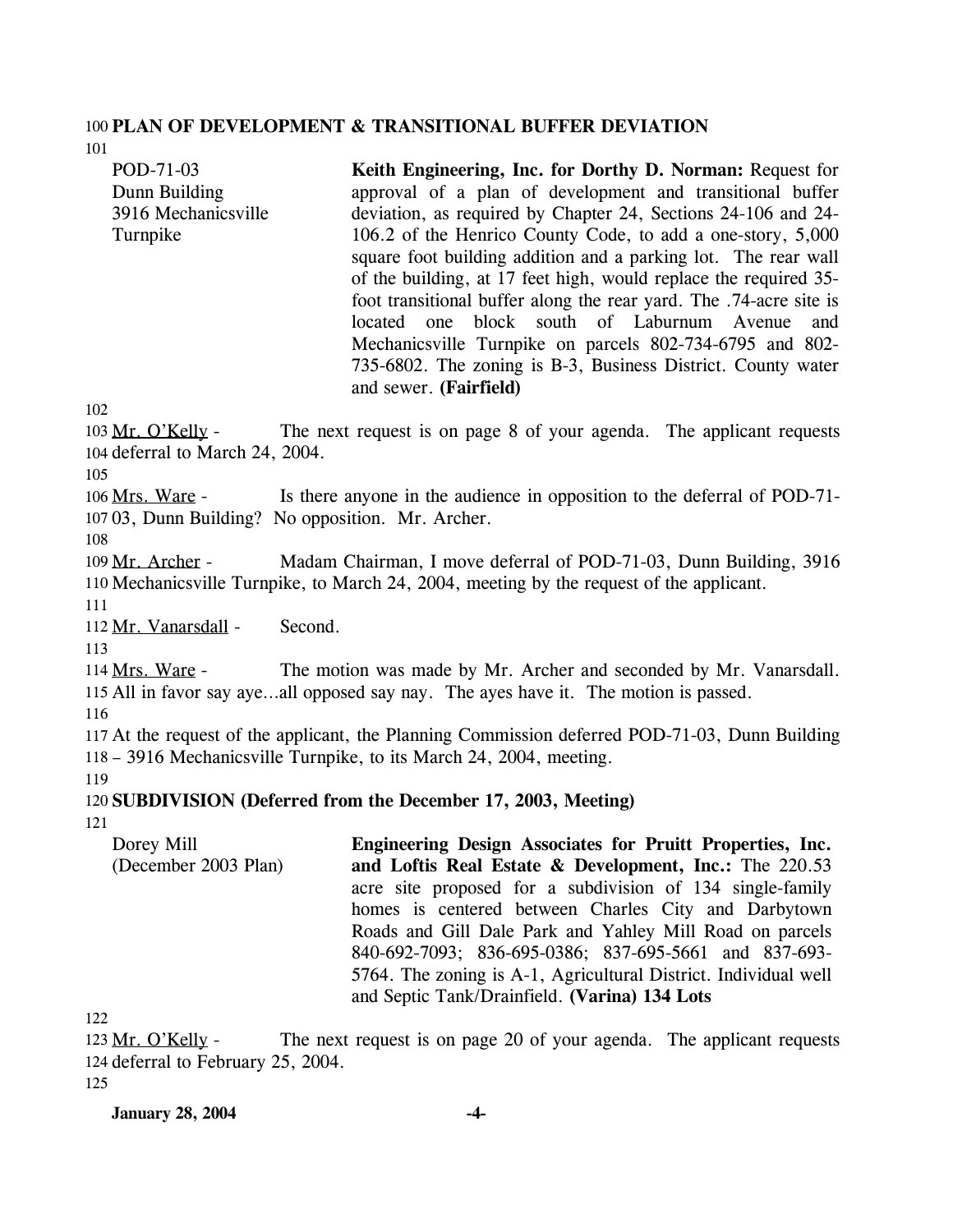**PLAN OF DEVELOPMENT & TRANSITIONAL BUFFER DEVIATION**

| | |
|---|---|
| POD-71-03<br>Dunn Building<br>3916 Mechanicsville Turnpike | **Keith Engineering, Inc. for Dorthy D. Norman:** Request for approval of a plan of development and transitional buffer deviation, as required by Chapter 24, Sections 24-106 and 24-106.2 of the Henrico County Code, to add a one-story, 5,000 square foot building addition and a parking lot. The rear wall of the building, at 17 feet high, would replace the required 35-foot transitional buffer along the rear yard. The .74-acre site is located one block south of Laburnum Avenue and Mechanicsville Turnpike on parcels 802-734-6795 and 802-735-6802. The zoning is B-3, Business District. County water and sewer. **(Fairfield)** |

Mr. O'Kelly - The next request is on page 8 of your agenda. The applicant requests deferral to March 24, 2004.

Mrs. Ware - Is there anyone in the audience in opposition to the deferral of POD-71-03, Dunn Building? No opposition. Mr. Archer.

Mr. Archer - Madam Chairman, I move deferral of POD-71-03, Dunn Building, 3916 Mechanicsville Turnpike, to March 24, 2004, meeting by the request of the applicant.

Mr. Vanarsdall - Second.

Mrs. Ware - The motion was made by Mr. Archer and seconded by Mr. Vanarsdall. All in favor say aye…all opposed say nay. The ayes have it. The motion is passed.

At the request of the applicant, the Planning Commission deferred POD-71-03, Dunn Building – 3916 Mechanicsville Turnpike, to its March 24, 2004, meeting.

**SUBDIVISION (Deferred from the December 17, 2003, Meeting)**

| | |
|---|---|
| Dorey Mill<br>(December 2003 Plan) | **Engineering Design Associates for Pruitt Properties, Inc. and Loftis Real Estate & Development, Inc.:** The 220.53 acre site proposed for a subdivision of 134 single-family homes is centered between Charles City and Darbytown Roads and Gill Dale Park and Yahley Mill Road on parcels 840-692-7093; 836-695-0386; 837-695-5661 and 837-693-5764. The zoning is A-1, Agricultural District. Individual well and Septic Tank/Drainfield. **(Varina) 134 Lots** |

Mr. O'Kelly - The next request is on page 20 of your agenda. The applicant requests deferral to February 25, 2004.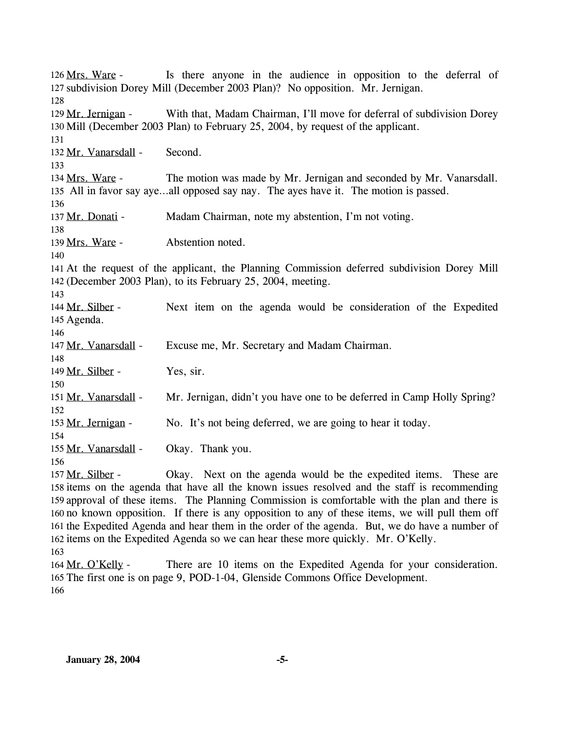126 Mrs. Ware - Is there anyone in the audience in opposition to the deferral of
127 subdivision Dorey Mill (December 2003 Plan)? No opposition. Mr. Jernigan.
128
129 Mr. Jernigan - With that, Madam Chairman, I'll move for deferral of subdivision Dorey
130 Mill (December 2003 Plan) to February 25, 2004, by request of the applicant.
131
132 Mr. Vanarsdall - Second.
133
134 Mrs. Ware - The motion was made by Mr. Jernigan and seconded by Mr. Vanarsdall.
135 All in favor say aye…all opposed say nay. The ayes have it. The motion is passed.
136
137 Mr. Donati - Madam Chairman, note my abstention, I'm not voting.
138
139 Mrs. Ware - Abstention noted.
140
141 At the request of the applicant, the Planning Commission deferred subdivision Dorey Mill
142 (December 2003 Plan), to its February 25, 2004, meeting.
143
144 Mr. Silber - Next item on the agenda would be consideration of the Expedited
145 Agenda.
146
147 Mr. Vanarsdall - Excuse me, Mr. Secretary and Madam Chairman.
148
149 Mr. Silber - Yes, sir.
150
151 Mr. Vanarsdall - Mr. Jernigan, didn't you have one to be deferred in Camp Holly Spring?
152
153 Mr. Jernigan - No. It's not being deferred, we are going to hear it today.
154
155 Mr. Vanarsdall - Okay. Thank you.
156
157 Mr. Silber - Okay. Next on the agenda would be the expedited items. These are
158 items on the agenda that have all the known issues resolved and the staff is recommending
159 approval of these items. The Planning Commission is comfortable with the plan and there is
160 no known opposition. If there is any opposition to any of these items, we will pull them off
161 the Expedited Agenda and hear them in the order of the agenda. But, we do have a number of
162 items on the Expedited Agenda so we can hear these more quickly. Mr. O'Kelly.
163
164 Mr. O'Kelly - There are 10 items on the Expedited Agenda for your consideration.
165 The first one is on page 9, POD-1-04, Glenside Commons Office Development.
166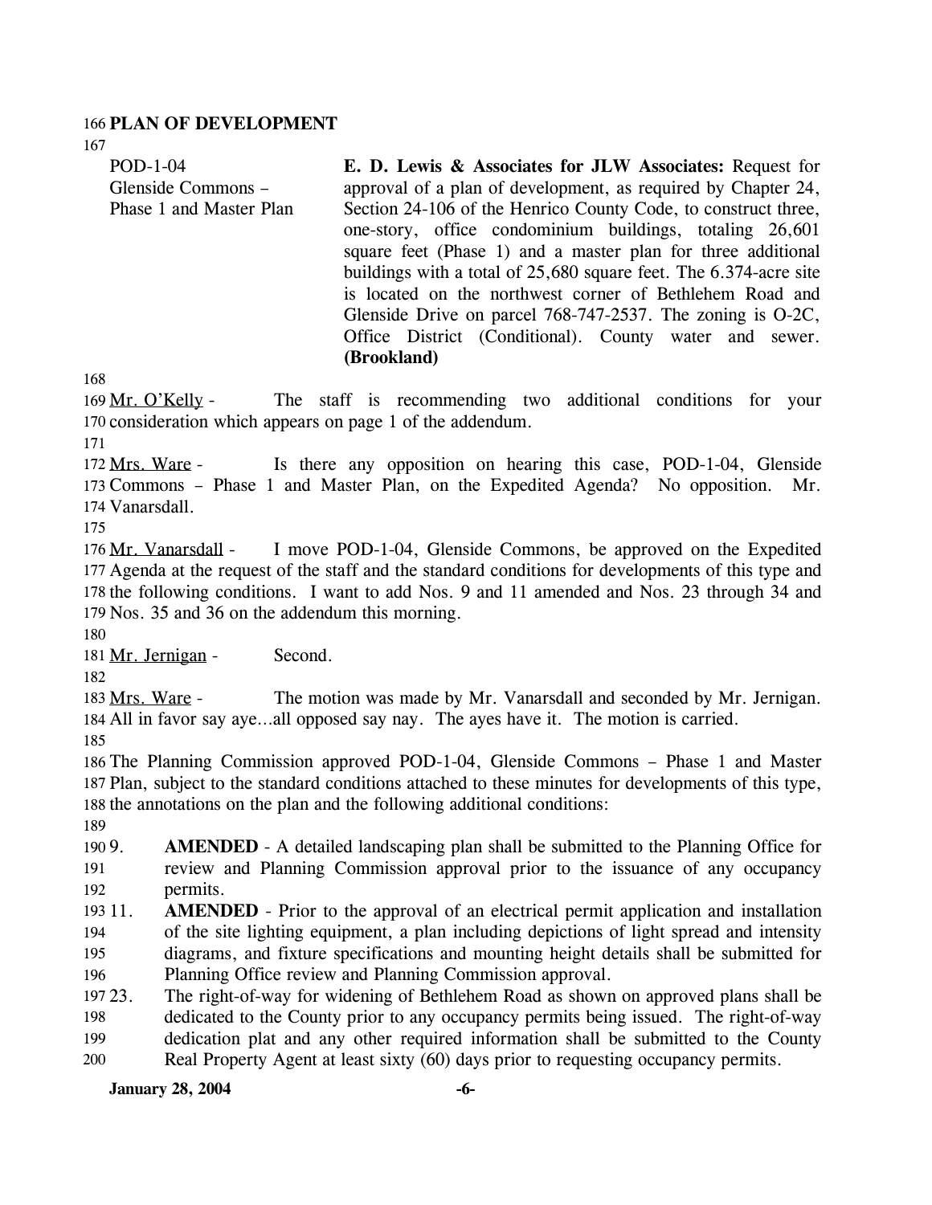## PLAN OF DEVELOPMENT

POD-1-04
Glenside Commons – Phase 1 and Master Plan

**E. D. Lewis & Associates for JLW Associates:** Request for approval of a plan of development, as required by Chapter 24, Section 24-106 of the Henrico County Code, to construct three, one-story, office condominium buildings, totaling 26,601 square feet (Phase 1) and a master plan for three additional buildings with a total of 25,680 square feet. The 6.374-acre site is located on the northwest corner of Bethlehem Road and Glenside Drive on parcel 768-747-2537. The zoning is O-2C, Office District (Conditional). County water and sewer. **(Brookland)**

Mr. O'Kelly - The staff is recommending two additional conditions for your consideration which appears on page 1 of the addendum.

Mrs. Ware - Is there any opposition on hearing this case, POD-1-04, Glenside Commons – Phase 1 and Master Plan, on the Expedited Agenda? No opposition. Mr. Vanarsdall.

Mr. Vanarsdall - I move POD-1-04, Glenside Commons, be approved on the Expedited Agenda at the request of the staff and the standard conditions for developments of this type and the following conditions. I want to add Nos. 9 and 11 amended and Nos. 23 through 34 and Nos. 35 and 36 on the addendum this morning.

Mr. Jernigan - Second.

Mrs. Ware - The motion was made by Mr. Vanarsdall and seconded by Mr. Jernigan. All in favor say aye…all opposed say nay. The ayes have it. The motion is carried.

The Planning Commission approved POD-1-04, Glenside Commons – Phase 1 and Master Plan, subject to the standard conditions attached to these minutes for developments of this type, the annotations on the plan and the following additional conditions:

9. **AMENDED** - A detailed landscaping plan shall be submitted to the Planning Office for review and Planning Commission approval prior to the issuance of any occupancy permits.
11. **AMENDED** - Prior to the approval of an electrical permit application and installation of the site lighting equipment, a plan including depictions of light spread and intensity diagrams, and fixture specifications and mounting height details shall be submitted for Planning Office review and Planning Commission approval.
23. The right-of-way for widening of Bethlehem Road as shown on approved plans shall be dedicated to the County prior to any occupancy permits being issued. The right-of-way dedication plat and any other required information shall be submitted to the County Real Property Agent at least sixty (60) days prior to requesting occupancy permits.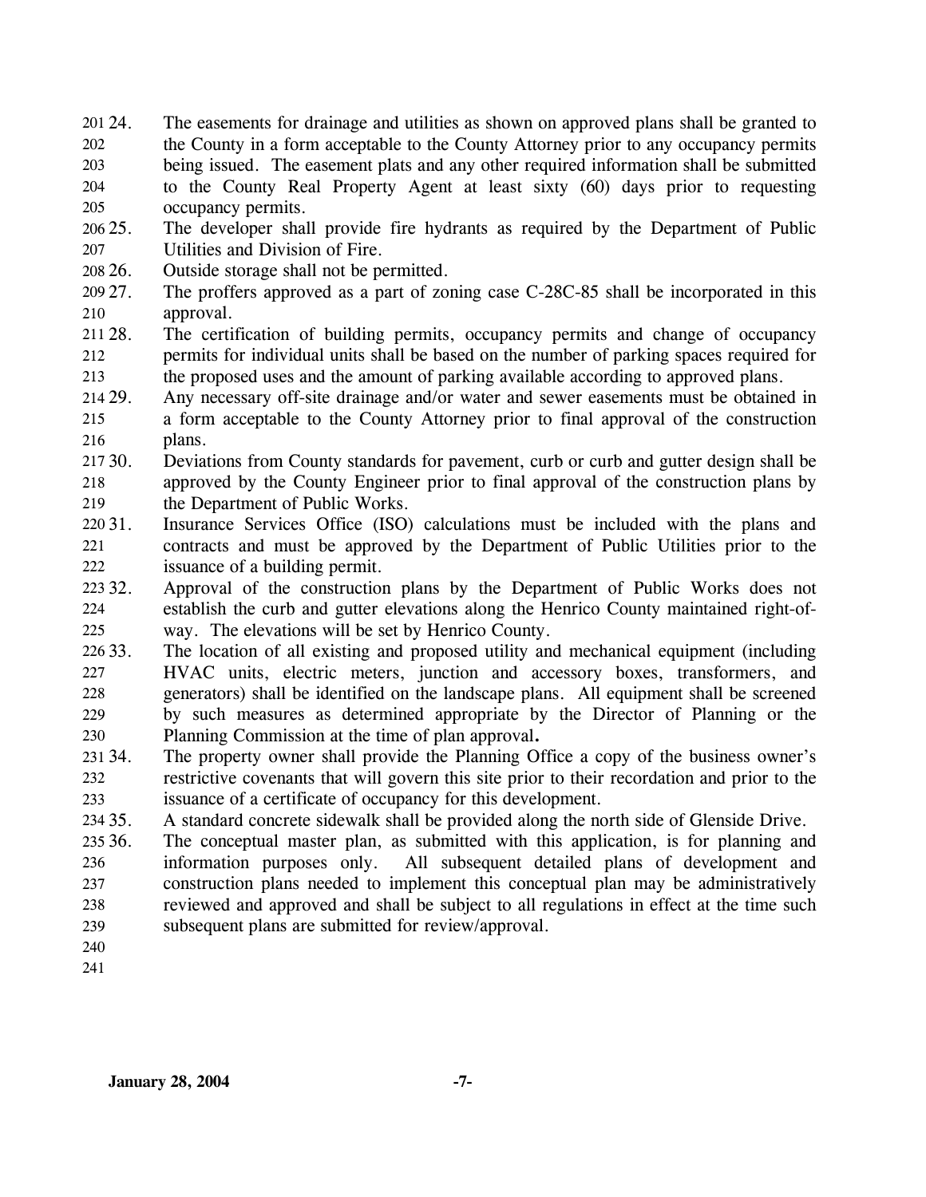24. The easements for drainage and utilities as shown on approved plans shall be granted to the County in a form acceptable to the County Attorney prior to any occupancy permits being issued. The easement plats and any other required information shall be submitted to the County Real Property Agent at least sixty (60) days prior to requesting occupancy permits.
25. The developer shall provide fire hydrants as required by the Department of Public Utilities and Division of Fire.
26. Outside storage shall not be permitted.
27. The proffers approved as a part of zoning case C-28C-85 shall be incorporated in this approval.
28. The certification of building permits, occupancy permits and change of occupancy permits for individual units shall be based on the number of parking spaces required for the proposed uses and the amount of parking available according to approved plans.
29. Any necessary off-site drainage and/or water and sewer easements must be obtained in a form acceptable to the County Attorney prior to final approval of the construction plans.
30. Deviations from County standards for pavement, curb or curb and gutter design shall be approved by the County Engineer prior to final approval of the construction plans by the Department of Public Works.
31. Insurance Services Office (ISO) calculations must be included with the plans and contracts and must be approved by the Department of Public Utilities prior to the issuance of a building permit.
32. Approval of the construction plans by the Department of Public Works does not establish the curb and gutter elevations along the Henrico County maintained right-of-way. The elevations will be set by Henrico County.
33. The location of all existing and proposed utility and mechanical equipment (including HVAC units, electric meters, junction and accessory boxes, transformers, and generators) shall be identified on the landscape plans. All equipment shall be screened by such measures as determined appropriate by the Director of Planning or the Planning Commission at the time of plan approval.
34. The property owner shall provide the Planning Office a copy of the business owner's restrictive covenants that will govern this site prior to their recordation and prior to the issuance of a certificate of occupancy for this development.
35. A standard concrete sidewalk shall be provided along the north side of Glenside Drive.
36. The conceptual master plan, as submitted with this application, is for planning and information purposes only. All subsequent detailed plans of development and construction plans needed to implement this conceptual plan may be administratively reviewed and approved and shall be subject to all regulations in effect at the time such subsequent plans are submitted for review/approval.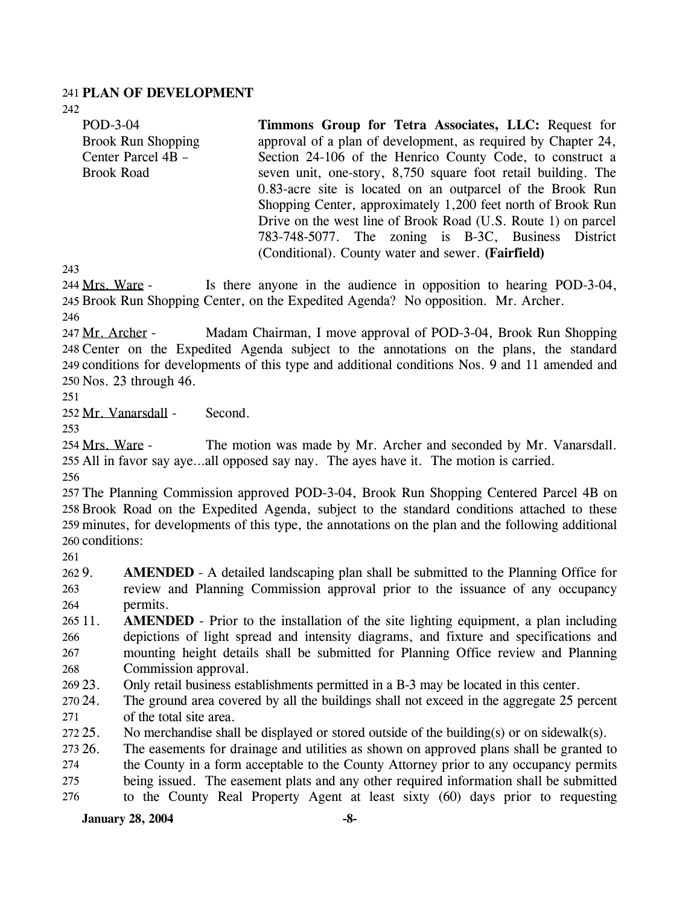## PLAN OF DEVELOPMENT

POD-3-04
Brook Run Shopping Center Parcel 4B – Brook Road

**Timmons Group for Tetra Associates, LLC:** Request for approval of a plan of development, as required by Chapter 24, Section 24-106 of the Henrico County Code, to construct a seven unit, one-story, 8,750 square foot retail building. The 0.83-acre site is located on an outparcel of the Brook Run Shopping Center, approximately 1,200 feet north of Brook Run Drive on the west line of Brook Road (U.S. Route 1) on parcel 783-748-5077. The zoning is B-3C, Business District (Conditional). County water and sewer. **(Fairfield)**

Mrs. Ware - Is there anyone in the audience in opposition to hearing POD-3-04, Brook Run Shopping Center, on the Expedited Agenda? No opposition. Mr. Archer.

Mr. Archer - Madam Chairman, I move approval of POD-3-04, Brook Run Shopping Center on the Expedited Agenda subject to the annotations on the plans, the standard conditions for developments of this type and additional conditions Nos. 9 and 11 amended and Nos. 23 through 46.

Mr. Vanarsdall - Second.

Mrs. Ware - The motion was made by Mr. Archer and seconded by Mr. Vanarsdall. All in favor say aye…all opposed say nay. The ayes have it. The motion is carried.

The Planning Commission approved POD-3-04, Brook Run Shopping Centered Parcel 4B on Brook Road on the Expedited Agenda, subject to the standard conditions attached to these minutes, for developments of this type, the annotations on the plan and the following additional conditions:

9. **AMENDED** - A detailed landscaping plan shall be submitted to the Planning Office for review and Planning Commission approval prior to the issuance of any occupancy permits.
11. **AMENDED** - Prior to the installation of the site lighting equipment, a plan including depictions of light spread and intensity diagrams, and fixture and specifications and mounting height details shall be submitted for Planning Office review and Planning Commission approval.
23. Only retail business establishments permitted in a B-3 may be located in this center.
24. The ground area covered by all the buildings shall not exceed in the aggregate 25 percent of the total site area.
25. No merchandise shall be displayed or stored outside of the building(s) or on sidewalk(s).
26. The easements for drainage and utilities as shown on approved plans shall be granted to the County in a form acceptable to the County Attorney prior to any occupancy permits being issued. The easement plats and any other required information shall be submitted to the County Real Property Agent at least sixty (60) days prior to requesting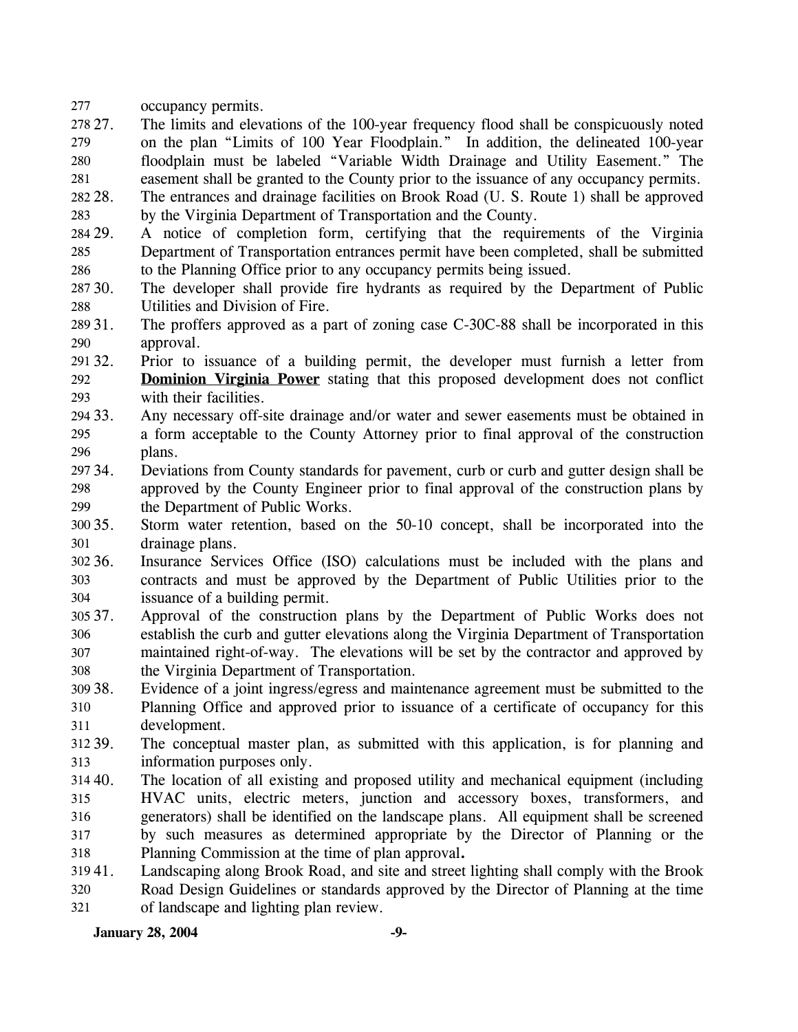occupancy permits.

27. The limits and elevations of the 100-year frequency flood shall be conspicuously noted on the plan "Limits of 100 Year Floodplain." In addition, the delineated 100-year floodplain must be labeled "Variable Width Drainage and Utility Easement." The easement shall be granted to the County prior to the issuance of any occupancy permits.
28. The entrances and drainage facilities on Brook Road (U. S. Route 1) shall be approved by the Virginia Department of Transportation and the County.
29. A notice of completion form, certifying that the requirements of the Virginia Department of Transportation entrances permit have been completed, shall be submitted to the Planning Office prior to any occupancy permits being issued.
30. The developer shall provide fire hydrants as required by the Department of Public Utilities and Division of Fire.
31. The proffers approved as a part of zoning case C-30C-88 shall be incorporated in this approval.
32. Prior to issuance of a building permit, the developer must furnish a letter from **Dominion Virginia Power** stating that this proposed development does not conflict with their facilities.
33. Any necessary off-site drainage and/or water and sewer easements must be obtained in a form acceptable to the County Attorney prior to final approval of the construction plans.
34. Deviations from County standards for pavement, curb or curb and gutter design shall be approved by the County Engineer prior to final approval of the construction plans by the Department of Public Works.
35. Storm water retention, based on the 50-10 concept, shall be incorporated into the drainage plans.
36. Insurance Services Office (ISO) calculations must be included with the plans and contracts and must be approved by the Department of Public Utilities prior to the issuance of a building permit.
37. Approval of the construction plans by the Department of Public Works does not establish the curb and gutter elevations along the Virginia Department of Transportation maintained right-of-way. The elevations will be set by the contractor and approved by the Virginia Department of Transportation.
38. Evidence of a joint ingress/egress and maintenance agreement must be submitted to the Planning Office and approved prior to issuance of a certificate of occupancy for this development.
39. The conceptual master plan, as submitted with this application, is for planning and information purposes only.
40. The location of all existing and proposed utility and mechanical equipment (including HVAC units, electric meters, junction and accessory boxes, transformers, and generators) shall be identified on the landscape plans. All equipment shall be screened by such measures as determined appropriate by the Director of Planning or the Planning Commission at the time of plan approval**.**
41. Landscaping along Brook Road, and site and street lighting shall comply with the Brook Road Design Guidelines or standards approved by the Director of Planning at the time of landscape and lighting plan review.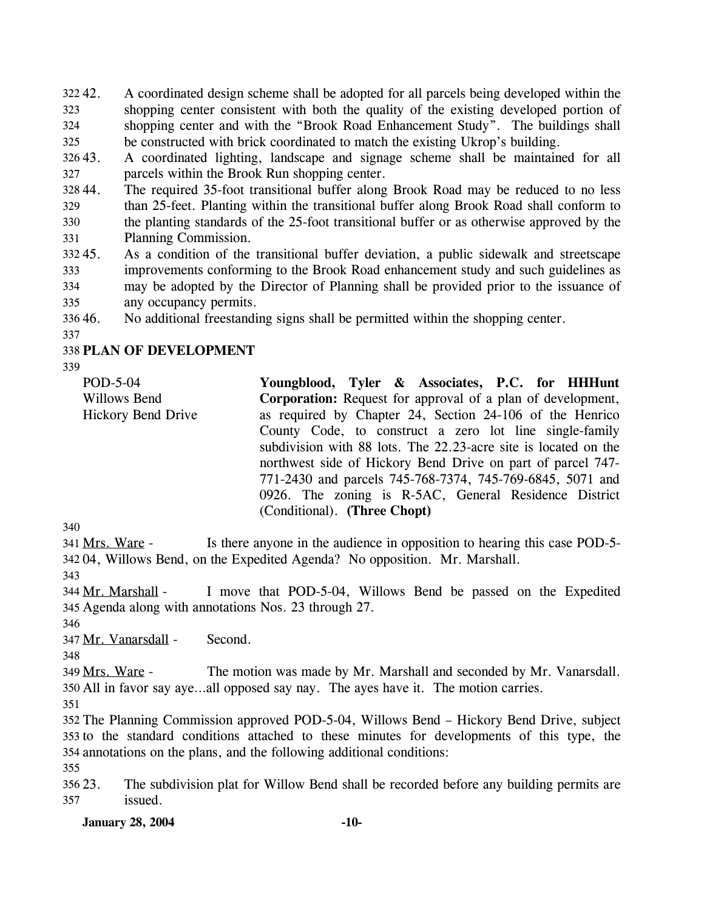42. A coordinated design scheme shall be adopted for all parcels being developed within the shopping center consistent with both the quality of the existing developed portion of shopping center and with the "Brook Road Enhancement Study". The buildings shall be constructed with brick coordinated to match the existing Ukrop's building.

43. A coordinated lighting, landscape and signage scheme shall be maintained for all parcels within the Brook Run shopping center.

44. The required 35-foot transitional buffer along Brook Road may be reduced to no less than 25-feet. Planting within the transitional buffer along Brook Road shall conform to the planting standards of the 25-foot transitional buffer or as otherwise approved by the Planning Commission.

45. As a condition of the transitional buffer deviation, a public sidewalk and streetscape improvements conforming to the Brook Road enhancement study and such guidelines as may be adopted by the Director of Planning shall be provided prior to the issuance of any occupancy permits.

46. No additional freestanding signs shall be permitted within the shopping center.

**PLAN OF DEVELOPMENT**

POD-5-04
Willows Bend
Hickory Bend Drive

**Youngblood, Tyler & Associates, P.C. for HHHunt Corporation:** Request for approval of a plan of development, as required by Chapter 24, Section 24-106 of the Henrico County Code, to construct a zero lot line single-family subdivision with 88 lots. The 22.23-acre site is located on the northwest side of Hickory Bend Drive on part of parcel 747-771-2430 and parcels 745-768-7374, 745-769-6845, 5071 and 0926. The zoning is R-5AC, General Residence District (Conditional). **(Three Chopt)**

Mrs. Ware - Is there anyone in the audience in opposition to hearing this case POD-5-04, Willows Bend, on the Expedited Agenda? No opposition. Mr. Marshall.

Mr. Marshall - I move that POD-5-04, Willows Bend be passed on the Expedited Agenda along with annotations Nos. 23 through 27.

Mr. Vanarsdall - Second.

Mrs. Ware - The motion was made by Mr. Marshall and seconded by Mr. Vanarsdall. All in favor say aye…all opposed say nay. The ayes have it. The motion carries.

The Planning Commission approved POD-5-04, Willows Bend – Hickory Bend Drive, subject to the standard conditions attached to these minutes for developments of this type, the annotations on the plans, and the following additional conditions:

23. The subdivision plat for Willow Bend shall be recorded before any building permits are issued.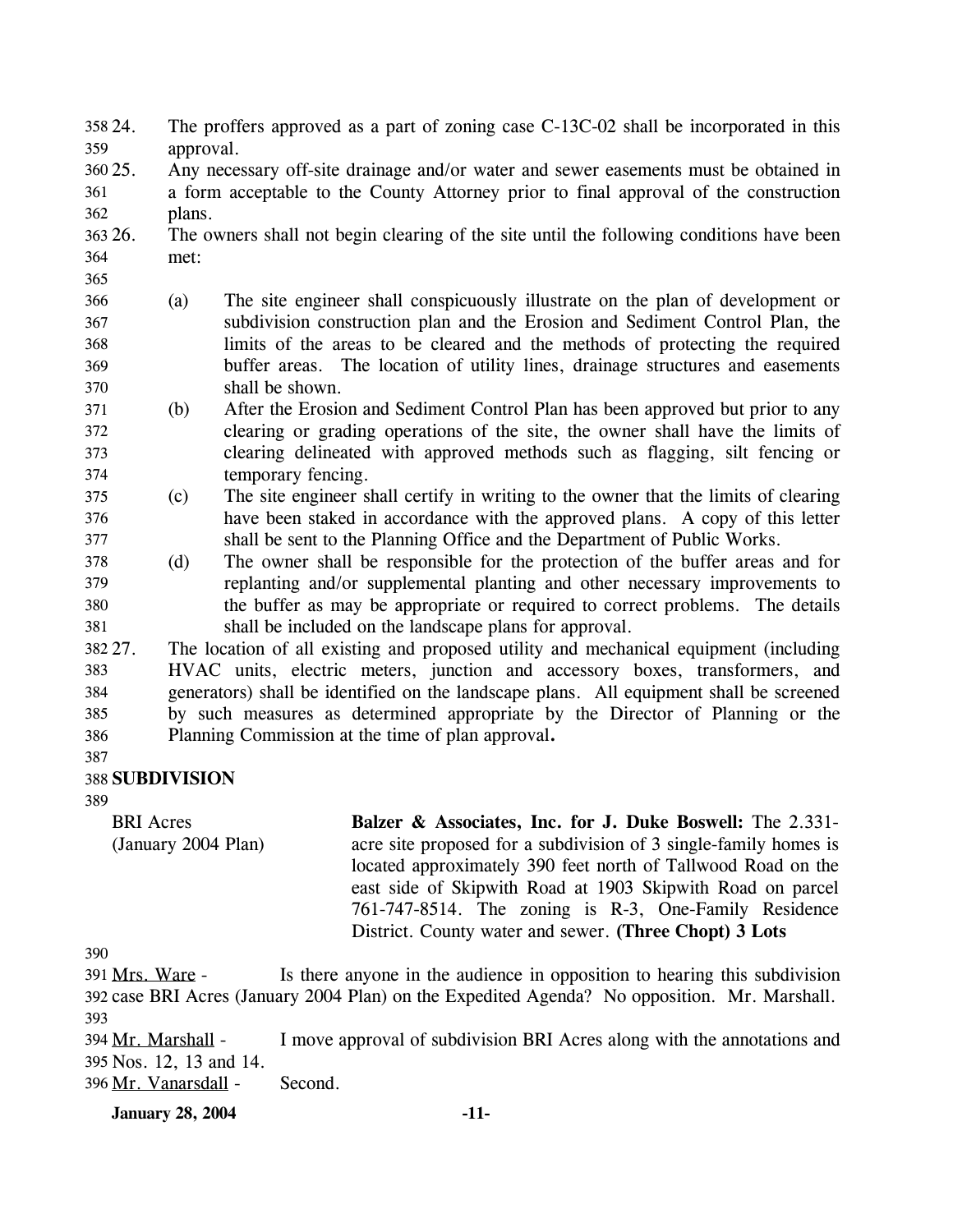24. The proffers approved as a part of zoning case C-13C-02 shall be incorporated in this approval.

25. Any necessary off-site drainage and/or water and sewer easements must be obtained in a form acceptable to the County Attorney prior to final approval of the construction plans.

26. The owners shall not begin clearing of the site until the following conditions have been met:

    (a) The site engineer shall conspicuously illustrate on the plan of development or subdivision construction plan and the Erosion and Sediment Control Plan, the limits of the areas to be cleared and the methods of protecting the required buffer areas. The location of utility lines, drainage structures and easements shall be shown.

    (b) After the Erosion and Sediment Control Plan has been approved but prior to any clearing or grading operations of the site, the owner shall have the limits of clearing delineated with approved methods such as flagging, silt fencing or temporary fencing.

    (c) The site engineer shall certify in writing to the owner that the limits of clearing have been staked in accordance with the approved plans. A copy of this letter shall be sent to the Planning Office and the Department of Public Works.

    (d) The owner shall be responsible for the protection of the buffer areas and for replanting and/or supplemental planting and other necessary improvements to the buffer as may be appropriate or required to correct problems. The details shall be included on the landscape plans for approval.

27. The location of all existing and proposed utility and mechanical equipment (including HVAC units, electric meters, junction and accessory boxes, transformers, and generators) shall be identified on the landscape plans. All equipment shall be screened by such measures as determined appropriate by the Director of Planning or the Planning Commission at the time of plan approval**.**

**SUBDIVISION**

BRI Acres (January 2004 Plan)

**Balzer & Associates, Inc. for J. Duke Boswell:** The 2.331-acre site proposed for a subdivision of 3 single-family homes is located approximately 390 feet north of Tallwood Road on the east side of Skipwith Road at 1903 Skipwith Road on parcel 761-747-8514. The zoning is R-3, One-Family Residence District. County water and sewer. **(Three Chopt) 3 Lots**

Mrs. Ware - Is there anyone in the audience in opposition to hearing this subdivision case BRI Acres (January 2004 Plan) on the Expedited Agenda? No opposition. Mr. Marshall.

Mr. Marshall - I move approval of subdivision BRI Acres along with the annotations and Nos. 12, 13 and 14.

Mr. Vanarsdall - Second.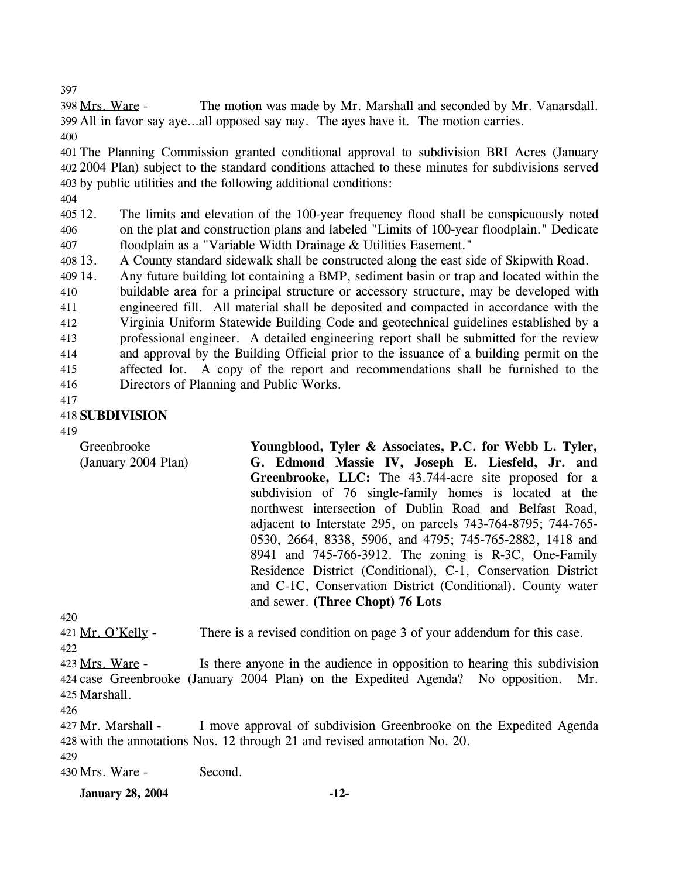Mrs. Ware - The motion was made by Mr. Marshall and seconded by Mr. Vanarsdall. All in favor say aye…all opposed say nay. The ayes have it. The motion carries.

The Planning Commission granted conditional approval to subdivision BRI Acres (January 2004 Plan) subject to the standard conditions attached to these minutes for subdivisions served by public utilities and the following additional conditions:

12. The limits and elevation of the 100-year frequency flood shall be conspicuously noted on the plat and construction plans and labeled "Limits of 100-year floodplain." Dedicate floodplain as a "Variable Width Drainage & Utilities Easement."
13. A County standard sidewalk shall be constructed along the east side of Skipwith Road.
14. Any future building lot containing a BMP, sediment basin or trap and located within the buildable area for a principal structure or accessory structure, may be developed with engineered fill. All material shall be deposited and compacted in accordance with the Virginia Uniform Statewide Building Code and geotechnical guidelines established by a professional engineer. A detailed engineering report shall be submitted for the review and approval by the Building Official prior to the issuance of a building permit on the affected lot. A copy of the report and recommendations shall be furnished to the Directors of Planning and Public Works.

**SUBDIVISION**

Greenbrooke (January 2004 Plan)

**Youngblood, Tyler & Associates, P.C. for Webb L. Tyler, G. Edmond Massie IV, Joseph E. Liesfeld, Jr. and Greenbrooke, LLC:** The 43.744-acre site proposed for a subdivision of 76 single-family homes is located at the northwest intersection of Dublin Road and Belfast Road, adjacent to Interstate 295, on parcels 743-764-8795; 744-765-0530, 2664, 8338, 5906, and 4795; 745-765-2882, 1418 and 8941 and 745-766-3912. The zoning is R-3C, One-Family Residence District (Conditional), C-1, Conservation District and C-1C, Conservation District (Conditional). County water and sewer. **(Three Chopt) 76 Lots**

Mr. O'Kelly - There is a revised condition on page 3 of your addendum for this case.

Mrs. Ware - Is there anyone in the audience in opposition to hearing this subdivision case Greenbrooke (January 2004 Plan) on the Expedited Agenda? No opposition. Mr. Marshall.

Mr. Marshall - I move approval of subdivision Greenbrooke on the Expedited Agenda with the annotations Nos. 12 through 21 and revised annotation No. 20.

Mrs. Ware - Second.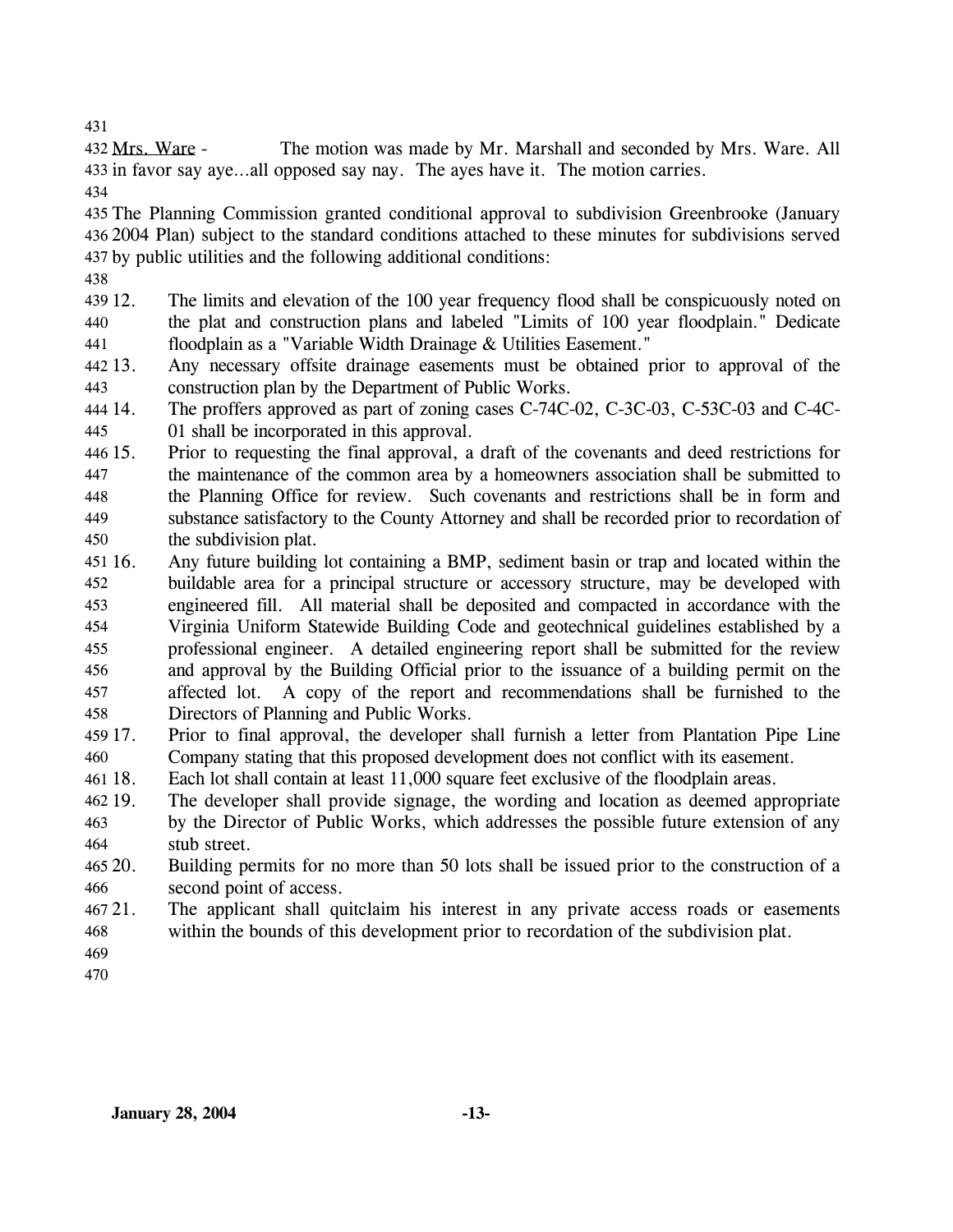Mrs. Ware - The motion was made by Mr. Marshall and seconded by Mrs. Ware. All in favor say aye…all opposed say nay. The ayes have it. The motion carries.

The Planning Commission granted conditional approval to subdivision Greenbrooke (January 2004 Plan) subject to the standard conditions attached to these minutes for subdivisions served by public utilities and the following additional conditions:

12. The limits and elevation of the 100 year frequency flood shall be conspicuously noted on the plat and construction plans and labeled "Limits of 100 year floodplain." Dedicate floodplain as a "Variable Width Drainage & Utilities Easement."
13. Any necessary offsite drainage easements must be obtained prior to approval of the construction plan by the Department of Public Works.
14. The proffers approved as part of zoning cases C-74C-02, C-3C-03, C-53C-03 and C-4C-01 shall be incorporated in this approval.
15. Prior to requesting the final approval, a draft of the covenants and deed restrictions for the maintenance of the common area by a homeowners association shall be submitted to the Planning Office for review. Such covenants and restrictions shall be in form and substance satisfactory to the County Attorney and shall be recorded prior to recordation of the subdivision plat.
16. Any future building lot containing a BMP, sediment basin or trap and located within the buildable area for a principal structure or accessory structure, may be developed with engineered fill. All material shall be deposited and compacted in accordance with the Virginia Uniform Statewide Building Code and geotechnical guidelines established by a professional engineer. A detailed engineering report shall be submitted for the review and approval by the Building Official prior to the issuance of a building permit on the affected lot. A copy of the report and recommendations shall be furnished to the Directors of Planning and Public Works.
17. Prior to final approval, the developer shall furnish a letter from Plantation Pipe Line Company stating that this proposed development does not conflict with its easement.
18. Each lot shall contain at least 11,000 square feet exclusive of the floodplain areas.
19. The developer shall provide signage, the wording and location as deemed appropriate by the Director of Public Works, which addresses the possible future extension of any stub street.
20. Building permits for no more than 50 lots shall be issued prior to the construction of a second point of access.
21. The applicant shall quitclaim his interest in any private access roads or easements within the bounds of this development prior to recordation of the subdivision plat.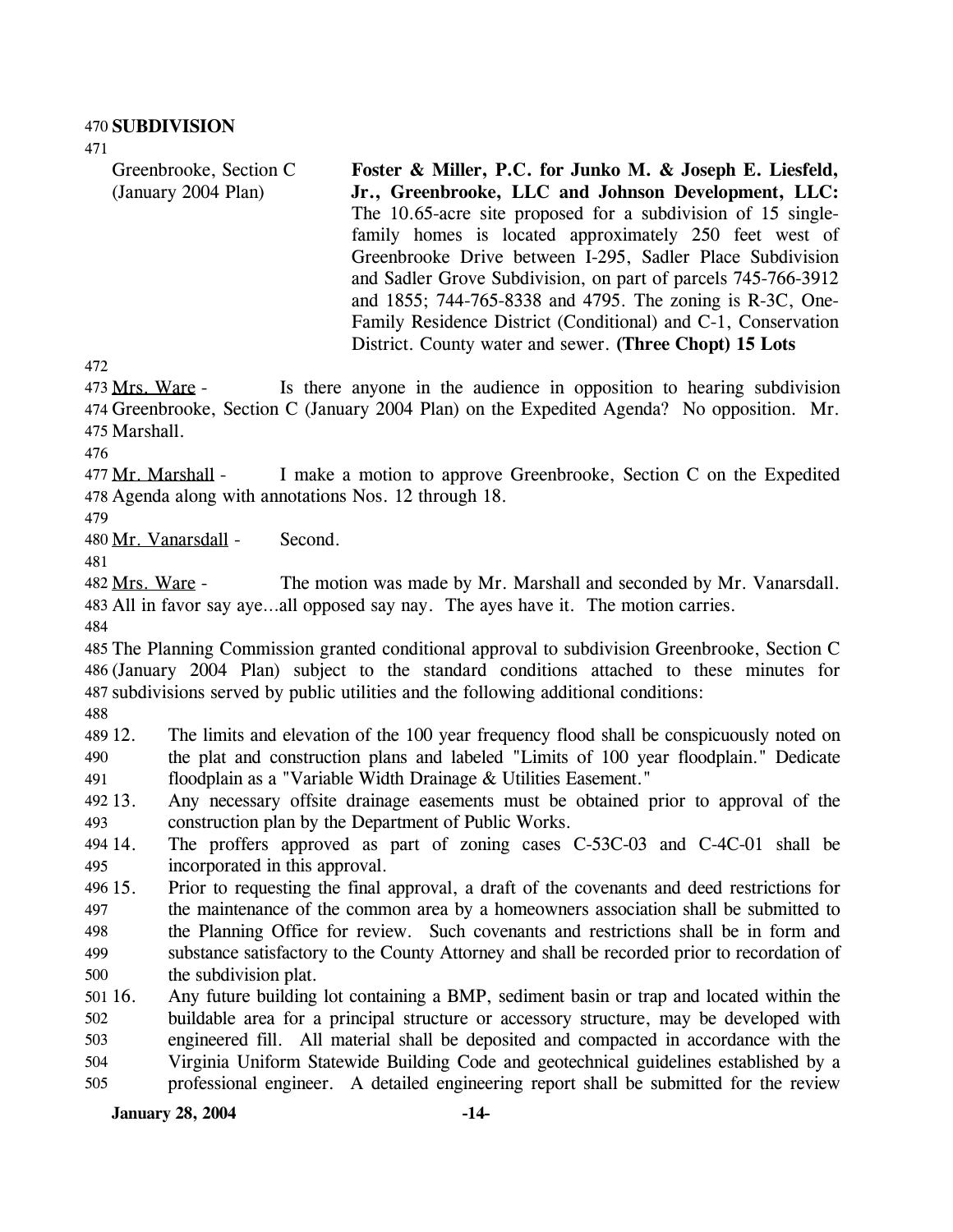**SUBDIVISION**

Greenbrooke, Section C (January 2004 Plan)

**Foster & Miller, P.C. for Junko M. & Joseph E. Liesfeld, Jr., Greenbrooke, LLC and Johnson Development, LLC:** The 10.65-acre site proposed for a subdivision of 15 single-family homes is located approximately 250 feet west of Greenbrooke Drive between I-295, Sadler Place Subdivision and Sadler Grove Subdivision, on part of parcels 745-766-3912 and 1855; 744-765-8338 and 4795. The zoning is R-3C, One-Family Residence District (Conditional) and C-1, Conservation District. County water and sewer. **(Three Chopt) 15 Lots**

Mrs. Ware - Is there anyone in the audience in opposition to hearing subdivision Greenbrooke, Section C (January 2004 Plan) on the Expedited Agenda? No opposition. Mr. Marshall.

Mr. Marshall - I make a motion to approve Greenbrooke, Section C on the Expedited Agenda along with annotations Nos. 12 through 18.

Mr. Vanarsdall - Second.

Mrs. Ware - The motion was made by Mr. Marshall and seconded by Mr. Vanarsdall. All in favor say aye…all opposed say nay. The ayes have it. The motion carries.

The Planning Commission granted conditional approval to subdivision Greenbrooke, Section C (January 2004 Plan) subject to the standard conditions attached to these minutes for subdivisions served by public utilities and the following additional conditions:

12. The limits and elevation of the 100 year frequency flood shall be conspicuously noted on the plat and construction plans and labeled "Limits of 100 year floodplain." Dedicate floodplain as a "Variable Width Drainage & Utilities Easement."
13. Any necessary offsite drainage easements must be obtained prior to approval of the construction plan by the Department of Public Works.
14. The proffers approved as part of zoning cases C-53C-03 and C-4C-01 shall be incorporated in this approval.
15. Prior to requesting the final approval, a draft of the covenants and deed restrictions for the maintenance of the common area by a homeowners association shall be submitted to the Planning Office for review. Such covenants and restrictions shall be in form and substance satisfactory to the County Attorney and shall be recorded prior to recordation of the subdivision plat.
16. Any future building lot containing a BMP, sediment basin or trap and located within the buildable area for a principal structure or accessory structure, may be developed with engineered fill. All material shall be deposited and compacted in accordance with the Virginia Uniform Statewide Building Code and geotechnical guidelines established by a professional engineer. A detailed engineering report shall be submitted for the review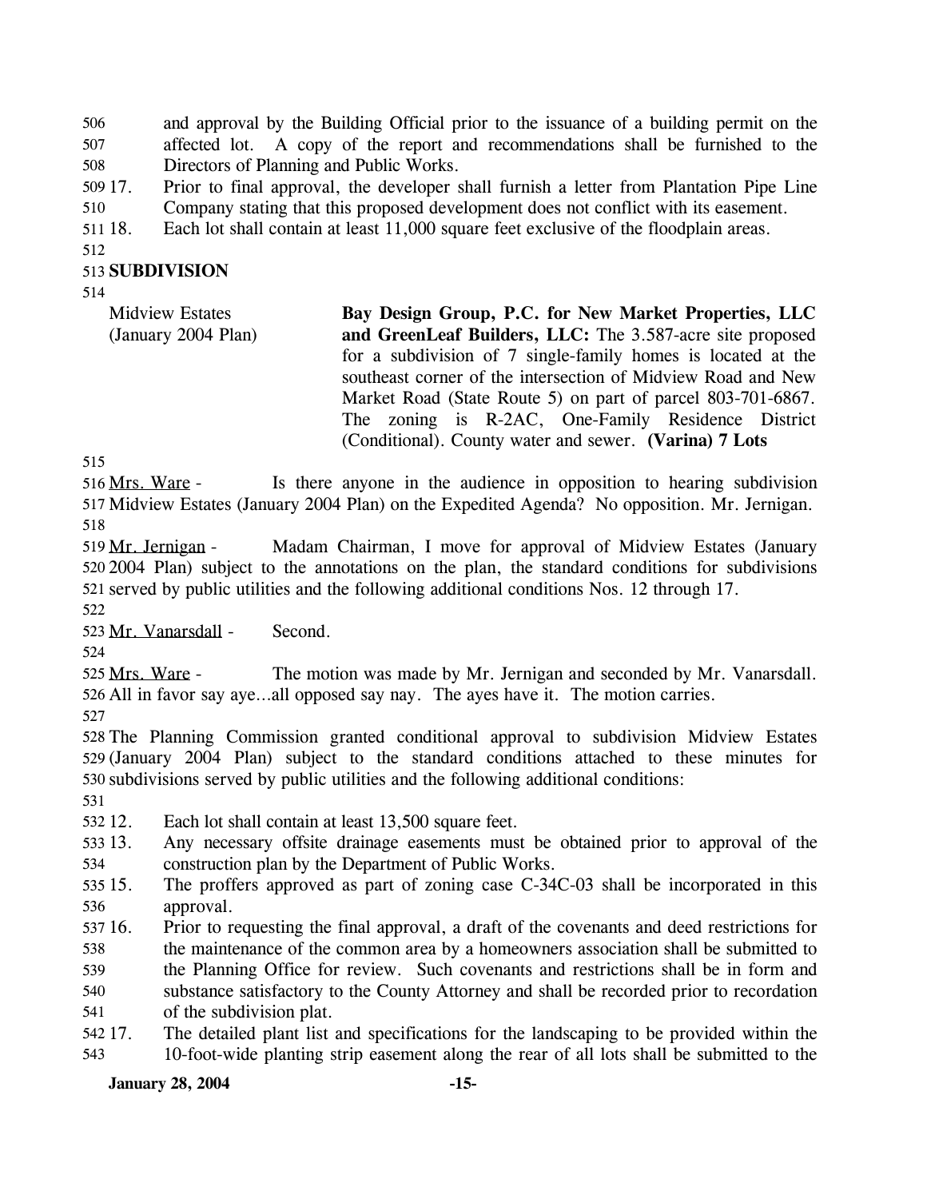and approval by the Building Official prior to the issuance of a building permit on the affected lot. A copy of the report and recommendations shall be furnished to the Directors of Planning and Public Works.

17. Prior to final approval, the developer shall furnish a letter from Plantation Pipe Line Company stating that this proposed development does not conflict with its easement.
18. Each lot shall contain at least 11,000 square feet exclusive of the floodplain areas.

**SUBDIVISION**

| | |
|---|---|
| Midview Estates (January 2004 Plan) | **Bay Design Group, P.C. for New Market Properties, LLC and GreenLeaf Builders, LLC:** The 3.587-acre site proposed for a subdivision of 7 single-family homes is located at the southeast corner of the intersection of Midview Road and New Market Road (State Route 5) on part of parcel 803-701-6867. The zoning is R-2AC, One-Family Residence District (Conditional). County water and sewer. **(Varina) 7 Lots** |

Mrs. Ware - Is there anyone in the audience in opposition to hearing subdivision Midview Estates (January 2004 Plan) on the Expedited Agenda? No opposition. Mr. Jernigan.

Mr. Jernigan - Madam Chairman, I move for approval of Midview Estates (January 2004 Plan) subject to the annotations on the plan, the standard conditions for subdivisions served by public utilities and the following additional conditions Nos. 12 through 17.

Mr. Vanarsdall - Second.

Mrs. Ware - The motion was made by Mr. Jernigan and seconded by Mr. Vanarsdall. All in favor say aye…all opposed say nay. The ayes have it. The motion carries.

The Planning Commission granted conditional approval to subdivision Midview Estates (January 2004 Plan) subject to the standard conditions attached to these minutes for subdivisions served by public utilities and the following additional conditions:

12. Each lot shall contain at least 13,500 square feet.
13. Any necessary offsite drainage easements must be obtained prior to approval of the construction plan by the Department of Public Works.
15. The proffers approved as part of zoning case C-34C-03 shall be incorporated in this approval.
16. Prior to requesting the final approval, a draft of the covenants and deed restrictions for the maintenance of the common area by a homeowners association shall be submitted to the Planning Office for review. Such covenants and restrictions shall be in form and substance satisfactory to the County Attorney and shall be recorded prior to recordation of the subdivision plat.
17. The detailed plant list and specifications for the landscaping to be provided within the 10-foot-wide planting strip easement along the rear of all lots shall be submitted to the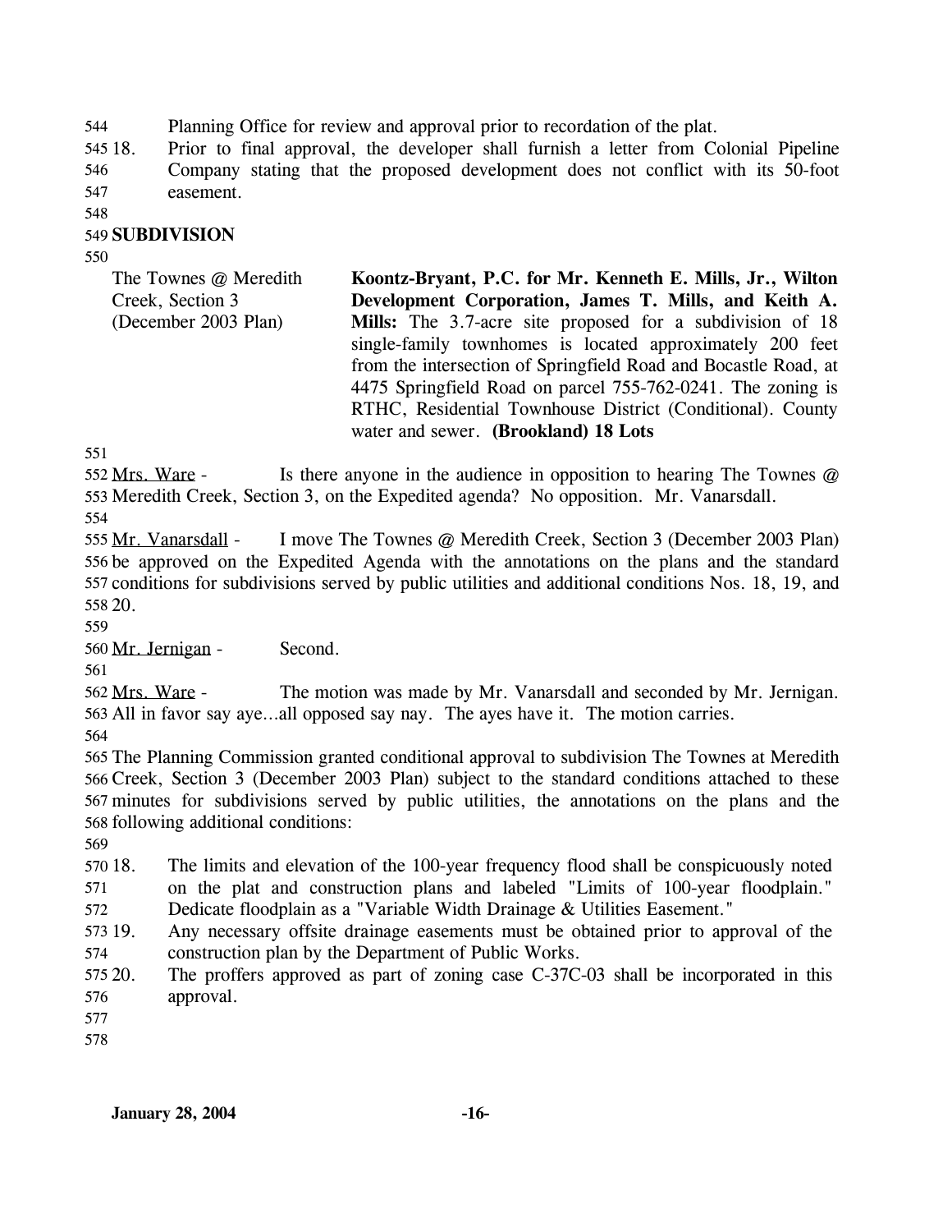Planning Office for review and approval prior to recordation of the plat.

18. Prior to final approval, the developer shall furnish a letter from Colonial Pipeline Company stating that the proposed development does not conflict with its 50-foot easement.

**SUBDIVISION**

| The Townes @ Meredith Creek, Section 3 (December 2003 Plan) | **Koontz-Bryant, P.C. for Mr. Kenneth E. Mills, Jr., Wilton Development Corporation, James T. Mills, and Keith A. Mills:** The 3.7-acre site proposed for a subdivision of 18 single-family townhomes is located approximately 200 feet from the intersection of Springfield Road and Bocastle Road, at 4475 Springfield Road on parcel 755-762-0241. The zoning is RTHC, Residential Townhouse District (Conditional). County water and sewer. **(Brookland) 18 Lots** |
|---|---|

Mrs. Ware - Is there anyone in the audience in opposition to hearing The Townes @ Meredith Creek, Section 3, on the Expedited agenda? No opposition. Mr. Vanarsdall.

Mr. Vanarsdall - I move The Townes @ Meredith Creek, Section 3 (December 2003 Plan) be approved on the Expedited Agenda with the annotations on the plans and the standard conditions for subdivisions served by public utilities and additional conditions Nos. 18, 19, and 20.

Mr. Jernigan - Second.

Mrs. Ware - The motion was made by Mr. Vanarsdall and seconded by Mr. Jernigan. All in favor say aye…all opposed say nay. The ayes have it. The motion carries.

The Planning Commission granted conditional approval to subdivision The Townes at Meredith Creek, Section 3 (December 2003 Plan) subject to the standard conditions attached to these minutes for subdivisions served by public utilities, the annotations on the plans and the following additional conditions:

18. The limits and elevation of the 100-year frequency flood shall be conspicuously noted on the plat and construction plans and labeled "Limits of 100-year floodplain." Dedicate floodplain as a "Variable Width Drainage & Utilities Easement."
19. Any necessary offsite drainage easements must be obtained prior to approval of the construction plan by the Department of Public Works.
20. The proffers approved as part of zoning case C-37C-03 shall be incorporated in this approval.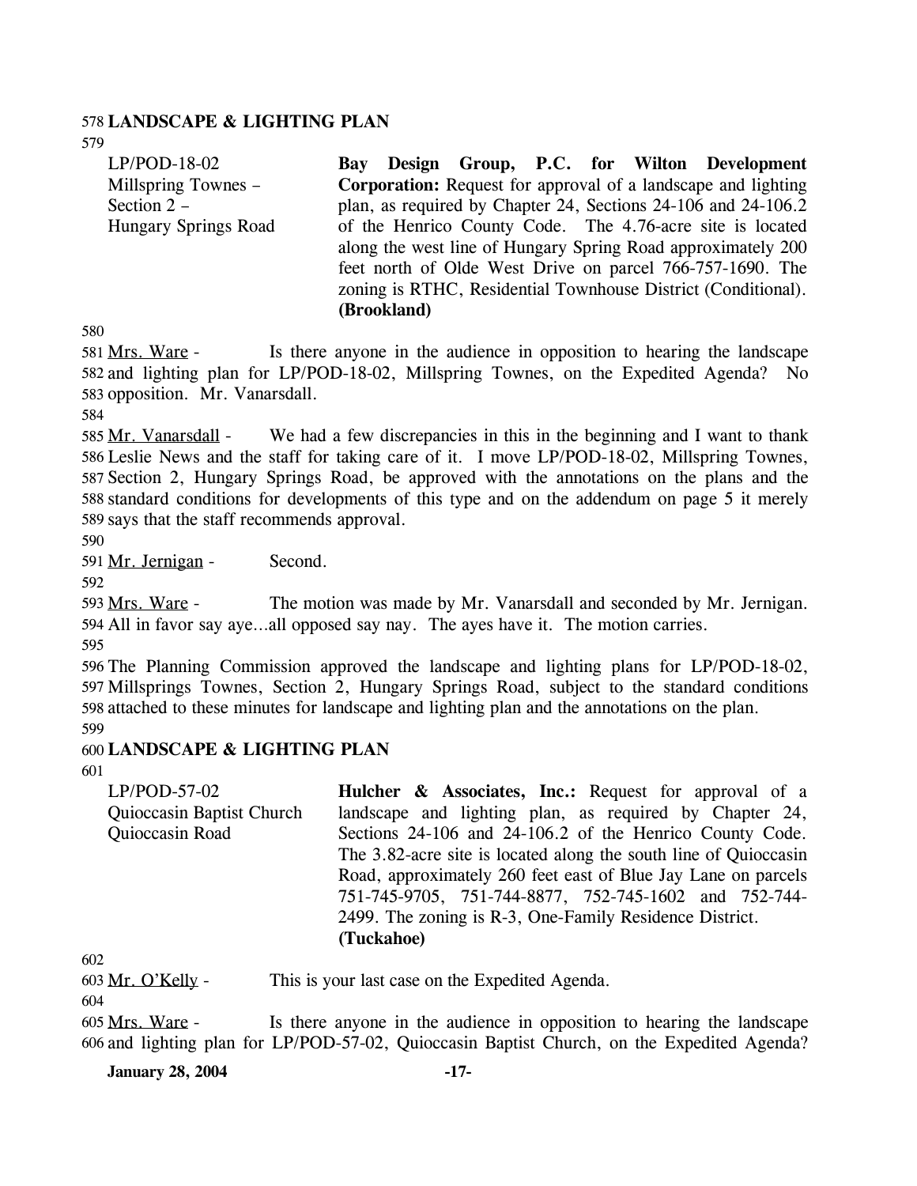**LANDSCAPE & LIGHTING PLAN**

| | |
|---|---|
| LP/POD-18-02<br>Millspring Townes –<br>Section 2 –<br>Hungary Springs Road | **Bay Design Group, P.C. for Wilton Development Corporation:** Request for approval of a landscape and lighting plan, as required by Chapter 24, Sections 24-106 and 24-106.2 of the Henrico County Code. The 4.76-acre site is located along the west line of Hungary Spring Road approximately 200 feet north of Olde West Drive on parcel 766-757-1690. The zoning is RTHC, Residential Townhouse District (Conditional). **(Brookland)** |

Mrs. Ware - Is there anyone in the audience in opposition to hearing the landscape and lighting plan for LP/POD-18-02, Millspring Townes, on the Expedited Agenda? No opposition. Mr. Vanarsdall.

Mr. Vanarsdall - We had a few discrepancies in this in the beginning and I want to thank Leslie News and the staff for taking care of it. I move LP/POD-18-02, Millspring Townes, Section 2, Hungary Springs Road, be approved with the annotations on the plans and the standard conditions for developments of this type and on the addendum on page 5 it merely says that the staff recommends approval.

Mr. Jernigan - Second.

Mrs. Ware - The motion was made by Mr. Vanarsdall and seconded by Mr. Jernigan. All in favor say aye…all opposed say nay. The ayes have it. The motion carries.

The Planning Commission approved the landscape and lighting plans for LP/POD-18-02, Millsprings Townes, Section 2, Hungary Springs Road, subject to the standard conditions attached to these minutes for landscape and lighting plan and the annotations on the plan.

**LANDSCAPE & LIGHTING PLAN**

| | |
|---|---|
| LP/POD-57-02<br>Quioccasin Baptist Church<br>Quioccasin Road | **Hulcher & Associates, Inc.:** Request for approval of a landscape and lighting plan, as required by Chapter 24, Sections 24-106 and 24-106.2 of the Henrico County Code. The 3.82-acre site is located along the south line of Quioccasin Road, approximately 260 feet east of Blue Jay Lane on parcels 751-745-9705, 751-744-8877, 752-745-1602 and 752-744-2499. The zoning is R-3, One-Family Residence District. **(Tuckahoe)** |

Mr. O'Kelly - This is your last case on the Expedited Agenda.

Mrs. Ware - Is there anyone in the audience in opposition to hearing the landscape and lighting plan for LP/POD-57-02, Quioccasin Baptist Church, on the Expedited Agenda?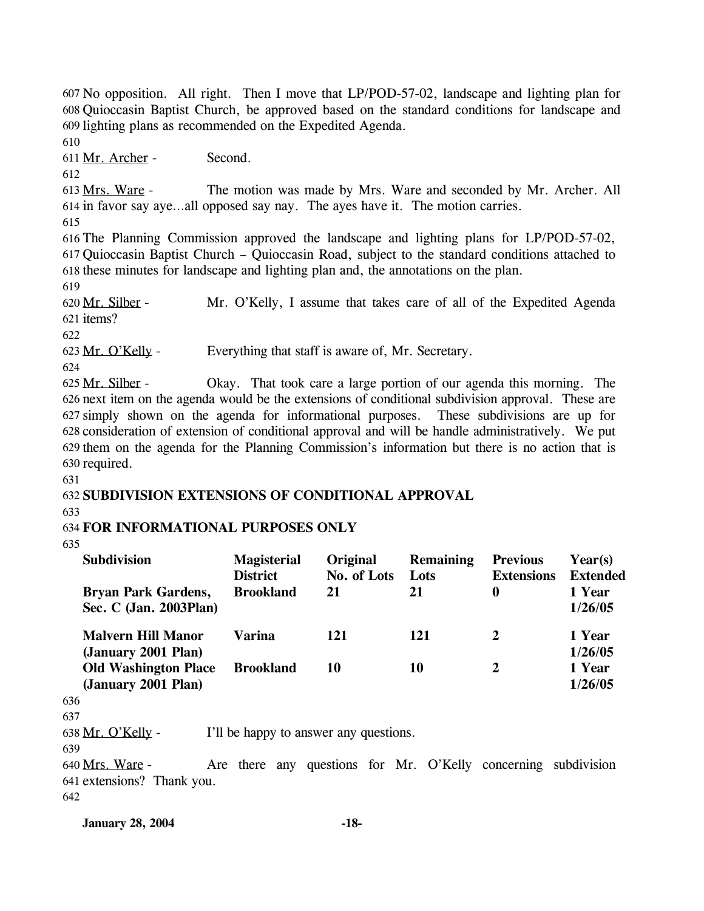No opposition. All right. Then I move that LP/POD-57-02, landscape and lighting plan for Quioccasin Baptist Church, be approved based on the standard conditions for landscape and lighting plans as recommended on the Expedited Agenda.

Mr. Archer - Second.

Mrs. Ware - The motion was made by Mrs. Ware and seconded by Mr. Archer. All in favor say aye…all opposed say nay. The ayes have it. The motion carries.

The Planning Commission approved the landscape and lighting plans for LP/POD-57-02, Quioccasin Baptist Church – Quioccasin Road, subject to the standard conditions attached to these minutes for landscape and lighting plan and, the annotations on the plan.

Mr. Silber - Mr. O'Kelly, I assume that takes care of all of the Expedited Agenda items?

Mr. O'Kelly - Everything that staff is aware of, Mr. Secretary.

Mr. Silber - Okay. That took care a large portion of our agenda this morning. The next item on the agenda would be the extensions of conditional subdivision approval. These are simply shown on the agenda for informational purposes. These subdivisions are up for consideration of extension of conditional approval and will be handle administratively. We put them on the agenda for the Planning Commission's information but there is no action that is required.

**SUBDIVISION EXTENSIONS OF CONDITIONAL APPROVAL**

**FOR INFORMATIONAL PURPOSES ONLY**

| Subdivision | Magisterial District | Original No. of Lots | Remaining Lots | Previous Extensions | Year(s) Extended |
|---|---|---|---|---|---|
| **Bryan Park Gardens, Sec. C (Jan. 2003Plan)** | **Brookland** | **21** | **21** | **0** | **1 Year 1/26/05** |
| **Malvern Hill Manor (January 2001 Plan)** | **Varina** | **121** | **121** | **2** | **1 Year 1/26/05** |
| **Old Washington Place (January 2001 Plan)** | **Brookland** | **10** | **10** | **2** | **1 Year 1/26/05** |

Mr. O'Kelly - I'll be happy to answer any questions.

Mrs. Ware - Are there any questions for Mr. O'Kelly concerning subdivision extensions? Thank you.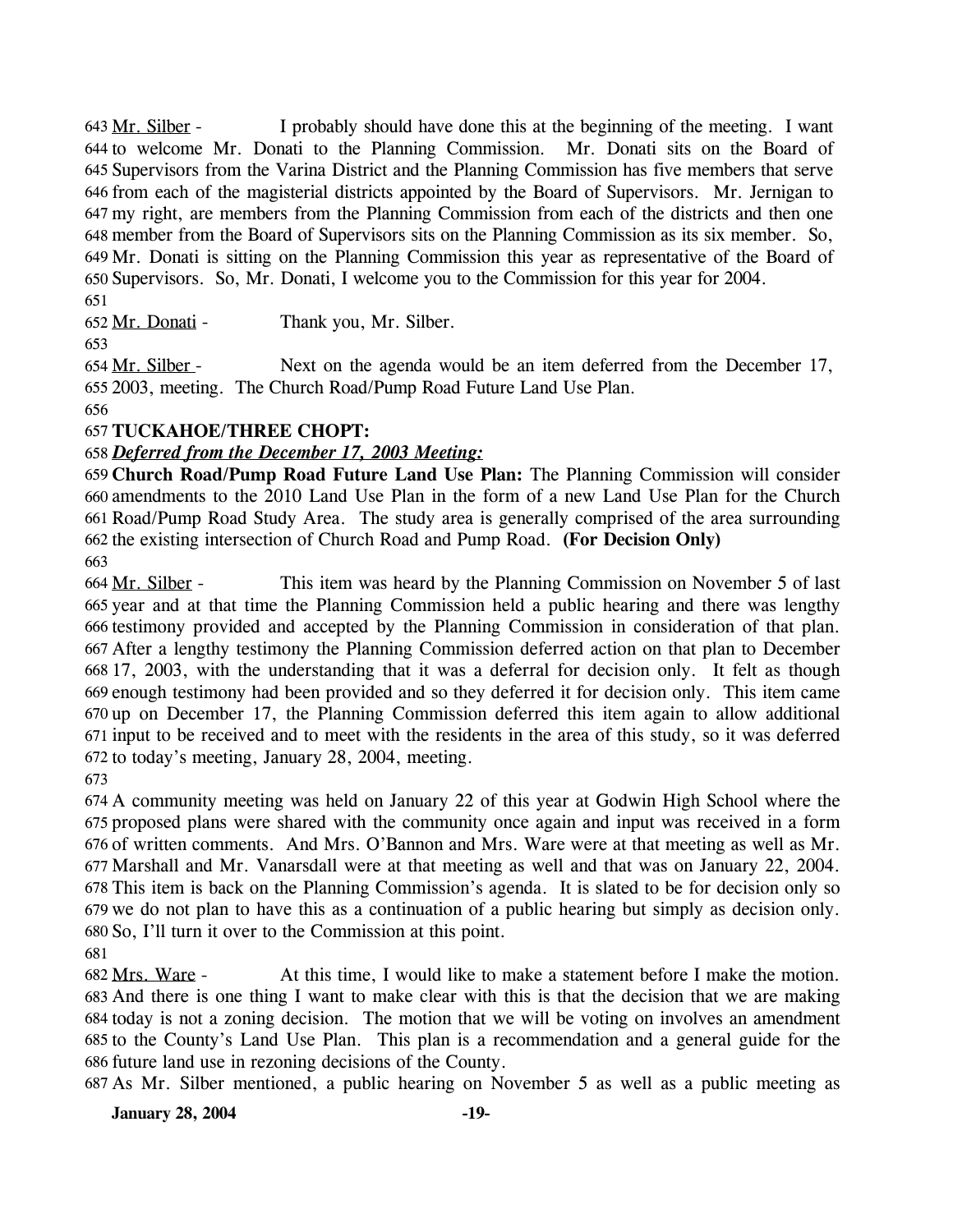Mr. Silber - I probably should have done this at the beginning of the meeting. I want to welcome Mr. Donati to the Planning Commission. Mr. Donati sits on the Board of Supervisors from the Varina District and the Planning Commission has five members that serve from each of the magisterial districts appointed by the Board of Supervisors. Mr. Jernigan to my right, are members from the Planning Commission from each of the districts and then one member from the Board of Supervisors sits on the Planning Commission as its six member. So, Mr. Donati is sitting on the Planning Commission this year as representative of the Board of Supervisors. So, Mr. Donati, I welcome you to the Commission for this year for 2004.

Mr. Donati - Thank you, Mr. Silber.

Mr. Silber - Next on the agenda would be an item deferred from the December 17, 2003, meeting. The Church Road/Pump Road Future Land Use Plan.

**TUCKAHOE/THREE CHOPT:**

***Deferred from the December 17, 2003 Meeting:***

**Church Road/Pump Road Future Land Use Plan:** The Planning Commission will consider amendments to the 2010 Land Use Plan in the form of a new Land Use Plan for the Church Road/Pump Road Study Area. The study area is generally comprised of the area surrounding the existing intersection of Church Road and Pump Road. **(For Decision Only)**

Mr. Silber - This item was heard by the Planning Commission on November 5 of last year and at that time the Planning Commission held a public hearing and there was lengthy testimony provided and accepted by the Planning Commission in consideration of that plan. After a lengthy testimony the Planning Commission deferred action on that plan to December 17, 2003, with the understanding that it was a deferral for decision only. It felt as though enough testimony had been provided and so they deferred it for decision only. This item came up on December 17, the Planning Commission deferred this item again to allow additional input to be received and to meet with the residents in the area of this study, so it was deferred to today's meeting, January 28, 2004, meeting.

A community meeting was held on January 22 of this year at Godwin High School where the proposed plans were shared with the community once again and input was received in a form of written comments. And Mrs. O'Bannon and Mrs. Ware were at that meeting as well as Mr. Marshall and Mr. Vanarsdall were at that meeting as well and that was on January 22, 2004. This item is back on the Planning Commission's agenda. It is slated to be for decision only so we do not plan to have this as a continuation of a public hearing but simply as decision only. So, I'll turn it over to the Commission at this point.

Mrs. Ware - At this time, I would like to make a statement before I make the motion. And there is one thing I want to make clear with this is that the decision that we are making today is not a zoning decision. The motion that we will be voting on involves an amendment to the County's Land Use Plan. This plan is a recommendation and a general guide for the future land use in rezoning decisions of the County.

As Mr. Silber mentioned, a public hearing on November 5 as well as a public meeting as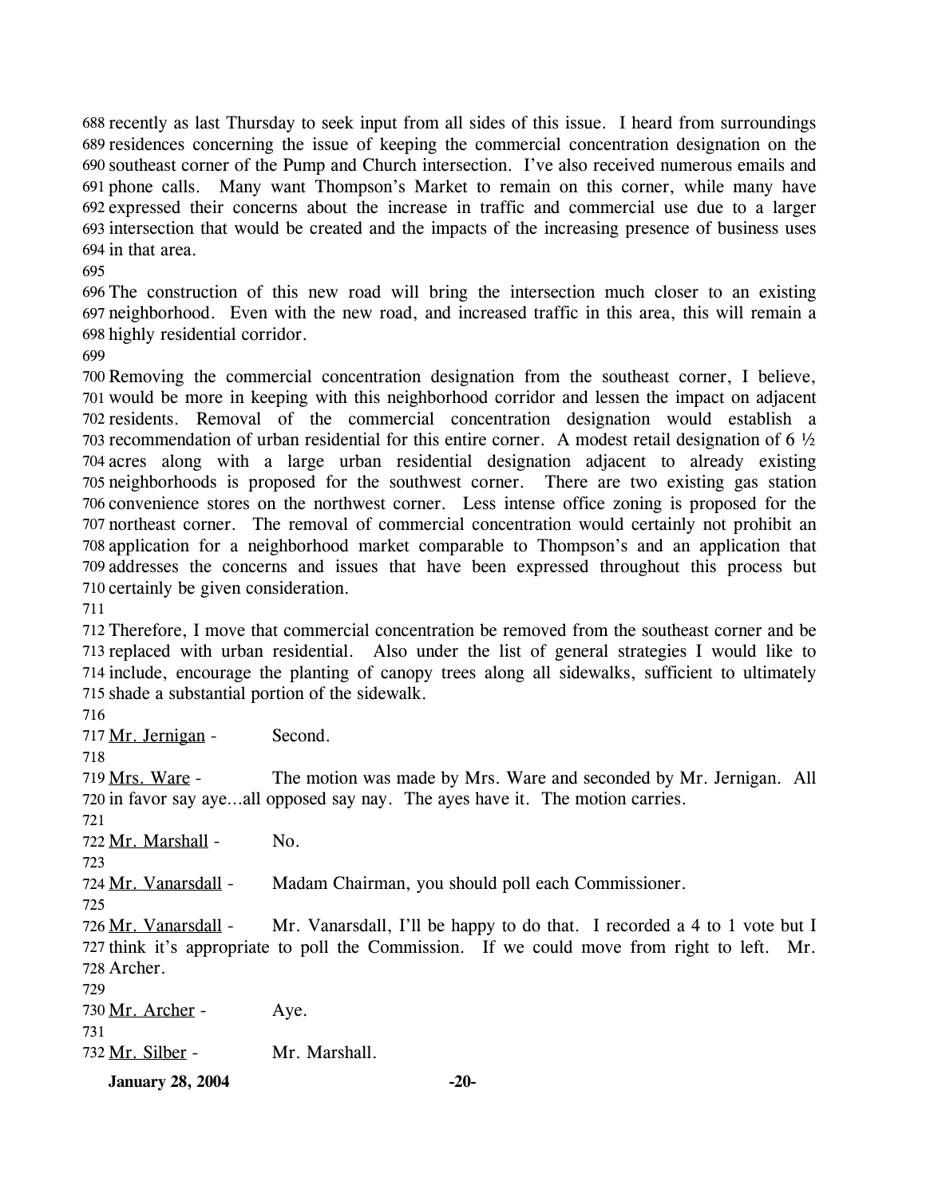recently as last Thursday to seek input from all sides of this issue. I heard from surroundings residences concerning the issue of keeping the commercial concentration designation on the southeast corner of the Pump and Church intersection. I've also received numerous emails and phone calls. Many want Thompson's Market to remain on this corner, while many have expressed their concerns about the increase in traffic and commercial use due to a larger intersection that would be created and the impacts of the increasing presence of business uses in that area.

The construction of this new road will bring the intersection much closer to an existing neighborhood. Even with the new road, and increased traffic in this area, this will remain a highly residential corridor.

Removing the commercial concentration designation from the southeast corner, I believe, would be more in keeping with this neighborhood corridor and lessen the impact on adjacent residents. Removal of the commercial concentration designation would establish a recommendation of urban residential for this entire corner. A modest retail designation of 6 ½ acres along with a large urban residential designation adjacent to already existing neighborhoods is proposed for the southwest corner. There are two existing gas station convenience stores on the northwest corner. Less intense office zoning is proposed for the northeast corner. The removal of commercial concentration would certainly not prohibit an application for a neighborhood market comparable to Thompson's and an application that addresses the concerns and issues that have been expressed throughout this process but certainly be given consideration.

Therefore, I move that commercial concentration be removed from the southeast corner and be replaced with urban residential. Also under the list of general strategies I would like to include, encourage the planting of canopy trees along all sidewalks, sufficient to ultimately shade a substantial portion of the sidewalk.

Mr. Jernigan - Second.

Mrs. Ware - The motion was made by Mrs. Ware and seconded by Mr. Jernigan. All in favor say aye…all opposed say nay. The ayes have it. The motion carries.

Mr. Marshall - No.

Mr. Vanarsdall - Madam Chairman, you should poll each Commissioner.

Mr. Vanarsdall - Mr. Vanarsdall, I'll be happy to do that. I recorded a 4 to 1 vote but I think it's appropriate to poll the Commission. If we could move from right to left. Mr. Archer.

Mr. Archer - Aye.

Mr. Silber - Mr. Marshall.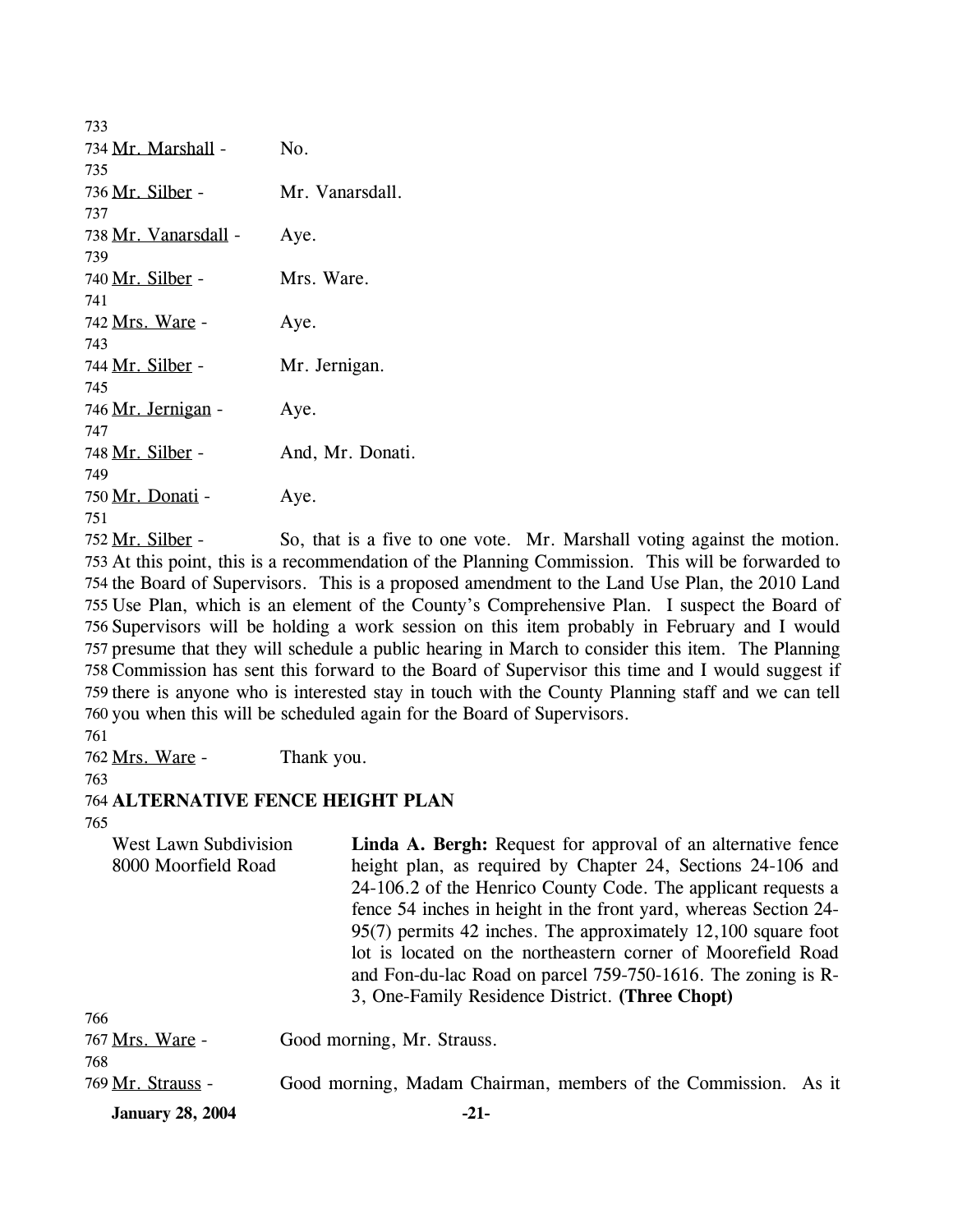733
734 Mr. Marshall - No.
735
736 Mr. Silber - Mr. Vanarsdall.
737
738 Mr. Vanarsdall - Aye.
739
740 Mr. Silber - Mrs. Ware.
741
742 Mrs. Ware - Aye.
743
744 Mr. Silber - Mr. Jernigan.
745
746 Mr. Jernigan - Aye.
747
748 Mr. Silber - And, Mr. Donati.
749
750 Mr. Donati - Aye.
751
752 Mr. Silber - So, that is a five to one vote. Mr. Marshall voting against the motion.
753 At this point, this is a recommendation of the Planning Commission. This will be forwarded to
754 the Board of Supervisors. This is a proposed amendment to the Land Use Plan, the 2010 Land
755 Use Plan, which is an element of the County's Comprehensive Plan. I suspect the Board of
756 Supervisors will be holding a work session on this item probably in February and I would
757 presume that they will schedule a public hearing in March to consider this item. The Planning
758 Commission has sent this forward to the Board of Supervisor this time and I would suggest if
759 there is anyone who is interested stay in touch with the County Planning staff and we can tell
760 you when this will be scheduled again for the Board of Supervisors.
761
762 Mrs. Ware - Thank you.
763
764 **ALTERNATIVE FENCE HEIGHT PLAN**
765

West Lawn Subdivision
8000 Moorfield Road

**Linda A. Bergh:** Request for approval of an alternative fence height plan, as required by Chapter 24, Sections 24-106 and 24-106.2 of the Henrico County Code. The applicant requests a fence 54 inches in height in the front yard, whereas Section 24-95(7) permits 42 inches. The approximately 12,100 square foot lot is located on the northeastern corner of Moorefield Road and Fon-du-lac Road on parcel 759-750-1616. The zoning is R-3, One-Family Residence District. **(Three Chopt)**

766
767 Mrs. Ware - Good morning, Mr. Strauss.
768
769 Mr. Strauss - Good morning, Madam Chairman, members of the Commission. As it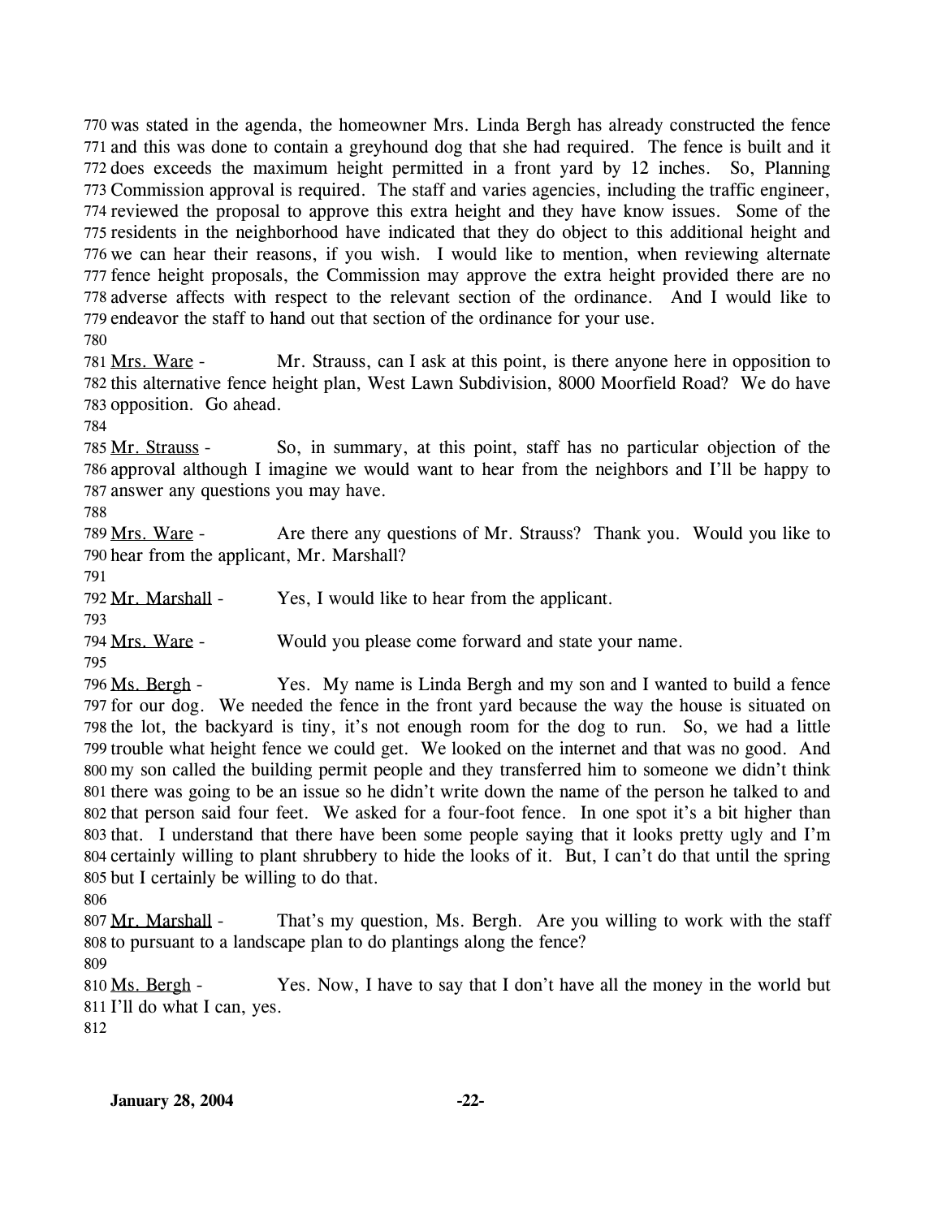770 was stated in the agenda, the homeowner Mrs. Linda Bergh has already constructed the fence
771 and this was done to contain a greyhound dog that she had required. The fence is built and it
772 does exceeds the maximum height permitted in a front yard by 12 inches. So, Planning
773 Commission approval is required. The staff and varies agencies, including the traffic engineer,
774 reviewed the proposal to approve this extra height and they have know issues. Some of the
775 residents in the neighborhood have indicated that they do object to this additional height and
776 we can hear their reasons, if you wish. I would like to mention, when reviewing alternate
777 fence height proposals, the Commission may approve the extra height provided there are no
778 adverse affects with respect to the relevant section of the ordinance. And I would like to
779 endeavor the staff to hand out that section of the ordinance for your use.
780
781 Mrs. Ware - Mr. Strauss, can I ask at this point, is there anyone here in opposition to
782 this alternative fence height plan, West Lawn Subdivision, 8000 Moorfield Road? We do have
783 opposition. Go ahead.
784
785 Mr. Strauss - So, in summary, at this point, staff has no particular objection of the
786 approval although I imagine we would want to hear from the neighbors and I'll be happy to
787 answer any questions you may have.
788
789 Mrs. Ware - Are there any questions of Mr. Strauss? Thank you. Would you like to
790 hear from the applicant, Mr. Marshall?
791
792 Mr. Marshall - Yes, I would like to hear from the applicant.
793
794 Mrs. Ware - Would you please come forward and state your name.
795
796 Ms. Bergh - Yes. My name is Linda Bergh and my son and I wanted to build a fence
797 for our dog. We needed the fence in the front yard because the way the house is situated on
798 the lot, the backyard is tiny, it's not enough room for the dog to run. So, we had a little
799 trouble what height fence we could get. We looked on the internet and that was no good. And
800 my son called the building permit people and they transferred him to someone we didn't think
801 there was going to be an issue so he didn't write down the name of the person he talked to and
802 that person said four feet. We asked for a four-foot fence. In one spot it's a bit higher than
803 that. I understand that there have been some people saying that it looks pretty ugly and I'm
804 certainly willing to plant shrubbery to hide the looks of it. But, I can't do that until the spring
805 but I certainly be willing to do that.
806
807 Mr. Marshall - That's my question, Ms. Bergh. Are you willing to work with the staff
808 to pursuant to a landscape plan to do plantings along the fence?
809
810 Ms. Bergh - Yes. Now, I have to say that I don't have all the money in the world but
811 I'll do what I can, yes.
812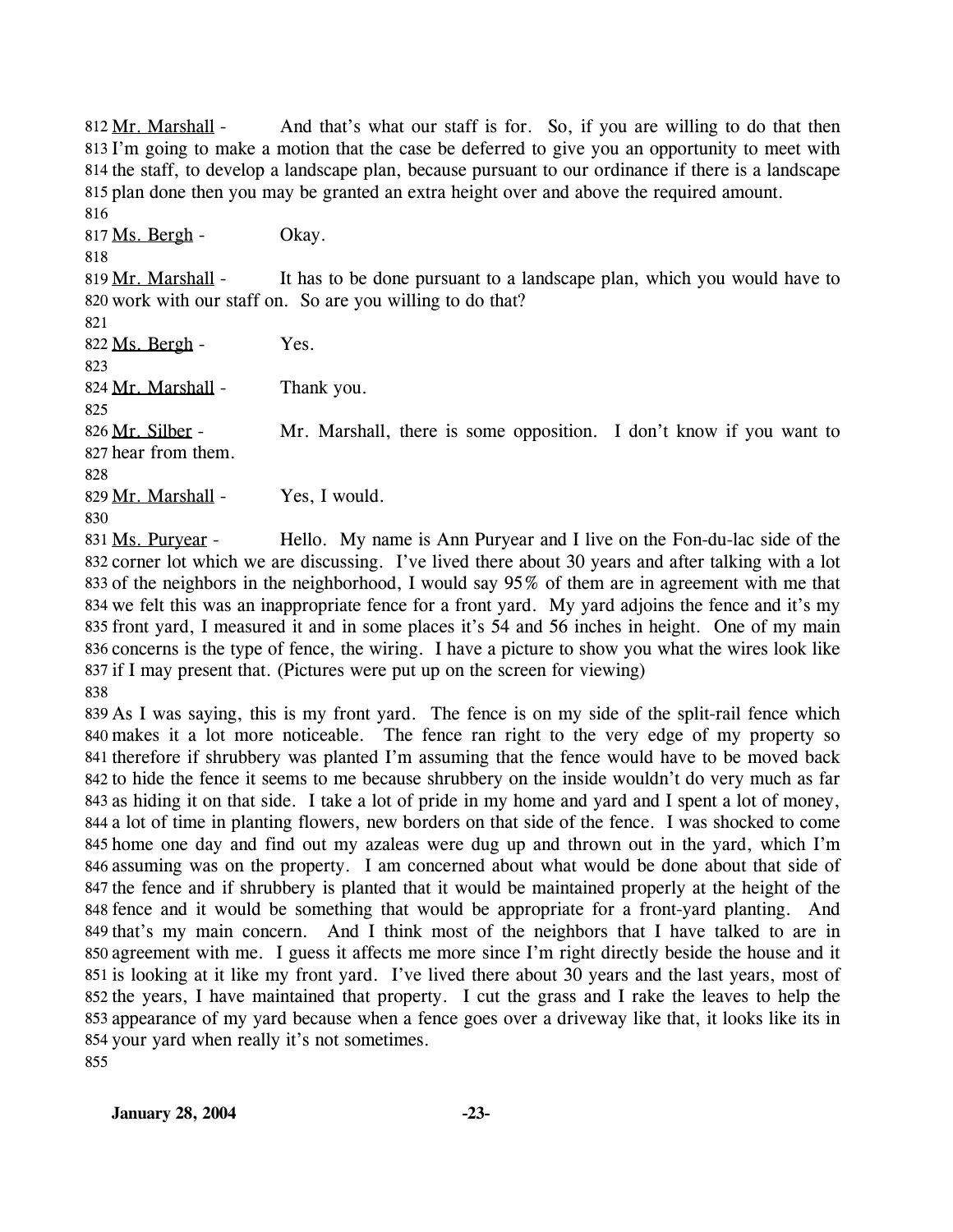812 Mr. Marshall - And that's what our staff is for. So, if you are willing to do that then 813 I'm going to make a motion that the case be deferred to give you an opportunity to meet with 814 the staff, to develop a landscape plan, because pursuant to our ordinance if there is a landscape 815 plan done then you may be granted an extra height over and above the required amount.

816

817 Ms. Bergh - Okay.

818

819 Mr. Marshall - It has to be done pursuant to a landscape plan, which you would have to 820 work with our staff on. So are you willing to do that?

821

822 Ms. Bergh - Yes.

823

824 Mr. Marshall - Thank you.

825

826 Mr. Silber - Mr. Marshall, there is some opposition. I don't know if you want to 827 hear from them.

828

829 Mr. Marshall - Yes, I would.

830

831 Ms. Puryear - Hello. My name is Ann Puryear and I live on the Fon-du-lac side of the 832 corner lot which we are discussing. I've lived there about 30 years and after talking with a lot 833 of the neighbors in the neighborhood, I would say 95% of them are in agreement with me that 834 we felt this was an inappropriate fence for a front yard. My yard adjoins the fence and it's my 835 front yard, I measured it and in some places it's 54 and 56 inches in height. One of my main 836 concerns is the type of fence, the wiring. I have a picture to show you what the wires look like 837 if I may present that. (Pictures were put up on the screen for viewing)

838

839 As I was saying, this is my front yard. The fence is on my side of the split-rail fence which 840 makes it a lot more noticeable. The fence ran right to the very edge of my property so 841 therefore if shrubbery was planted I'm assuming that the fence would have to be moved back 842 to hide the fence it seems to me because shrubbery on the inside wouldn't do very much as far 843 as hiding it on that side. I take a lot of pride in my home and yard and I spent a lot of money, 844 a lot of time in planting flowers, new borders on that side of the fence. I was shocked to come 845 home one day and find out my azaleas were dug up and thrown out in the yard, which I'm 846 assuming was on the property. I am concerned about what would be done about that side of 847 the fence and if shrubbery is planted that it would be maintained properly at the height of the 848 fence and it would be something that would be appropriate for a front-yard planting. And 849 that's my main concern. And I think most of the neighbors that I have talked to are in 850 agreement with me. I guess it affects me more since I'm right directly beside the house and it 851 is looking at it like my front yard. I've lived there about 30 years and the last years, most of 852 the years, I have maintained that property. I cut the grass and I rake the leaves to help the 853 appearance of my yard because when a fence goes over a driveway like that, it looks like its in 854 your yard when really it's not sometimes.

855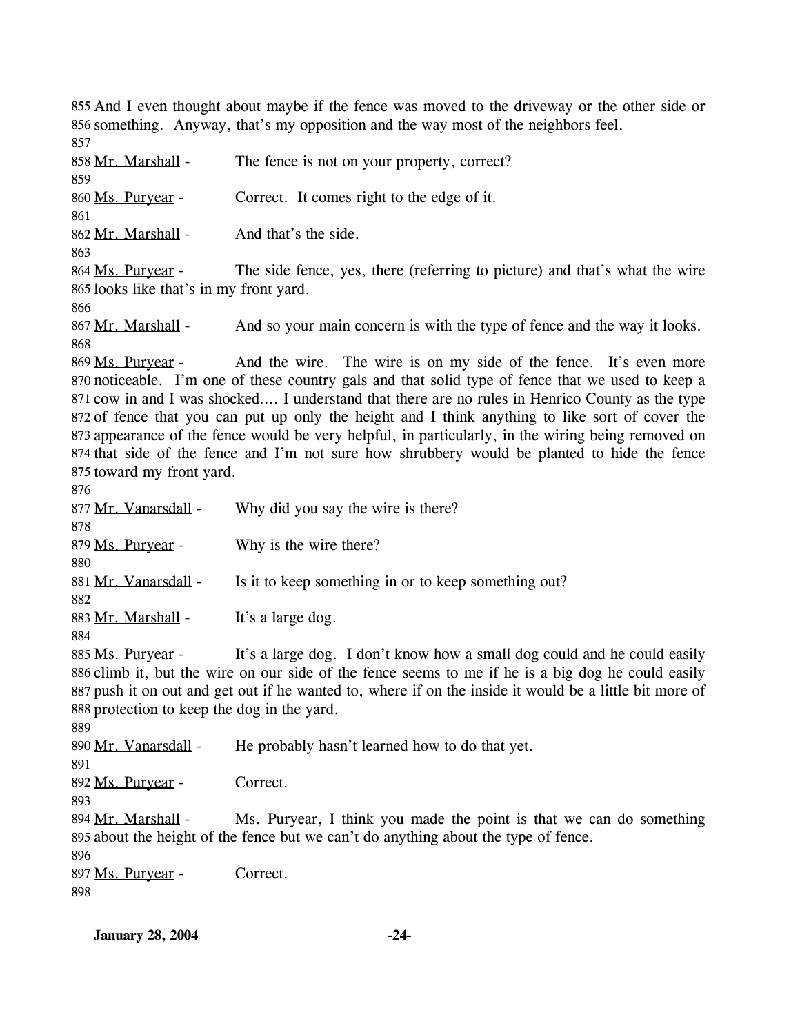855 And I even thought about maybe if the fence was moved to the driveway or the other side or
856 something. Anyway, that's my opposition and the way most of the neighbors feel.
857
858 Mr. Marshall - The fence is not on your property, correct?
859
860 Ms. Puryear - Correct. It comes right to the edge of it.
861
862 Mr. Marshall - And that's the side.
863
864 Ms. Puryear - The side fence, yes, there (referring to picture) and that's what the wire
865 looks like that's in my front yard.
866
867 Mr. Marshall - And so your main concern is with the type of fence and the way it looks.
868
869 Ms. Puryear - And the wire. The wire is on my side of the fence. It's even more
870 noticeable. I'm one of these country gals and that solid type of fence that we used to keep a
871 cow in and I was shocked…. I understand that there are no rules in Henrico County as the type
872 of fence that you can put up only the height and I think anything to like sort of cover the
873 appearance of the fence would be very helpful, in particularly, in the wiring being removed on
874 that side of the fence and I'm not sure how shrubbery would be planted to hide the fence
875 toward my front yard.
876
877 Mr. Vanarsdall - Why did you say the wire is there?
878
879 Ms. Puryear - Why is the wire there?
880
881 Mr. Vanarsdall - Is it to keep something in or to keep something out?
882
883 Mr. Marshall - It's a large dog.
884
885 Ms. Puryear - It's a large dog. I don't know how a small dog could and he could easily
886 climb it, but the wire on our side of the fence seems to me if he is a big dog he could easily
887 push it on out and get out if he wanted to, where if on the inside it would be a little bit more of
888 protection to keep the dog in the yard.
889
890 Mr. Vanarsdall - He probably hasn't learned how to do that yet.
891
892 Ms. Puryear - Correct.
893
894 Mr. Marshall - Ms. Puryear, I think you made the point is that we can do something
895 about the height of the fence but we can't do anything about the type of fence.
896
897 Ms. Puryear - Correct.
898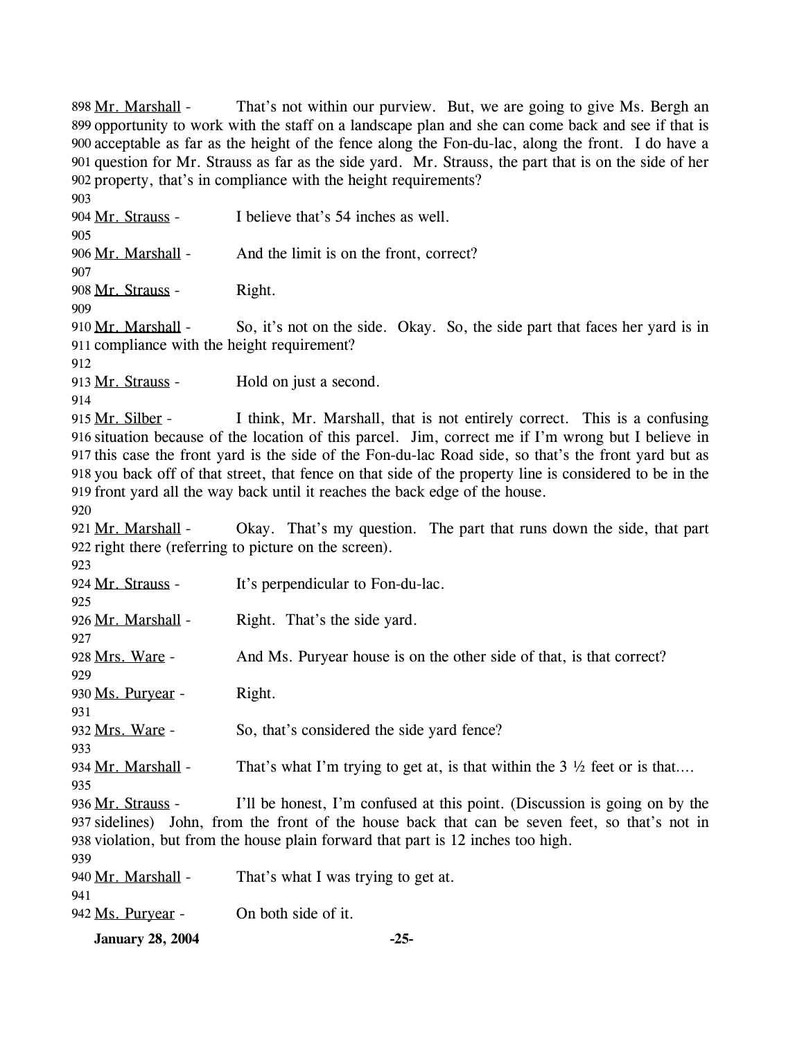898 Mr. Marshall - That's not within our purview. But, we are going to give Ms. Bergh an 899 opportunity to work with the staff on a landscape plan and she can come back and see if that is 900 acceptable as far as the height of the fence along the Fon-du-lac, along the front. I do have a 901 question for Mr. Strauss as far as the side yard. Mr. Strauss, the part that is on the side of her 902 property, that's in compliance with the height requirements?

903

904 Mr. Strauss - I believe that's 54 inches as well.

905

906 Mr. Marshall - And the limit is on the front, correct?

907

908 Mr. Strauss - Right.

909

910 Mr. Marshall - So, it's not on the side. Okay. So, the side part that faces her yard is in 911 compliance with the height requirement?

912

913 Mr. Strauss - Hold on just a second.

914

915 Mr. Silber - I think, Mr. Marshall, that is not entirely correct. This is a confusing 916 situation because of the location of this parcel. Jim, correct me if I'm wrong but I believe in 917 this case the front yard is the side of the Fon-du-lac Road side, so that's the front yard but as 918 you back off of that street, that fence on that side of the property line is considered to be in the 919 front yard all the way back until it reaches the back edge of the house.

920

921 Mr. Marshall - Okay. That's my question. The part that runs down the side, that part 922 right there (referring to picture on the screen).

923

924 Mr. Strauss - It's perpendicular to Fon-du-lac.

925

926 Mr. Marshall - Right. That's the side yard.

927

928 Mrs. Ware - And Ms. Puryear house is on the other side of that, is that correct?

929

930 Ms. Puryear - Right.

931

932 Mrs. Ware - So, that's considered the side yard fence?

933

934 Mr. Marshall - That's what I'm trying to get at, is that within the 3 ½ feet or is that....

935

936 Mr. Strauss - I'll be honest, I'm confused at this point. (Discussion is going on by the 937 sidelines) John, from the front of the house back that can be seven feet, so that's not in 938 violation, but from the house plain forward that part is 12 inches too high.

939

940 Mr. Marshall - That's what I was trying to get at.

941

942 Ms. Puryear - On both side of it.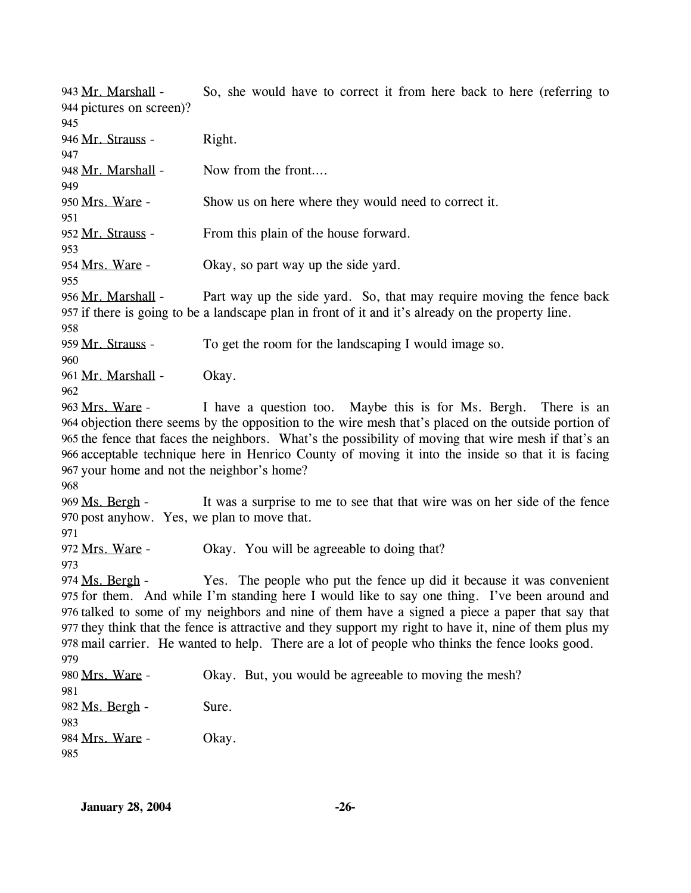943 Mr. Marshall - So, she would have to correct it from here back to here (referring to 944 pictures on screen)?

945

946 Mr. Strauss - Right.

947

948 Mr. Marshall - Now from the front....

949

950 Mrs. Ware - Show us on here where they would need to correct it.

951

952 Mr. Strauss - From this plain of the house forward.

953

954 Mrs. Ware - Okay, so part way up the side yard.

955

956 Mr. Marshall - Part way up the side yard. So, that may require moving the fence back 957 if there is going to be a landscape plan in front of it and it's already on the property line.

958

959 Mr. Strauss - To get the room for the landscaping I would image so.

960

961 Mr. Marshall - Okay.

962

963 Mrs. Ware - I have a question too. Maybe this is for Ms. Bergh. There is an 964 objection there seems by the opposition to the wire mesh that's placed on the outside portion of 965 the fence that faces the neighbors. What's the possibility of moving that wire mesh if that's an 966 acceptable technique here in Henrico County of moving it into the inside so that it is facing 967 your home and not the neighbor's home?

968

969 Ms. Bergh - It was a surprise to me to see that that wire was on her side of the fence 970 post anyhow. Yes, we plan to move that.

971

972 Mrs. Ware - Okay. You will be agreeable to doing that?

973

974 Ms. Bergh - Yes. The people who put the fence up did it because it was convenient 975 for them. And while I'm standing here I would like to say one thing. I've been around and 976 talked to some of my neighbors and nine of them have a signed a piece a paper that say that 977 they think that the fence is attractive and they support my right to have it, nine of them plus my 978 mail carrier. He wanted to help. There are a lot of people who thinks the fence looks good.

979

980 Mrs. Ware - Okay. But, you would be agreeable to moving the mesh?

981

982 Ms. Bergh - Sure.

983

984 Mrs. Ware - Okay.

985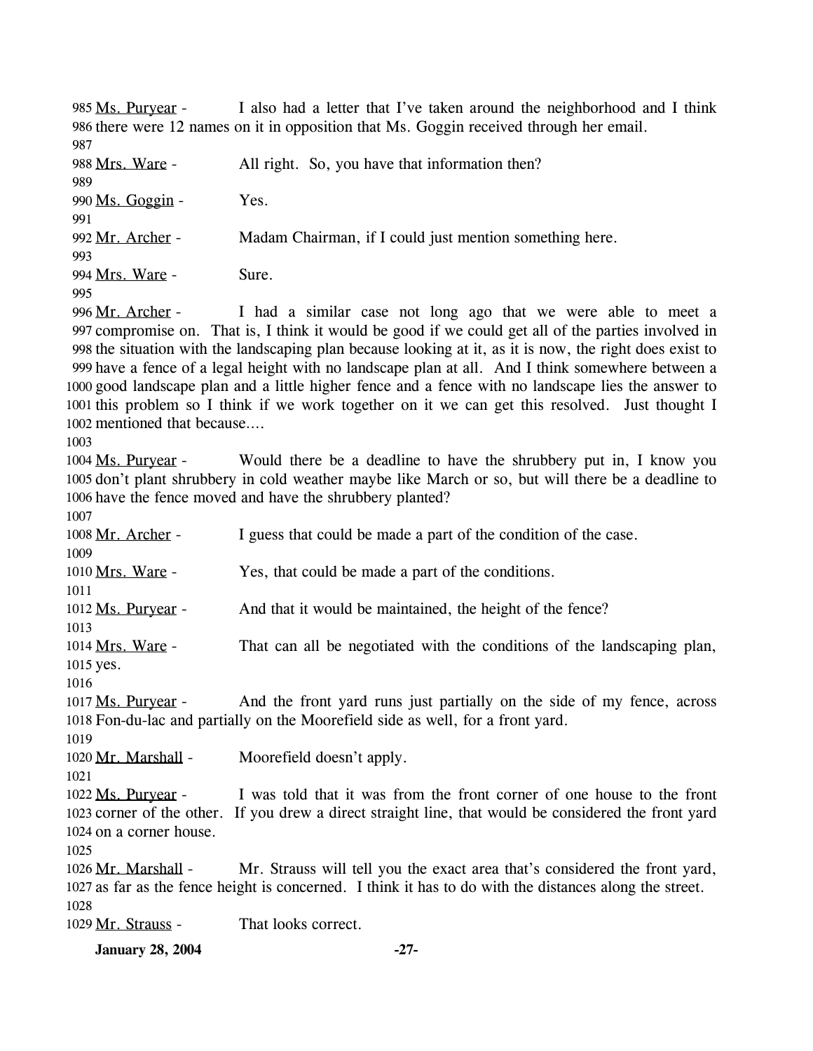985 Ms. Puryear - I also had a letter that I've taken around the neighborhood and I think
986 there were 12 names on it in opposition that Ms. Goggin received through her email.
987
988 Mrs. Ware - All right. So, you have that information then?
989
990 Ms. Goggin - Yes.
991
992 Mr. Archer - Madam Chairman, if I could just mention something here.
993
994 Mrs. Ware - Sure.
995
996 Mr. Archer - I had a similar case not long ago that we were able to meet a
997 compromise on. That is, I think it would be good if we could get all of the parties involved in
998 the situation with the landscaping plan because looking at it, as it is now, the right does exist to
999 have a fence of a legal height with no landscape plan at all. And I think somewhere between a
1000 good landscape plan and a little higher fence and a fence with no landscape lies the answer to
1001 this problem so I think if we work together on it we can get this resolved. Just thought I
1002 mentioned that because....
1003
1004 Ms. Puryear - Would there be a deadline to have the shrubbery put in, I know you
1005 don't plant shrubbery in cold weather maybe like March or so, but will there be a deadline to
1006 have the fence moved and have the shrubbery planted?
1007
1008 Mr. Archer - I guess that could be made a part of the condition of the case.
1009
1010 Mrs. Ware - Yes, that could be made a part of the conditions.
1011
1012 Ms. Puryear - And that it would be maintained, the height of the fence?
1013
1014 Mrs. Ware - That can all be negotiated with the conditions of the landscaping plan,
1015 yes.
1016
1017 Ms. Puryear - And the front yard runs just partially on the side of my fence, across
1018 Fon-du-lac and partially on the Moorefield side as well, for a front yard.
1019
1020 Mr. Marshall - Moorefield doesn't apply.
1021
1022 Ms. Puryear - I was told that it was from the front corner of one house to the front
1023 corner of the other. If you drew a direct straight line, that would be considered the front yard
1024 on a corner house.
1025
1026 Mr. Marshall - Mr. Strauss will tell you the exact area that's considered the front yard,
1027 as far as the fence height is concerned. I think it has to do with the distances along the street.
1028
1029 Mr. Strauss - That looks correct.

**January 28, 2004**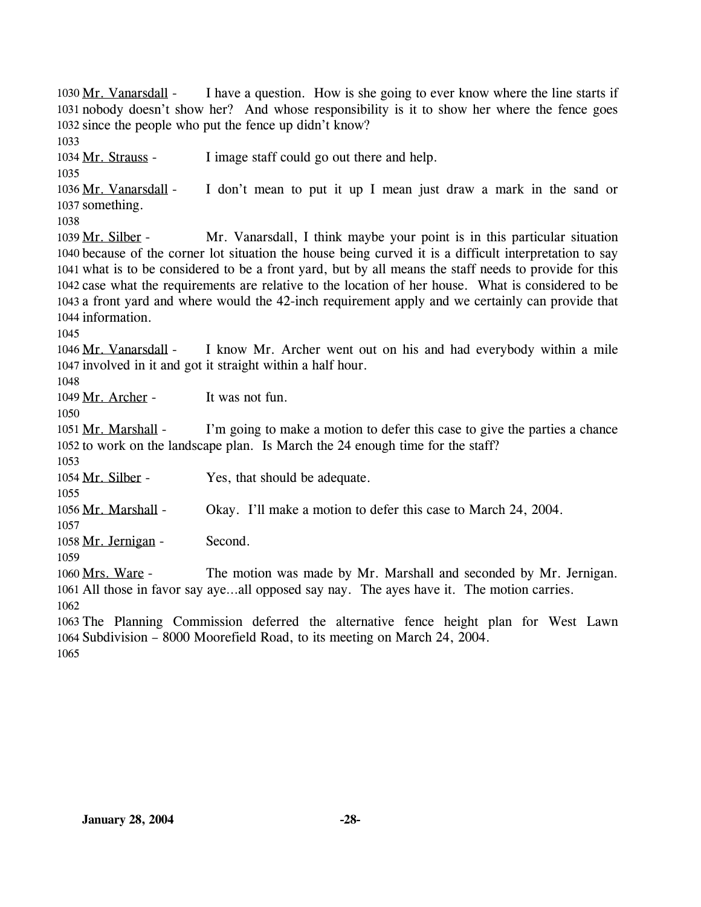1030 Mr. Vanarsdall - I have a question. How is she going to ever know where the line starts if
1031 nobody doesn't show her? And whose responsibility is it to show her where the fence goes
1032 since the people who put the fence up didn't know?
1033
1034 Mr. Strauss - I image staff could go out there and help.
1035
1036 Mr. Vanarsdall - I don't mean to put it up I mean just draw a mark in the sand or
1037 something.
1038
1039 Mr. Silber - Mr. Vanarsdall, I think maybe your point is in this particular situation
1040 because of the corner lot situation the house being curved it is a difficult interpretation to say
1041 what is to be considered to be a front yard, but by all means the staff needs to provide for this
1042 case what the requirements are relative to the location of her house. What is considered to be
1043 a front yard and where would the 42-inch requirement apply and we certainly can provide that
1044 information.
1045
1046 Mr. Vanarsdall - I know Mr. Archer went out on his and had everybody within a mile
1047 involved in it and got it straight within a half hour.
1048
1049 Mr. Archer - It was not fun.
1050
1051 Mr. Marshall - I'm going to make a motion to defer this case to give the parties a chance
1052 to work on the landscape plan. Is March the 24 enough time for the staff?
1053
1054 Mr. Silber - Yes, that should be adequate.
1055
1056 Mr. Marshall - Okay. I'll make a motion to defer this case to March 24, 2004.
1057
1058 Mr. Jernigan - Second.
1059
1060 Mrs. Ware - The motion was made by Mr. Marshall and seconded by Mr. Jernigan.
1061 All those in favor say aye…all opposed say nay. The ayes have it. The motion carries.
1062
1063 The Planning Commission deferred the alternative fence height plan for West Lawn
1064 Subdivision – 8000 Moorefield Road, to its meeting on March 24, 2004.
1065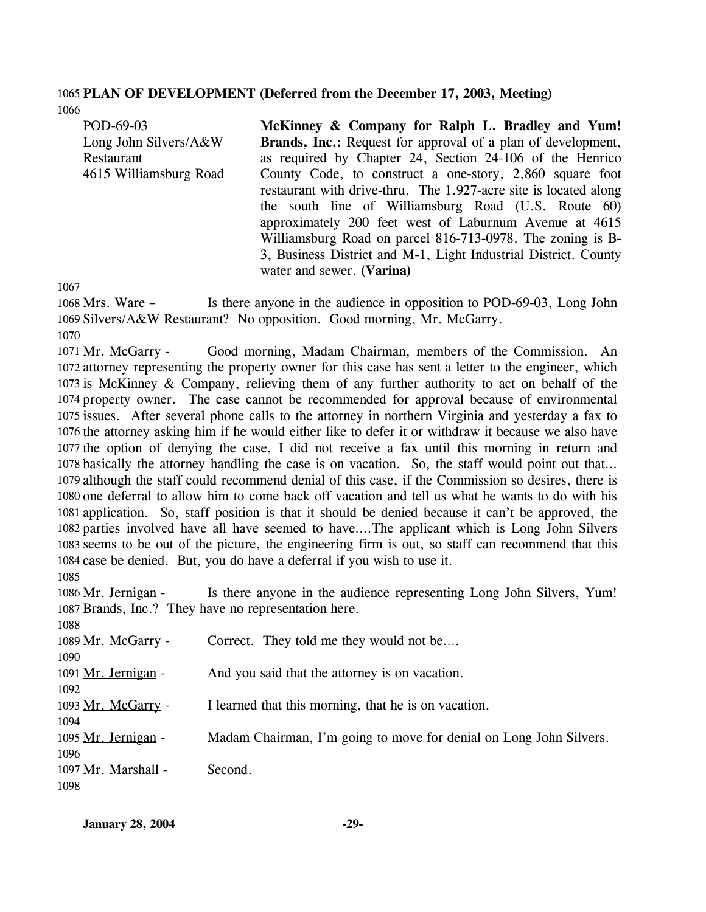**PLAN OF DEVELOPMENT (Deferred from the December 17, 2003, Meeting)**

POD-69-03
Long John Silvers/A&W Restaurant
4615 Williamsburg Road

**McKinney & Company for Ralph L. Bradley and Yum! Brands, Inc.:** Request for approval of a plan of development, as required by Chapter 24, Section 24-106 of the Henrico County Code, to construct a one-story, 2,860 square foot restaurant with drive-thru. The 1.927-acre site is located along the south line of Williamsburg Road (U.S. Route 60) approximately 200 feet west of Laburnum Avenue at 4615 Williamsburg Road on parcel 816-713-0978. The zoning is B-3, Business District and M-1, Light Industrial District. County water and sewer. **(Varina)**

Mrs. Ware - Is there anyone in the audience in opposition to POD-69-03, Long John Silvers/A&W Restaurant? No opposition. Good morning, Mr. McGarry.

Mr. McGarry - Good morning, Madam Chairman, members of the Commission. An attorney representing the property owner for this case has sent a letter to the engineer, which is McKinney & Company, relieving them of any further authority to act on behalf of the property owner. The case cannot be recommended for approval because of environmental issues. After several phone calls to the attorney in northern Virginia and yesterday a fax to the attorney asking him if he would either like to defer it or withdraw it because we also have the option of denying the case, I did not receive a fax until this morning in return and basically the attorney handling the case is on vacation. So, the staff would point out that… although the staff could recommend denial of this case, if the Commission so desires, there is one deferral to allow him to come back off vacation and tell us what he wants to do with his application. So, staff position is that it should be denied because it can't be approved, the parties involved have all have seemed to have….The applicant which is Long John Silvers seems to be out of the picture, the engineering firm is out, so staff can recommend that this case be denied. But, you do have a deferral if you wish to use it.

Mr. Jernigan - Is there anyone in the audience representing Long John Silvers, Yum! Brands, Inc.? They have no representation here.

Mr. McGarry - Correct. They told me they would not be….

Mr. Jernigan - And you said that the attorney is on vacation.

Mr. McGarry - I learned that this morning, that he is on vacation.

Mr. Jernigan - Madam Chairman, I'm going to move for denial on Long John Silvers.

Mr. Marshall - Second.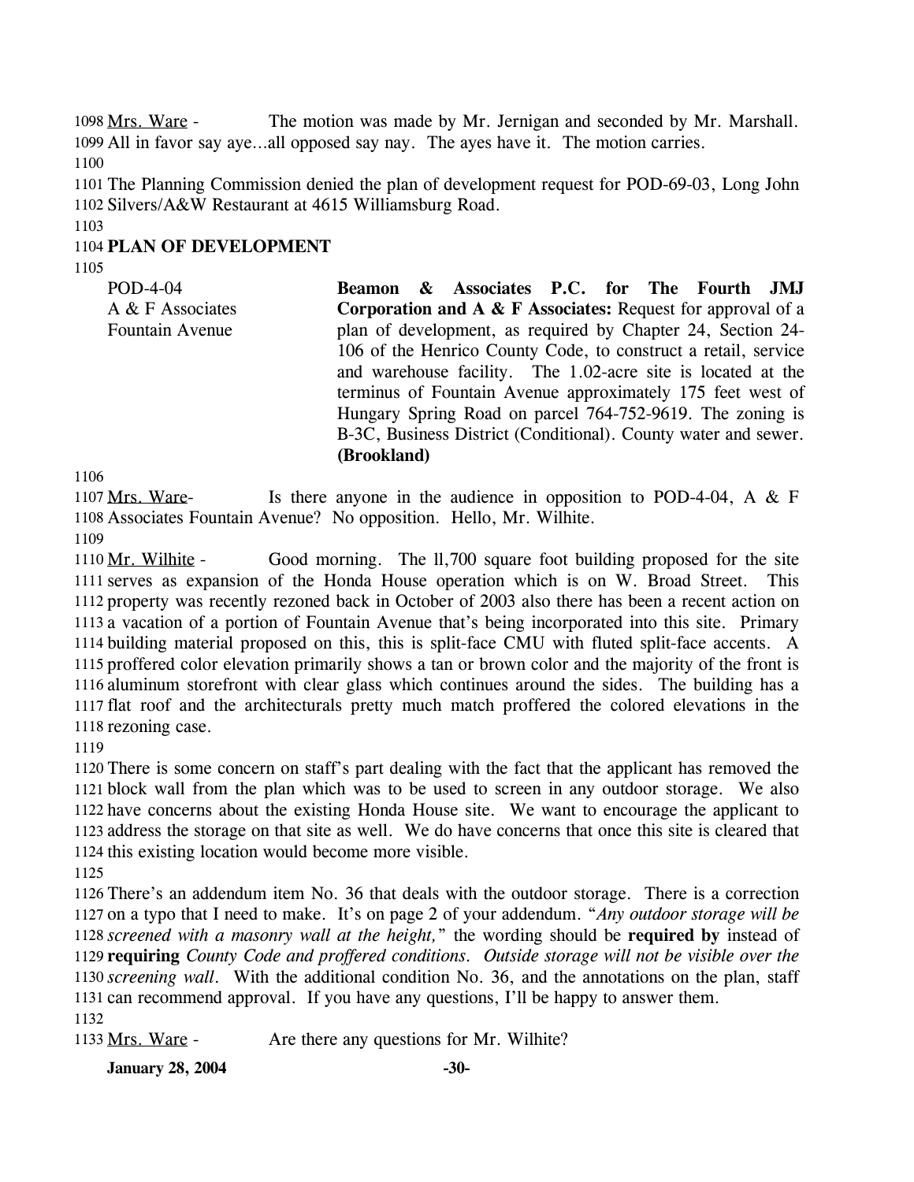Mrs. Ware - The motion was made by Mr. Jernigan and seconded by Mr. Marshall. All in favor say aye…all opposed say nay. The ayes have it. The motion carries.

The Planning Commission denied the plan of development request for POD-69-03, Long John Silvers/A&W Restaurant at 4615 Williamsburg Road.

**PLAN OF DEVELOPMENT**

POD-4-04
A & F Associates
Fountain Avenue

**Beamon & Associates P.C. for The Fourth JMJ Corporation and A & F Associates:** Request for approval of a plan of development, as required by Chapter 24, Section 24-106 of the Henrico County Code, to construct a retail, service and warehouse facility. The 1.02-acre site is located at the terminus of Fountain Avenue approximately 175 feet west of Hungary Spring Road on parcel 764-752-9619. The zoning is B-3C, Business District (Conditional). County water and sewer. **(Brookland)**

Mrs. Ware- Is there anyone in the audience in opposition to POD-4-04, A & F Associates Fountain Avenue? No opposition. Hello, Mr. Wilhite.

Mr. Wilhite - Good morning. The ll,700 square foot building proposed for the site serves as expansion of the Honda House operation which is on W. Broad Street. This property was recently rezoned back in October of 2003 also there has been a recent action on a vacation of a portion of Fountain Avenue that's being incorporated into this site. Primary building material proposed on this, this is split-face CMU with fluted split-face accents. A proffered color elevation primarily shows a tan or brown color and the majority of the front is aluminum storefront with clear glass which continues around the sides. The building has a flat roof and the architecturals pretty much match proffered the colored elevations in the rezoning case.

There is some concern on staff's part dealing with the fact that the applicant has removed the block wall from the plan which was to be used to screen in any outdoor storage. We also have concerns about the existing Honda House site. We want to encourage the applicant to address the storage on that site as well. We do have concerns that once this site is cleared that this existing location would become more visible.

There's an addendum item No. 36 that deals with the outdoor storage. There is a correction on a typo that I need to make. It's on page 2 of your addendum. "*Any outdoor storage will be screened with a masonry wall at the height,*" the wording should be **required by** instead of **requiring** *County Code and proffered conditions. Outside storage will not be visible over the screening wall*. With the additional condition No. 36, and the annotations on the plan, staff can recommend approval. If you have any questions, I'll be happy to answer them.

Mrs. Ware - Are there any questions for Mr. Wilhite?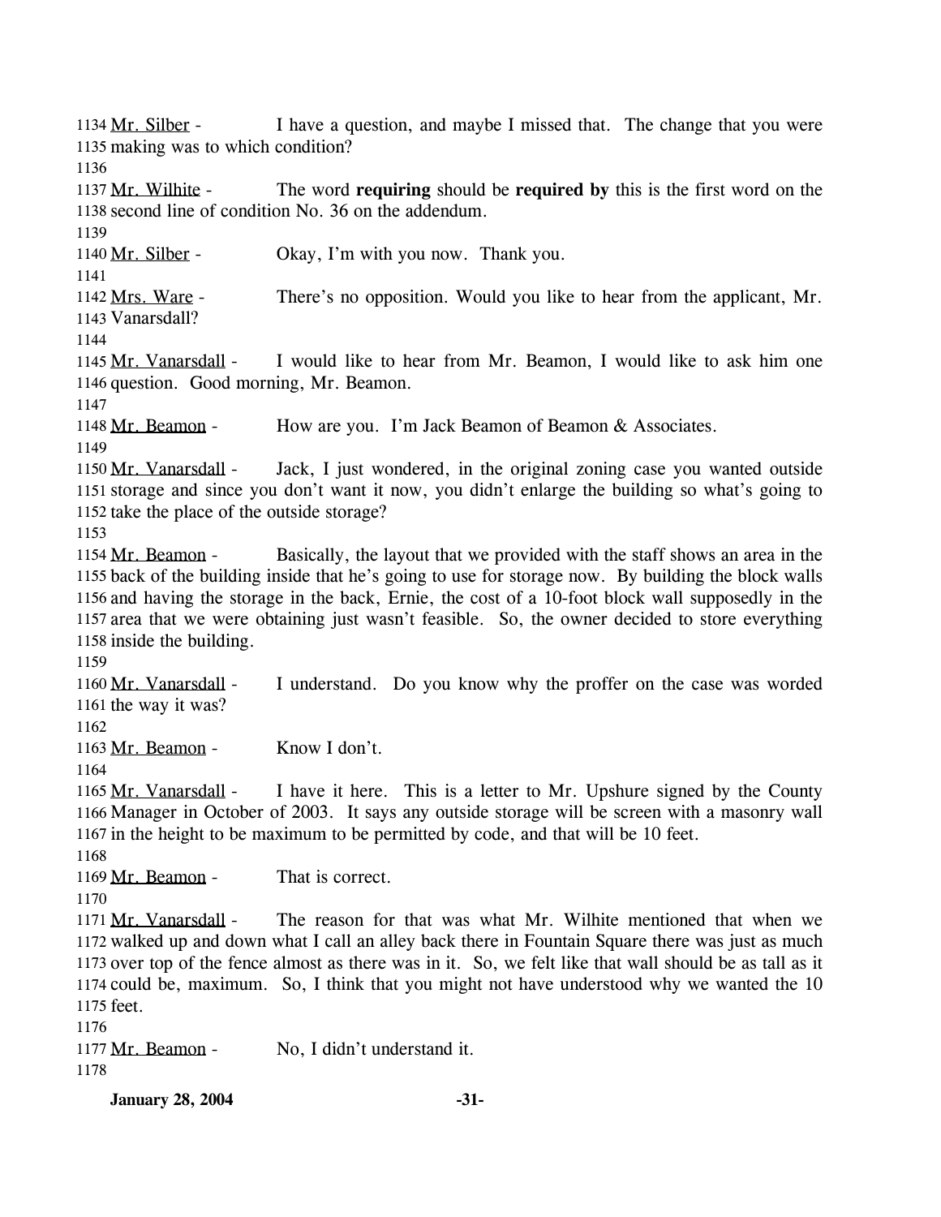1134 Mr. Silber - I have a question, and maybe I missed that. The change that you were
1135 making was to which condition?
1136
1137 Mr. Wilhite - The word **requiring** should be **required by** this is the first word on the
1138 second line of condition No. 36 on the addendum.
1139
1140 Mr. Silber - Okay, I'm with you now. Thank you.
1141
1142 Mrs. Ware - There's no opposition. Would you like to hear from the applicant, Mr.
1143 Vanarsdall?
1144
1145 Mr. Vanarsdall - I would like to hear from Mr. Beamon, I would like to ask him one
1146 question. Good morning, Mr. Beamon.
1147
1148 Mr. Beamon - How are you. I'm Jack Beamon of Beamon & Associates.
1149
1150 Mr. Vanarsdall - Jack, I just wondered, in the original zoning case you wanted outside
1151 storage and since you don't want it now, you didn't enlarge the building so what's going to
1152 take the place of the outside storage?
1153
1154 Mr. Beamon - Basically, the layout that we provided with the staff shows an area in the
1155 back of the building inside that he's going to use for storage now. By building the block walls
1156 and having the storage in the back, Ernie, the cost of a 10-foot block wall supposedly in the
1157 area that we were obtaining just wasn't feasible. So, the owner decided to store everything
1158 inside the building.
1159
1160 Mr. Vanarsdall - I understand. Do you know why the proffer on the case was worded
1161 the way it was?
1162
1163 Mr. Beamon - Know I don't.
1164
1165 Mr. Vanarsdall - I have it here. This is a letter to Mr. Upshure signed by the County
1166 Manager in October of 2003. It says any outside storage will be screen with a masonry wall
1167 in the height to be maximum to be permitted by code, and that will be 10 feet.
1168
1169 Mr. Beamon - That is correct.
1170
1171 Mr. Vanarsdall - The reason for that was what Mr. Wilhite mentioned that when we
1172 walked up and down what I call an alley back there in Fountain Square there was just as much
1173 over top of the fence almost as there was in it. So, we felt like that wall should be as tall as it
1174 could be, maximum. So, I think that you might not have understood why we wanted the 10
1175 feet.
1176
1177 Mr. Beamon - No, I didn't understand it.
1178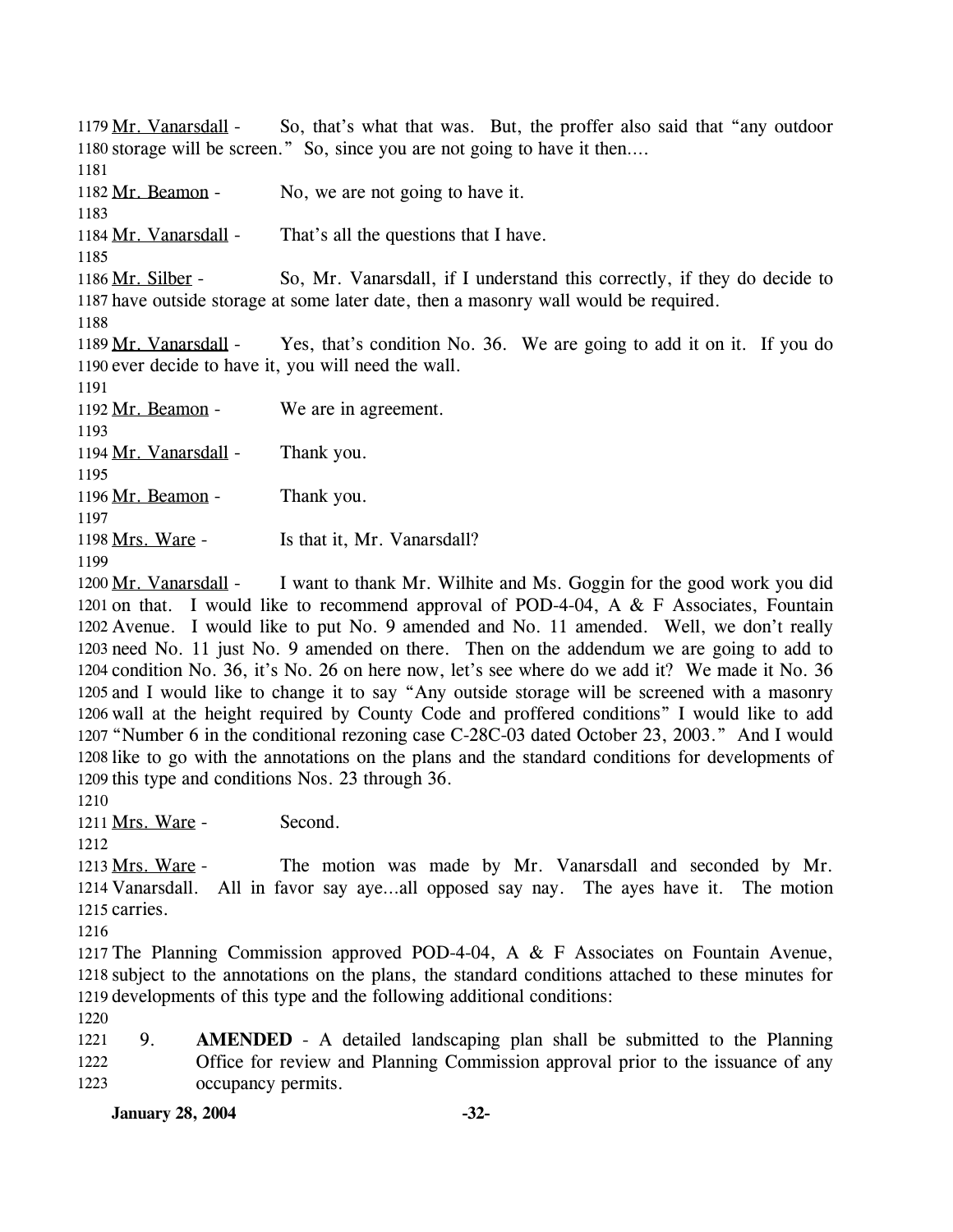Mr. Vanarsdall - So, that's what that was. But, the proffer also said that "any outdoor storage will be screen." So, since you are not going to have it then….

Mr. Beamon - No, we are not going to have it.

Mr. Vanarsdall - That's all the questions that I have.

Mr. Silber - So, Mr. Vanarsdall, if I understand this correctly, if they do decide to have outside storage at some later date, then a masonry wall would be required.

Mr. Vanarsdall - Yes, that's condition No. 36. We are going to add it on it. If you do ever decide to have it, you will need the wall.

Mr. Beamon - We are in agreement.

Mr. Vanarsdall - Thank you.

Mr. Beamon - Thank you.

Mrs. Ware - Is that it, Mr. Vanarsdall?

Mr. Vanarsdall - I want to thank Mr. Wilhite and Ms. Goggin for the good work you did on that. I would like to recommend approval of POD-4-04, A & F Associates, Fountain Avenue. I would like to put No. 9 amended and No. 11 amended. Well, we don't really need No. 11 just No. 9 amended on there. Then on the addendum we are going to add to condition No. 36, it's No. 26 on here now, let's see where do we add it? We made it No. 36 and I would like to change it to say "Any outside storage will be screened with a masonry wall at the height required by County Code and proffered conditions" I would like to add "Number 6 in the conditional rezoning case C-28C-03 dated October 23, 2003." And I would like to go with the annotations on the plans and the standard conditions for developments of this type and conditions Nos. 23 through 36.

Mrs. Ware - Second.

Mrs. Ware - The motion was made by Mr. Vanarsdall and seconded by Mr. Vanarsdall. All in favor say aye…all opposed say nay. The ayes have it. The motion carries.

The Planning Commission approved POD-4-04, A & F Associates on Fountain Avenue, subject to the annotations on the plans, the standard conditions attached to these minutes for developments of this type and the following additional conditions:

9. **AMENDED** - A detailed landscaping plan shall be submitted to the Planning Office for review and Planning Commission approval prior to the issuance of any occupancy permits.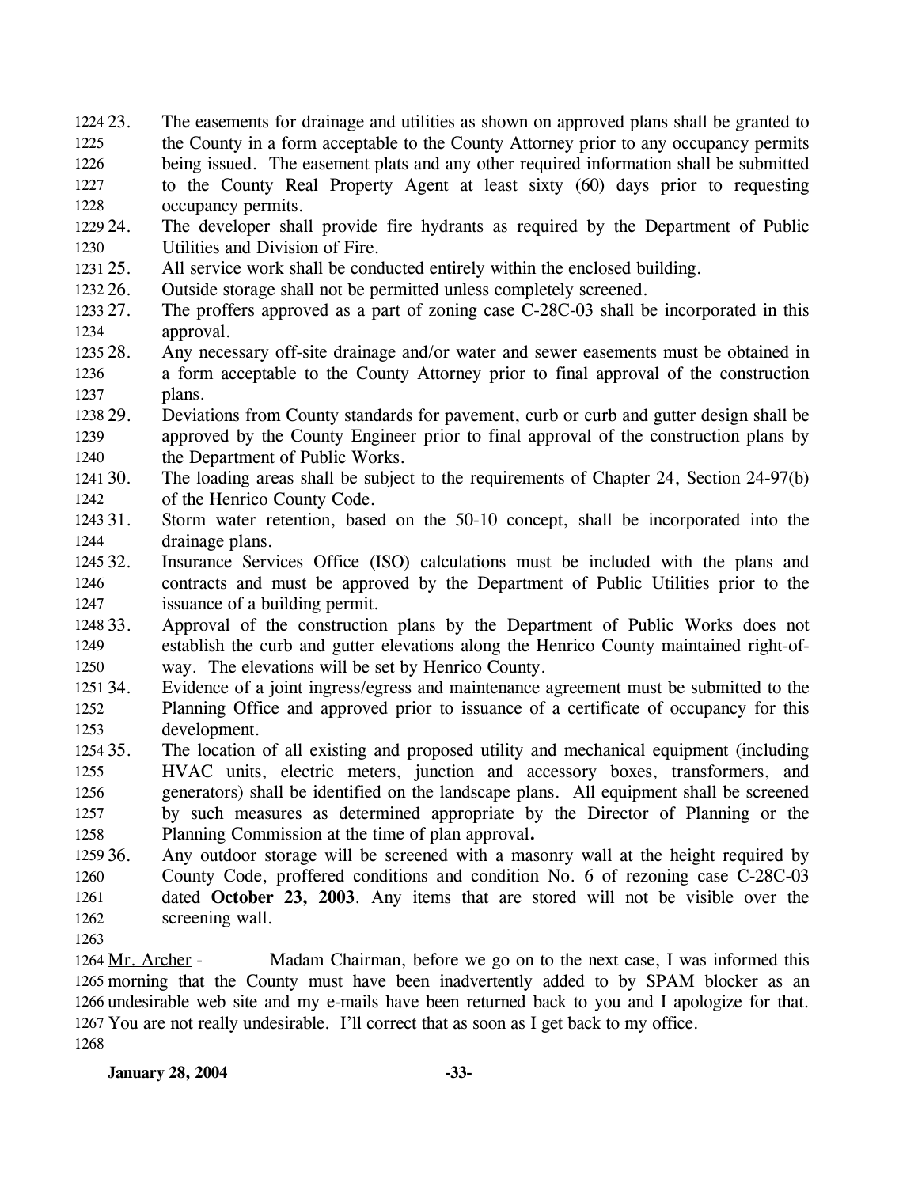23. The easements for drainage and utilities as shown on approved plans shall be granted to the County in a form acceptable to the County Attorney prior to any occupancy permits being issued. The easement plats and any other required information shall be submitted to the County Real Property Agent at least sixty (60) days prior to requesting occupancy permits.
24. The developer shall provide fire hydrants as required by the Department of Public Utilities and Division of Fire.
25. All service work shall be conducted entirely within the enclosed building.
26. Outside storage shall not be permitted unless completely screened.
27. The proffers approved as a part of zoning case C-28C-03 shall be incorporated in this approval.
28. Any necessary off-site drainage and/or water and sewer easements must be obtained in a form acceptable to the County Attorney prior to final approval of the construction plans.
29. Deviations from County standards for pavement, curb or curb and gutter design shall be approved by the County Engineer prior to final approval of the construction plans by the Department of Public Works.
30. The loading areas shall be subject to the requirements of Chapter 24, Section 24-97(b) of the Henrico County Code.
31. Storm water retention, based on the 50-10 concept, shall be incorporated into the drainage plans.
32. Insurance Services Office (ISO) calculations must be included with the plans and contracts and must be approved by the Department of Public Utilities prior to the issuance of a building permit.
33. Approval of the construction plans by the Department of Public Works does not establish the curb and gutter elevations along the Henrico County maintained right-of-way. The elevations will be set by Henrico County.
34. Evidence of a joint ingress/egress and maintenance agreement must be submitted to the Planning Office and approved prior to issuance of a certificate of occupancy for this development.
35. The location of all existing and proposed utility and mechanical equipment (including HVAC units, electric meters, junction and accessory boxes, transformers, and generators) shall be identified on the landscape plans. All equipment shall be screened by such measures as determined appropriate by the Director of Planning or the Planning Commission at the time of plan approval**.**
36. Any outdoor storage will be screened with a masonry wall at the height required by County Code, proffered conditions and condition No. 6 of rezoning case C-28C-03 dated **October 23, 2003**. Any items that are stored will not be visible over the screening wall.

Mr. Archer - Madam Chairman, before we go on to the next case, I was informed this morning that the County must have been inadvertently added to by SPAM blocker as an undesirable web site and my e-mails have been returned back to you and I apologize for that. You are not really undesirable. I'll correct that as soon as I get back to my office.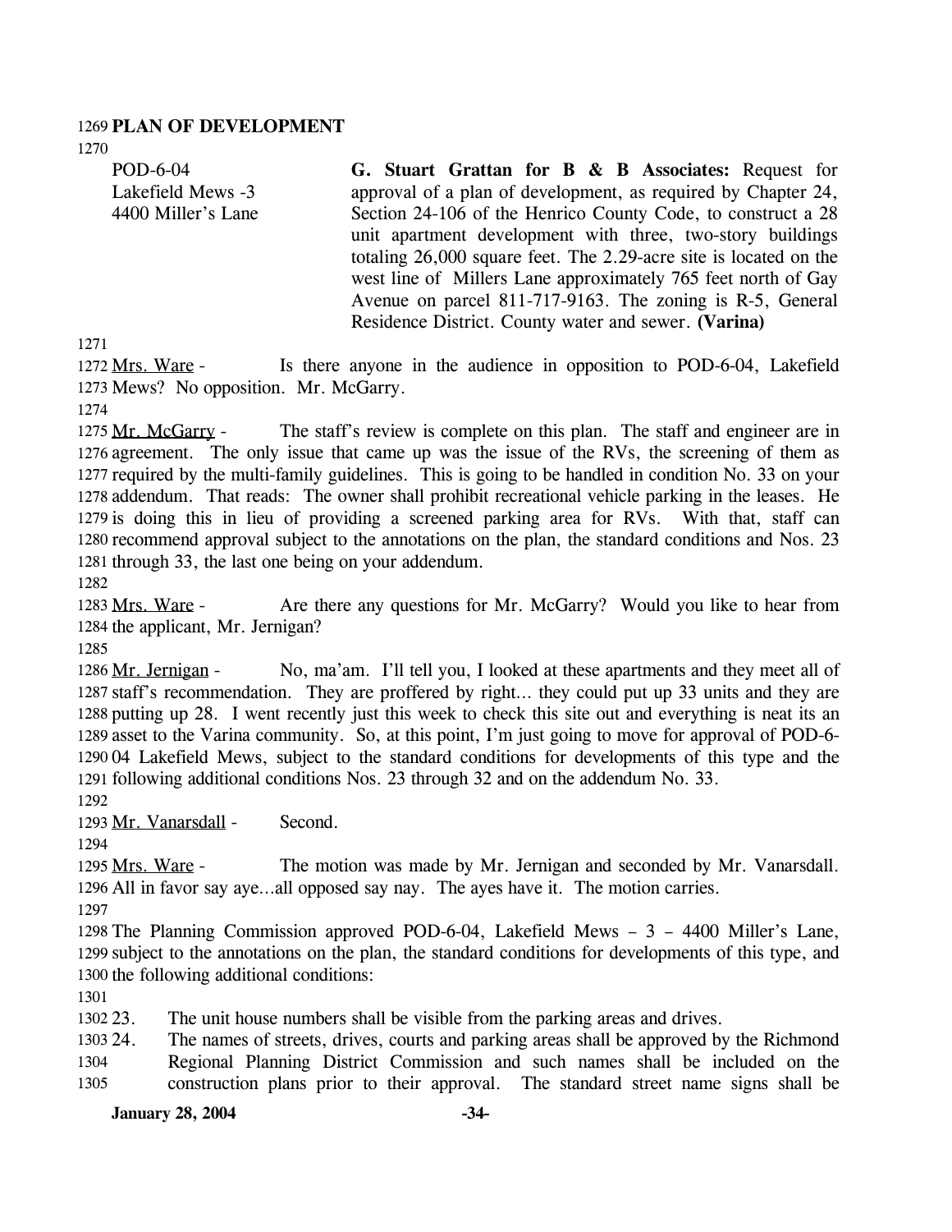**PLAN OF DEVELOPMENT**

POD-6-04
Lakefield Mews -3
4400 Miller's Lane

**G. Stuart Grattan for B & B Associates:** Request for approval of a plan of development, as required by Chapter 24, Section 24-106 of the Henrico County Code, to construct a 28 unit apartment development with three, two-story buildings totaling 26,000 square feet. The 2.29-acre site is located on the west line of Millers Lane approximately 765 feet north of Gay Avenue on parcel 811-717-9163. The zoning is R-5, General Residence District. County water and sewer. **(Varina)**

Mrs. Ware - Is there anyone in the audience in opposition to POD-6-04, Lakefield Mews? No opposition. Mr. McGarry.

Mr. McGarry - The staff's review is complete on this plan. The staff and engineer are in agreement. The only issue that came up was the issue of the RVs, the screening of them as required by the multi-family guidelines. This is going to be handled in condition No. 33 on your addendum. That reads: The owner shall prohibit recreational vehicle parking in the leases. He is doing this in lieu of providing a screened parking area for RVs. With that, staff can recommend approval subject to the annotations on the plan, the standard conditions and Nos. 23 through 33, the last one being on your addendum.

Mrs. Ware - Are there any questions for Mr. McGarry? Would you like to hear from the applicant, Mr. Jernigan?

Mr. Jernigan - No, ma'am. I'll tell you, I looked at these apartments and they meet all of staff's recommendation. They are proffered by right… they could put up 33 units and they are putting up 28. I went recently just this week to check this site out and everything is neat its an asset to the Varina community. So, at this point, I'm just going to move for approval of POD-6-04 Lakefield Mews, subject to the standard conditions for developments of this type and the following additional conditions Nos. 23 through 32 and on the addendum No. 33.

Mr. Vanarsdall - Second.

Mrs. Ware - The motion was made by Mr. Jernigan and seconded by Mr. Vanarsdall. All in favor say aye…all opposed say nay. The ayes have it. The motion carries.

The Planning Commission approved POD-6-04, Lakefield Mews – 3 – 4400 Miller's Lane, subject to the annotations on the plan, the standard conditions for developments of this type, and the following additional conditions:

23. The unit house numbers shall be visible from the parking areas and drives.
24. The names of streets, drives, courts and parking areas shall be approved by the Richmond Regional Planning District Commission and such names shall be included on the construction plans prior to their approval. The standard street name signs shall be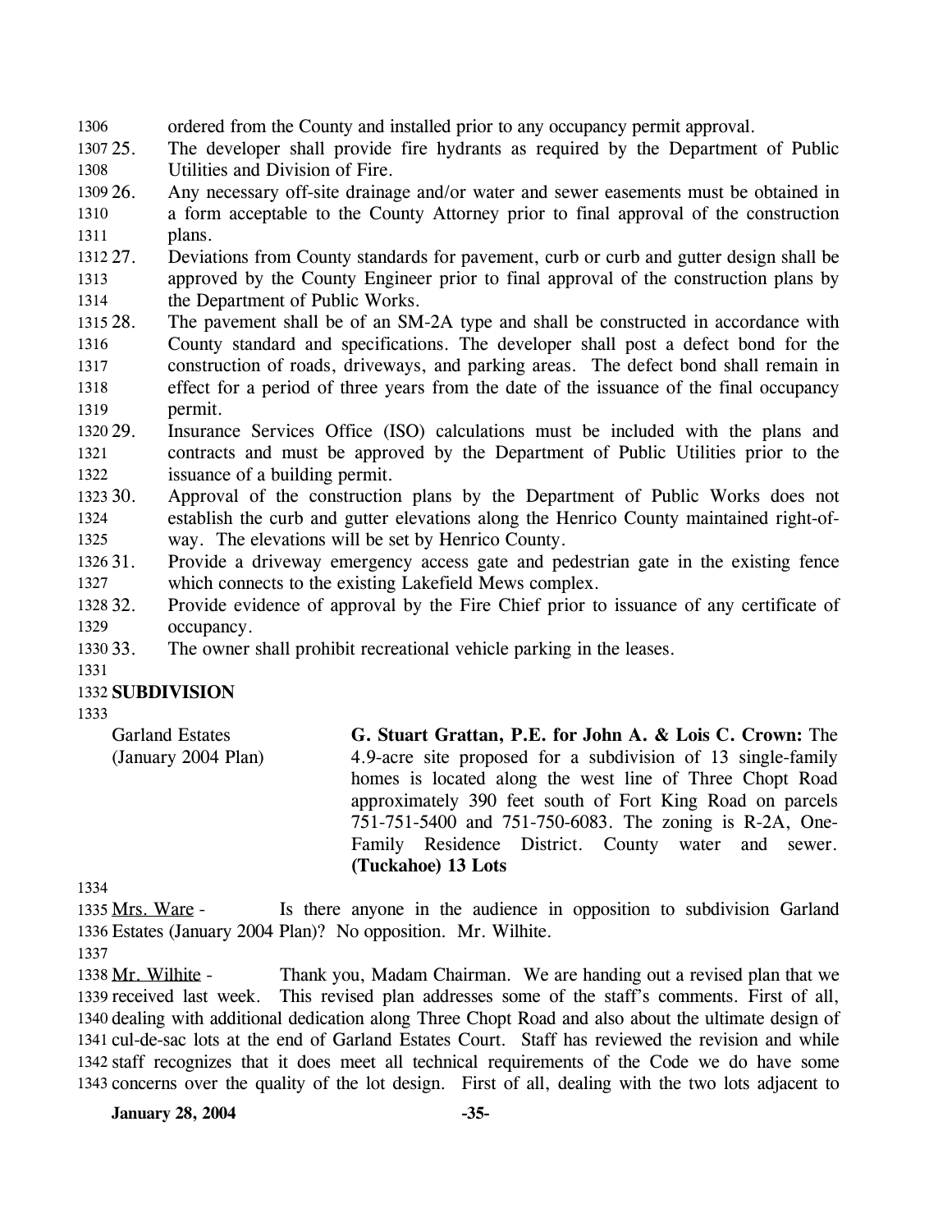ordered from the County and installed prior to any occupancy permit approval.

25. The developer shall provide fire hydrants as required by the Department of Public Utilities and Division of Fire.
26. Any necessary off-site drainage and/or water and sewer easements must be obtained in a form acceptable to the County Attorney prior to final approval of the construction plans.
27. Deviations from County standards for pavement, curb or curb and gutter design shall be approved by the County Engineer prior to final approval of the construction plans by the Department of Public Works.
28. The pavement shall be of an SM-2A type and shall be constructed in accordance with County standard and specifications. The developer shall post a defect bond for the construction of roads, driveways, and parking areas. The defect bond shall remain in effect for a period of three years from the date of the issuance of the final occupancy permit.
29. Insurance Services Office (ISO) calculations must be included with the plans and contracts and must be approved by the Department of Public Utilities prior to the issuance of a building permit.
30. Approval of the construction plans by the Department of Public Works does not establish the curb and gutter elevations along the Henrico County maintained right-of-way. The elevations will be set by Henrico County.
31. Provide a driveway emergency access gate and pedestrian gate in the existing fence which connects to the existing Lakefield Mews complex.
32. Provide evidence of approval by the Fire Chief prior to issuance of any certificate of occupancy.
33. The owner shall prohibit recreational vehicle parking in the leases.

**SUBDIVISION**

Garland Estates (January 2004 Plan)

**G. Stuart Grattan, P.E. for John A. & Lois C. Crown:** The 4.9-acre site proposed for a subdivision of 13 single-family homes is located along the west line of Three Chopt Road approximately 390 feet south of Fort King Road on parcels 751-751-5400 and 751-750-6083. The zoning is R-2A, One-Family Residence District. County water and sewer. **(Tuckahoe) 13 Lots**

Mrs. Ware - Is there anyone in the audience in opposition to subdivision Garland Estates (January 2004 Plan)? No opposition. Mr. Wilhite.

Mr. Wilhite - Thank you, Madam Chairman. We are handing out a revised plan that we received last week. This revised plan addresses some of the staff's comments. First of all, dealing with additional dedication along Three Chopt Road and also about the ultimate design of cul-de-sac lots at the end of Garland Estates Court. Staff has reviewed the revision and while staff recognizes that it does meet all technical requirements of the Code we do have some concerns over the quality of the lot design. First of all, dealing with the two lots adjacent to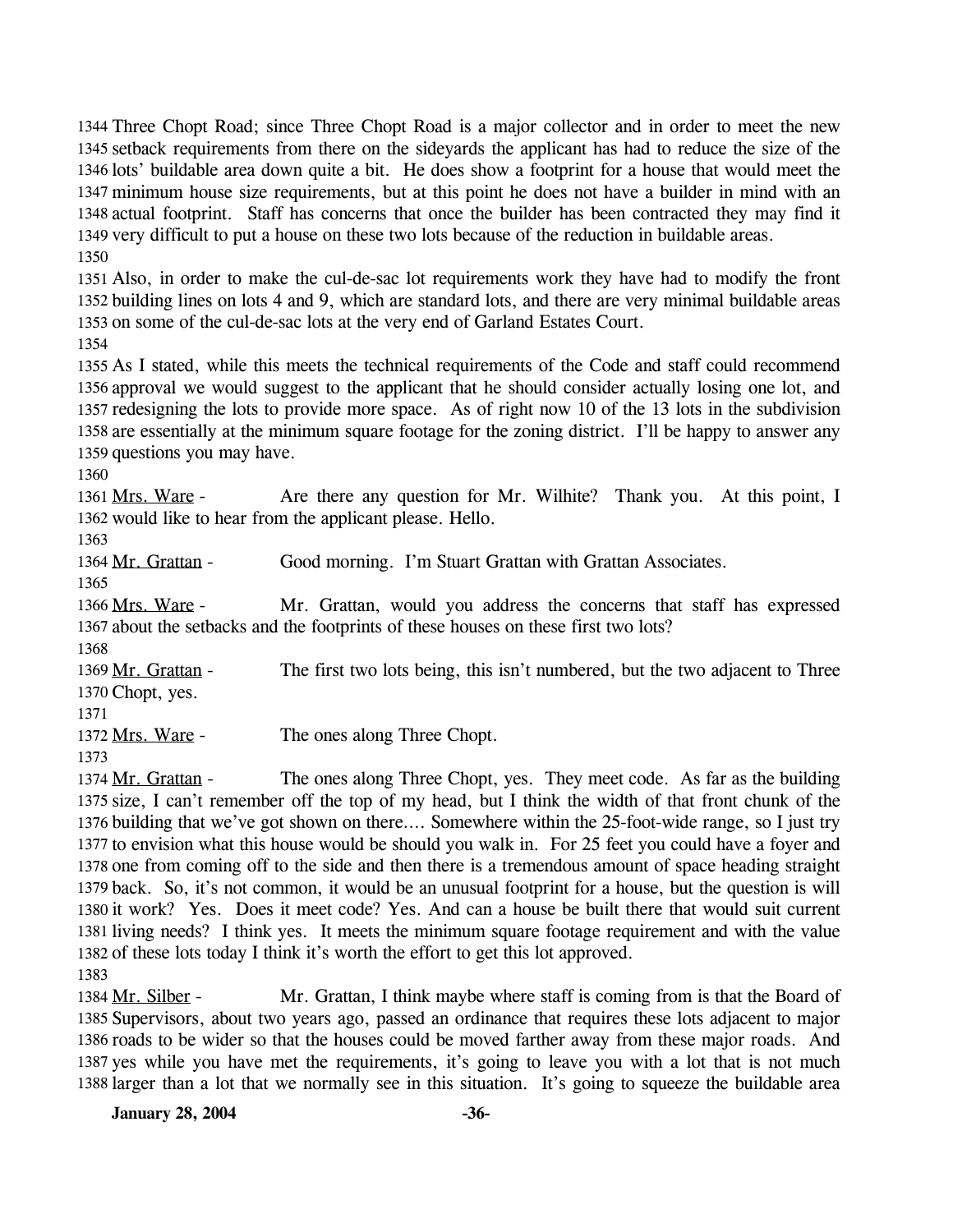Three Chopt Road; since Three Chopt Road is a major collector and in order to meet the new setback requirements from there on the sideyards the applicant has had to reduce the size of the lots' buildable area down quite a bit. He does show a footprint for a house that would meet the minimum house size requirements, but at this point he does not have a builder in mind with an actual footprint. Staff has concerns that once the builder has been contracted they may find it very difficult to put a house on these two lots because of the reduction in buildable areas.

Also, in order to make the cul-de-sac lot requirements work they have had to modify the front building lines on lots 4 and 9, which are standard lots, and there are very minimal buildable areas on some of the cul-de-sac lots at the very end of Garland Estates Court.

As I stated, while this meets the technical requirements of the Code and staff could recommend approval we would suggest to the applicant that he should consider actually losing one lot, and redesigning the lots to provide more space. As of right now 10 of the 13 lots in the subdivision are essentially at the minimum square footage for the zoning district. I'll be happy to answer any questions you may have.

Mrs. Ware - Are there any question for Mr. Wilhite? Thank you. At this point, I would like to hear from the applicant please. Hello.

Mr. Grattan - Good morning. I'm Stuart Grattan with Grattan Associates.

Mrs. Ware - Mr. Grattan, would you address the concerns that staff has expressed about the setbacks and the footprints of these houses on these first two lots?

Mr. Grattan - The first two lots being, this isn't numbered, but the two adjacent to Three Chopt, yes.

Mrs. Ware - The ones along Three Chopt.

Mr. Grattan - The ones along Three Chopt, yes. They meet code. As far as the building size, I can't remember off the top of my head, but I think the width of that front chunk of the building that we've got shown on there…. Somewhere within the 25-foot-wide range, so I just try to envision what this house would be should you walk in. For 25 feet you could have a foyer and one from coming off to the side and then there is a tremendous amount of space heading straight back. So, it's not common, it would be an unusual footprint for a house, but the question is will it work? Yes. Does it meet code? Yes. And can a house be built there that would suit current living needs? I think yes. It meets the minimum square footage requirement and with the value of these lots today I think it's worth the effort to get this lot approved.

Mr. Silber - Mr. Grattan, I think maybe where staff is coming from is that the Board of Supervisors, about two years ago, passed an ordinance that requires these lots adjacent to major roads to be wider so that the houses could be moved farther away from these major roads. And yes while you have met the requirements, it's going to leave you with a lot that is not much larger than a lot that we normally see in this situation. It's going to squeeze the buildable area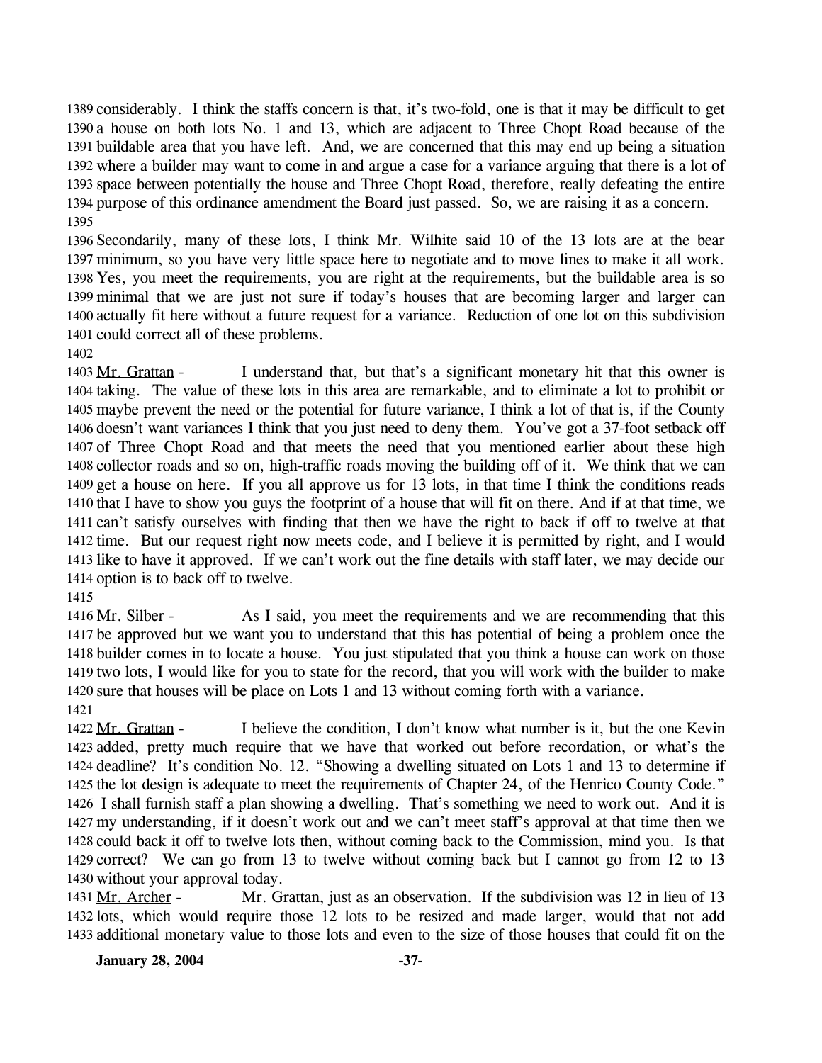considerably. I think the staffs concern is that, it's two-fold, one is that it may be difficult to get a house on both lots No. 1 and 13, which are adjacent to Three Chopt Road because of the buildable area that you have left. And, we are concerned that this may end up being a situation where a builder may want to come in and argue a case for a variance arguing that there is a lot of space between potentially the house and Three Chopt Road, therefore, really defeating the entire purpose of this ordinance amendment the Board just passed. So, we are raising it as a concern.

Secondarily, many of these lots, I think Mr. Wilhite said 10 of the 13 lots are at the bear minimum, so you have very little space here to negotiate and to move lines to make it all work. Yes, you meet the requirements, you are right at the requirements, but the buildable area is so minimal that we are just not sure if today's houses that are becoming larger and larger can actually fit here without a future request for a variance. Reduction of one lot on this subdivision could correct all of these problems.

Mr. Grattan - I understand that, but that's a significant monetary hit that this owner is taking. The value of these lots in this area are remarkable, and to eliminate a lot to prohibit or maybe prevent the need or the potential for future variance, I think a lot of that is, if the County doesn't want variances I think that you just need to deny them. You've got a 37-foot setback off of Three Chopt Road and that meets the need that you mentioned earlier about these high collector roads and so on, high-traffic roads moving the building off of it. We think that we can get a house on here. If you all approve us for 13 lots, in that time I think the conditions reads that I have to show you guys the footprint of a house that will fit on there. And if at that time, we can't satisfy ourselves with finding that then we have the right to back if off to twelve at that time. But our request right now meets code, and I believe it is permitted by right, and I would like to have it approved. If we can't work out the fine details with staff later, we may decide our option is to back off to twelve.

Mr. Silber - As I said, you meet the requirements and we are recommending that this be approved but we want you to understand that this has potential of being a problem once the builder comes in to locate a house. You just stipulated that you think a house can work on those two lots, I would like for you to state for the record, that you will work with the builder to make sure that houses will be place on Lots 1 and 13 without coming forth with a variance.

Mr. Grattan - I believe the condition, I don't know what number is it, but the one Kevin added, pretty much require that we have that worked out before recordation, or what's the deadline? It's condition No. 12. "Showing a dwelling situated on Lots 1 and 13 to determine if the lot design is adequate to meet the requirements of Chapter 24, of the Henrico County Code." I shall furnish staff a plan showing a dwelling. That's something we need to work out. And it is my understanding, if it doesn't work out and we can't meet staff's approval at that time then we could back it off to twelve lots then, without coming back to the Commission, mind you. Is that correct? We can go from 13 to twelve without coming back but I cannot go from 12 to 13 without your approval today.

Mr. Archer - Mr. Grattan, just as an observation. If the subdivision was 12 in lieu of 13 lots, which would require those 12 lots to be resized and made larger, would that not add additional monetary value to those lots and even to the size of those houses that could fit on the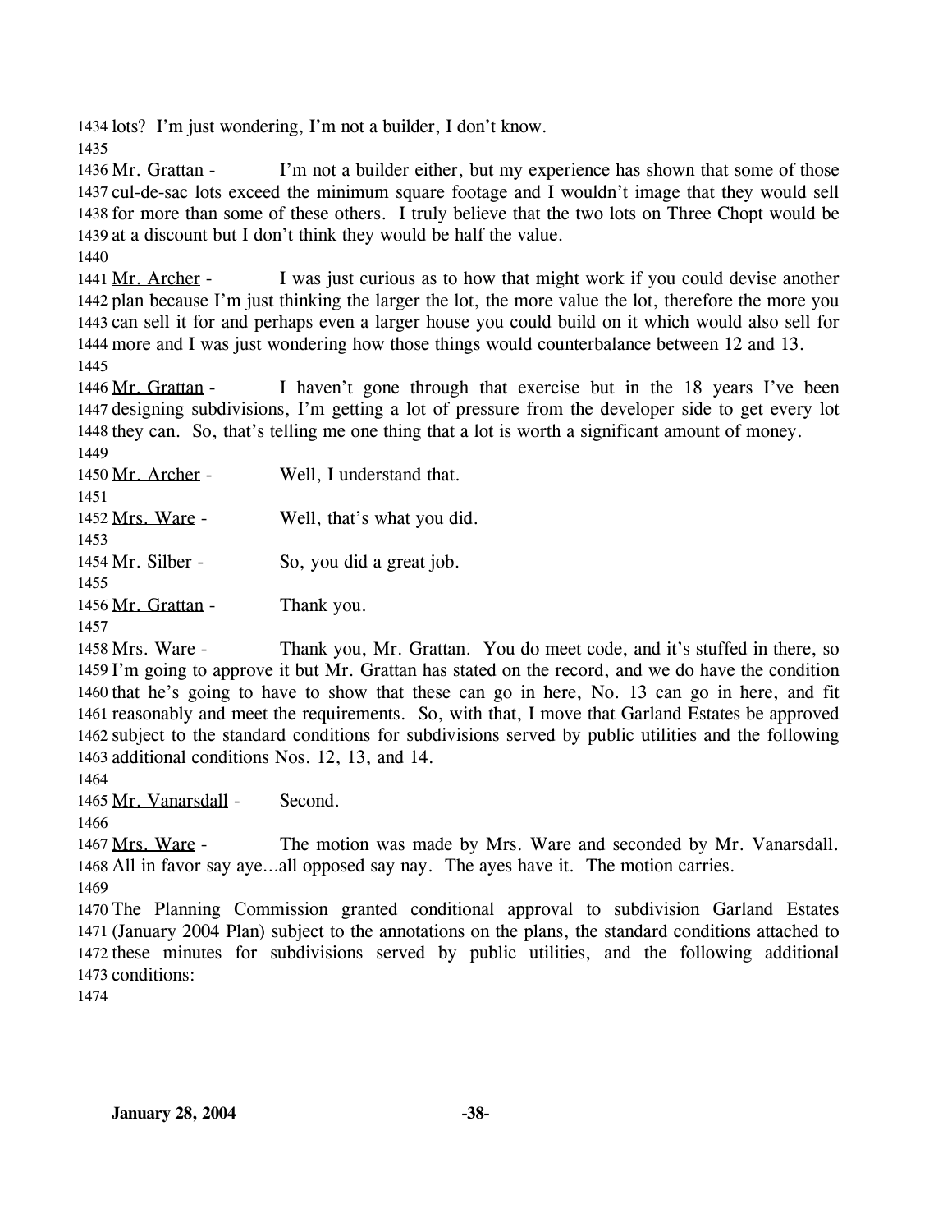lots? I'm just wondering, I'm not a builder, I don't know.

Mr. Grattan - I'm not a builder either, but my experience has shown that some of those cul-de-sac lots exceed the minimum square footage and I wouldn't image that they would sell for more than some of these others. I truly believe that the two lots on Three Chopt would be at a discount but I don't think they would be half the value.

Mr. Archer - I was just curious as to how that might work if you could devise another plan because I'm just thinking the larger the lot, the more value the lot, therefore the more you can sell it for and perhaps even a larger house you could build on it which would also sell for more and I was just wondering how those things would counterbalance between 12 and 13.

Mr. Grattan - I haven't gone through that exercise but in the 18 years I've been designing subdivisions, I'm getting a lot of pressure from the developer side to get every lot they can. So, that's telling me one thing that a lot is worth a significant amount of money.

Mr. Archer - Well, I understand that.

Mrs. Ware - Well, that's what you did.

Mr. Silber - So, you did a great job.

Mr. Grattan - Thank you.

Mrs. Ware - Thank you, Mr. Grattan. You do meet code, and it's stuffed in there, so I'm going to approve it but Mr. Grattan has stated on the record, and we do have the condition that he's going to have to show that these can go in here, No. 13 can go in here, and fit reasonably and meet the requirements. So, with that, I move that Garland Estates be approved subject to the standard conditions for subdivisions served by public utilities and the following additional conditions Nos. 12, 13, and 14.

Mr. Vanarsdall - Second.

Mrs. Ware - The motion was made by Mrs. Ware and seconded by Mr. Vanarsdall. All in favor say aye…all opposed say nay. The ayes have it. The motion carries.

The Planning Commission granted conditional approval to subdivision Garland Estates (January 2004 Plan) subject to the annotations on the plans, the standard conditions attached to these minutes for subdivisions served by public utilities, and the following additional conditions: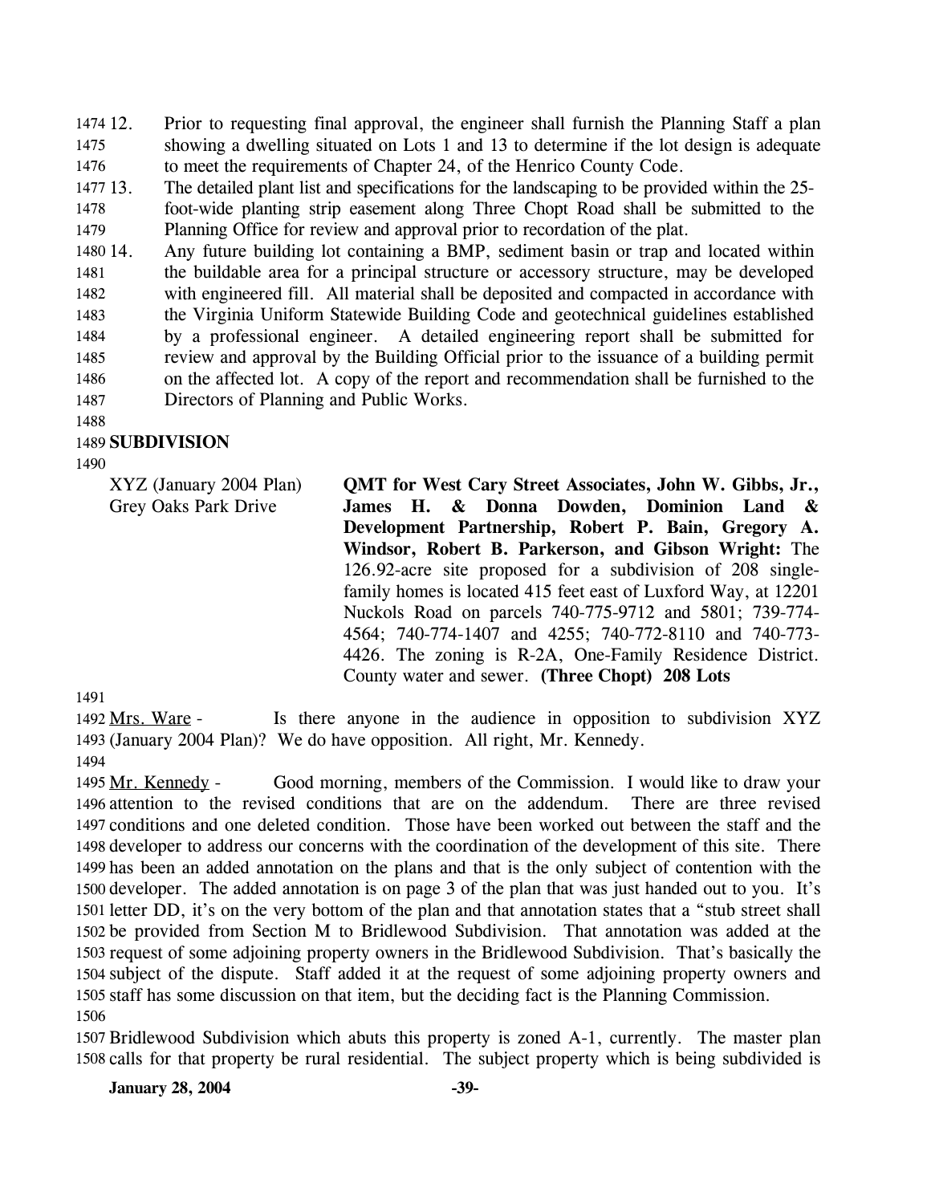12. Prior to requesting final approval, the engineer shall furnish the Planning Staff a plan showing a dwelling situated on Lots 1 and 13 to determine if the lot design is adequate to meet the requirements of Chapter 24, of the Henrico County Code.
13. The detailed plant list and specifications for the landscaping to be provided within the 25-foot-wide planting strip easement along Three Chopt Road shall be submitted to the Planning Office for review and approval prior to recordation of the plat.
14. Any future building lot containing a BMP, sediment basin or trap and located within the buildable area for a principal structure or accessory structure, may be developed with engineered fill. All material shall be deposited and compacted in accordance with the Virginia Uniform Statewide Building Code and geotechnical guidelines established by a professional engineer. A detailed engineering report shall be submitted for review and approval by the Building Official prior to the issuance of a building permit on the affected lot. A copy of the report and recommendation shall be furnished to the Directors of Planning and Public Works.

**SUBDIVISION**

XYZ (January 2004 Plan)
Grey Oaks Park Drive

**QMT for West Cary Street Associates, John W. Gibbs, Jr., James H. & Donna Dowden, Dominion Land & Development Partnership, Robert P. Bain, Gregory A. Windsor, Robert B. Parkerson, and Gibson Wright:** The 126.92-acre site proposed for a subdivision of 208 single-family homes is located 415 feet east of Luxford Way, at 12201 Nuckols Road on parcels 740-775-9712 and 5801; 739-774-4564; 740-774-1407 and 4255; 740-772-8110 and 740-773-4426. The zoning is R-2A, One-Family Residence District. County water and sewer. **(Three Chopt) 208 Lots**

Mrs. Ware - Is there anyone in the audience in opposition to subdivision XYZ (January 2004 Plan)? We do have opposition. All right, Mr. Kennedy.

Mr. Kennedy - Good morning, members of the Commission. I would like to draw your attention to the revised conditions that are on the addendum. There are three revised conditions and one deleted condition. Those have been worked out between the staff and the developer to address our concerns with the coordination of the development of this site. There has been an added annotation on the plans and that is the only subject of contention with the developer. The added annotation is on page 3 of the plan that was just handed out to you. It's letter DD, it's on the very bottom of the plan and that annotation states that a "stub street shall be provided from Section M to Bridlewood Subdivision. That annotation was added at the request of some adjoining property owners in the Bridlewood Subdivision. That's basically the subject of the dispute. Staff added it at the request of some adjoining property owners and staff has some discussion on that item, but the deciding fact is the Planning Commission.

Bridlewood Subdivision which abuts this property is zoned A-1, currently. The master plan calls for that property be rural residential. The subject property which is being subdivided is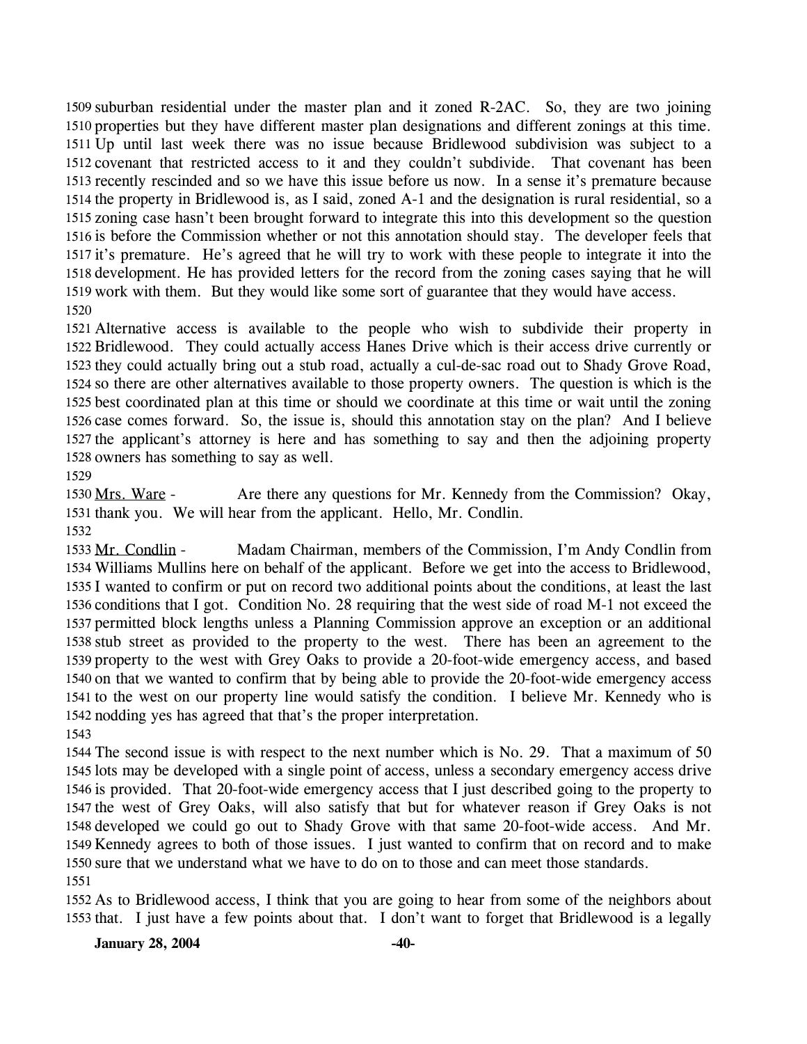1509 suburban residential under the master plan and it zoned R-2AC. So, they are two joining 1510 properties but they have different master plan designations and different zonings at this time. 1511 Up until last week there was no issue because Bridlewood subdivision was subject to a 1512 covenant that restricted access to it and they couldn't subdivide. That covenant has been 1513 recently rescinded and so we have this issue before us now. In a sense it's premature because 1514 the property in Bridlewood is, as I said, zoned A-1 and the designation is rural residential, so a 1515 zoning case hasn't been brought forward to integrate this into this development so the question 1516 is before the Commission whether or not this annotation should stay. The developer feels that 1517 it's premature. He's agreed that he will try to work with these people to integrate it into the 1518 development. He has provided letters for the record from the zoning cases saying that he will 1519 work with them. But they would like some sort of guarantee that they would have access.

1520

1521 Alternative access is available to the people who wish to subdivide their property in 1522 Bridlewood. They could actually access Hanes Drive which is their access drive currently or 1523 they could actually bring out a stub road, actually a cul-de-sac road out to Shady Grove Road, 1524 so there are other alternatives available to those property owners. The question is which is the 1525 best coordinated plan at this time or should we coordinate at this time or wait until the zoning 1526 case comes forward. So, the issue is, should this annotation stay on the plan? And I believe 1527 the applicant's attorney is here and has something to say and then the adjoining property 1528 owners has something to say as well.

1529

1530 Mrs. Ware - Are there any questions for Mr. Kennedy from the Commission? Okay, 1531 thank you. We will hear from the applicant. Hello, Mr. Condlin.

1532

1533 Mr. Condlin - Madam Chairman, members of the Commission, I'm Andy Condlin from 1534 Williams Mullins here on behalf of the applicant. Before we get into the access to Bridlewood, 1535 I wanted to confirm or put on record two additional points about the conditions, at least the last 1536 conditions that I got. Condition No. 28 requiring that the west side of road M-1 not exceed the 1537 permitted block lengths unless a Planning Commission approve an exception or an additional 1538 stub street as provided to the property to the west. There has been an agreement to the 1539 property to the west with Grey Oaks to provide a 20-foot-wide emergency access, and based 1540 on that we wanted to confirm that by being able to provide the 20-foot-wide emergency access 1541 to the west on our property line would satisfy the condition. I believe Mr. Kennedy who is 1542 nodding yes has agreed that that's the proper interpretation.

1543

1544 The second issue is with respect to the next number which is No. 29. That a maximum of 50 1545 lots may be developed with a single point of access, unless a secondary emergency access drive 1546 is provided. That 20-foot-wide emergency access that I just described going to the property to 1547 the west of Grey Oaks, will also satisfy that but for whatever reason if Grey Oaks is not 1548 developed we could go out to Shady Grove with that same 20-foot-wide access. And Mr. 1549 Kennedy agrees to both of those issues. I just wanted to confirm that on record and to make 1550 sure that we understand what we have to do on to those and can meet those standards.

1551

1552 As to Bridlewood access, I think that you are going to hear from some of the neighbors about 1553 that. I just have a few points about that. I don't want to forget that Bridlewood is a legally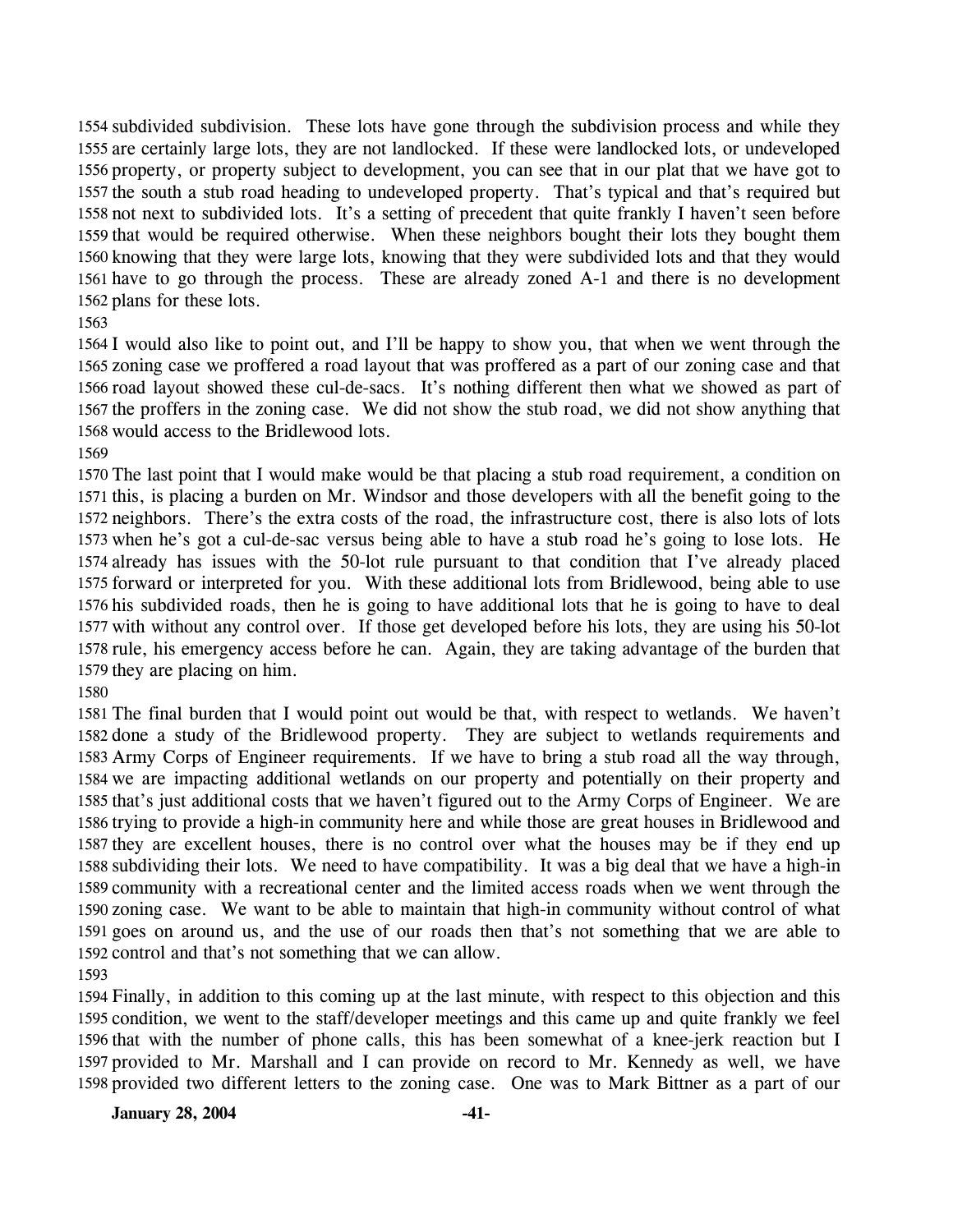subdivided subdivision. These lots have gone through the subdivision process and while they are certainly large lots, they are not landlocked. If these were landlocked lots, or undeveloped property, or property subject to development, you can see that in our plat that we have got to the south a stub road heading to undeveloped property. That's typical and that's required but not next to subdivided lots. It's a setting of precedent that quite frankly I haven't seen before that would be required otherwise. When these neighbors bought their lots they bought them knowing that they were large lots, knowing that they were subdivided lots and that they would have to go through the process. These are already zoned A-1 and there is no development plans for these lots.

I would also like to point out, and I'll be happy to show you, that when we went through the zoning case we proffered a road layout that was proffered as a part of our zoning case and that road layout showed these cul-de-sacs. It's nothing different then what we showed as part of the proffers in the zoning case. We did not show the stub road, we did not show anything that would access to the Bridlewood lots.

The last point that I would make would be that placing a stub road requirement, a condition on this, is placing a burden on Mr. Windsor and those developers with all the benefit going to the neighbors. There's the extra costs of the road, the infrastructure cost, there is also lots of lots when he's got a cul-de-sac versus being able to have a stub road he's going to lose lots. He already has issues with the 50-lot rule pursuant to that condition that I've already placed forward or interpreted for you. With these additional lots from Bridlewood, being able to use his subdivided roads, then he is going to have additional lots that he is going to have to deal with without any control over. If those get developed before his lots, they are using his 50-lot rule, his emergency access before he can. Again, they are taking advantage of the burden that they are placing on him.

The final burden that I would point out would be that, with respect to wetlands. We haven't done a study of the Bridlewood property. They are subject to wetlands requirements and Army Corps of Engineer requirements. If we have to bring a stub road all the way through, we are impacting additional wetlands on our property and potentially on their property and that's just additional costs that we haven't figured out to the Army Corps of Engineer. We are trying to provide a high-in community here and while those are great houses in Bridlewood and they are excellent houses, there is no control over what the houses may be if they end up subdividing their lots. We need to have compatibility. It was a big deal that we have a high-in community with a recreational center and the limited access roads when we went through the zoning case. We want to be able to maintain that high-in community without control of what goes on around us, and the use of our roads then that's not something that we are able to control and that's not something that we can allow.

Finally, in addition to this coming up at the last minute, with respect to this objection and this condition, we went to the staff/developer meetings and this came up and quite frankly we feel that with the number of phone calls, this has been somewhat of a knee-jerk reaction but I provided to Mr. Marshall and I can provide on record to Mr. Kennedy as well, we have provided two different letters to the zoning case. One was to Mark Bittner as a part of our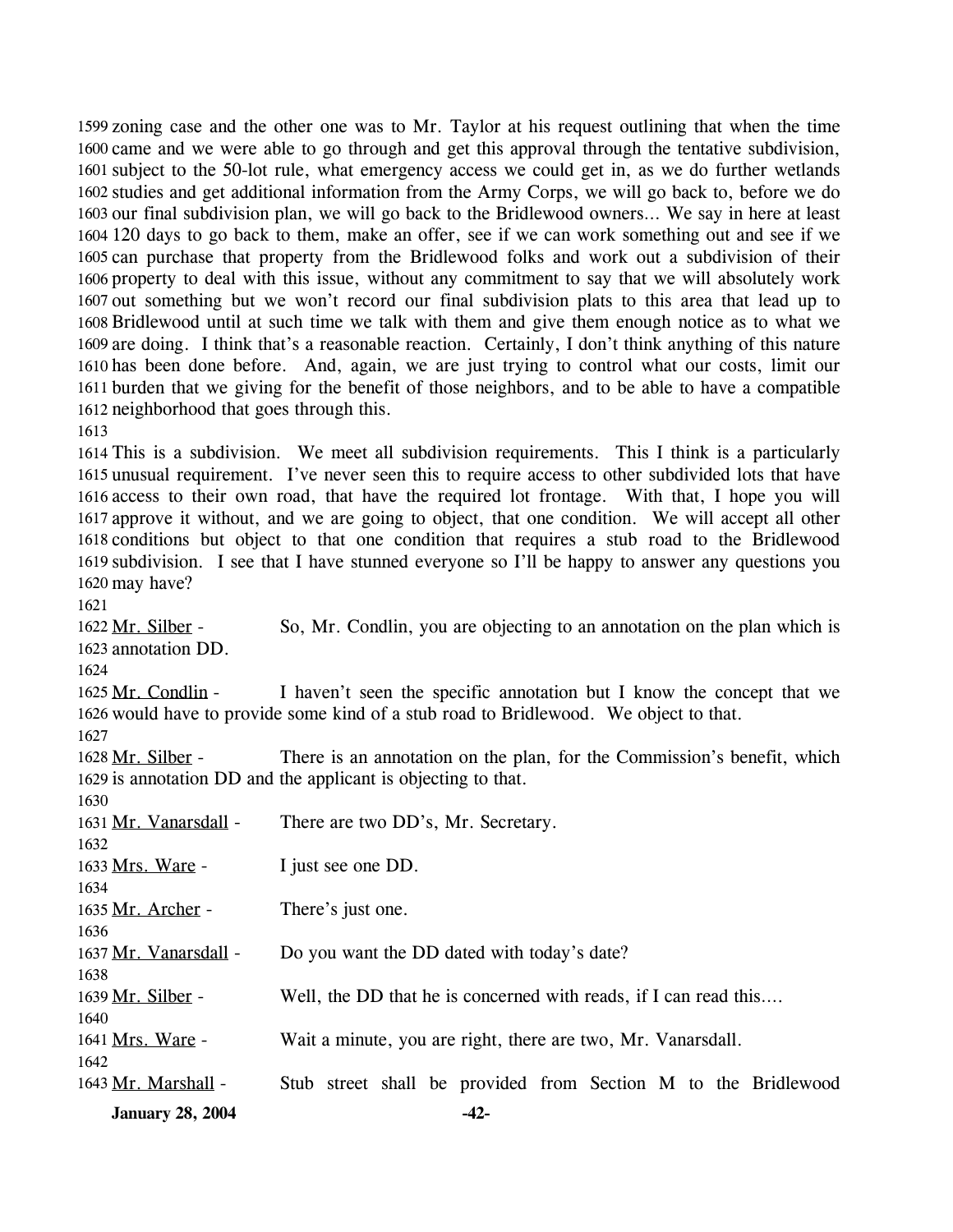1599 zoning case and the other one was to Mr. Taylor at his request outlining that when the time
1600 came and we were able to go through and get this approval through the tentative subdivision,
1601 subject to the 50-lot rule, what emergency access we could get in, as we do further wetlands
1602 studies and get additional information from the Army Corps, we will go back to, before we do
1603 our final subdivision plan, we will go back to the Bridlewood owners... We say in here at least
1604 120 days to go back to them, make an offer, see if we can work something out and see if we
1605 can purchase that property from the Bridlewood folks and work out a subdivision of their
1606 property to deal with this issue, without any commitment to say that we will absolutely work
1607 out something but we won't record our final subdivision plats to this area that lead up to
1608 Bridlewood until at such time we talk with them and give them enough notice as to what we
1609 are doing. I think that's a reasonable reaction. Certainly, I don't think anything of this nature
1610 has been done before. And, again, we are just trying to control what our costs, limit our
1611 burden that we giving for the benefit of those neighbors, and to be able to have a compatible
1612 neighborhood that goes through this.
1613
1614 This is a subdivision. We meet all subdivision requirements. This I think is a particularly
1615 unusual requirement. I've never seen this to require access to other subdivided lots that have
1616 access to their own road, that have the required lot frontage. With that, I hope you will
1617 approve it without, and we are going to object, that one condition. We will accept all other
1618 conditions but object to that one condition that requires a stub road to the Bridlewood
1619 subdivision. I see that I have stunned everyone so I'll be happy to answer any questions you
1620 may have?
1621
1622 Mr. Silber - So, Mr. Condlin, you are objecting to an annotation on the plan which is
1623 annotation DD.
1624
1625 Mr. Condlin - I haven't seen the specific annotation but I know the concept that we
1626 would have to provide some kind of a stub road to Bridlewood. We object to that.
1627
1628 Mr. Silber - There is an annotation on the plan, for the Commission's benefit, which
1629 is annotation DD and the applicant is objecting to that.
1630
1631 Mr. Vanarsdall - There are two DD's, Mr. Secretary.
1632
1633 Mrs. Ware - I just see one DD.
1634
1635 Mr. Archer - There's just one.
1636
1637 Mr. Vanarsdall - Do you want the DD dated with today's date?
1638
1639 Mr. Silber - Well, the DD that he is concerned with reads, if I can read this....
1640
1641 Mrs. Ware - Wait a minute, you are right, there are two, Mr. Vanarsdall.
1642
1643 Mr. Marshall - Stub street shall be provided from Section M to the Bridlewood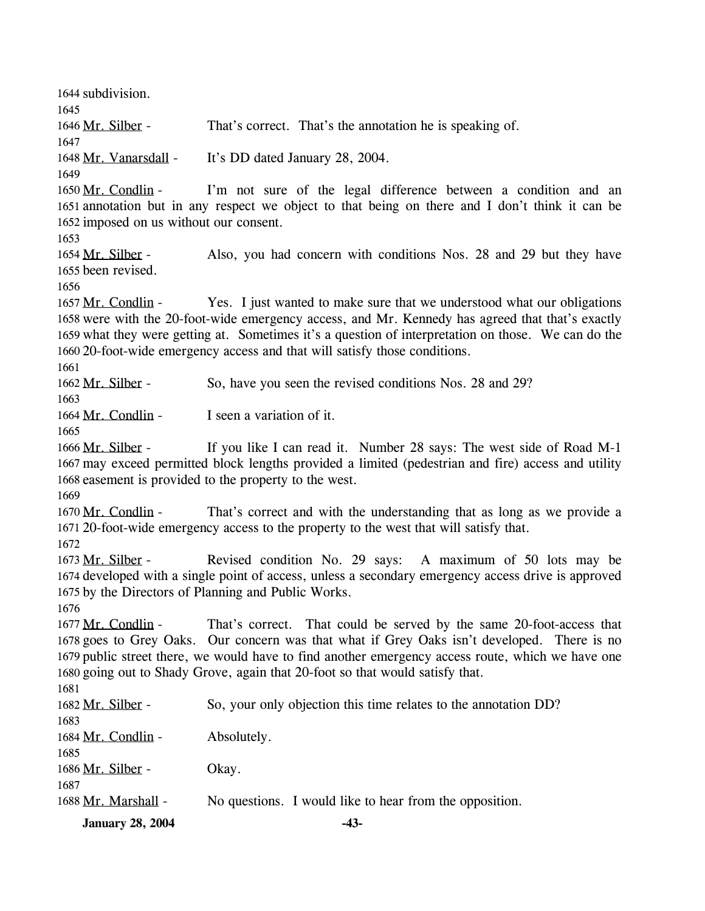1644 subdivision.
1645
1646 Mr. Silber - That's correct. That's the annotation he is speaking of.
1647
1648 Mr. Vanarsdall - It's DD dated January 28, 2004.
1649
1650 Mr. Condlin - I'm not sure of the legal difference between a condition and an
1651 annotation but in any respect we object to that being on there and I don't think it can be
1652 imposed on us without our consent.
1653
1654 Mr. Silber - Also, you had concern with conditions Nos. 28 and 29 but they have
1655 been revised.
1656
1657 Mr. Condlin - Yes. I just wanted to make sure that we understood what our obligations
1658 were with the 20-foot-wide emergency access, and Mr. Kennedy has agreed that that's exactly
1659 what they were getting at. Sometimes it's a question of interpretation on those. We can do the
1660 20-foot-wide emergency access and that will satisfy those conditions.
1661
1662 Mr. Silber - So, have you seen the revised conditions Nos. 28 and 29?
1663
1664 Mr. Condlin - I seen a variation of it.
1665
1666 Mr. Silber - If you like I can read it. Number 28 says: The west side of Road M-1
1667 may exceed permitted block lengths provided a limited (pedestrian and fire) access and utility
1668 easement is provided to the property to the west.
1669
1670 Mr. Condlin - That's correct and with the understanding that as long as we provide a
1671 20-foot-wide emergency access to the property to the west that will satisfy that.
1672
1673 Mr. Silber - Revised condition No. 29 says: A maximum of 50 lots may be
1674 developed with a single point of access, unless a secondary emergency access drive is approved
1675 by the Directors of Planning and Public Works.
1676
1677 Mr. Condlin - That's correct. That could be served by the same 20-foot-access that
1678 goes to Grey Oaks. Our concern was that what if Grey Oaks isn't developed. There is no
1679 public street there, we would have to find another emergency access route, which we have one
1680 going out to Shady Grove, again that 20-foot so that would satisfy that.
1681
1682 Mr. Silber - So, your only objection this time relates to the annotation DD?
1683
1684 Mr. Condlin - Absolutely.
1685
1686 Mr. Silber - Okay.
1687
1688 Mr. Marshall - No questions. I would like to hear from the opposition.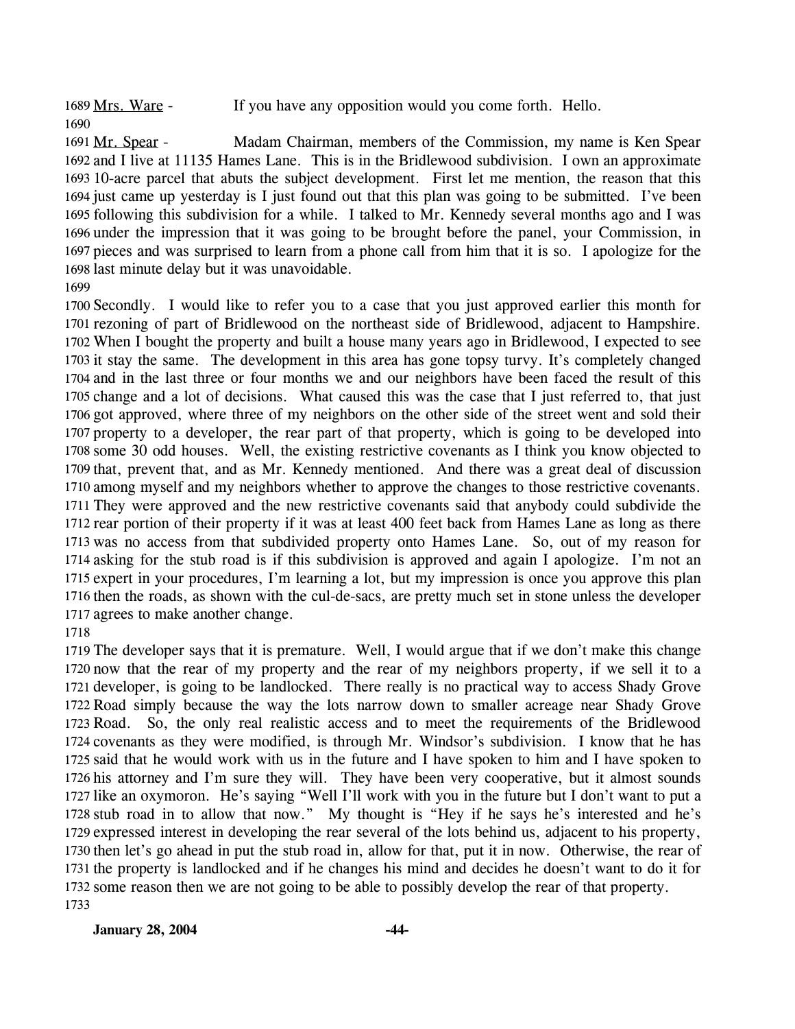Mrs. Ware - If you have any opposition would you come forth. Hello.

Mr. Spear - Madam Chairman, members of the Commission, my name is Ken Spear and I live at 11135 Hames Lane. This is in the Bridlewood subdivision. I own an approximate 10-acre parcel that abuts the subject development. First let me mention, the reason that this just came up yesterday is I just found out that this plan was going to be submitted. I've been following this subdivision for a while. I talked to Mr. Kennedy several months ago and I was under the impression that it was going to be brought before the panel, your Commission, in pieces and was surprised to learn from a phone call from him that it is so. I apologize for the last minute delay but it was unavoidable.

Secondly. I would like to refer you to a case that you just approved earlier this month for rezoning of part of Bridlewood on the northeast side of Bridlewood, adjacent to Hampshire. When I bought the property and built a house many years ago in Bridlewood, I expected to see it stay the same. The development in this area has gone topsy turvy. It's completely changed and in the last three or four months we and our neighbors have been faced the result of this change and a lot of decisions. What caused this was the case that I just referred to, that just got approved, where three of my neighbors on the other side of the street went and sold their property to a developer, the rear part of that property, which is going to be developed into some 30 odd houses. Well, the existing restrictive covenants as I think you know objected to that, prevent that, and as Mr. Kennedy mentioned. And there was a great deal of discussion among myself and my neighbors whether to approve the changes to those restrictive covenants. They were approved and the new restrictive covenants said that anybody could subdivide the rear portion of their property if it was at least 400 feet back from Hames Lane as long as there was no access from that subdivided property onto Hames Lane. So, out of my reason for asking for the stub road is if this subdivision is approved and again I apologize. I'm not an expert in your procedures, I'm learning a lot, but my impression is once you approve this plan then the roads, as shown with the cul-de-sacs, are pretty much set in stone unless the developer agrees to make another change.

The developer says that it is premature. Well, I would argue that if we don't make this change now that the rear of my property and the rear of my neighbors property, if we sell it to a developer, is going to be landlocked. There really is no practical way to access Shady Grove Road simply because the way the lots narrow down to smaller acreage near Shady Grove Road. So, the only real realistic access and to meet the requirements of the Bridlewood covenants as they were modified, is through Mr. Windsor's subdivision. I know that he has said that he would work with us in the future and I have spoken to him and I have spoken to his attorney and I'm sure they will. They have been very cooperative, but it almost sounds like an oxymoron. He's saying "Well I'll work with you in the future but I don't want to put a stub road in to allow that now." My thought is "Hey if he says he's interested and he's expressed interest in developing the rear several of the lots behind us, adjacent to his property, then let's go ahead in put the stub road in, allow for that, put it in now. Otherwise, the rear of the property is landlocked and if he changes his mind and decides he doesn't want to do it for some reason then we are not going to be able to possibly develop the rear of that property.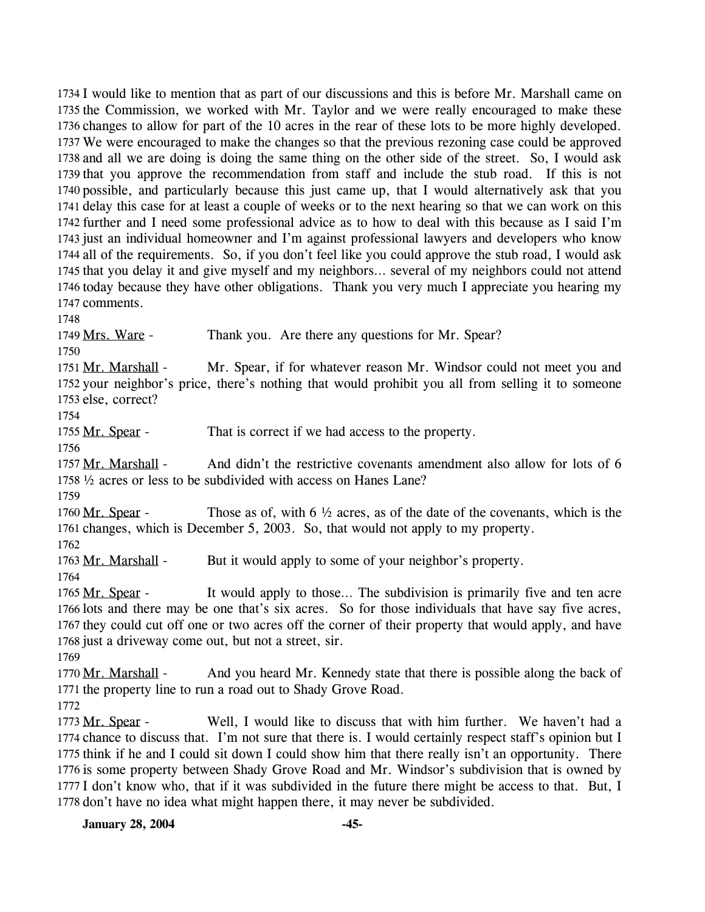I would like to mention that as part of our discussions and this is before Mr. Marshall came on the Commission, we worked with Mr. Taylor and we were really encouraged to make these changes to allow for part of the 10 acres in the rear of these lots to be more highly developed. We were encouraged to make the changes so that the previous rezoning case could be approved and all we are doing is doing the same thing on the other side of the street. So, I would ask that you approve the recommendation from staff and include the stub road. If this is not possible, and particularly because this just came up, that I would alternatively ask that you delay this case for at least a couple of weeks or to the next hearing so that we can work on this further and I need some professional advice as to how to deal with this because as I said I'm just an individual homeowner and I'm against professional lawyers and developers who know all of the requirements. So, if you don't feel like you could approve the stub road, I would ask that you delay it and give myself and my neighbors… several of my neighbors could not attend today because they have other obligations. Thank you very much I appreciate you hearing my comments.

Mrs. Ware - Thank you. Are there any questions for Mr. Spear?

Mr. Marshall - Mr. Spear, if for whatever reason Mr. Windsor could not meet you and your neighbor's price, there's nothing that would prohibit you all from selling it to someone else, correct?

Mr. Spear - That is correct if we had access to the property.

Mr. Marshall - And didn't the restrictive covenants amendment also allow for lots of 6 ½ acres or less to be subdivided with access on Hanes Lane?

Mr. Spear - Those as of, with 6 ½ acres, as of the date of the covenants, which is the changes, which is December 5, 2003. So, that would not apply to my property.

Mr. Marshall - But it would apply to some of your neighbor's property.

Mr. Spear - It would apply to those… The subdivision is primarily five and ten acre lots and there may be one that's six acres. So for those individuals that have say five acres, they could cut off one or two acres off the corner of their property that would apply, and have just a driveway come out, but not a street, sir.

Mr. Marshall - And you heard Mr. Kennedy state that there is possible along the back of the property line to run a road out to Shady Grove Road.

Mr. Spear - Well, I would like to discuss that with him further. We haven't had a chance to discuss that. I'm not sure that there is. I would certainly respect staff's opinion but I think if he and I could sit down I could show him that there really isn't an opportunity. There is some property between Shady Grove Road and Mr. Windsor's subdivision that is owned by I don't know who, that if it was subdivided in the future there might be access to that. But, I don't have no idea what might happen there, it may never be subdivided.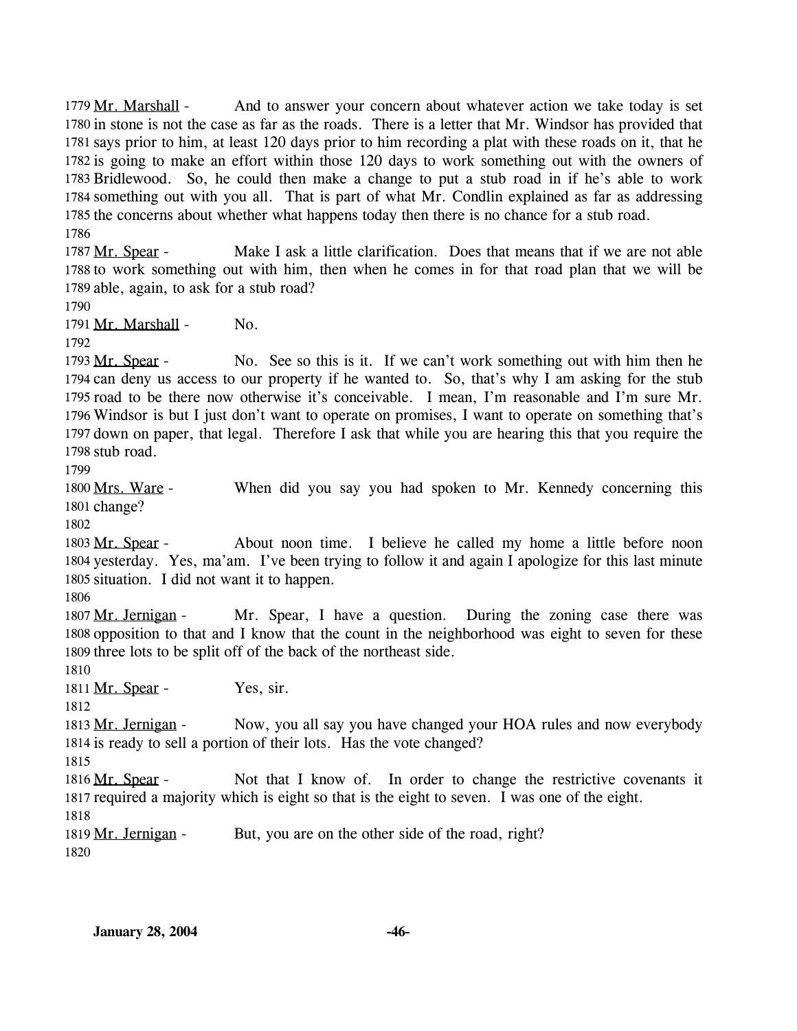1779 Mr. Marshall - And to answer your concern about whatever action we take today is set
1780 in stone is not the case as far as the roads. There is a letter that Mr. Windsor has provided that
1781 says prior to him, at least 120 days prior to him recording a plat with these roads on it, that he
1782 is going to make an effort within those 120 days to work something out with the owners of
1783 Bridlewood. So, he could then make a change to put a stub road in if he's able to work
1784 something out with you all. That is part of what Mr. Condlin explained as far as addressing
1785 the concerns about whether what happens today then there is no chance for a stub road.
1786
1787 Mr. Spear - Make I ask a little clarification. Does that means that if we are not able
1788 to work something out with him, then when he comes in for that road plan that we will be
1789 able, again, to ask for a stub road?
1790
1791 Mr. Marshall - No.
1792
1793 Mr. Spear - No. See so this is it. If we can't work something out with him then he
1794 can deny us access to our property if he wanted to. So, that's why I am asking for the stub
1795 road to be there now otherwise it's conceivable. I mean, I'm reasonable and I'm sure Mr.
1796 Windsor is but I just don't want to operate on promises, I want to operate on something that's
1797 down on paper, that legal. Therefore I ask that while you are hearing this that you require the
1798 stub road.
1799
1800 Mrs. Ware - When did you say you had spoken to Mr. Kennedy concerning this
1801 change?
1802
1803 Mr. Spear - About noon time. I believe he called my home a little before noon
1804 yesterday. Yes, ma'am. I've been trying to follow it and again I apologize for this last minute
1805 situation. I did not want it to happen.
1806
1807 Mr. Jernigan - Mr. Spear, I have a question. During the zoning case there was
1808 opposition to that and I know that the count in the neighborhood was eight to seven for these
1809 three lots to be split off of the back of the northeast side.
1810
1811 Mr. Spear - Yes, sir.
1812
1813 Mr. Jernigan - Now, you all say you have changed your HOA rules and now everybody
1814 is ready to sell a portion of their lots. Has the vote changed?
1815
1816 Mr. Spear - Not that I know of. In order to change the restrictive covenants it
1817 required a majority which is eight so that is the eight to seven. I was one of the eight.
1818
1819 Mr. Jernigan - But, you are on the other side of the road, right?
1820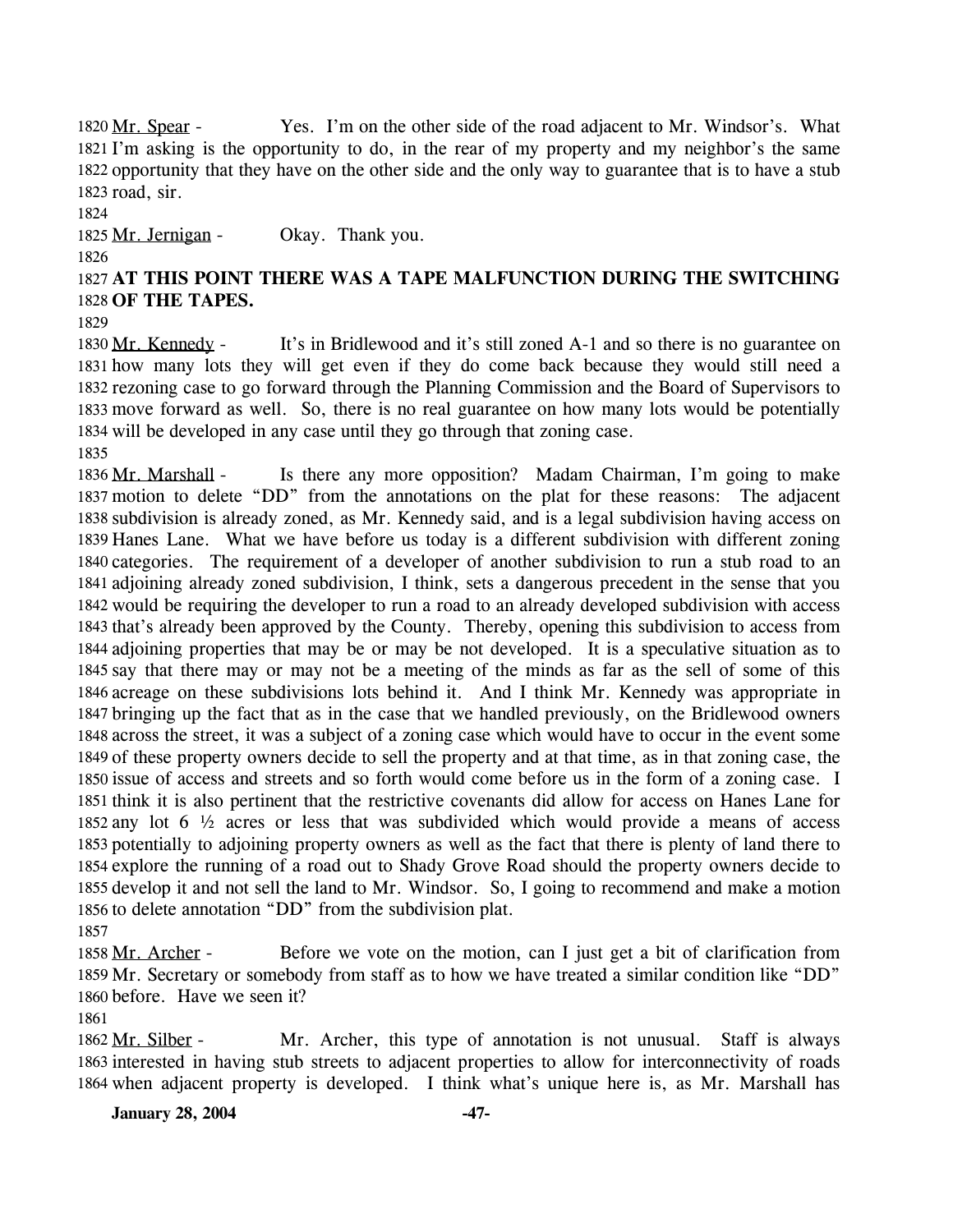1820 Mr. Spear - Yes. I'm on the other side of the road adjacent to Mr. Windsor's. What 1821 I'm asking is the opportunity to do, in the rear of my property and my neighbor's the same 1822 opportunity that they have on the other side and the only way to guarantee that is to have a stub 1823 road, sir.

1824

1825 Mr. Jernigan - Okay. Thank you.

1826

1827 **AT THIS POINT THERE WAS A TAPE MALFUNCTION DURING THE SWITCHING** 1828 **OF THE TAPES.**

1829

1830 Mr. Kennedy - It's in Bridlewood and it's still zoned A-1 and so there is no guarantee on 1831 how many lots they will get even if they do come back because they would still need a 1832 rezoning case to go forward through the Planning Commission and the Board of Supervisors to 1833 move forward as well. So, there is no real guarantee on how many lots would be potentially 1834 will be developed in any case until they go through that zoning case.

1835

1836 Mr. Marshall - Is there any more opposition? Madam Chairman, I'm going to make 1837 motion to delete "DD" from the annotations on the plat for these reasons: The adjacent 1838 subdivision is already zoned, as Mr. Kennedy said, and is a legal subdivision having access on 1839 Hanes Lane. What we have before us today is a different subdivision with different zoning 1840 categories. The requirement of a developer of another subdivision to run a stub road to an 1841 adjoining already zoned subdivision, I think, sets a dangerous precedent in the sense that you 1842 would be requiring the developer to run a road to an already developed subdivision with access 1843 that's already been approved by the County. Thereby, opening this subdivision to access from 1844 adjoining properties that may be or may be not developed. It is a speculative situation as to 1845 say that there may or may not be a meeting of the minds as far as the sell of some of this 1846 acreage on these subdivisions lots behind it. And I think Mr. Kennedy was appropriate in 1847 bringing up the fact that as in the case that we handled previously, on the Bridlewood owners 1848 across the street, it was a subject of a zoning case which would have to occur in the event some 1849 of these property owners decide to sell the property and at that time, as in that zoning case, the 1850 issue of access and streets and so forth would come before us in the form of a zoning case. I 1851 think it is also pertinent that the restrictive covenants did allow for access on Hanes Lane for 1852 any lot 6 ½ acres or less that was subdivided which would provide a means of access 1853 potentially to adjoining property owners as well as the fact that there is plenty of land there to 1854 explore the running of a road out to Shady Grove Road should the property owners decide to 1855 develop it and not sell the land to Mr. Windsor. So, I going to recommend and make a motion 1856 to delete annotation "DD" from the subdivision plat.

1857

1858 Mr. Archer - Before we vote on the motion, can I just get a bit of clarification from 1859 Mr. Secretary or somebody from staff as to how we have treated a similar condition like "DD" 1860 before. Have we seen it?

1861

1862 Mr. Silber - Mr. Archer, this type of annotation is not unusual. Staff is always 1863 interested in having stub streets to adjacent properties to allow for interconnectivity of roads 1864 when adjacent property is developed. I think what's unique here is, as Mr. Marshall has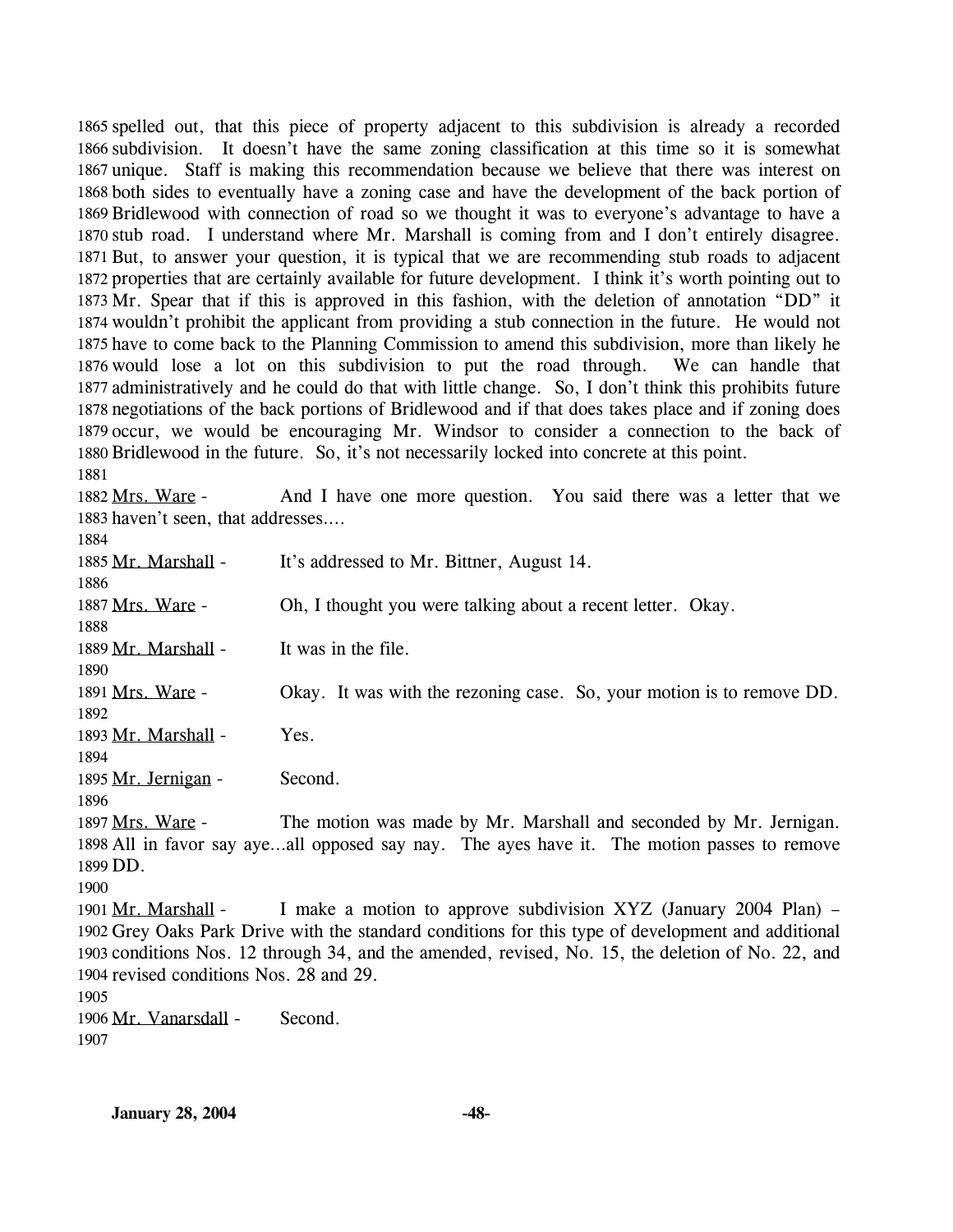1865 spelled out, that this piece of property adjacent to this subdivision is already a recorded 1866 subdivision. It doesn't have the same zoning classification at this time so it is somewhat 1867 unique. Staff is making this recommendation because we believe that there was interest on 1868 both sides to eventually have a zoning case and have the development of the back portion of 1869 Bridlewood with connection of road so we thought it was to everyone's advantage to have a 1870 stub road. I understand where Mr. Marshall is coming from and I don't entirely disagree. 1871 But, to answer your question, it is typical that we are recommending stub roads to adjacent 1872 properties that are certainly available for future development. I think it's worth pointing out to 1873 Mr. Spear that if this is approved in this fashion, with the deletion of annotation "DD" it 1874 wouldn't prohibit the applicant from providing a stub connection in the future. He would not 1875 have to come back to the Planning Commission to amend this subdivision, more than likely he 1876 would lose a lot on this subdivision to put the road through. We can handle that 1877 administratively and he could do that with little change. So, I don't think this prohibits future 1878 negotiations of the back portions of Bridlewood and if that does takes place and if zoning does 1879 occur, we would be encouraging Mr. Windsor to consider a connection to the back of 1880 Bridlewood in the future. So, it's not necessarily locked into concrete at this point.

1881

1882 Mrs. Ware - And I have one more question. You said there was a letter that we 1883 haven't seen, that addresses….

1884

1885 Mr. Marshall - It's addressed to Mr. Bittner, August 14.

1886

1887 Mrs. Ware - Oh, I thought you were talking about a recent letter. Okay.

1888

1889 Mr. Marshall - It was in the file.

1890

1891 Mrs. Ware - Okay. It was with the rezoning case. So, your motion is to remove DD.

1892

1893 Mr. Marshall - Yes.

1894

1895 Mr. Jernigan - Second.

1896

1897 Mrs. Ware - The motion was made by Mr. Marshall and seconded by Mr. Jernigan. 1898 All in favor say aye…all opposed say nay. The ayes have it. The motion passes to remove 1899 DD.

1900

1901 Mr. Marshall - I make a motion to approve subdivision XYZ (January 2004 Plan) – 1902 Grey Oaks Park Drive with the standard conditions for this type of development and additional 1903 conditions Nos. 12 through 34, and the amended, revised, No. 15, the deletion of No. 22, and 1904 revised conditions Nos. 28 and 29.

1905

1906 Mr. Vanarsdall - Second.

1907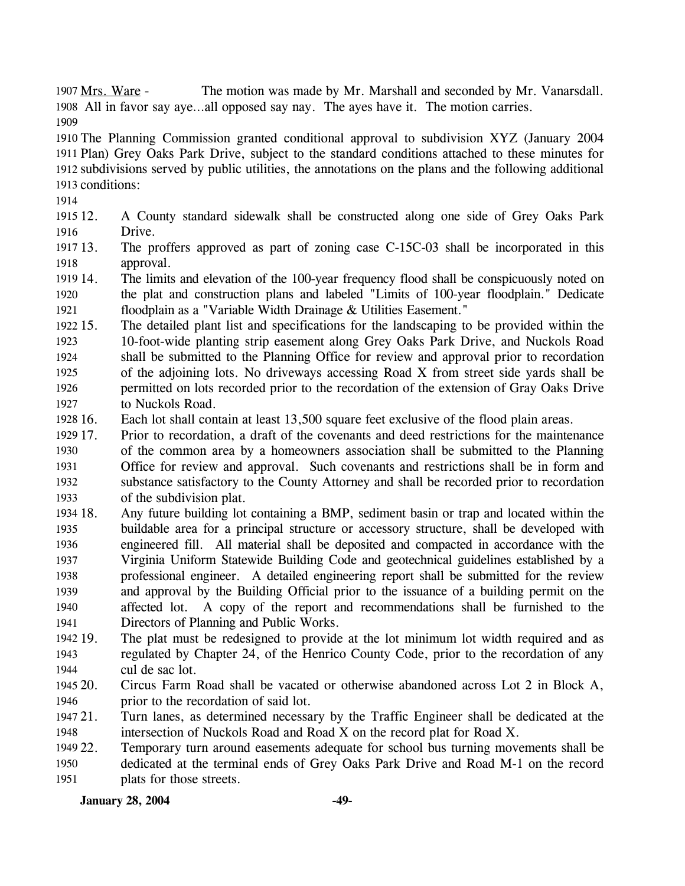Mrs. Ware - The motion was made by Mr. Marshall and seconded by Mr. Vanarsdall. All in favor say aye…all opposed say nay. The ayes have it. The motion carries.

The Planning Commission granted conditional approval to subdivision XYZ (January 2004 Plan) Grey Oaks Park Drive, subject to the standard conditions attached to these minutes for subdivisions served by public utilities, the annotations on the plans and the following additional conditions:

12. A County standard sidewalk shall be constructed along one side of Grey Oaks Park Drive.
13. The proffers approved as part of zoning case C-15C-03 shall be incorporated in this approval.
14. The limits and elevation of the 100-year frequency flood shall be conspicuously noted on the plat and construction plans and labeled "Limits of 100-year floodplain." Dedicate floodplain as a "Variable Width Drainage & Utilities Easement."
15. The detailed plant list and specifications for the landscaping to be provided within the 10-foot-wide planting strip easement along Grey Oaks Park Drive, and Nuckols Road shall be submitted to the Planning Office for review and approval prior to recordation of the adjoining lots. No driveways accessing Road X from street side yards shall be permitted on lots recorded prior to the recordation of the extension of Gray Oaks Drive to Nuckols Road.
16. Each lot shall contain at least 13,500 square feet exclusive of the flood plain areas.
17. Prior to recordation, a draft of the covenants and deed restrictions for the maintenance of the common area by a homeowners association shall be submitted to the Planning Office for review and approval. Such covenants and restrictions shall be in form and substance satisfactory to the County Attorney and shall be recorded prior to recordation of the subdivision plat.
18. Any future building lot containing a BMP, sediment basin or trap and located within the buildable area for a principal structure or accessory structure, shall be developed with engineered fill. All material shall be deposited and compacted in accordance with the Virginia Uniform Statewide Building Code and geotechnical guidelines established by a professional engineer. A detailed engineering report shall be submitted for the review and approval by the Building Official prior to the issuance of a building permit on the affected lot. A copy of the report and recommendations shall be furnished to the Directors of Planning and Public Works.
19. The plat must be redesigned to provide at the lot minimum lot width required and as regulated by Chapter 24, of the Henrico County Code, prior to the recordation of any cul de sac lot.
20. Circus Farm Road shall be vacated or otherwise abandoned across Lot 2 in Block A, prior to the recordation of said lot.
21. Turn lanes, as determined necessary by the Traffic Engineer shall be dedicated at the intersection of Nuckols Road and Road X on the record plat for Road X.
22. Temporary turn around easements adequate for school bus turning movements shall be dedicated at the terminal ends of Grey Oaks Park Drive and Road M-1 on the record plats for those streets.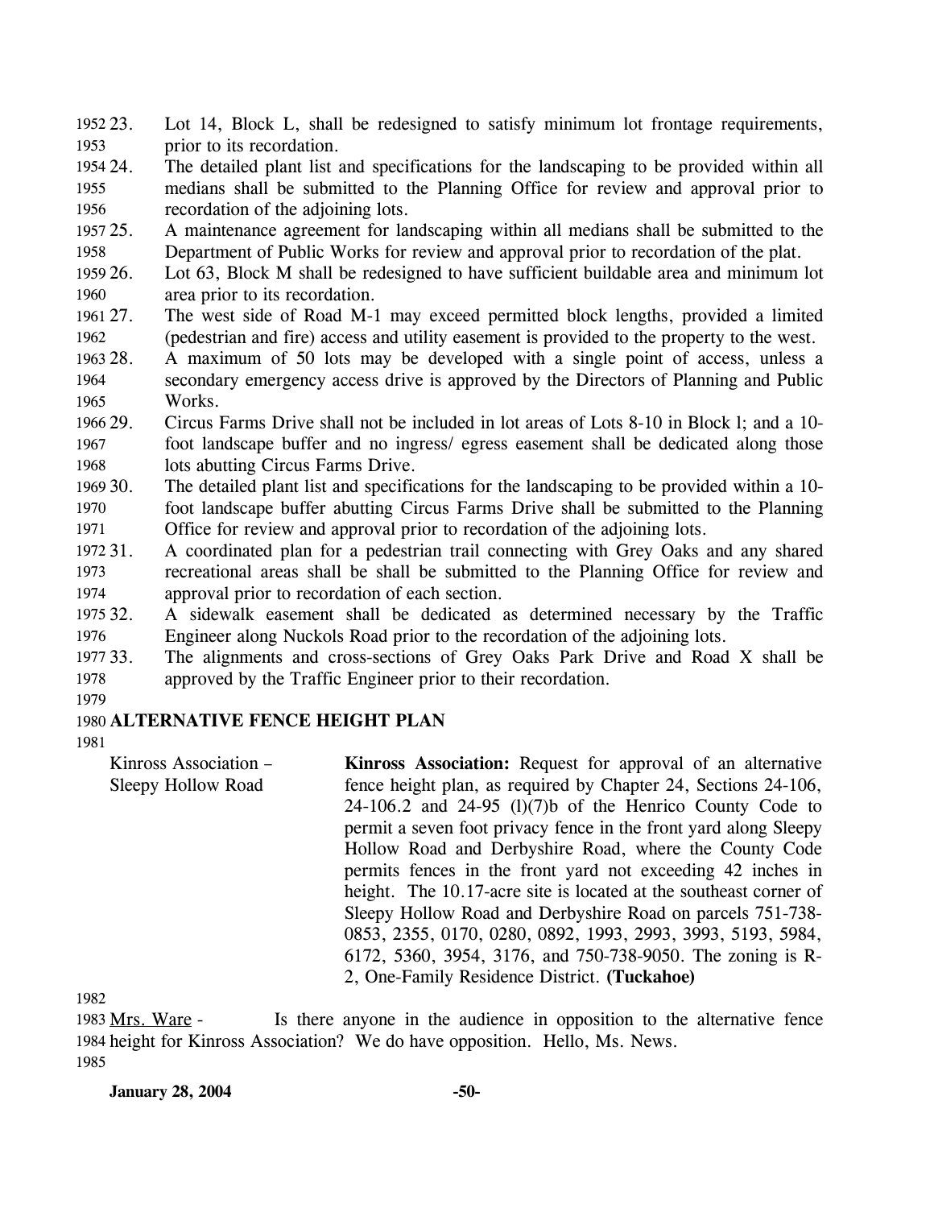23. Lot 14, Block L, shall be redesigned to satisfy minimum lot frontage requirements, prior to its recordation.
24. The detailed plant list and specifications for the landscaping to be provided within all medians shall be submitted to the Planning Office for review and approval prior to recordation of the adjoining lots.
25. A maintenance agreement for landscaping within all medians shall be submitted to the Department of Public Works for review and approval prior to recordation of the plat.
26. Lot 63, Block M shall be redesigned to have sufficient buildable area and minimum lot area prior to its recordation.
27. The west side of Road M-1 may exceed permitted block lengths, provided a limited (pedestrian and fire) access and utility easement is provided to the property to the west.
28. A maximum of 50 lots may be developed with a single point of access, unless a secondary emergency access drive is approved by the Directors of Planning and Public Works.
29. Circus Farms Drive shall not be included in lot areas of Lots 8-10 in Block l; and a 10-foot landscape buffer and no ingress/ egress easement shall be dedicated along those lots abutting Circus Farms Drive.
30. The detailed plant list and specifications for the landscaping to be provided within a 10-foot landscape buffer abutting Circus Farms Drive shall be submitted to the Planning Office for review and approval prior to recordation of the adjoining lots.
31. A coordinated plan for a pedestrian trail connecting with Grey Oaks and any shared recreational areas shall be shall be submitted to the Planning Office for review and approval prior to recordation of each section.
32. A sidewalk easement shall be dedicated as determined necessary by the Traffic Engineer along Nuckols Road prior to the recordation of the adjoining lots.
33. The alignments and cross-sections of Grey Oaks Park Drive and Road X shall be approved by the Traffic Engineer prior to their recordation.

## ALTERNATIVE FENCE HEIGHT PLAN

Kinross Association – Sleepy Hollow Road

**Kinross Association:** Request for approval of an alternative fence height plan, as required by Chapter 24, Sections 24-106, 24-106.2 and 24-95 (l)(7)b of the Henrico County Code to permit a seven foot privacy fence in the front yard along Sleepy Hollow Road and Derbyshire Road, where the County Code permits fences in the front yard not exceeding 42 inches in height. The 10.17-acre site is located at the southeast corner of Sleepy Hollow Road and Derbyshire Road on parcels 751-738-0853, 2355, 0170, 0280, 0892, 1993, 2993, 3993, 5193, 5984, 6172, 5360, 3954, 3176, and 750-738-9050. The zoning is R-2, One-Family Residence District. **(Tuckahoe)**

Mrs. Ware - Is there anyone in the audience in opposition to the alternative fence height for Kinross Association? We do have opposition. Hello, Ms. News.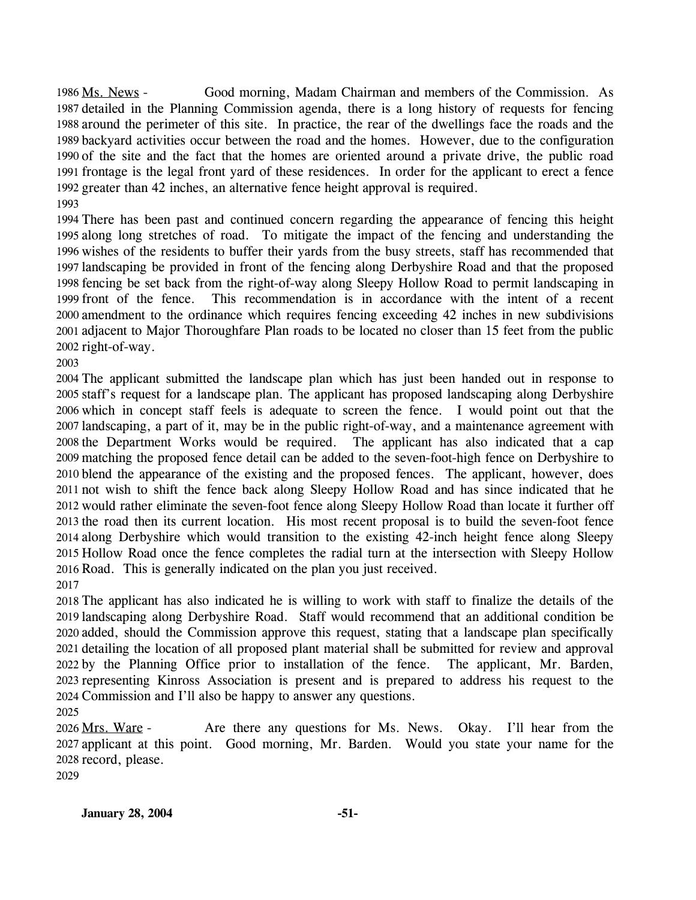1986 Ms. News - Good morning, Madam Chairman and members of the Commission. As 1987 detailed in the Planning Commission agenda, there is a long history of requests for fencing 1988 around the perimeter of this site. In practice, the rear of the dwellings face the roads and the 1989 backyard activities occur between the road and the homes. However, due to the configuration 1990 of the site and the fact that the homes are oriented around a private drive, the public road 1991 frontage is the legal front yard of these residences. In order for the applicant to erect a fence 1992 greater than 42 inches, an alternative fence height approval is required.

1993

1994 There has been past and continued concern regarding the appearance of fencing this height 1995 along long stretches of road. To mitigate the impact of the fencing and understanding the 1996 wishes of the residents to buffer their yards from the busy streets, staff has recommended that 1997 landscaping be provided in front of the fencing along Derbyshire Road and that the proposed 1998 fencing be set back from the right-of-way along Sleepy Hollow Road to permit landscaping in 1999 front of the fence. This recommendation is in accordance with the intent of a recent 2000 amendment to the ordinance which requires fencing exceeding 42 inches in new subdivisions 2001 adjacent to Major Thoroughfare Plan roads to be located no closer than 15 feet from the public 2002 right-of-way.

2003

2004 The applicant submitted the landscape plan which has just been handed out in response to 2005 staff's request for a landscape plan. The applicant has proposed landscaping along Derbyshire 2006 which in concept staff feels is adequate to screen the fence. I would point out that the 2007 landscaping, a part of it, may be in the public right-of-way, and a maintenance agreement with 2008 the Department Works would be required. The applicant has also indicated that a cap 2009 matching the proposed fence detail can be added to the seven-foot-high fence on Derbyshire to 2010 blend the appearance of the existing and the proposed fences. The applicant, however, does 2011 not wish to shift the fence back along Sleepy Hollow Road and has since indicated that he 2012 would rather eliminate the seven-foot fence along Sleepy Hollow Road than locate it further off 2013 the road then its current location. His most recent proposal is to build the seven-foot fence 2014 along Derbyshire which would transition to the existing 42-inch height fence along Sleepy 2015 Hollow Road once the fence completes the radial turn at the intersection with Sleepy Hollow 2016 Road. This is generally indicated on the plan you just received.

2017

2018 The applicant has also indicated he is willing to work with staff to finalize the details of the 2019 landscaping along Derbyshire Road. Staff would recommend that an additional condition be 2020 added, should the Commission approve this request, stating that a landscape plan specifically 2021 detailing the location of all proposed plant material shall be submitted for review and approval 2022 by the Planning Office prior to installation of the fence. The applicant, Mr. Barden, 2023 representing Kinross Association is present and is prepared to address his request to the 2024 Commission and I'll also be happy to answer any questions.

2025

2026 Mrs. Ware - Are there any questions for Ms. News. Okay. I'll hear from the 2027 applicant at this point. Good morning, Mr. Barden. Would you state your name for the 2028 record, please.

2029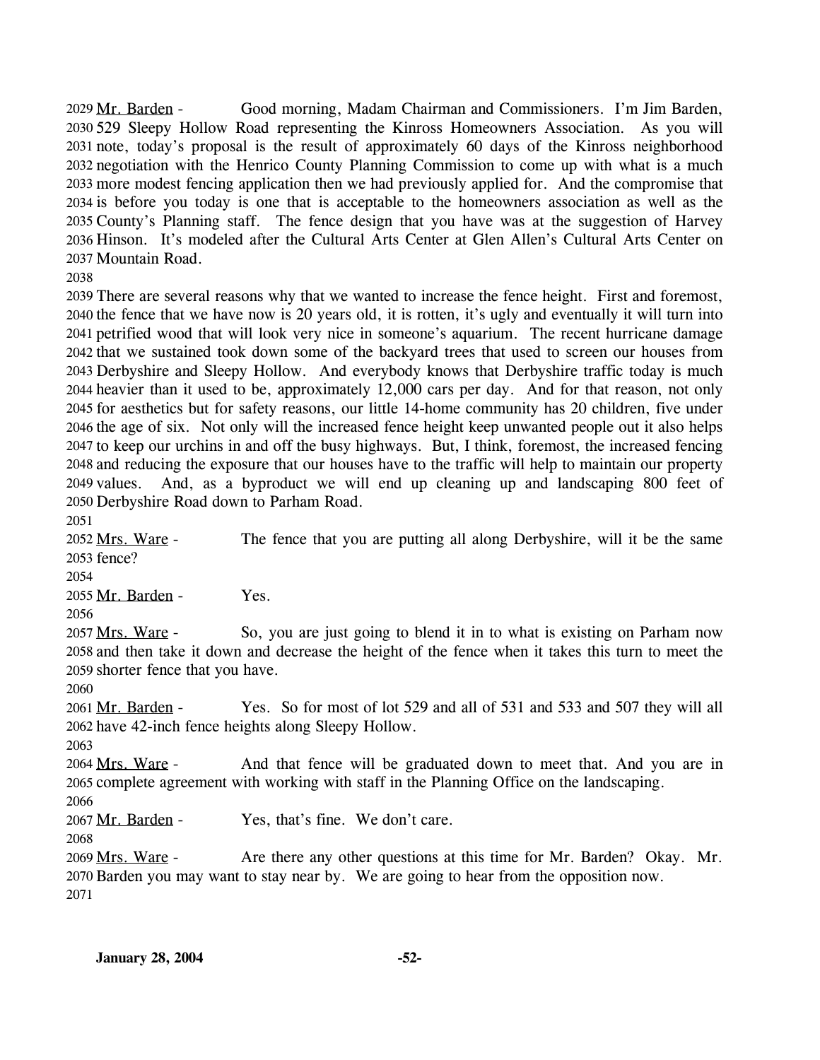Mr. Barden - Good morning, Madam Chairman and Commissioners. I'm Jim Barden, 529 Sleepy Hollow Road representing the Kinross Homeowners Association. As you will note, today's proposal is the result of approximately 60 days of the Kinross neighborhood negotiation with the Henrico County Planning Commission to come up with what is a much more modest fencing application then we had previously applied for. And the compromise that is before you today is one that is acceptable to the homeowners association as well as the County's Planning staff. The fence design that you have was at the suggestion of Harvey Hinson. It's modeled after the Cultural Arts Center at Glen Allen's Cultural Arts Center on Mountain Road.

There are several reasons why that we wanted to increase the fence height. First and foremost, the fence that we have now is 20 years old, it is rotten, it's ugly and eventually it will turn into petrified wood that will look very nice in someone's aquarium. The recent hurricane damage that we sustained took down some of the backyard trees that used to screen our houses from Derbyshire and Sleepy Hollow. And everybody knows that Derbyshire traffic today is much heavier than it used to be, approximately 12,000 cars per day. And for that reason, not only for aesthetics but for safety reasons, our little 14-home community has 20 children, five under the age of six. Not only will the increased fence height keep unwanted people out it also helps to keep our urchins in and off the busy highways. But, I think, foremost, the increased fencing and reducing the exposure that our houses have to the traffic will help to maintain our property values. And, as a byproduct we will end up cleaning up and landscaping 800 feet of Derbyshire Road down to Parham Road.

Mrs. Ware - The fence that you are putting all along Derbyshire, will it be the same fence?

Mr. Barden - Yes.

Mrs. Ware - So, you are just going to blend it in to what is existing on Parham now and then take it down and decrease the height of the fence when it takes this turn to meet the shorter fence that you have.

Mr. Barden - Yes. So for most of lot 529 and all of 531 and 533 and 507 they will all have 42-inch fence heights along Sleepy Hollow.

Mrs. Ware - And that fence will be graduated down to meet that. And you are in complete agreement with working with staff in the Planning Office on the landscaping.

Mr. Barden - Yes, that's fine. We don't care.

Mrs. Ware - Are there any other questions at this time for Mr. Barden? Okay. Mr. Barden you may want to stay near by. We are going to hear from the opposition now.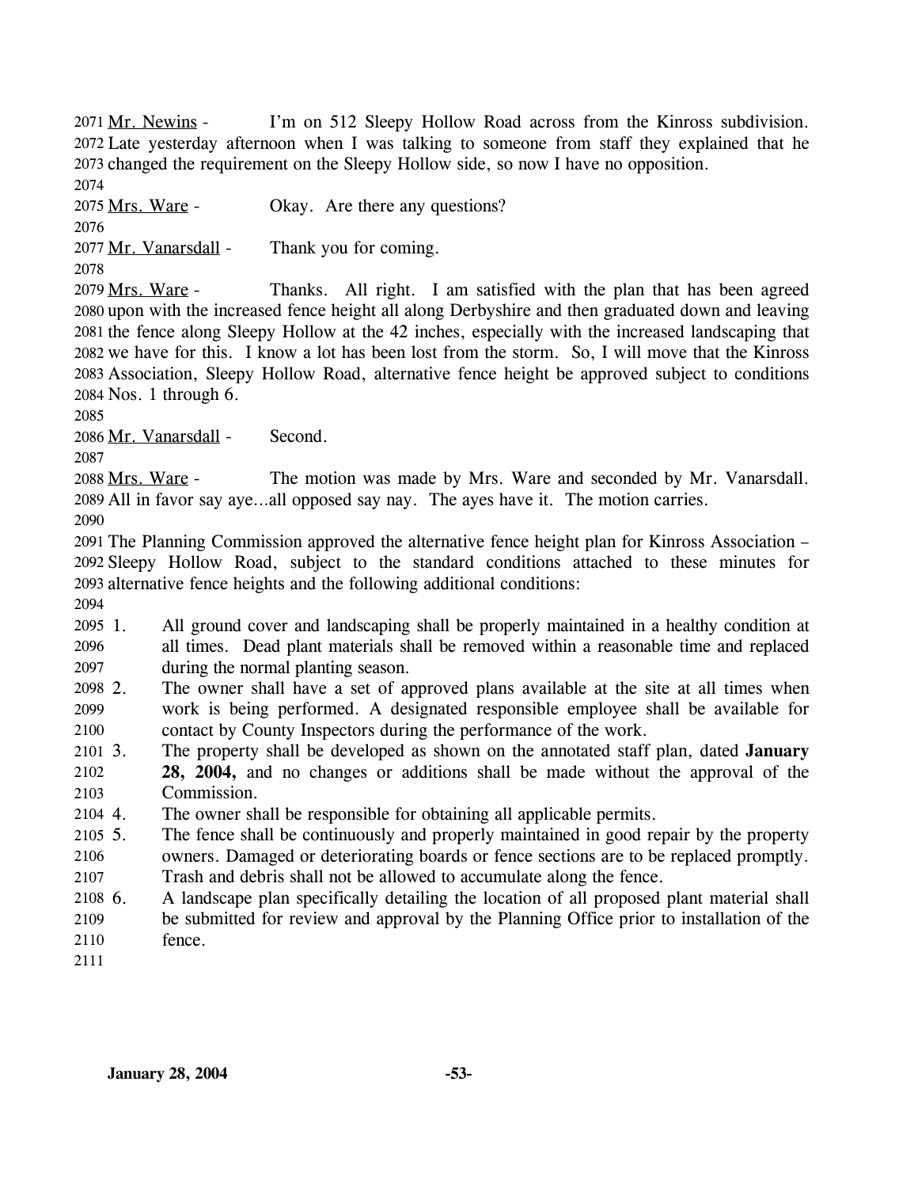Mr. Newins - I'm on 512 Sleepy Hollow Road across from the Kinross subdivision. Late yesterday afternoon when I was talking to someone from staff they explained that he changed the requirement on the Sleepy Hollow side, so now I have no opposition.

Mrs. Ware - Okay. Are there any questions?

Mr. Vanarsdall - Thank you for coming.

Mrs. Ware - Thanks. All right. I am satisfied with the plan that has been agreed upon with the increased fence height all along Derbyshire and then graduated down and leaving the fence along Sleepy Hollow at the 42 inches, especially with the increased landscaping that we have for this. I know a lot has been lost from the storm. So, I will move that the Kinross Association, Sleepy Hollow Road, alternative fence height be approved subject to conditions Nos. 1 through 6.

Mr. Vanarsdall - Second.

Mrs. Ware - The motion was made by Mrs. Ware and seconded by Mr. Vanarsdall. All in favor say aye…all opposed say nay. The ayes have it. The motion carries.

The Planning Commission approved the alternative fence height plan for Kinross Association – Sleepy Hollow Road, subject to the standard conditions attached to these minutes for alternative fence heights and the following additional conditions:

1. All ground cover and landscaping shall be properly maintained in a healthy condition at all times. Dead plant materials shall be removed within a reasonable time and replaced during the normal planting season.
2. The owner shall have a set of approved plans available at the site at all times when work is being performed. A designated responsible employee shall be available for contact by County Inspectors during the performance of the work.
3. The property shall be developed as shown on the annotated staff plan, dated **January 28, 2004,** and no changes or additions shall be made without the approval of the Commission.
4. The owner shall be responsible for obtaining all applicable permits.
5. The fence shall be continuously and properly maintained in good repair by the property owners. Damaged or deteriorating boards or fence sections are to be replaced promptly. Trash and debris shall not be allowed to accumulate along the fence.
6. A landscape plan specifically detailing the location of all proposed plant material shall be submitted for review and approval by the Planning Office prior to installation of the fence.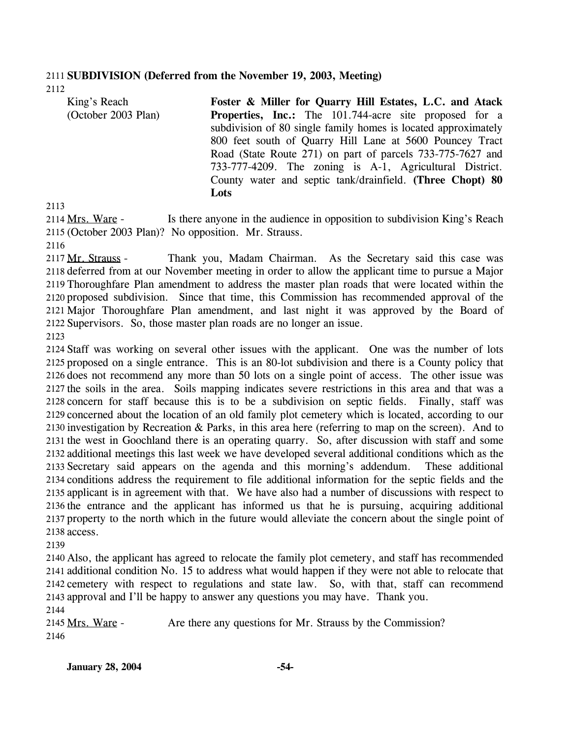**SUBDIVISION (Deferred from the November 19, 2003, Meeting)**

King's Reach (October 2003 Plan)

**Foster & Miller for Quarry Hill Estates, L.C. and Atack Properties, Inc.:** The 101.744-acre site proposed for a subdivision of 80 single family homes is located approximately 800 feet south of Quarry Hill Lane at 5600 Pouncey Tract Road (State Route 271) on part of parcels 733-775-7627 and 733-777-4209. The zoning is A-1, Agricultural District. County water and septic tank/drainfield. **(Three Chopt) 80 Lots**

Mrs. Ware - Is there anyone in the audience in opposition to subdivision King's Reach (October 2003 Plan)? No opposition. Mr. Strauss.

Mr. Strauss - Thank you, Madam Chairman. As the Secretary said this case was deferred from at our November meeting in order to allow the applicant time to pursue a Major Thoroughfare Plan amendment to address the master plan roads that were located within the proposed subdivision. Since that time, this Commission has recommended approval of the Major Thoroughfare Plan amendment, and last night it was approved by the Board of Supervisors. So, those master plan roads are no longer an issue.

Staff was working on several other issues with the applicant. One was the number of lots proposed on a single entrance. This is an 80-lot subdivision and there is a County policy that does not recommend any more than 50 lots on a single point of access. The other issue was the soils in the area. Soils mapping indicates severe restrictions in this area and that was a concern for staff because this is to be a subdivision on septic fields. Finally, staff was concerned about the location of an old family plot cemetery which is located, according to our investigation by Recreation & Parks, in this area here (referring to map on the screen). And to the west in Goochland there is an operating quarry. So, after discussion with staff and some additional meetings this last week we have developed several additional conditions which as the Secretary said appears on the agenda and this morning's addendum. These additional conditions address the requirement to file additional information for the septic fields and the applicant is in agreement with that. We have also had a number of discussions with respect to the entrance and the applicant has informed us that he is pursuing, acquiring additional property to the north which in the future would alleviate the concern about the single point of access.

Also, the applicant has agreed to relocate the family plot cemetery, and staff has recommended additional condition No. 15 to address what would happen if they were not able to relocate that cemetery with respect to regulations and state law. So, with that, staff can recommend approval and I'll be happy to answer any questions you may have. Thank you.

Mrs. Ware - Are there any questions for Mr. Strauss by the Commission?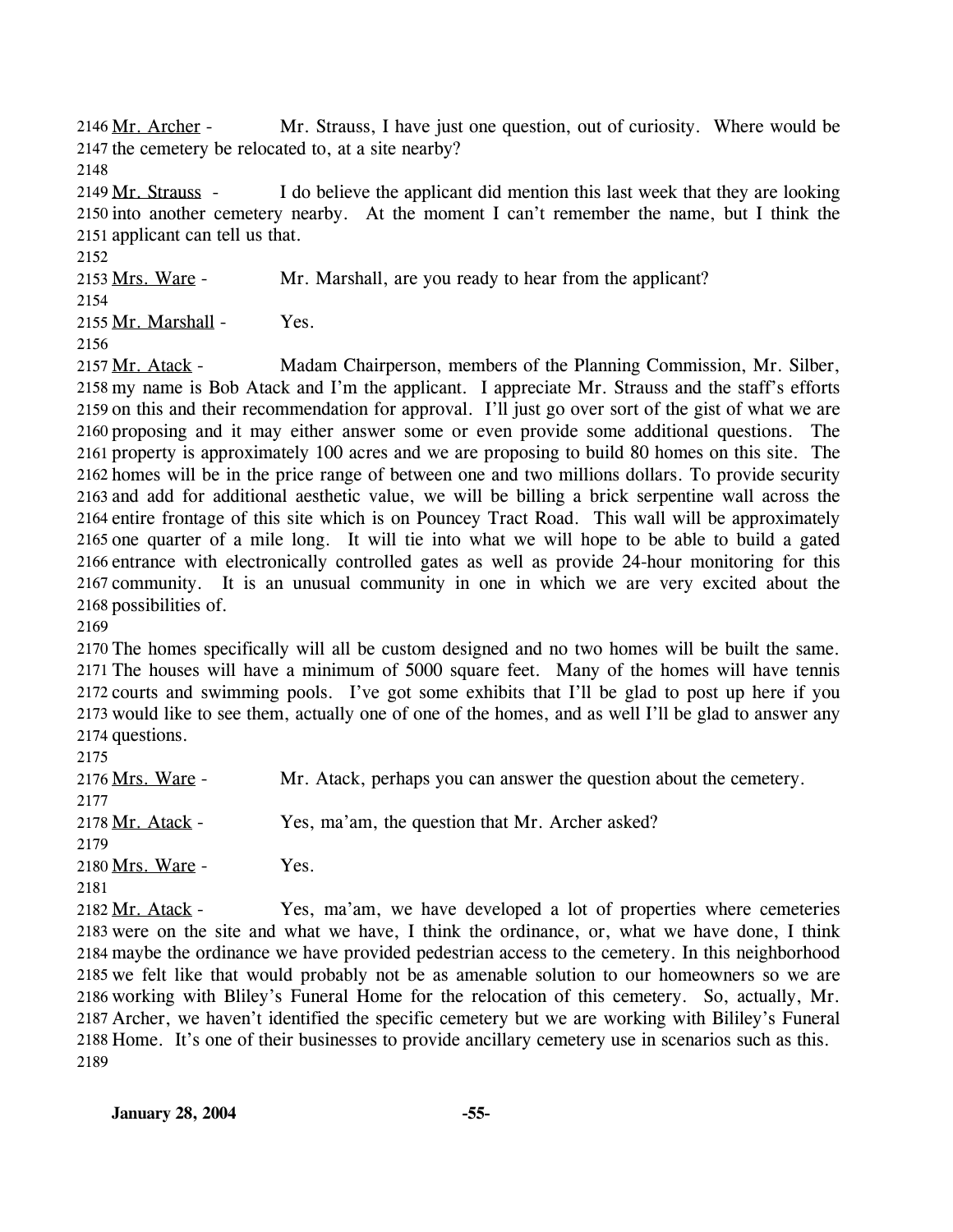2146 Mr. Archer - Mr. Strauss, I have just one question, out of curiosity. Where would be 2147 the cemetery be relocated to, at a site nearby?

2148

2149 Mr. Strauss - I do believe the applicant did mention this last week that they are looking 2150 into another cemetery nearby. At the moment I can't remember the name, but I think the 2151 applicant can tell us that.

2152

2153 Mrs. Ware - Mr. Marshall, are you ready to hear from the applicant?

2154

2155 Mr. Marshall - Yes.

2156

2157 Mr. Atack - Madam Chairperson, members of the Planning Commission, Mr. Silber, 2158 my name is Bob Atack and I'm the applicant. I appreciate Mr. Strauss and the staff's efforts 2159 on this and their recommendation for approval. I'll just go over sort of the gist of what we are 2160 proposing and it may either answer some or even provide some additional questions. The 2161 property is approximately 100 acres and we are proposing to build 80 homes on this site. The 2162 homes will be in the price range of between one and two millions dollars. To provide security 2163 and add for additional aesthetic value, we will be billing a brick serpentine wall across the 2164 entire frontage of this site which is on Pouncey Tract Road. This wall will be approximately 2165 one quarter of a mile long. It will tie into what we will hope to be able to build a gated 2166 entrance with electronically controlled gates as well as provide 24-hour monitoring for this 2167 community. It is an unusual community in one in which we are very excited about the 2168 possibilities of.

2169

2170 The homes specifically will all be custom designed and no two homes will be built the same. 2171 The houses will have a minimum of 5000 square feet. Many of the homes will have tennis 2172 courts and swimming pools. I've got some exhibits that I'll be glad to post up here if you 2173 would like to see them, actually one of one of the homes, and as well I'll be glad to answer any 2174 questions.

2175

2176 Mrs. Ware - Mr. Atack, perhaps you can answer the question about the cemetery.

2177

2178 Mr. Atack - Yes, ma'am, the question that Mr. Archer asked?

2179

2180 Mrs. Ware - Yes.

2181

2182 Mr. Atack - Yes, ma'am, we have developed a lot of properties where cemeteries 2183 were on the site and what we have, I think the ordinance, or, what we have done, I think 2184 maybe the ordinance we have provided pedestrian access to the cemetery. In this neighborhood 2185 we felt like that would probably not be as amenable solution to our homeowners so we are 2186 working with Bliley's Funeral Home for the relocation of this cemetery. So, actually, Mr. 2187 Archer, we haven't identified the specific cemetery but we are working with Bliley's Funeral 2188 Home. It's one of their businesses to provide ancillary cemetery use in scenarios such as this.

2189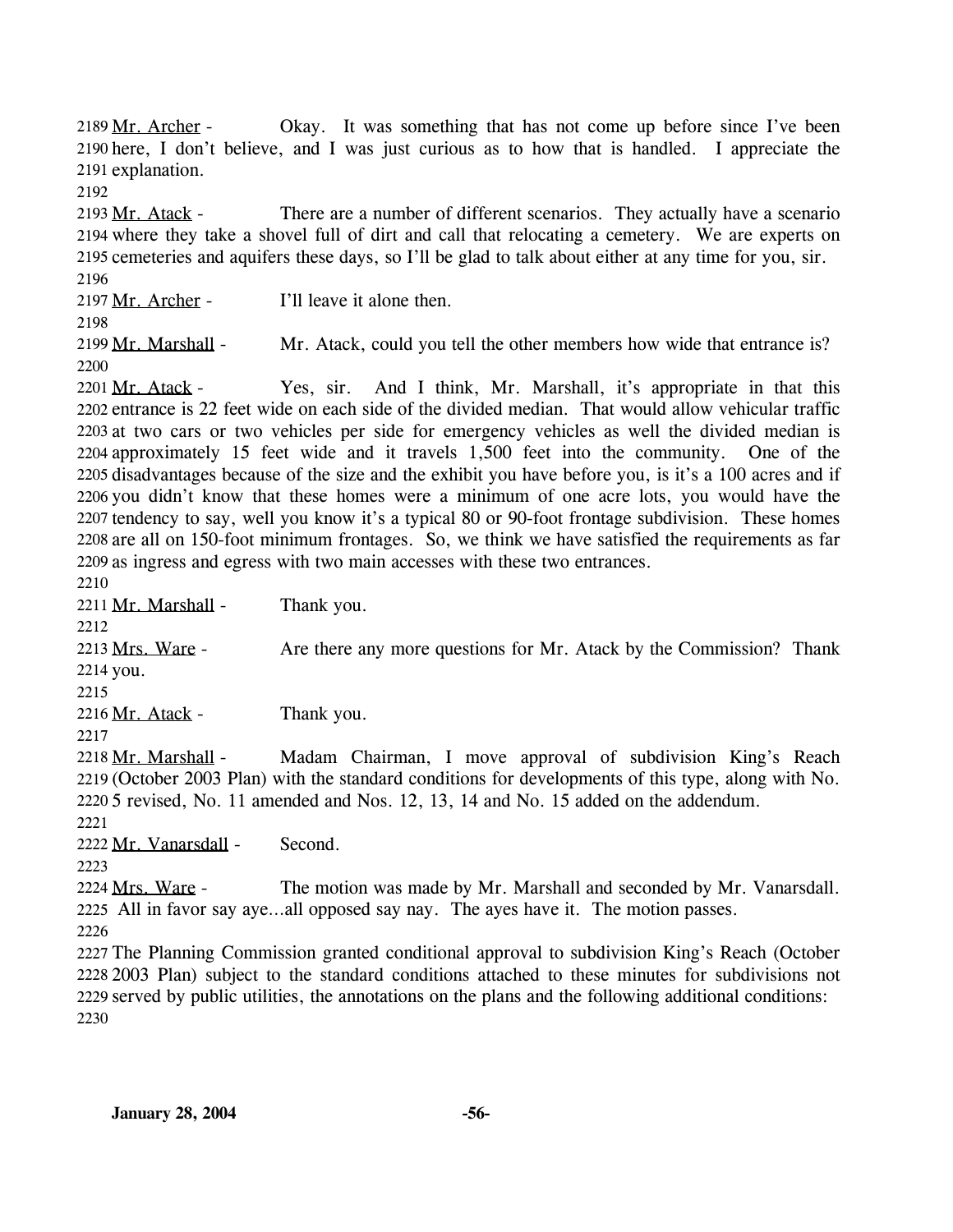2189 Mr. Archer - Okay. It was something that has not come up before since I've been 2190 here, I don't believe, and I was just curious as to how that is handled. I appreciate the 2191 explanation.

2192

2193 Mr. Atack - There are a number of different scenarios. They actually have a scenario 2194 where they take a shovel full of dirt and call that relocating a cemetery. We are experts on 2195 cemeteries and aquifers these days, so I'll be glad to talk about either at any time for you, sir.

2196

2197 Mr. Archer - I'll leave it alone then.

2198

2199 Mr. Marshall - Mr. Atack, could you tell the other members how wide that entrance is?

2200

2201 Mr. Atack - Yes, sir. And I think, Mr. Marshall, it's appropriate in that this 2202 entrance is 22 feet wide on each side of the divided median. That would allow vehicular traffic 2203 at two cars or two vehicles per side for emergency vehicles as well the divided median is 2204 approximately 15 feet wide and it travels 1,500 feet into the community. One of the 2205 disadvantages because of the size and the exhibit you have before you, is it's a 100 acres and if 2206 you didn't know that these homes were a minimum of one acre lots, you would have the 2207 tendency to say, well you know it's a typical 80 or 90-foot frontage subdivision. These homes 2208 are all on 150-foot minimum frontages. So, we think we have satisfied the requirements as far 2209 as ingress and egress with two main accesses with these two entrances.

2210

2211 Mr. Marshall - Thank you.

2212

2213 Mrs. Ware - Are there any more questions for Mr. Atack by the Commission? Thank 2214 you.

2215

2216 Mr. Atack - Thank you.

2217

2218 Mr. Marshall - Madam Chairman, I move approval of subdivision King's Reach 2219 (October 2003 Plan) with the standard conditions for developments of this type, along with No. 2220 5 revised, No. 11 amended and Nos. 12, 13, 14 and No. 15 added on the addendum.

2221

2222 Mr. Vanarsdall - Second.

2223

2224 Mrs. Ware - The motion was made by Mr. Marshall and seconded by Mr. Vanarsdall. 2225 All in favor say aye…all opposed say nay. The ayes have it. The motion passes.

2226

2227 The Planning Commission granted conditional approval to subdivision King's Reach (October 2228 2003 Plan) subject to the standard conditions attached to these minutes for subdivisions not 2229 served by public utilities, the annotations on the plans and the following additional conditions:

2230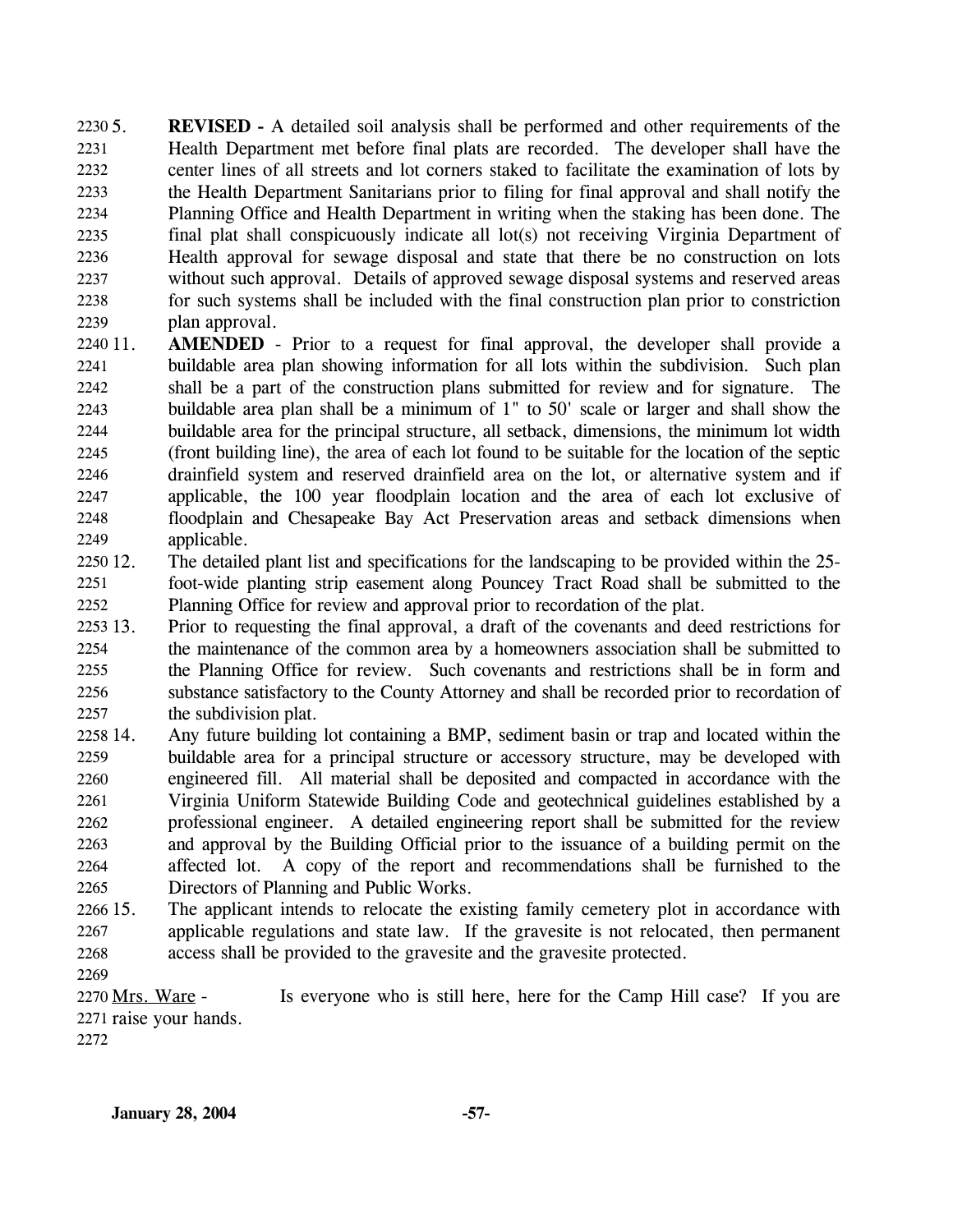5. **REVISED -** A detailed soil analysis shall be performed and other requirements of the Health Department met before final plats are recorded. The developer shall have the center lines of all streets and lot corners staked to facilitate the examination of lots by the Health Department Sanitarians prior to filing for final approval and shall notify the Planning Office and Health Department in writing when the staking has been done. The final plat shall conspicuously indicate all lot(s) not receiving Virginia Department of Health approval for sewage disposal and state that there be no construction on lots without such approval. Details of approved sewage disposal systems and reserved areas for such systems shall be included with the final construction plan prior to constriction plan approval.

11. **AMENDED** - Prior to a request for final approval, the developer shall provide a buildable area plan showing information for all lots within the subdivision. Such plan shall be a part of the construction plans submitted for review and for signature. The buildable area plan shall be a minimum of 1" to 50' scale or larger and shall show the buildable area for the principal structure, all setback, dimensions, the minimum lot width (front building line), the area of each lot found to be suitable for the location of the septic drainfield system and reserved drainfield area on the lot, or alternative system and if applicable, the 100 year floodplain location and the area of each lot exclusive of floodplain and Chesapeake Bay Act Preservation areas and setback dimensions when applicable.

12. The detailed plant list and specifications for the landscaping to be provided within the 25-foot-wide planting strip easement along Pouncey Tract Road shall be submitted to the Planning Office for review and approval prior to recordation of the plat.

13. Prior to requesting the final approval, a draft of the covenants and deed restrictions for the maintenance of the common area by a homeowners association shall be submitted to the Planning Office for review. Such covenants and restrictions shall be in form and substance satisfactory to the County Attorney and shall be recorded prior to recordation of the subdivision plat.

14. Any future building lot containing a BMP, sediment basin or trap and located within the buildable area for a principal structure or accessory structure, may be developed with engineered fill. All material shall be deposited and compacted in accordance with the Virginia Uniform Statewide Building Code and geotechnical guidelines established by a professional engineer. A detailed engineering report shall be submitted for the review and approval by the Building Official prior to the issuance of a building permit on the affected lot. A copy of the report and recommendations shall be furnished to the Directors of Planning and Public Works.

15. The applicant intends to relocate the existing family cemetery plot in accordance with applicable regulations and state law. If the gravesite is not relocated, then permanent access shall be provided to the gravesite and the gravesite protected.

Mrs. Ware - Is everyone who is still here, here for the Camp Hill case? If you are raise your hands.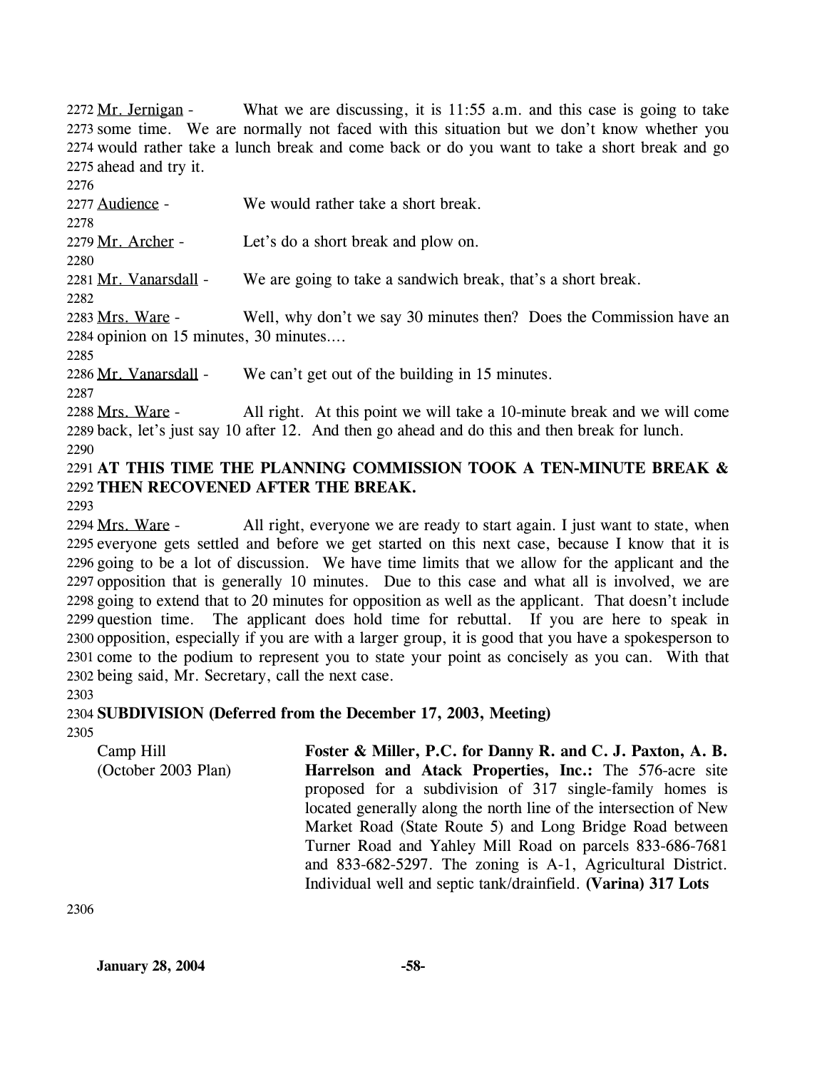2272 Mr. Jernigan - What we are discussing, it is 11:55 a.m. and this case is going to take
2273 some time. We are normally not faced with this situation but we don't know whether you
2274 would rather take a lunch break and come back or do you want to take a short break and go
2275 ahead and try it.
2276
2277 Audience - We would rather take a short break.
2278
2279 Mr. Archer - Let's do a short break and plow on.
2280
2281 Mr. Vanarsdall - We are going to take a sandwich break, that's a short break.
2282
2283 Mrs. Ware - Well, why don't we say 30 minutes then? Does the Commission have an
2284 opinion on 15 minutes, 30 minutes....
2285
2286 Mr. Vanarsdall - We can't get out of the building in 15 minutes.
2287
2288 Mrs. Ware - All right. At this point we will take a 10-minute break and we will come
2289 back, let's just say 10 after 12. And then go ahead and do this and then break for lunch.
2290
2291 **AT THIS TIME THE PLANNING COMMISSION TOOK A TEN-MINUTE BREAK &**
2292 **THEN RECOVENED AFTER THE BREAK.**
2293
2294 Mrs. Ware - All right, everyone we are ready to start again. I just want to state, when
2295 everyone gets settled and before we get started on this next case, because I know that it is
2296 going to be a lot of discussion. We have time limits that we allow for the applicant and the
2297 opposition that is generally 10 minutes. Due to this case and what all is involved, we are
2298 going to extend that to 20 minutes for opposition as well as the applicant. That doesn't include
2299 question time. The applicant does hold time for rebuttal. If you are here to speak in
2300 opposition, especially if you are with a larger group, it is good that you have a spokesperson to
2301 come to the podium to represent you to state your point as concisely as you can. With that
2302 being said, Mr. Secretary, call the next case.
2303
2304 **SUBDIVISION (Deferred from the December 17, 2003, Meeting)**
2305

Camp Hill
(October 2003 Plan)

**Foster & Miller, P.C. for Danny R. and C. J. Paxton, A. B. Harrelson and Atack Properties, Inc.:** The 576-acre site proposed for a subdivision of 317 single-family homes is located generally along the north line of the intersection of New Market Road (State Route 5) and Long Bridge Road between Turner Road and Yahley Mill Road on parcels 833-686-7681 and 833-682-5297. The zoning is A-1, Agricultural District. Individual well and septic tank/drainfield. **(Varina) 317 Lots**

2306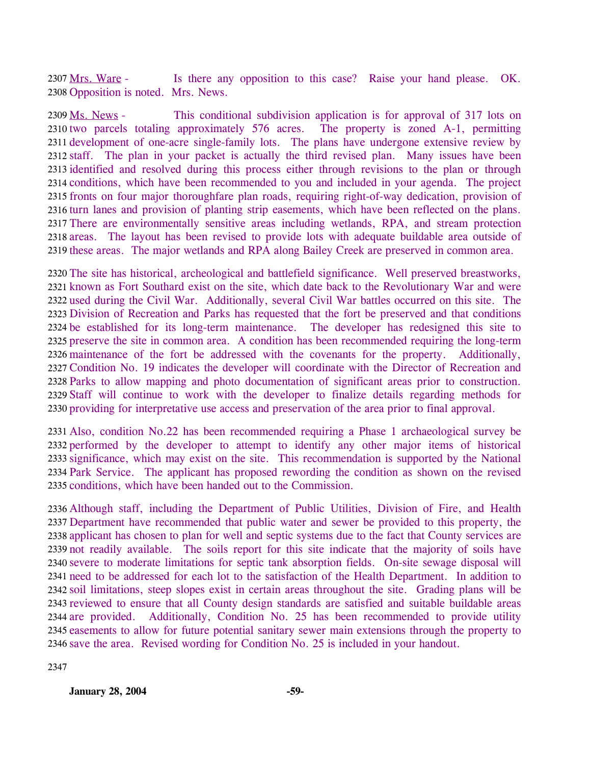2307 Mrs. Ware - Is there any opposition to this case? Raise your hand please. OK. 2308 Opposition is noted. Mrs. News.

2309 Ms. News - This conditional subdivision application is for approval of 317 lots on 2310 two parcels totaling approximately 576 acres. The property is zoned A-1, permitting 2311 development of one-acre single-family lots. The plans have undergone extensive review by 2312 staff. The plan in your packet is actually the third revised plan. Many issues have been 2313 identified and resolved during this process either through revisions to the plan or through 2314 conditions, which have been recommended to you and included in your agenda. The project 2315 fronts on four major thoroughfare plan roads, requiring right-of-way dedication, provision of 2316 turn lanes and provision of planting strip easements, which have been reflected on the plans. 2317 There are environmentally sensitive areas including wetlands, RPA, and stream protection 2318 areas. The layout has been revised to provide lots with adequate buildable area outside of 2319 these areas. The major wetlands and RPA along Bailey Creek are preserved in common area.

2320 The site has historical, archeological and battlefield significance. Well preserved breastworks, 2321 known as Fort Southard exist on the site, which date back to the Revolutionary War and were 2322 used during the Civil War. Additionally, several Civil War battles occurred on this site. The 2323 Division of Recreation and Parks has requested that the fort be preserved and that conditions 2324 be established for its long-term maintenance. The developer has redesigned this site to 2325 preserve the site in common area. A condition has been recommended requiring the long-term 2326 maintenance of the fort be addressed with the covenants for the property. Additionally, 2327 Condition No. 19 indicates the developer will coordinate with the Director of Recreation and 2328 Parks to allow mapping and photo documentation of significant areas prior to construction. 2329 Staff will continue to work with the developer to finalize details regarding methods for 2330 providing for interpretative use access and preservation of the area prior to final approval.

2331 Also, condition No.22 has been recommended requiring a Phase 1 archaeological survey be 2332 performed by the developer to attempt to identify any other major items of historical 2333 significance, which may exist on the site. This recommendation is supported by the National 2334 Park Service. The applicant has proposed rewording the condition as shown on the revised 2335 conditions, which have been handed out to the Commission.

2336 Although staff, including the Department of Public Utilities, Division of Fire, and Health 2337 Department have recommended that public water and sewer be provided to this property, the 2338 applicant has chosen to plan for well and septic systems due to the fact that County services are 2339 not readily available. The soils report for this site indicate that the majority of soils have 2340 severe to moderate limitations for septic tank absorption fields. On-site sewage disposal will 2341 need to be addressed for each lot to the satisfaction of the Health Department. In addition to 2342 soil limitations, steep slopes exist in certain areas throughout the site. Grading plans will be 2343 reviewed to ensure that all County design standards are satisfied and suitable buildable areas 2344 are provided. Additionally, Condition No. 25 has been recommended to provide utility 2345 easements to allow for future potential sanitary sewer main extensions through the property to 2346 save the area. Revised wording for Condition No. 25 is included in your handout.

2347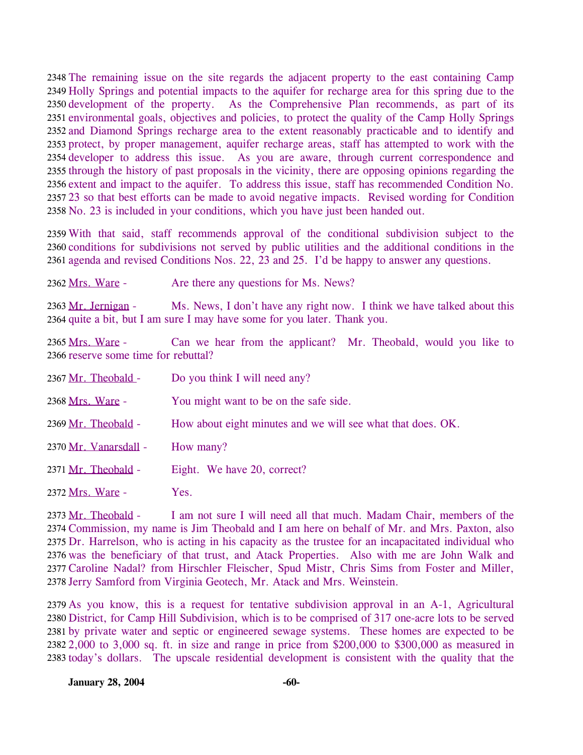2348 The remaining issue on the site regards the adjacent property to the east containing Camp
2349 Holly Springs and potential impacts to the aquifer for recharge area for this spring due to the
2350 development of the property. As the Comprehensive Plan recommends, as part of its
2351 environmental goals, objectives and policies, to protect the quality of the Camp Holly Springs
2352 and Diamond Springs recharge area to the extent reasonably practicable and to identify and
2353 protect, by proper management, aquifer recharge areas, staff has attempted to work with the
2354 developer to address this issue. As you are aware, through current correspondence and
2355 through the history of past proposals in the vicinity, there are opposing opinions regarding the
2356 extent and impact to the aquifer. To address this issue, staff has recommended Condition No.
2357 23 so that best efforts can be made to avoid negative impacts. Revised wording for Condition
2358 No. 23 is included in your conditions, which you have just been handed out.

2359 With that said, staff recommends approval of the conditional subdivision subject to the
2360 conditions for subdivisions not served by public utilities and the additional conditions in the
2361 agenda and revised Conditions Nos. 22, 23 and 25. I'd be happy to answer any questions.

2362 Mrs. Ware - Are there any questions for Ms. News?

2363 Mr. Jernigan - Ms. News, I don't have any right now. I think we have talked about this
2364 quite a bit, but I am sure I may have some for you later. Thank you.

2365 Mrs. Ware - Can we hear from the applicant? Mr. Theobald, would you like to
2366 reserve some time for rebuttal?

2367 Mr. Theobald - Do you think I will need any?

2368 Mrs. Ware - You might want to be on the safe side.

2369 Mr. Theobald - How about eight minutes and we will see what that does. OK.

2370 Mr. Vanarsdall - How many?

2371 Mr. Theobald - Eight. We have 20, correct?

2372 Mrs. Ware - Yes.

2373 Mr. Theobald - I am not sure I will need all that much. Madam Chair, members of the
2374 Commission, my name is Jim Theobald and I am here on behalf of Mr. and Mrs. Paxton, also
2375 Dr. Harrelson, who is acting in his capacity as the trustee for an incapacitated individual who
2376 was the beneficiary of that trust, and Atack Properties. Also with me are John Walk and
2377 Caroline Nadal? from Hirschler Fleischer, Spud Mistr, Chris Sims from Foster and Miller,
2378 Jerry Samford from Virginia Geotech, Mr. Atack and Mrs. Weinstein.

2379 As you know, this is a request for tentative subdivision approval in an A-1, Agricultural
2380 District, for Camp Hill Subdivision, which is to be comprised of 317 one-acre lots to be served
2381 by private water and septic or engineered sewage systems. These homes are expected to be
2382 2,000 to 3,000 sq. ft. in size and range in price from $200,000 to $300,000 as measured in
2383 today's dollars. The upscale residential development is consistent with the quality that the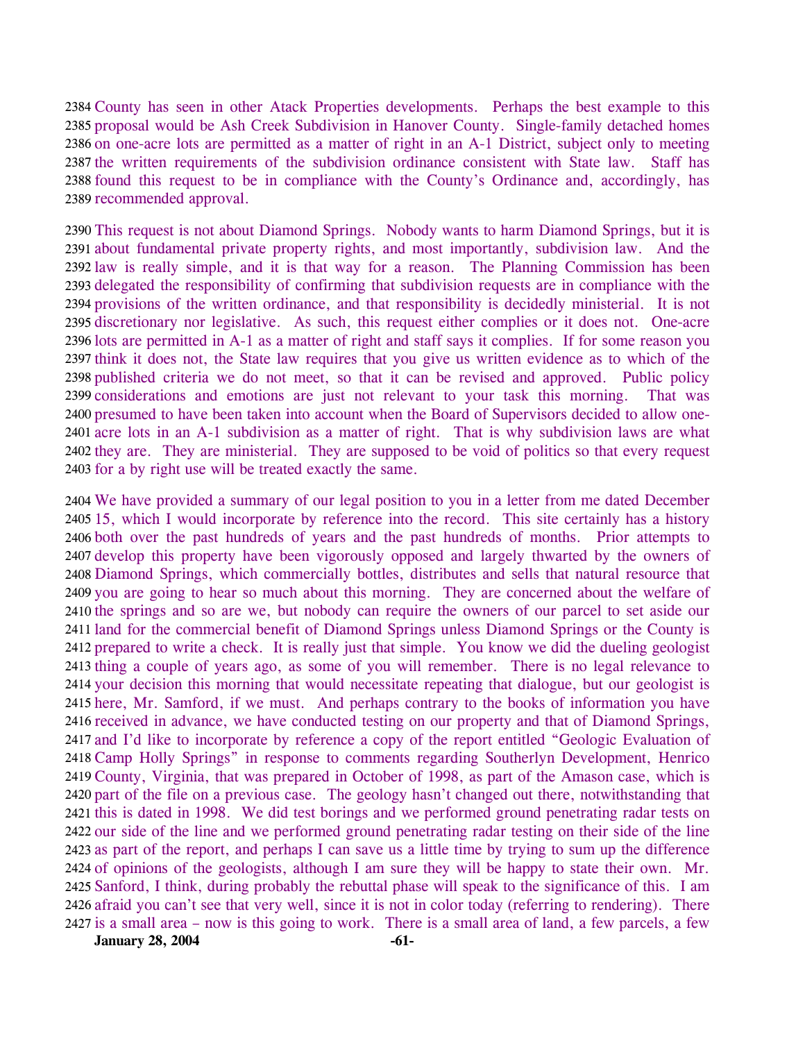County has seen in other Atack Properties developments. Perhaps the best example to this proposal would be Ash Creek Subdivision in Hanover County. Single-family detached homes on one-acre lots are permitted as a matter of right in an A-1 District, subject only to meeting the written requirements of the subdivision ordinance consistent with State law. Staff has found this request to be in compliance with the County's Ordinance and, accordingly, has recommended approval.

This request is not about Diamond Springs. Nobody wants to harm Diamond Springs, but it is about fundamental private property rights, and most importantly, subdivision law. And the law is really simple, and it is that way for a reason. The Planning Commission has been delegated the responsibility of confirming that subdivision requests are in compliance with the provisions of the written ordinance, and that responsibility is decidedly ministerial. It is not discretionary nor legislative. As such, this request either complies or it does not. One-acre lots are permitted in A-1 as a matter of right and staff says it complies. If for some reason you think it does not, the State law requires that you give us written evidence as to which of the published criteria we do not meet, so that it can be revised and approved. Public policy considerations and emotions are just not relevant to your task this morning. That was presumed to have been taken into account when the Board of Supervisors decided to allow one-acre lots in an A-1 subdivision as a matter of right. That is why subdivision laws are what they are. They are ministerial. They are supposed to be void of politics so that every request for a by right use will be treated exactly the same.

We have provided a summary of our legal position to you in a letter from me dated December 15, which I would incorporate by reference into the record. This site certainly has a history both over the past hundreds of years and the past hundreds of months. Prior attempts to develop this property have been vigorously opposed and largely thwarted by the owners of Diamond Springs, which commercially bottles, distributes and sells that natural resource that you are going to hear so much about this morning. They are concerned about the welfare of the springs and so are we, but nobody can require the owners of our parcel to set aside our land for the commercial benefit of Diamond Springs unless Diamond Springs or the County is prepared to write a check. It is really just that simple. You know we did the dueling geologist thing a couple of years ago, as some of you will remember. There is no legal relevance to your decision this morning that would necessitate repeating that dialogue, but our geologist is here, Mr. Samford, if we must. And perhaps contrary to the books of information you have received in advance, we have conducted testing on our property and that of Diamond Springs, and I'd like to incorporate by reference a copy of the report entitled "Geologic Evaluation of Camp Holly Springs" in response to comments regarding Southerlyn Development, Henrico County, Virginia, that was prepared in October of 1998, as part of the Amason case, which is part of the file on a previous case. The geology hasn't changed out there, notwithstanding that this is dated in 1998. We did test borings and we performed ground penetrating radar tests on our side of the line and we performed ground penetrating radar testing on their side of the line as part of the report, and perhaps I can save us a little time by trying to sum up the difference of opinions of the geologists, although I am sure they will be happy to state their own. Mr. Sanford, I think, during probably the rebuttal phase will speak to the significance of this. I am afraid you can't see that very well, since it is not in color today (referring to rendering). There is a small area – now is this going to work. There is a small area of land, a few parcels, a few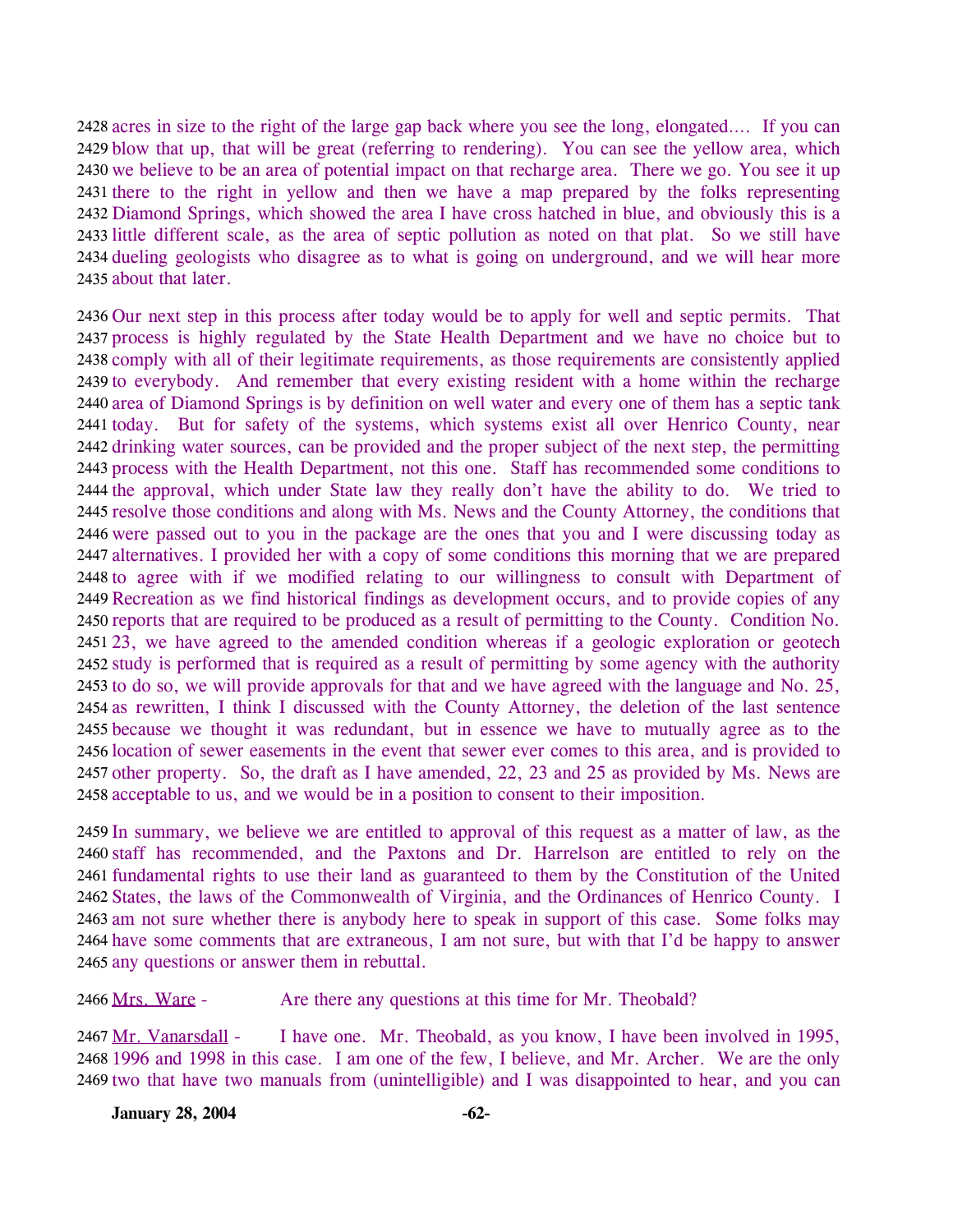2428 acres in size to the right of the large gap back where you see the long, elongated…. If you can 2429 blow that up, that will be great (referring to rendering). You can see the yellow area, which 2430 we believe to be an area of potential impact on that recharge area. There we go. You see it up 2431 there to the right in yellow and then we have a map prepared by the folks representing 2432 Diamond Springs, which showed the area I have cross hatched in blue, and obviously this is a 2433 little different scale, as the area of septic pollution as noted on that plat. So we still have 2434 dueling geologists who disagree as to what is going on underground, and we will hear more 2435 about that later.

2436 Our next step in this process after today would be to apply for well and septic permits. That 2437 process is highly regulated by the State Health Department and we have no choice but to 2438 comply with all of their legitimate requirements, as those requirements are consistently applied 2439 to everybody. And remember that every existing resident with a home within the recharge 2440 area of Diamond Springs is by definition on well water and every one of them has a septic tank 2441 today. But for safety of the systems, which systems exist all over Henrico County, near 2442 drinking water sources, can be provided and the proper subject of the next step, the permitting 2443 process with the Health Department, not this one. Staff has recommended some conditions to 2444 the approval, which under State law they really don't have the ability to do. We tried to 2445 resolve those conditions and along with Ms. News and the County Attorney, the conditions that 2446 were passed out to you in the package are the ones that you and I were discussing today as 2447 alternatives. I provided her with a copy of some conditions this morning that we are prepared 2448 to agree with if we modified relating to our willingness to consult with Department of 2449 Recreation as we find historical findings as development occurs, and to provide copies of any 2450 reports that are required to be produced as a result of permitting to the County. Condition No. 2451 23, we have agreed to the amended condition whereas if a geologic exploration or geotech 2452 study is performed that is required as a result of permitting by some agency with the authority 2453 to do so, we will provide approvals for that and we have agreed with the language and No. 25, 2454 as rewritten, I think I discussed with the County Attorney, the deletion of the last sentence 2455 because we thought it was redundant, but in essence we have to mutually agree as to the 2456 location of sewer easements in the event that sewer ever comes to this area, and is provided to 2457 other property. So, the draft as I have amended, 22, 23 and 25 as provided by Ms. News are 2458 acceptable to us, and we would be in a position to consent to their imposition.

2459 In summary, we believe we are entitled to approval of this request as a matter of law, as the 2460 staff has recommended, and the Paxtons and Dr. Harrelson are entitled to rely on the 2461 fundamental rights to use their land as guaranteed to them by the Constitution of the United 2462 States, the laws of the Commonwealth of Virginia, and the Ordinances of Henrico County. I 2463 am not sure whether there is anybody here to speak in support of this case. Some folks may 2464 have some comments that are extraneous, I am not sure, but with that I'd be happy to answer 2465 any questions or answer them in rebuttal.

2466 Mrs. Ware - Are there any questions at this time for Mr. Theobald?

2467 Mr. Vanarsdall - I have one. Mr. Theobald, as you know, I have been involved in 1995, 2468 1996 and 1998 in this case. I am one of the few, I believe, and Mr. Archer. We are the only 2469 two that have two manuals from (unintelligible) and I was disappointed to hear, and you can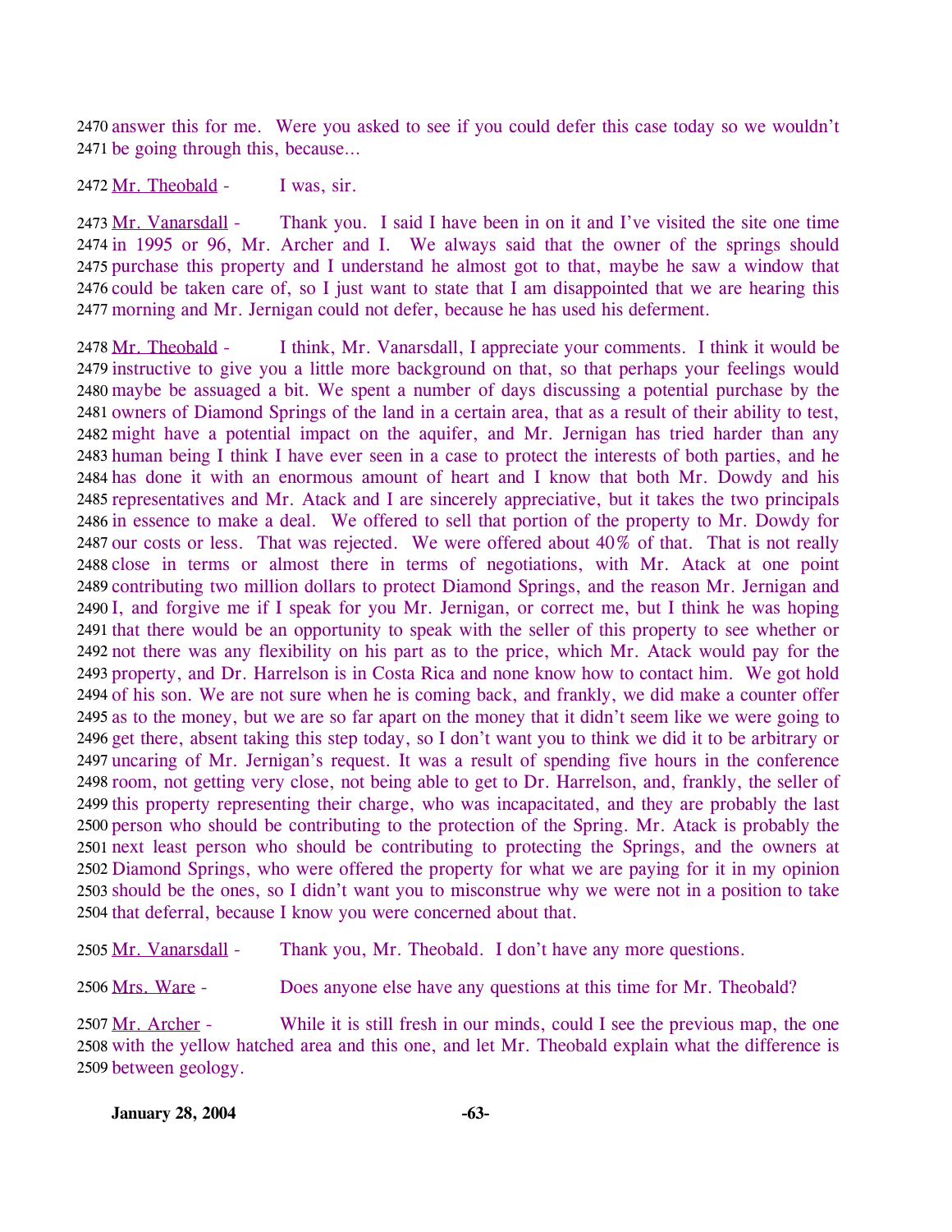2470 answer this for me. Were you asked to see if you could defer this case today so we wouldn't
2471 be going through this, because…

2472 Mr. Theobald - I was, sir.

2473 Mr. Vanarsdall - Thank you. I said I have been in on it and I've visited the site one time
2474 in 1995 or 96, Mr. Archer and I. We always said that the owner of the springs should
2475 purchase this property and I understand he almost got to that, maybe he saw a window that
2476 could be taken care of, so I just want to state that I am disappointed that we are hearing this
2477 morning and Mr. Jernigan could not defer, because he has used his deferment.

2478 Mr. Theobald - I think, Mr. Vanarsdall, I appreciate your comments. I think it would be
2479 instructive to give you a little more background on that, so that perhaps your feelings would
2480 maybe be assuaged a bit. We spent a number of days discussing a potential purchase by the
2481 owners of Diamond Springs of the land in a certain area, that as a result of their ability to test,
2482 might have a potential impact on the aquifer, and Mr. Jernigan has tried harder than any
2483 human being I think I have ever seen in a case to protect the interests of both parties, and he
2484 has done it with an enormous amount of heart and I know that both Mr. Dowdy and his
2485 representatives and Mr. Atack and I are sincerely appreciative, but it takes the two principals
2486 in essence to make a deal. We offered to sell that portion of the property to Mr. Dowdy for
2487 our costs or less. That was rejected. We were offered about 40% of that. That is not really
2488 close in terms or almost there in terms of negotiations, with Mr. Atack at one point
2489 contributing two million dollars to protect Diamond Springs, and the reason Mr. Jernigan and
2490 I, and forgive me if I speak for you Mr. Jernigan, or correct me, but I think he was hoping
2491 that there would be an opportunity to speak with the seller of this property to see whether or
2492 not there was any flexibility on his part as to the price, which Mr. Atack would pay for the
2493 property, and Dr. Harrelson is in Costa Rica and none know how to contact him. We got hold
2494 of his son. We are not sure when he is coming back, and frankly, we did make a counter offer
2495 as to the money, but we are so far apart on the money that it didn't seem like we were going to
2496 get there, absent taking this step today, so I don't want you to think we did it to be arbitrary or
2497 uncaring of Mr. Jernigan's request. It was a result of spending five hours in the conference
2498 room, not getting very close, not being able to get to Dr. Harrelson, and, frankly, the seller of
2499 this property representing their charge, who was incapacitated, and they are probably the last
2500 person who should be contributing to the protection of the Spring. Mr. Atack is probably the
2501 next least person who should be contributing to protecting the Springs, and the owners at
2502 Diamond Springs, who were offered the property for what we are paying for it in my opinion
2503 should be the ones, so I didn't want you to misconstrue why we were not in a position to take
2504 that deferral, because I know you were concerned about that.

2505 Mr. Vanarsdall - Thank you, Mr. Theobald. I don't have any more questions.

2506 Mrs. Ware - Does anyone else have any questions at this time for Mr. Theobald?

2507 Mr. Archer - While it is still fresh in our minds, could I see the previous map, the one
2508 with the yellow hatched area and this one, and let Mr. Theobald explain what the difference is
2509 between geology.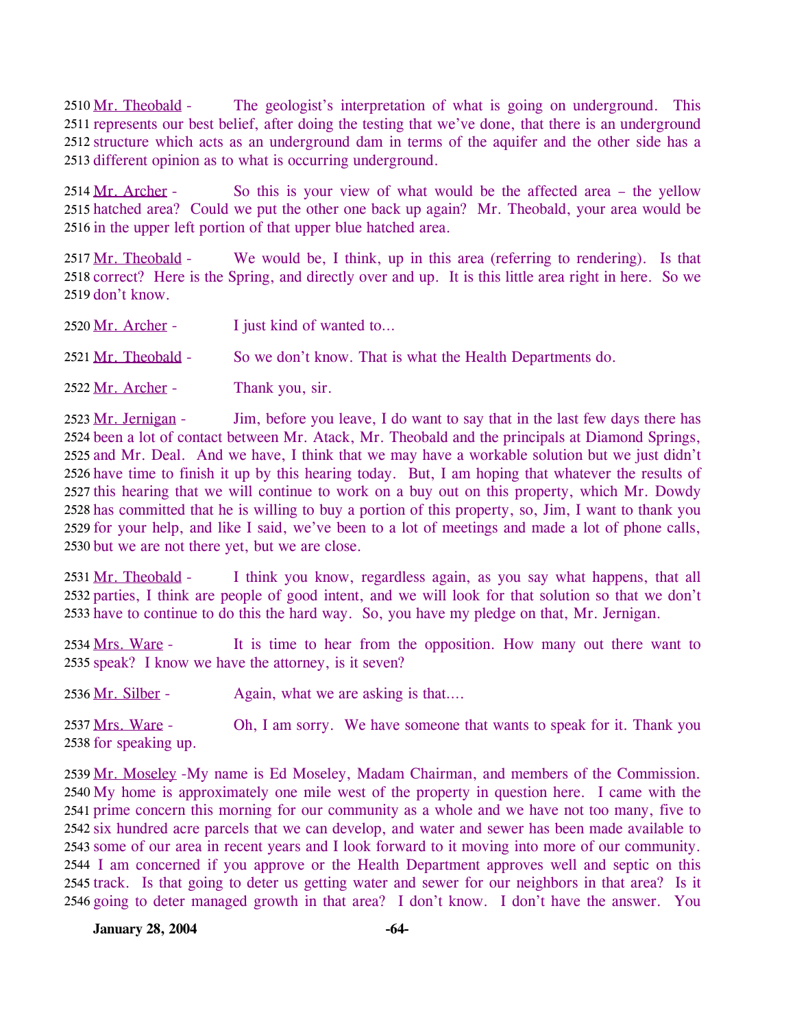2510 Mr. Theobald - The geologist's interpretation of what is going on underground. This 2511 represents our best belief, after doing the testing that we've done, that there is an underground 2512 structure which acts as an underground dam in terms of the aquifer and the other side has a 2513 different opinion as to what is occurring underground.

2514 Mr. Archer - So this is your view of what would be the affected area – the yellow 2515 hatched area? Could we put the other one back up again? Mr. Theobald, your area would be 2516 in the upper left portion of that upper blue hatched area.

2517 Mr. Theobald - We would be, I think, up in this area (referring to rendering). Is that 2518 correct? Here is the Spring, and directly over and up. It is this little area right in here. So we 2519 don't know.

2520 Mr. Archer - I just kind of wanted to…

2521 Mr. Theobald - So we don't know. That is what the Health Departments do.

2522 Mr. Archer - Thank you, sir.

2523 Mr. Jernigan - Jim, before you leave, I do want to say that in the last few days there has 2524 been a lot of contact between Mr. Atack, Mr. Theobald and the principals at Diamond Springs, 2525 and Mr. Deal. And we have, I think that we may have a workable solution but we just didn't 2526 have time to finish it up by this hearing today. But, I am hoping that whatever the results of 2527 this hearing that we will continue to work on a buy out on this property, which Mr. Dowdy 2528 has committed that he is willing to buy a portion of this property, so, Jim, I want to thank you 2529 for your help, and like I said, we've been to a lot of meetings and made a lot of phone calls, 2530 but we are not there yet, but we are close.

2531 Mr. Theobald - I think you know, regardless again, as you say what happens, that all 2532 parties, I think are people of good intent, and we will look for that solution so that we don't 2533 have to continue to do this the hard way. So, you have my pledge on that, Mr. Jernigan.

2534 Mrs. Ware - It is time to hear from the opposition. How many out there want to 2535 speak? I know we have the attorney, is it seven?

2536 Mr. Silber - Again, what we are asking is that….

2537 Mrs. Ware - Oh, I am sorry. We have someone that wants to speak for it. Thank you 2538 for speaking up.

2539 Mr. Moseley -My name is Ed Moseley, Madam Chairman, and members of the Commission. 2540 My home is approximately one mile west of the property in question here. I came with the 2541 prime concern this morning for our community as a whole and we have not too many, five to 2542 six hundred acre parcels that we can develop, and water and sewer has been made available to 2543 some of our area in recent years and I look forward to it moving into more of our community. 2544 I am concerned if you approve or the Health Department approves well and septic on this 2545 track. Is that going to deter us getting water and sewer for our neighbors in that area? Is it 2546 going to deter managed growth in that area? I don't know. I don't have the answer. You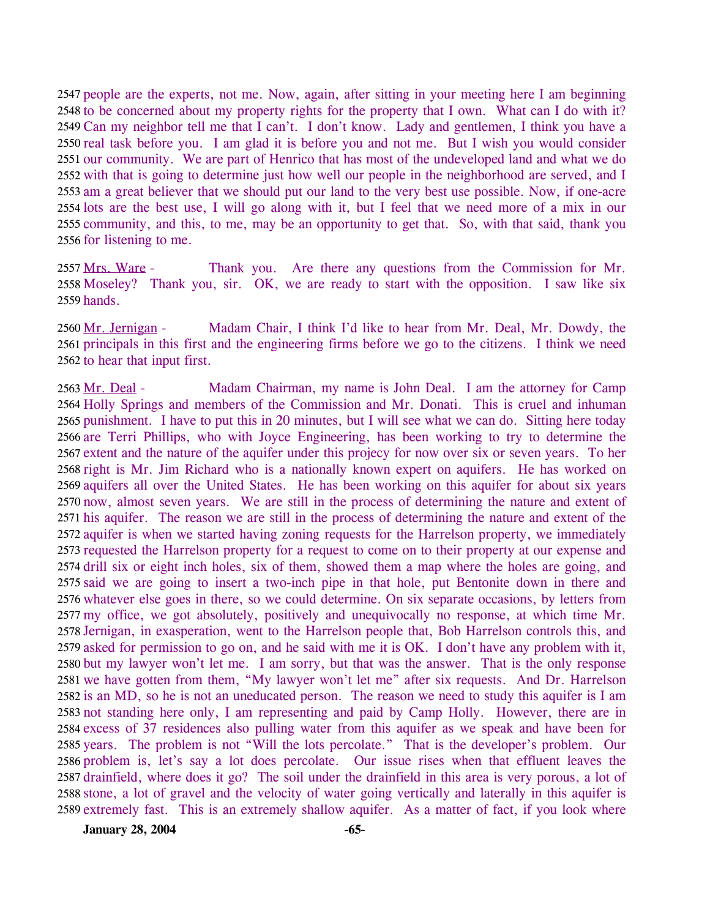2547 people are the experts, not me. Now, again, after sitting in your meeting here I am beginning
2548 to be concerned about my property rights for the property that I own. What can I do with it?
2549 Can my neighbor tell me that I can't. I don't know. Lady and gentlemen, I think you have a
2550 real task before you. I am glad it is before you and not me. But I wish you would consider
2551 our community. We are part of Henrico that has most of the undeveloped land and what we do
2552 with that is going to determine just how well our people in the neighborhood are served, and I
2553 am a great believer that we should put our land to the very best use possible. Now, if one-acre
2554 lots are the best use, I will go along with it, but I feel that we need more of a mix in our
2555 community, and this, to me, may be an opportunity to get that. So, with that said, thank you
2556 for listening to me.

2557 Mrs. Ware - Thank you. Are there any questions from the Commission for Mr.
2558 Moseley? Thank you, sir. OK, we are ready to start with the opposition. I saw like six
2559 hands.

2560 Mr. Jernigan - Madam Chair, I think I'd like to hear from Mr. Deal, Mr. Dowdy, the
2561 principals in this first and the engineering firms before we go to the citizens. I think we need
2562 to hear that input first.

2563 Mr. Deal - Madam Chairman, my name is John Deal. I am the attorney for Camp
2564 Holly Springs and members of the Commission and Mr. Donati. This is cruel and inhuman
2565 punishment. I have to put this in 20 minutes, but I will see what we can do. Sitting here today
2566 are Terri Phillips, who with Joyce Engineering, has been working to try to determine the
2567 extent and the nature of the aquifer under this projecy for now over six or seven years. To her
2568 right is Mr. Jim Richard who is a nationally known expert on aquifers. He has worked on
2569 aquifers all over the United States. He has been working on this aquifer for about six years
2570 now, almost seven years. We are still in the process of determining the nature and extent of
2571 his aquifer. The reason we are still in the process of determining the nature and extent of the
2572 aquifer is when we started having zoning requests for the Harrelson property, we immediately
2573 requested the Harrelson property for a request to come on to their property at our expense and
2574 drill six or eight inch holes, six of them, showed them a map where the holes are going, and
2575 said we are going to insert a two-inch pipe in that hole, put Bentonite down in there and
2576 whatever else goes in there, so we could determine. On six separate occasions, by letters from
2577 my office, we got absolutely, positively and unequivocally no response, at which time Mr.
2578 Jernigan, in exasperation, went to the Harrelson people that, Bob Harrelson controls this, and
2579 asked for permission to go on, and he said with me it is OK. I don't have any problem with it,
2580 but my lawyer won't let me. I am sorry, but that was the answer. That is the only response
2581 we have gotten from them, "My lawyer won't let me" after six requests. And Dr. Harrelson
2582 is an MD, so he is not an uneducated person. The reason we need to study this aquifer is I am
2583 not standing here only, I am representing and paid by Camp Holly. However, there are in
2584 excess of 37 residences also pulling water from this aquifer as we speak and have been for
2585 years. The problem is not "Will the lots percolate." That is the developer's problem. Our
2586 problem is, let's say a lot does percolate. Our issue rises when that effluent leaves the
2587 drainfield, where does it go? The soil under the drainfield in this area is very porous, a lot of
2588 stone, a lot of gravel and the velocity of water going vertically and laterally in this aquifer is
2589 extremely fast. This is an extremely shallow aquifer. As a matter of fact, if you look where

**January 28, 2004**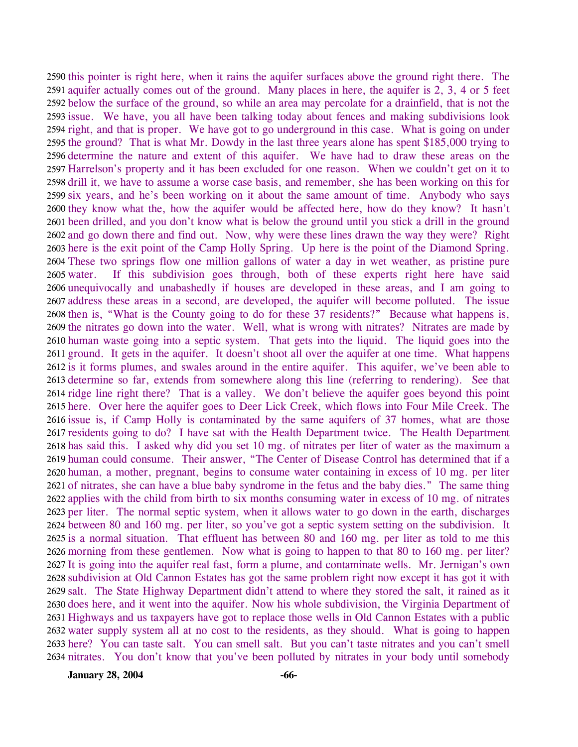this pointer is right here, when it rains the aquifer surfaces above the ground right there. The aquifer actually comes out of the ground. Many places in here, the aquifer is 2, 3, 4 or 5 feet below the surface of the ground, so while an area may percolate for a drainfield, that is not the issue. We have, you all have been talking today about fences and making subdivisions look right, and that is proper. We have got to go underground in this case. What is going on under the ground? That is what Mr. Dowdy in the last three years alone has spent $185,000 trying to determine the nature and extent of this aquifer. We have had to draw these areas on the Harrelson's property and it has been excluded for one reason. When we couldn't get on it to drill it, we have to assume a worse case basis, and remember, she has been working on this for six years, and he's been working on it about the same amount of time. Anybody who says they know what the, how the aquifer would be affected here, how do they know? It hasn't been drilled, and you don't know what is below the ground until you stick a drill in the ground and go down there and find out. Now, why were these lines drawn the way they were? Right here is the exit point of the Camp Holly Spring. Up here is the point of the Diamond Spring. These two springs flow one million gallons of water a day in wet weather, as pristine pure water. If this subdivision goes through, both of these experts right here have said unequivocally and unabashedly if houses are developed in these areas, and I am going to address these areas in a second, are developed, the aquifer will become polluted. The issue then is, "What is the County going to do for these 37 residents?" Because what happens is, the nitrates go down into the water. Well, what is wrong with nitrates? Nitrates are made by human waste going into a septic system. That gets into the liquid. The liquid goes into the ground. It gets in the aquifer. It doesn't shoot all over the aquifer at one time. What happens is it forms plumes, and swales around in the entire aquifer. This aquifer, we've been able to determine so far, extends from somewhere along this line (referring to rendering). See that ridge line right there? That is a valley. We don't believe the aquifer goes beyond this point here. Over here the aquifer goes to Deer Lick Creek, which flows into Four Mile Creek. The issue is, if Camp Holly is contaminated by the same aquifers of 37 homes, what are those residents going to do? I have sat with the Health Department twice. The Health Department has said this. I asked why did you set 10 mg. of nitrates per liter of water as the maximum a human could consume. Their answer, "The Center of Disease Control has determined that if a human, a mother, pregnant, begins to consume water containing in excess of 10 mg. per liter of nitrates, she can have a blue baby syndrome in the fetus and the baby dies." The same thing applies with the child from birth to six months consuming water in excess of 10 mg. of nitrates per liter. The normal septic system, when it allows water to go down in the earth, discharges between 80 and 160 mg. per liter, so you've got a septic system setting on the subdivision. It is a normal situation. That effluent has between 80 and 160 mg. per liter as told to me this morning from these gentlemen. Now what is going to happen to that 80 to 160 mg. per liter? It is going into the aquifer real fast, form a plume, and contaminate wells. Mr. Jernigan's own subdivision at Old Cannon Estates has got the same problem right now except it has got it with salt. The State Highway Department didn't attend to where they stored the salt, it rained as it does here, and it went into the aquifer. Now his whole subdivision, the Virginia Department of Highways and us taxpayers have got to replace those wells in Old Cannon Estates with a public water supply system all at no cost to the residents, as they should. What is going to happen here? You can taste salt. You can smell salt. But you can't taste nitrates and you can't smell nitrates. You don't know that you've been polluted by nitrates in your body until somebody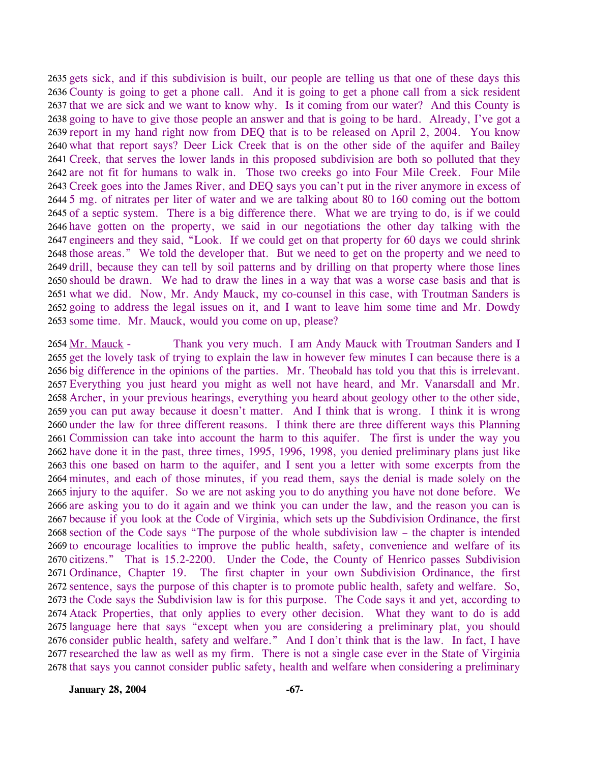gets sick, and if this subdivision is built, our people are telling us that one of these days this County is going to get a phone call. And it is going to get a phone call from a sick resident that we are sick and we want to know why. Is it coming from our water? And this County is going to have to give those people an answer and that is going to be hard. Already, I've got a report in my hand right now from DEQ that is to be released on April 2, 2004. You know what that report says? Deer Lick Creek that is on the other side of the aquifer and Bailey Creek, that serves the lower lands in this proposed subdivision are both so polluted that they are not fit for humans to walk in. Those two creeks go into Four Mile Creek. Four Mile Creek goes into the James River, and DEQ says you can't put in the river anymore in excess of 5 mg. of nitrates per liter of water and we are talking about 80 to 160 coming out the bottom of a septic system. There is a big difference there. What we are trying to do, is if we could have gotten on the property, we said in our negotiations the other day talking with the engineers and they said, "Look. If we could get on that property for 60 days we could shrink those areas." We told the developer that. But we need to get on the property and we need to drill, because they can tell by soil patterns and by drilling on that property where those lines should be drawn. We had to draw the lines in a way that was a worse case basis and that is what we did. Now, Mr. Andy Mauck, my co-counsel in this case, with Troutman Sanders is going to address the legal issues on it, and I want to leave him some time and Mr. Dowdy some time. Mr. Mauck, would you come on up, please?

Mr. Mauck - Thank you very much. I am Andy Mauck with Troutman Sanders and I get the lovely task of trying to explain the law in however few minutes I can because there is a big difference in the opinions of the parties. Mr. Theobald has told you that this is irrelevant. Everything you just heard you might as well not have heard, and Mr. Vanarsdall and Mr. Archer, in your previous hearings, everything you heard about geology other to the other side, you can put away because it doesn't matter. And I think that is wrong. I think it is wrong under the law for three different reasons. I think there are three different ways this Planning Commission can take into account the harm to this aquifer. The first is under the way you have done it in the past, three times, 1995, 1996, 1998, you denied preliminary plans just like this one based on harm to the aquifer, and I sent you a letter with some excerpts from the minutes, and each of those minutes, if you read them, says the denial is made solely on the injury to the aquifer. So we are not asking you to do anything you have not done before. We are asking you to do it again and we think you can under the law, and the reason you can is because if you look at the Code of Virginia, which sets up the Subdivision Ordinance, the first section of the Code says "The purpose of the whole subdivision law – the chapter is intended to encourage localities to improve the public health, safety, convenience and welfare of its citizens." That is 15.2-2200. Under the Code, the County of Henrico passes Subdivision Ordinance, Chapter 19. The first chapter in your own Subdivision Ordinance, the first sentence, says the purpose of this chapter is to promote public health, safety and welfare. So, the Code says the Subdivision law is for this purpose. The Code says it and yet, according to Atack Properties, that only applies to every other decision. What they want to do is add language here that says "except when you are considering a preliminary plat, you should consider public health, safety and welfare." And I don't think that is the law. In fact, I have researched the law as well as my firm. There is not a single case ever in the State of Virginia that says you cannot consider public safety, health and welfare when considering a preliminary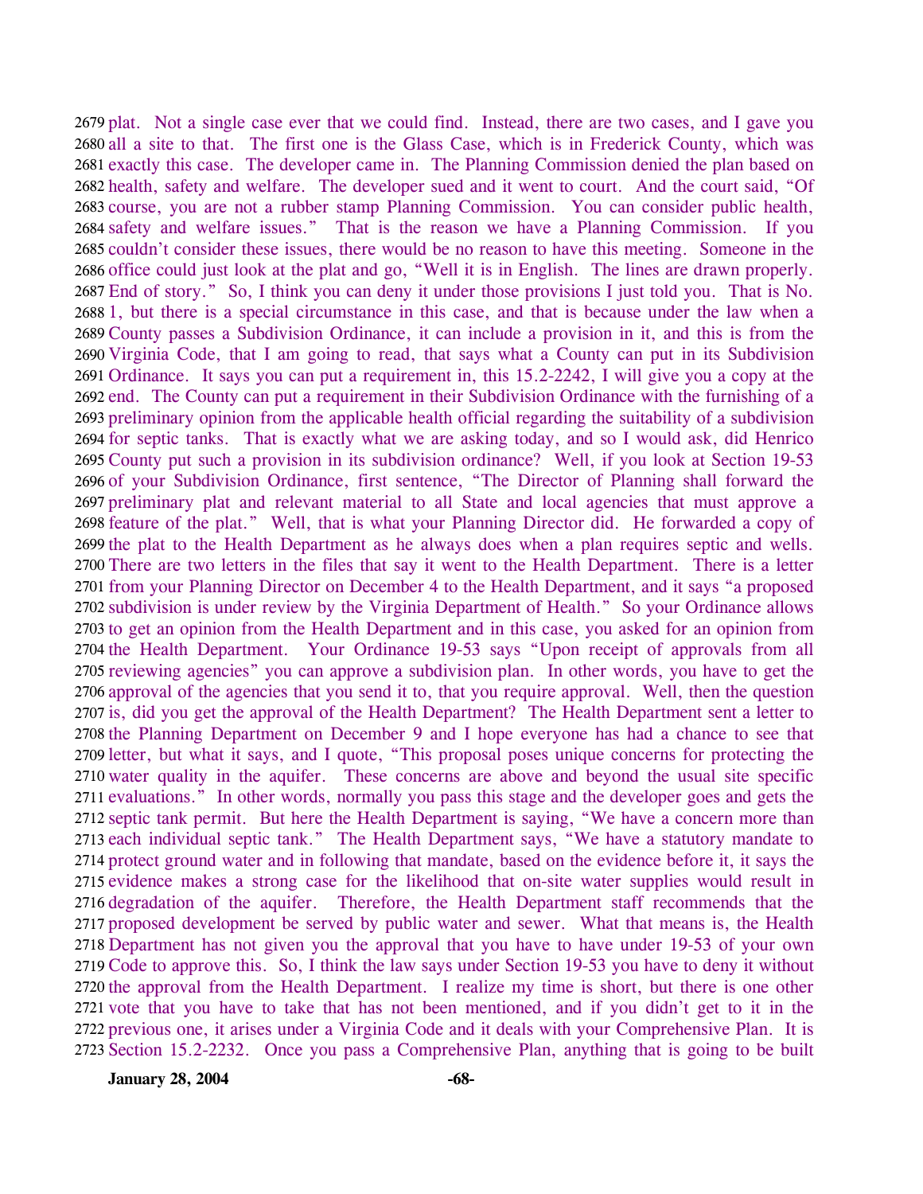2679 plat. Not a single case ever that we could find. Instead, there are two cases, and I gave you
2680 all a site to that. The first one is the Glass Case, which is in Frederick County, which was
2681 exactly this case. The developer came in. The Planning Commission denied the plan based on
2682 health, safety and welfare. The developer sued and it went to court. And the court said, "Of
2683 course, you are not a rubber stamp Planning Commission. You can consider public health,
2684 safety and welfare issues." That is the reason we have a Planning Commission. If you
2685 couldn't consider these issues, there would be no reason to have this meeting. Someone in the
2686 office could just look at the plat and go, "Well it is in English. The lines are drawn properly.
2687 End of story." So, I think you can deny it under those provisions I just told you. That is No.
2688 1, but there is a special circumstance in this case, and that is because under the law when a
2689 County passes a Subdivision Ordinance, it can include a provision in it, and this is from the
2690 Virginia Code, that I am going to read, that says what a County can put in its Subdivision
2691 Ordinance. It says you can put a requirement in, this 15.2-2242, I will give you a copy at the
2692 end. The County can put a requirement in their Subdivision Ordinance with the furnishing of a
2693 preliminary opinion from the applicable health official regarding the suitability of a subdivision
2694 for septic tanks. That is exactly what we are asking today, and so I would ask, did Henrico
2695 County put such a provision in its subdivision ordinance? Well, if you look at Section 19-53
2696 of your Subdivision Ordinance, first sentence, "The Director of Planning shall forward the
2697 preliminary plat and relevant material to all State and local agencies that must approve a
2698 feature of the plat." Well, that is what your Planning Director did. He forwarded a copy of
2699 the plat to the Health Department as he always does when a plan requires septic and wells.
2700 There are two letters in the files that say it went to the Health Department. There is a letter
2701 from your Planning Director on December 4 to the Health Department, and it says "a proposed
2702 subdivision is under review by the Virginia Department of Health." So your Ordinance allows
2703 to get an opinion from the Health Department and in this case, you asked for an opinion from
2704 the Health Department. Your Ordinance 19-53 says "Upon receipt of approvals from all
2705 reviewing agencies" you can approve a subdivision plan. In other words, you have to get the
2706 approval of the agencies that you send it to, that you require approval. Well, then the question
2707 is, did you get the approval of the Health Department? The Health Department sent a letter to
2708 the Planning Department on December 9 and I hope everyone has had a chance to see that
2709 letter, but what it says, and I quote, "This proposal poses unique concerns for protecting the
2710 water quality in the aquifer. These concerns are above and beyond the usual site specific
2711 evaluations." In other words, normally you pass this stage and the developer goes and gets the
2712 septic tank permit. But here the Health Department is saying, "We have a concern more than
2713 each individual septic tank." The Health Department says, "We have a statutory mandate to
2714 protect ground water and in following that mandate, based on the evidence before it, it says the
2715 evidence makes a strong case for the likelihood that on-site water supplies would result in
2716 degradation of the aquifer. Therefore, the Health Department staff recommends that the
2717 proposed development be served by public water and sewer. What that means is, the Health
2718 Department has not given you the approval that you have to have under 19-53 of your own
2719 Code to approve this. So, I think the law says under Section 19-53 you have to deny it without
2720 the approval from the Health Department. I realize my time is short, but there is one other
2721 vote that you have to take that has not been mentioned, and if you didn't get to it in the
2722 previous one, it arises under a Virginia Code and it deals with your Comprehensive Plan. It is
2723 Section 15.2-2232. Once you pass a Comprehensive Plan, anything that is going to be built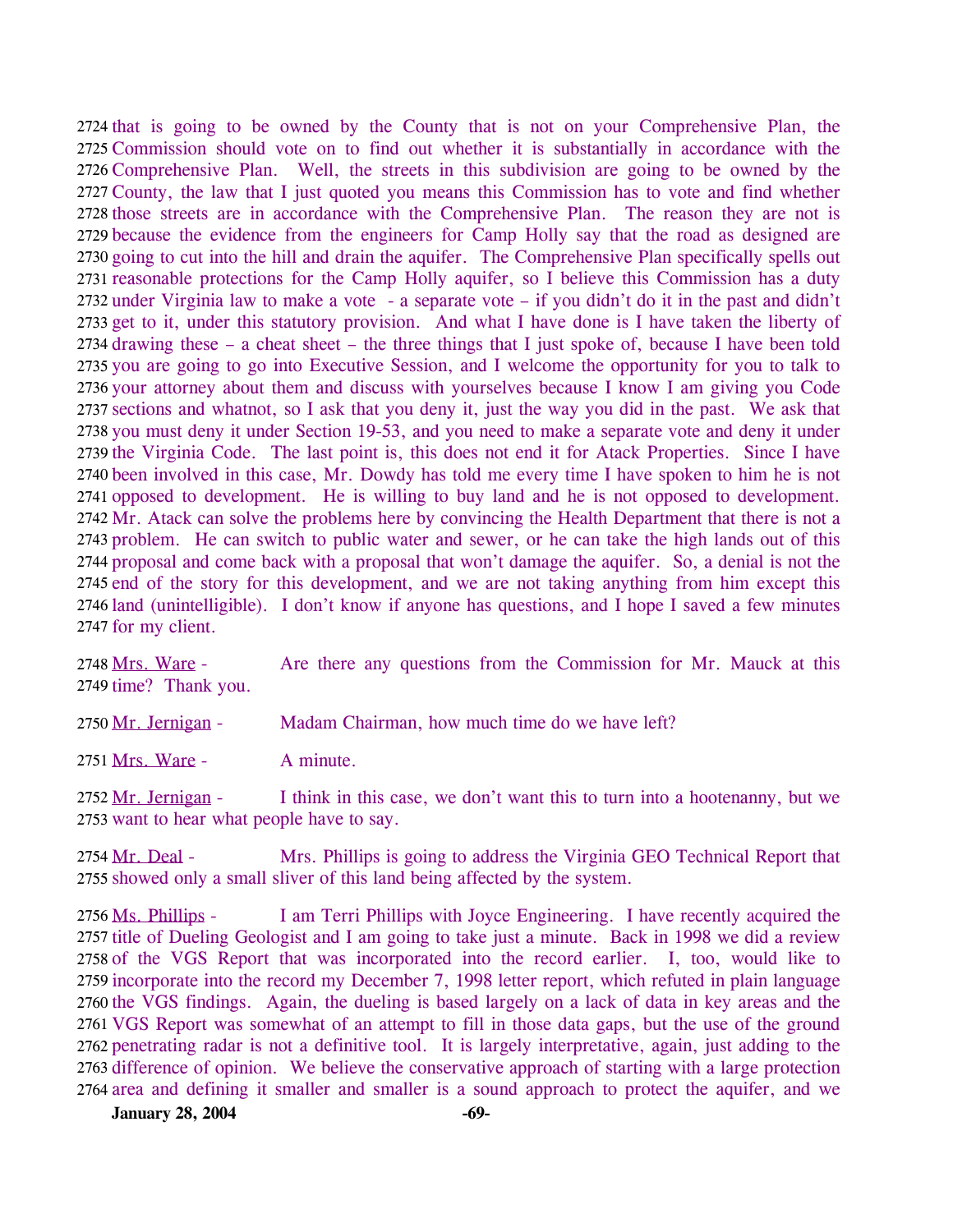2724 that is going to be owned by the County that is not on your Comprehensive Plan, the 2725 Commission should vote on to find out whether it is substantially in accordance with the 2726 Comprehensive Plan. Well, the streets in this subdivision are going to be owned by the 2727 County, the law that I just quoted you means this Commission has to vote and find whether 2728 those streets are in accordance with the Comprehensive Plan. The reason they are not is 2729 because the evidence from the engineers for Camp Holly say that the road as designed are 2730 going to cut into the hill and drain the aquifer. The Comprehensive Plan specifically spells out 2731 reasonable protections for the Camp Holly aquifer, so I believe this Commission has a duty 2732 under Virginia law to make a vote - a separate vote – if you didn't do it in the past and didn't 2733 get to it, under this statutory provision. And what I have done is I have taken the liberty of 2734 drawing these – a cheat sheet – the three things that I just spoke of, because I have been told 2735 you are going to go into Executive Session, and I welcome the opportunity for you to talk to 2736 your attorney about them and discuss with yourselves because I know I am giving you Code 2737 sections and whatnot, so I ask that you deny it, just the way you did in the past. We ask that 2738 you must deny it under Section 19-53, and you need to make a separate vote and deny it under 2739 the Virginia Code. The last point is, this does not end it for Atack Properties. Since I have 2740 been involved in this case, Mr. Dowdy has told me every time I have spoken to him he is not 2741 opposed to development. He is willing to buy land and he is not opposed to development. 2742 Mr. Atack can solve the problems here by convincing the Health Department that there is not a 2743 problem. He can switch to public water and sewer, or he can take the high lands out of this 2744 proposal and come back with a proposal that won't damage the aquifer. So, a denial is not the 2745 end of the story for this development, and we are not taking anything from him except this 2746 land (unintelligible). I don't know if anyone has questions, and I hope I saved a few minutes 2747 for my client.

2748 Mrs. Ware - Are there any questions from the Commission for Mr. Mauck at this 2749 time? Thank you.

2750 Mr. Jernigan - Madam Chairman, how much time do we have left?

2751 Mrs. Ware - A minute.

2752 Mr. Jernigan - I think in this case, we don't want this to turn into a hootenanny, but we 2753 want to hear what people have to say.

2754 Mr. Deal - Mrs. Phillips is going to address the Virginia GEO Technical Report that 2755 showed only a small sliver of this land being affected by the system.

2756 Ms. Phillips - I am Terri Phillips with Joyce Engineering. I have recently acquired the 2757 title of Dueling Geologist and I am going to take just a minute. Back in 1998 we did a review 2758 of the VGS Report that was incorporated into the record earlier. I, too, would like to 2759 incorporate into the record my December 7, 1998 letter report, which refuted in plain language 2760 the VGS findings. Again, the dueling is based largely on a lack of data in key areas and the 2761 VGS Report was somewhat of an attempt to fill in those data gaps, but the use of the ground 2762 penetrating radar is not a definitive tool. It is largely interpretative, again, just adding to the 2763 difference of opinion. We believe the conservative approach of starting with a large protection 2764 area and defining it smaller and smaller is a sound approach to protect the aquifer, and we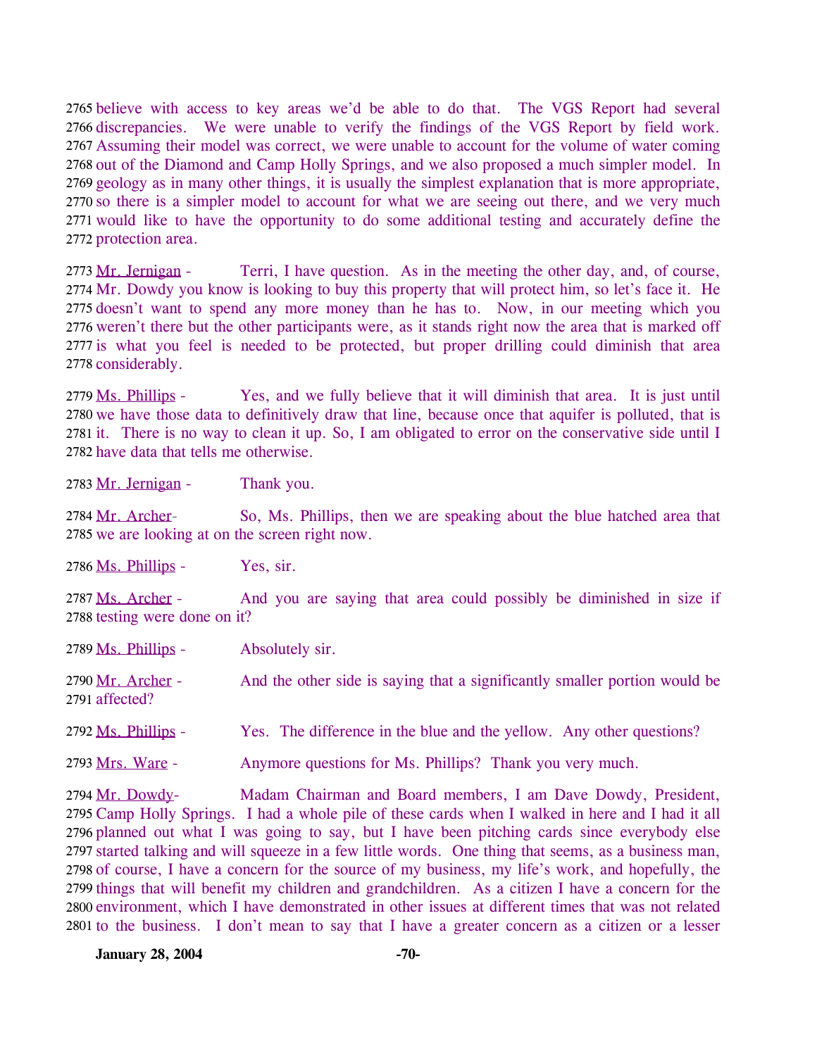2765 believe with access to key areas we'd be able to do that. The VGS Report had several 2766 discrepancies. We were unable to verify the findings of the VGS Report by field work. 2767 Assuming their model was correct, we were unable to account for the volume of water coming 2768 out of the Diamond and Camp Holly Springs, and we also proposed a much simpler model. In 2769 geology as in many other things, it is usually the simplest explanation that is more appropriate, 2770 so there is a simpler model to account for what we are seeing out there, and we very much 2771 would like to have the opportunity to do some additional testing and accurately define the 2772 protection area.

2773 Mr. Jernigan - Terri, I have question. As in the meeting the other day, and, of course, 2774 Mr. Dowdy you know is looking to buy this property that will protect him, so let's face it. He 2775 doesn't want to spend any more money than he has to. Now, in our meeting which you 2776 weren't there but the other participants were, as it stands right now the area that is marked off 2777 is what you feel is needed to be protected, but proper drilling could diminish that area 2778 considerably.

2779 Ms. Phillips - Yes, and we fully believe that it will diminish that area. It is just until 2780 we have those data to definitively draw that line, because once that aquifer is polluted, that is 2781 it. There is no way to clean it up. So, I am obligated to error on the conservative side until I 2782 have data that tells me otherwise.

2783 Mr. Jernigan - Thank you.

2784 Mr. Archer- So, Ms. Phillips, then we are speaking about the blue hatched area that 2785 we are looking at on the screen right now.

2786 Ms. Phillips - Yes, sir.

2787 Ms. Archer - And you are saying that area could possibly be diminished in size if 2788 testing were done on it?

2789 Ms. Phillips - Absolutely sir.

2790 Mr. Archer - And the other side is saying that a significantly smaller portion would be 2791 affected?

2792 Ms. Phillips - Yes. The difference in the blue and the yellow. Any other questions?

2793 Mrs. Ware - Anymore questions for Ms. Phillips? Thank you very much.

2794 Mr. Dowdy- Madam Chairman and Board members, I am Dave Dowdy, President, 2795 Camp Holly Springs. I had a whole pile of these cards when I walked in here and I had it all 2796 planned out what I was going to say, but I have been pitching cards since everybody else 2797 started talking and will squeeze in a few little words. One thing that seems, as a business man, 2798 of course, I have a concern for the source of my business, my life's work, and hopefully, the 2799 things that will benefit my children and grandchildren. As a citizen I have a concern for the 2800 environment, which I have demonstrated in other issues at different times that was not related 2801 to the business. I don't mean to say that I have a greater concern as a citizen or a lesser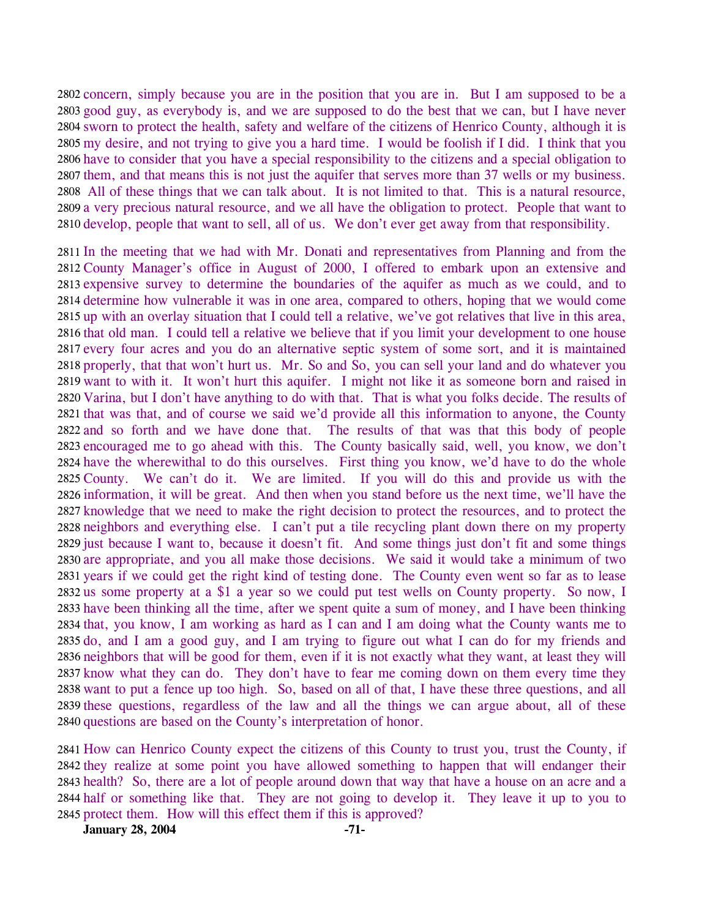concern, simply because you are in the position that you are in. But I am supposed to be a good guy, as everybody is, and we are supposed to do the best that we can, but I have never sworn to protect the health, safety and welfare of the citizens of Henrico County, although it is my desire, and not trying to give you a hard time. I would be foolish if I did. I think that you have to consider that you have a special responsibility to the citizens and a special obligation to them, and that means this is not just the aquifer that serves more than 37 wells or my business. All of these things that we can talk about. It is not limited to that. This is a natural resource, a very precious natural resource, and we all have the obligation to protect. People that want to develop, people that want to sell, all of us. We don't ever get away from that responsibility.

In the meeting that we had with Mr. Donati and representatives from Planning and from the County Manager's office in August of 2000, I offered to embark upon an extensive and expensive survey to determine the boundaries of the aquifer as much as we could, and to determine how vulnerable it was in one area, compared to others, hoping that we would come up with an overlay situation that I could tell a relative, we've got relatives that live in this area, that old man. I could tell a relative we believe that if you limit your development to one house every four acres and you do an alternative septic system of some sort, and it is maintained properly, that that won't hurt us. Mr. So and So, you can sell your land and do whatever you want to with it. It won't hurt this aquifer. I might not like it as someone born and raised in Varina, but I don't have anything to do with that. That is what you folks decide. The results of that was that, and of course we said we'd provide all this information to anyone, the County and so forth and we have done that. The results of that was that this body of people encouraged me to go ahead with this. The County basically said, well, you know, we don't have the wherewithal to do this ourselves. First thing you know, we'd have to do the whole County. We can't do it. We are limited. If you will do this and provide us with the information, it will be great. And then when you stand before us the next time, we'll have the knowledge that we need to make the right decision to protect the resources, and to protect the neighbors and everything else. I can't put a tile recycling plant down there on my property just because I want to, because it doesn't fit. And some things just don't fit and some things are appropriate, and you all make those decisions. We said it would take a minimum of two years if we could get the right kind of testing done. The County even went so far as to lease us some property at a $1 a year so we could put test wells on County property. So now, I have been thinking all the time, after we spent quite a sum of money, and I have been thinking that, you know, I am working as hard as I can and I am doing what the County wants me to do, and I am a good guy, and I am trying to figure out what I can do for my friends and neighbors that will be good for them, even if it is not exactly what they want, at least they will know what they can do. They don't have to fear me coming down on them every time they want to put a fence up too high. So, based on all of that, I have these three questions, and all these questions, regardless of the law and all the things we can argue about, all of these questions are based on the County's interpretation of honor.

How can Henrico County expect the citizens of this County to trust you, trust the County, if they realize at some point you have allowed something to happen that will endanger their health? So, there are a lot of people around down that way that have a house on an acre and a half or something like that. They are not going to develop it. They leave it up to you to protect them. How will this effect them if this is approved?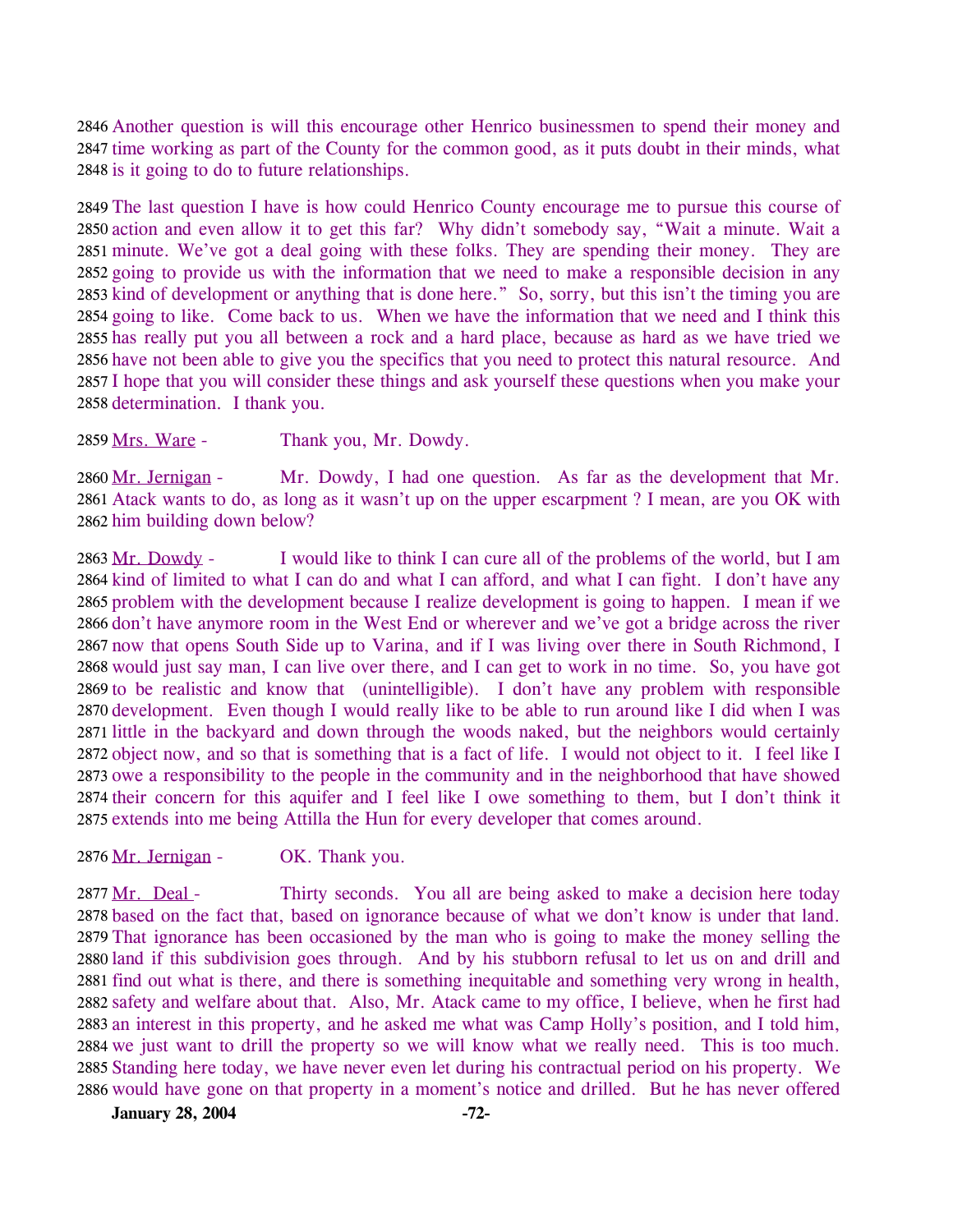Another question is will this encourage other Henrico businessmen to spend their money and time working as part of the County for the common good, as it puts doubt in their minds, what is it going to do to future relationships.

The last question I have is how could Henrico County encourage me to pursue this course of action and even allow it to get this far? Why didn't somebody say, "Wait a minute. Wait a minute. We've got a deal going with these folks. They are spending their money. They are going to provide us with the information that we need to make a responsible decision in any kind of development or anything that is done here." So, sorry, but this isn't the timing you are going to like. Come back to us. When we have the information that we need and I think this has really put you all between a rock and a hard place, because as hard as we have tried we have not been able to give you the specifics that you need to protect this natural resource. And I hope that you will consider these things and ask yourself these questions when you make your determination. I thank you.

Mrs. Ware - Thank you, Mr. Dowdy.

Mr. Jernigan - Mr. Dowdy, I had one question. As far as the development that Mr. Atack wants to do, as long as it wasn't up on the upper escarpment ? I mean, are you OK with him building down below?

Mr. Dowdy - I would like to think I can cure all of the problems of the world, but I am kind of limited to what I can do and what I can afford, and what I can fight. I don't have any problem with the development because I realize development is going to happen. I mean if we don't have anymore room in the West End or wherever and we've got a bridge across the river now that opens South Side up to Varina, and if I was living over there in South Richmond, I would just say man, I can live over there, and I can get to work in no time. So, you have got to be realistic and know that (unintelligible). I don't have any problem with responsible development. Even though I would really like to be able to run around like I did when I was little in the backyard and down through the woods naked, but the neighbors would certainly object now, and so that is something that is a fact of life. I would not object to it. I feel like I owe a responsibility to the people in the community and in the neighborhood that have showed their concern for this aquifer and I feel like I owe something to them, but I don't think it extends into me being Attilla the Hun for every developer that comes around.

Mr. Jernigan - OK. Thank you.

Mr. Deal - Thirty seconds. You all are being asked to make a decision here today based on the fact that, based on ignorance because of what we don't know is under that land. That ignorance has been occasioned by the man who is going to make the money selling the land if this subdivision goes through. And by his stubborn refusal to let us on and drill and find out what is there, and there is something inequitable and something very wrong in health, safety and welfare about that. Also, Mr. Atack came to my office, I believe, when he first had an interest in this property, and he asked me what was Camp Holly's position, and I told him, we just want to drill the property so we will know what we really need. This is too much. Standing here today, we have never even let during his contractual period on his property. We would have gone on that property in a moment's notice and drilled. But he has never offered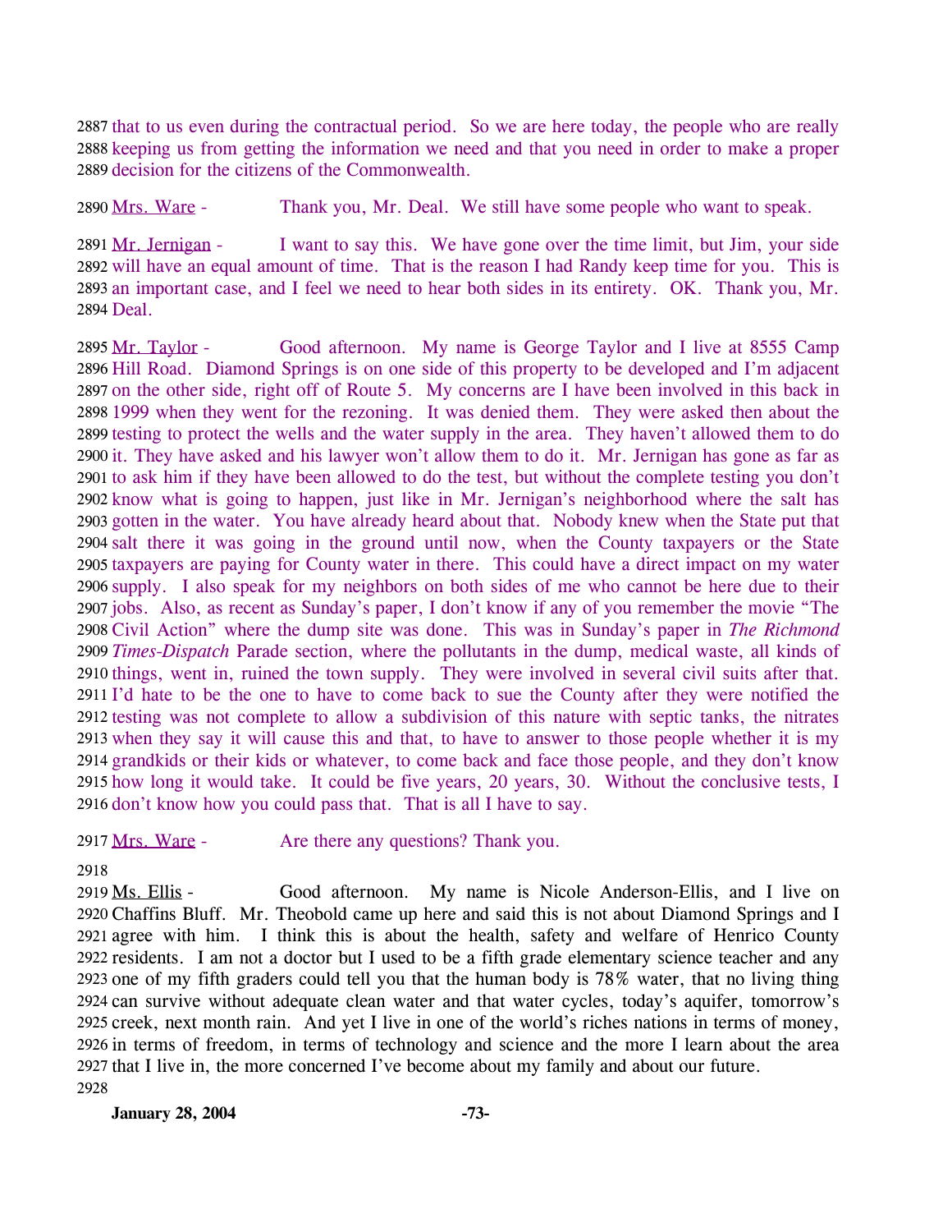2887 that to us even during the contractual period. So we are here today, the people who are really
2888 keeping us from getting the information we need and that you need in order to make a proper
2889 decision for the citizens of the Commonwealth.

2890 Mrs. Ware - Thank you, Mr. Deal. We still have some people who want to speak.

2891 Mr. Jernigan - I want to say this. We have gone over the time limit, but Jim, your side
2892 will have an equal amount of time. That is the reason I had Randy keep time for you. This is
2893 an important case, and I feel we need to hear both sides in its entirety. OK. Thank you, Mr.
2894 Deal.

2895 Mr. Taylor - Good afternoon. My name is George Taylor and I live at 8555 Camp
2896 Hill Road. Diamond Springs is on one side of this property to be developed and I'm adjacent
2897 on the other side, right off of Route 5. My concerns are I have been involved in this back in
2898 1999 when they went for the rezoning. It was denied them. They were asked then about the
2899 testing to protect the wells and the water supply in the area. They haven't allowed them to do
2900 it. They have asked and his lawyer won't allow them to do it. Mr. Jernigan has gone as far as
2901 to ask him if they have been allowed to do the test, but without the complete testing you don't
2902 know what is going to happen, just like in Mr. Jernigan's neighborhood where the salt has
2903 gotten in the water. You have already heard about that. Nobody knew when the State put that
2904 salt there it was going in the ground until now, when the County taxpayers or the State
2905 taxpayers are paying for County water in there. This could have a direct impact on my water
2906 supply. I also speak for my neighbors on both sides of me who cannot be here due to their
2907 jobs. Also, as recent as Sunday's paper, I don't know if any of you remember the movie "The
2908 Civil Action" where the dump site was done. This was in Sunday's paper in *The Richmond*
2909 *Times-Dispatch* Parade section, where the pollutants in the dump, medical waste, all kinds of
2910 things, went in, ruined the town supply. They were involved in several civil suits after that.
2911 I'd hate to be the one to have to come back to sue the County after they were notified the
2912 testing was not complete to allow a subdivision of this nature with septic tanks, the nitrates
2913 when they say it will cause this and that, to have to answer to those people whether it is my
2914 grandkids or their kids or whatever, to come back and face those people, and they don't know
2915 how long it would take. It could be five years, 20 years, 30. Without the conclusive tests, I
2916 don't know how you could pass that. That is all I have to say.

2917 Mrs. Ware - Are there any questions? Thank you.

2918

2919 Ms. Ellis - Good afternoon. My name is Nicole Anderson-Ellis, and I live on
2920 Chaffins Bluff. Mr. Theobold came up here and said this is not about Diamond Springs and I
2921 agree with him. I think this is about the health, safety and welfare of Henrico County
2922 residents. I am not a doctor but I used to be a fifth grade elementary science teacher and any
2923 one of my fifth graders could tell you that the human body is 78% water, that no living thing
2924 can survive without adequate clean water and that water cycles, today's aquifer, tomorrow's
2925 creek, next month rain. And yet I live in one of the world's riches nations in terms of money,
2926 in terms of freedom, in terms of technology and science and the more I learn about the area
2927 that I live in, the more concerned I've become about my family and about our future.
2928

**January 28, 2004**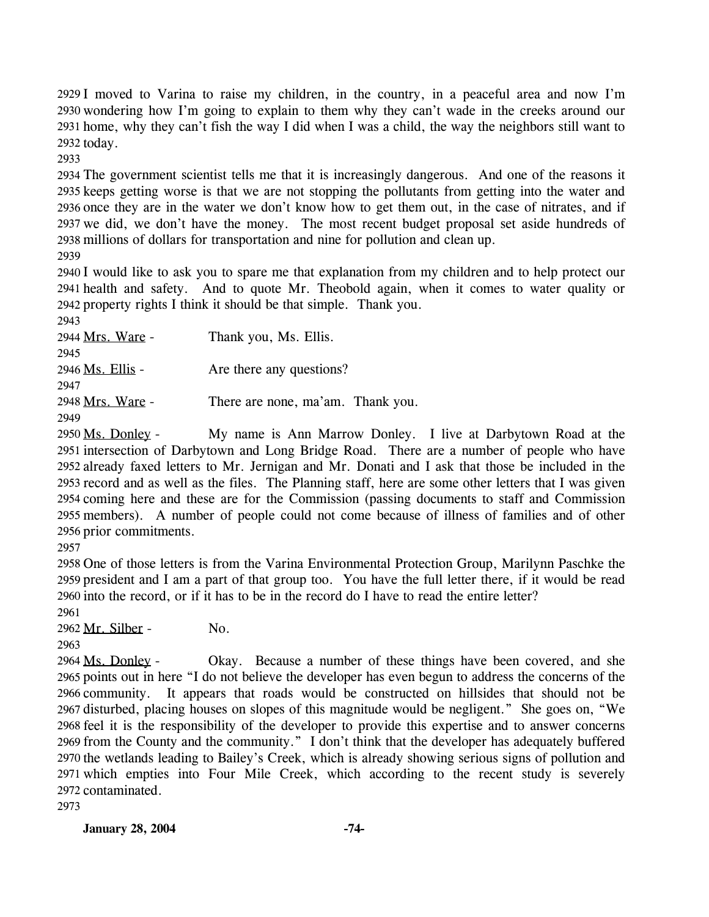I moved to Varina to raise my children, in the country, in a peaceful area and now I'm wondering how I'm going to explain to them why they can't wade in the creeks around our home, why they can't fish the way I did when I was a child, the way the neighbors still want to today.

The government scientist tells me that it is increasingly dangerous. And one of the reasons it keeps getting worse is that we are not stopping the pollutants from getting into the water and once they are in the water we don't know how to get them out, in the case of nitrates, and if we did, we don't have the money. The most recent budget proposal set aside hundreds of millions of dollars for transportation and nine for pollution and clean up.

I would like to ask you to spare me that explanation from my children and to help protect our health and safety. And to quote Mr. Theobold again, when it comes to water quality or property rights I think it should be that simple. Thank you.

Mrs. Ware - Thank you, Ms. Ellis.

Ms. Ellis - Are there any questions?

Mrs. Ware - There are none, ma'am. Thank you.

Ms. Donley - My name is Ann Marrow Donley. I live at Darbytown Road at the intersection of Darbytown and Long Bridge Road. There are a number of people who have already faxed letters to Mr. Jernigan and Mr. Donati and I ask that those be included in the record and as well as the files. The Planning staff, here are some other letters that I was given coming here and these are for the Commission (passing documents to staff and Commission members). A number of people could not come because of illness of families and of other prior commitments.

One of those letters is from the Varina Environmental Protection Group, Marilynn Paschke the president and I am a part of that group too. You have the full letter there, if it would be read into the record, or if it has to be in the record do I have to read the entire letter?

Mr. Silber - No.

Ms. Donley - Okay. Because a number of these things have been covered, and she points out in here "I do not believe the developer has even begun to address the concerns of the community. It appears that roads would be constructed on hillsides that should not be disturbed, placing houses on slopes of this magnitude would be negligent." She goes on, "We feel it is the responsibility of the developer to provide this expertise and to answer concerns from the County and the community." I don't think that the developer has adequately buffered the wetlands leading to Bailey's Creek, which is already showing serious signs of pollution and which empties into Four Mile Creek, which according to the recent study is severely contaminated.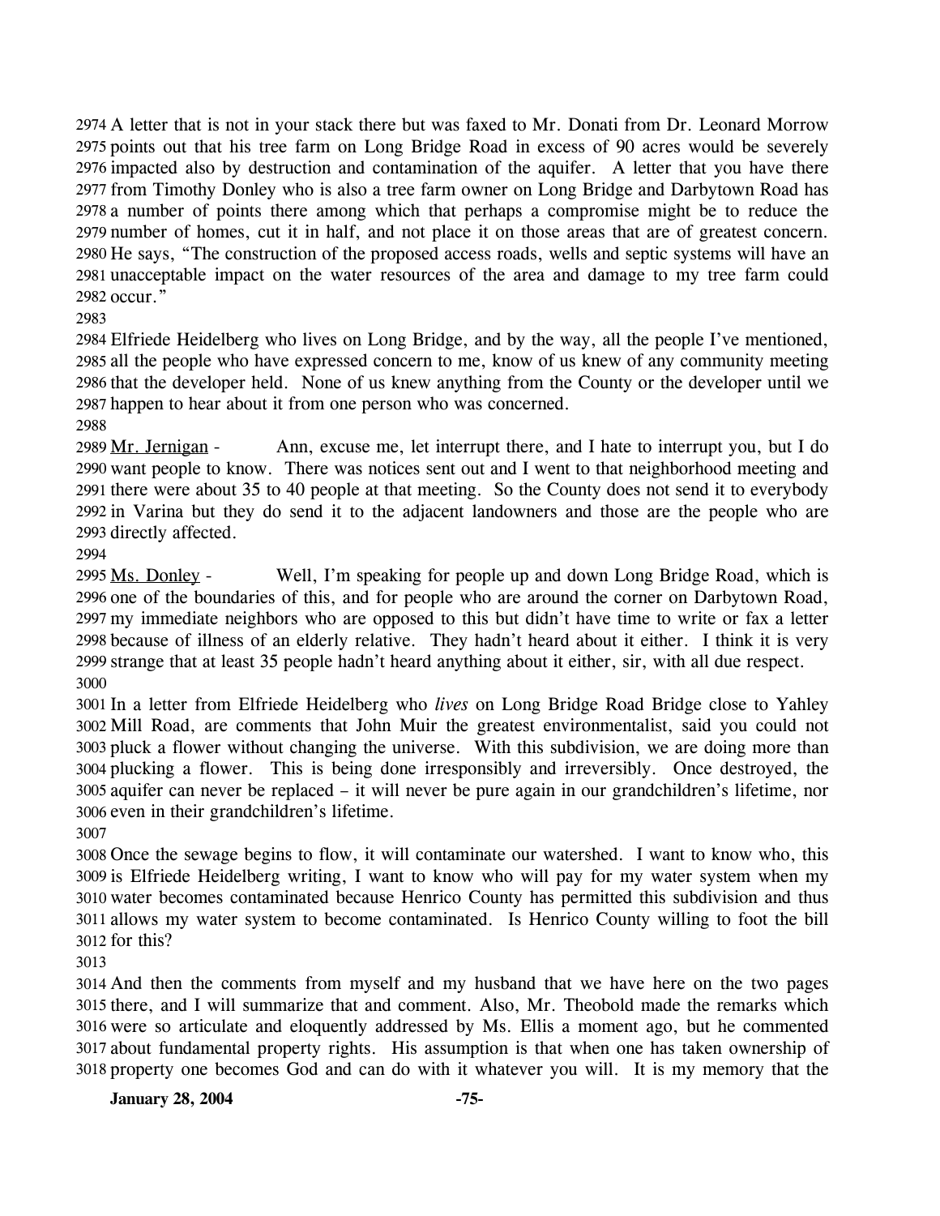2974 A letter that is not in your stack there but was faxed to Mr. Donati from Dr. Leonard Morrow
2975 points out that his tree farm on Long Bridge Road in excess of 90 acres would be severely
2976 impacted also by destruction and contamination of the aquifer. A letter that you have there
2977 from Timothy Donley who is also a tree farm owner on Long Bridge and Darbytown Road has
2978 a number of points there among which that perhaps a compromise might be to reduce the
2979 number of homes, cut it in half, and not place it on those areas that are of greatest concern.
2980 He says, "The construction of the proposed access roads, wells and septic systems will have an
2981 unacceptable impact on the water resources of the area and damage to my tree farm could
2982 occur."

2983

2984 Elfriede Heidelberg who lives on Long Bridge, and by the way, all the people I've mentioned,
2985 all the people who have expressed concern to me, know of us knew of any community meeting
2986 that the developer held. None of us knew anything from the County or the developer until we
2987 happen to hear about it from one person who was concerned.

2988

2989 Mr. Jernigan - Ann, excuse me, let interrupt there, and I hate to interrupt you, but I do
2990 want people to know. There was notices sent out and I went to that neighborhood meeting and
2991 there were about 35 to 40 people at that meeting. So the County does not send it to everybody
2992 in Varina but they do send it to the adjacent landowners and those are the people who are
2993 directly affected.

2994

2995 Ms. Donley - Well, I'm speaking for people up and down Long Bridge Road, which is
2996 one of the boundaries of this, and for people who are around the corner on Darbytown Road,
2997 my immediate neighbors who are opposed to this but didn't have time to write or fax a letter
2998 because of illness of an elderly relative. They hadn't heard about it either. I think it is very
2999 strange that at least 35 people hadn't heard anything about it either, sir, with all due respect.

3000

3001 In a letter from Elfriede Heidelberg who *lives* on Long Bridge Road Bridge close to Yahley
3002 Mill Road, are comments that John Muir the greatest environmentalist, said you could not
3003 pluck a flower without changing the universe. With this subdivision, we are doing more than
3004 plucking a flower. This is being done irresponsibly and irreversibly. Once destroyed, the
3005 aquifer can never be replaced – it will never be pure again in our grandchildren's lifetime, nor
3006 even in their grandchildren's lifetime.

3007

3008 Once the sewage begins to flow, it will contaminate our watershed. I want to know who, this
3009 is Elfriede Heidelberg writing, I want to know who will pay for my water system when my
3010 water becomes contaminated because Henrico County has permitted this subdivision and thus
3011 allows my water system to become contaminated. Is Henrico County willing to foot the bill
3012 for this?

3013

3014 And then the comments from myself and my husband that we have here on the two pages
3015 there, and I will summarize that and comment. Also, Mr. Theobold made the remarks which
3016 were so articulate and eloquently addressed by Ms. Ellis a moment ago, but he commented
3017 about fundamental property rights. His assumption is that when one has taken ownership of
3018 property one becomes God and can do with it whatever you will. It is my memory that the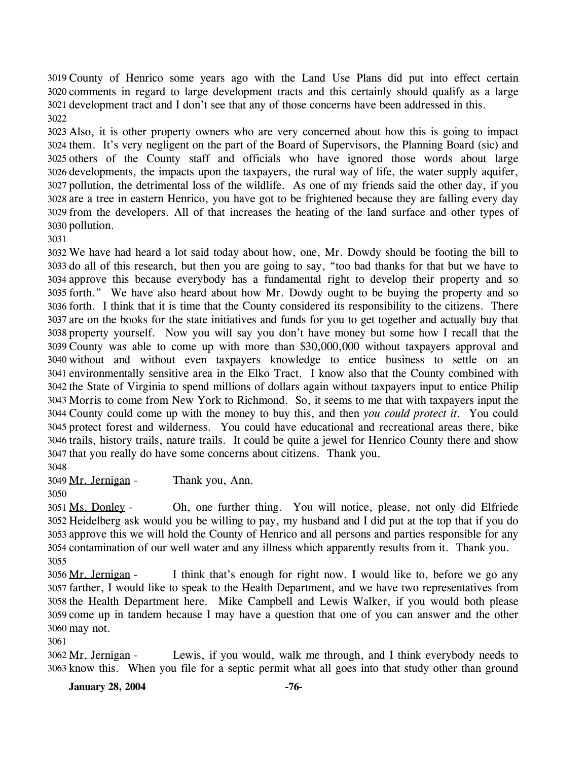County of Henrico some years ago with the Land Use Plans did put into effect certain comments in regard to large development tracts and this certainly should qualify as a large development tract and I don't see that any of those concerns have been addressed in this.

Also, it is other property owners who are very concerned about how this is going to impact them. It's very negligent on the part of the Board of Supervisors, the Planning Board (sic) and others of the County staff and officials who have ignored those words about large developments, the impacts upon the taxpayers, the rural way of life, the water supply aquifer, pollution, the detrimental loss of the wildlife. As one of my friends said the other day, if you are a tree in eastern Henrico, you have got to be frightened because they are falling every day from the developers. All of that increases the heating of the land surface and other types of pollution.

We have had heard a lot said today about how, one, Mr. Dowdy should be footing the bill to do all of this research, but then you are going to say, "too bad thanks for that but we have to approve this because everybody has a fundamental right to develop their property and so forth." We have also heard about how Mr. Dowdy ought to be buying the property and so forth. I think that it is time that the County considered its responsibility to the citizens. There are on the books for the state initiatives and funds for you to get together and actually buy that property yourself. Now you will say you don't have money but some how I recall that the County was able to come up with more than $30,000,000 without taxpayers approval and without and without even taxpayers knowledge to entice business to settle on an environmentally sensitive area in the Elko Tract. I know also that the County combined with the State of Virginia to spend millions of dollars again without taxpayers input to entice Philip Morris to come from New York to Richmond. So, it seems to me that with taxpayers input the County could come up with the money to buy this, and then *you could protect it*. You could protect forest and wilderness. You could have educational and recreational areas there, bike trails, history trails, nature trails. It could be quite a jewel for Henrico County there and show that you really do have some concerns about citizens. Thank you.

Mr. Jernigan - Thank you, Ann.

Ms. Donley - Oh, one further thing. You will notice, please, not only did Elfriede Heidelberg ask would you be willing to pay, my husband and I did put at the top that if you do approve this we will hold the County of Henrico and all persons and parties responsible for any contamination of our well water and any illness which apparently results from it. Thank you.

Mr. Jernigan - I think that's enough for right now. I would like to, before we go any farther, I would like to speak to the Health Department, and we have two representatives from the Health Department here. Mike Campbell and Lewis Walker, if you would both please come up in tandem because I may have a question that one of you can answer and the other may not.

Mr. Jernigan - Lewis, if you would, walk me through, and I think everybody needs to know this. When you file for a septic permit what all goes into that study other than ground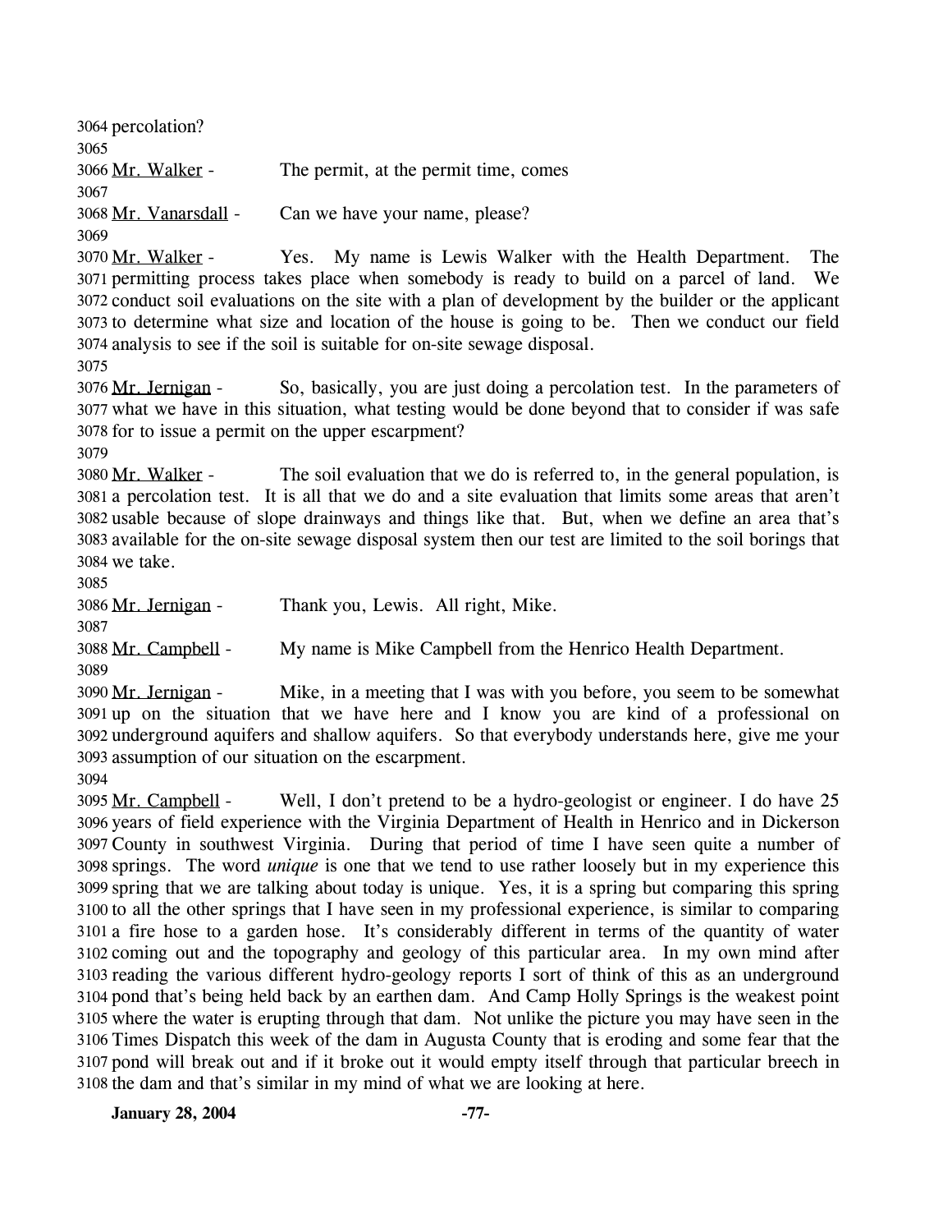percolation?

Mr. Walker - The permit, at the permit time, comes

Mr. Vanarsdall - Can we have your name, please?

Mr. Walker - Yes. My name is Lewis Walker with the Health Department. The permitting process takes place when somebody is ready to build on a parcel of land. We conduct soil evaluations on the site with a plan of development by the builder or the applicant to determine what size and location of the house is going to be. Then we conduct our field analysis to see if the soil is suitable for on-site sewage disposal.

Mr. Jernigan - So, basically, you are just doing a percolation test. In the parameters of what we have in this situation, what testing would be done beyond that to consider if was safe for to issue a permit on the upper escarpment?

Mr. Walker - The soil evaluation that we do is referred to, in the general population, is a percolation test. It is all that we do and a site evaluation that limits some areas that aren't usable because of slope drainways and things like that. But, when we define an area that's available for the on-site sewage disposal system then our test are limited to the soil borings that we take.

Mr. Jernigan - Thank you, Lewis. All right, Mike.

Mr. Campbell - My name is Mike Campbell from the Henrico Health Department.

Mr. Jernigan - Mike, in a meeting that I was with you before, you seem to be somewhat up on the situation that we have here and I know you are kind of a professional on underground aquifers and shallow aquifers. So that everybody understands here, give me your assumption of our situation on the escarpment.

Mr. Campbell - Well, I don't pretend to be a hydro-geologist or engineer. I do have 25 years of field experience with the Virginia Department of Health in Henrico and in Dickerson County in southwest Virginia. During that period of time I have seen quite a number of springs. The word *unique* is one that we tend to use rather loosely but in my experience this spring that we are talking about today is unique. Yes, it is a spring but comparing this spring to all the other springs that I have seen in my professional experience, is similar to comparing a fire hose to a garden hose. It's considerably different in terms of the quantity of water coming out and the topography and geology of this particular area. In my own mind after reading the various different hydro-geology reports I sort of think of this as an underground pond that's being held back by an earthen dam. And Camp Holly Springs is the weakest point where the water is erupting through that dam. Not unlike the picture you may have seen in the Times Dispatch this week of the dam in Augusta County that is eroding and some fear that the pond will break out and if it broke out it would empty itself through that particular breech in the dam and that's similar in my mind of what we are looking at here.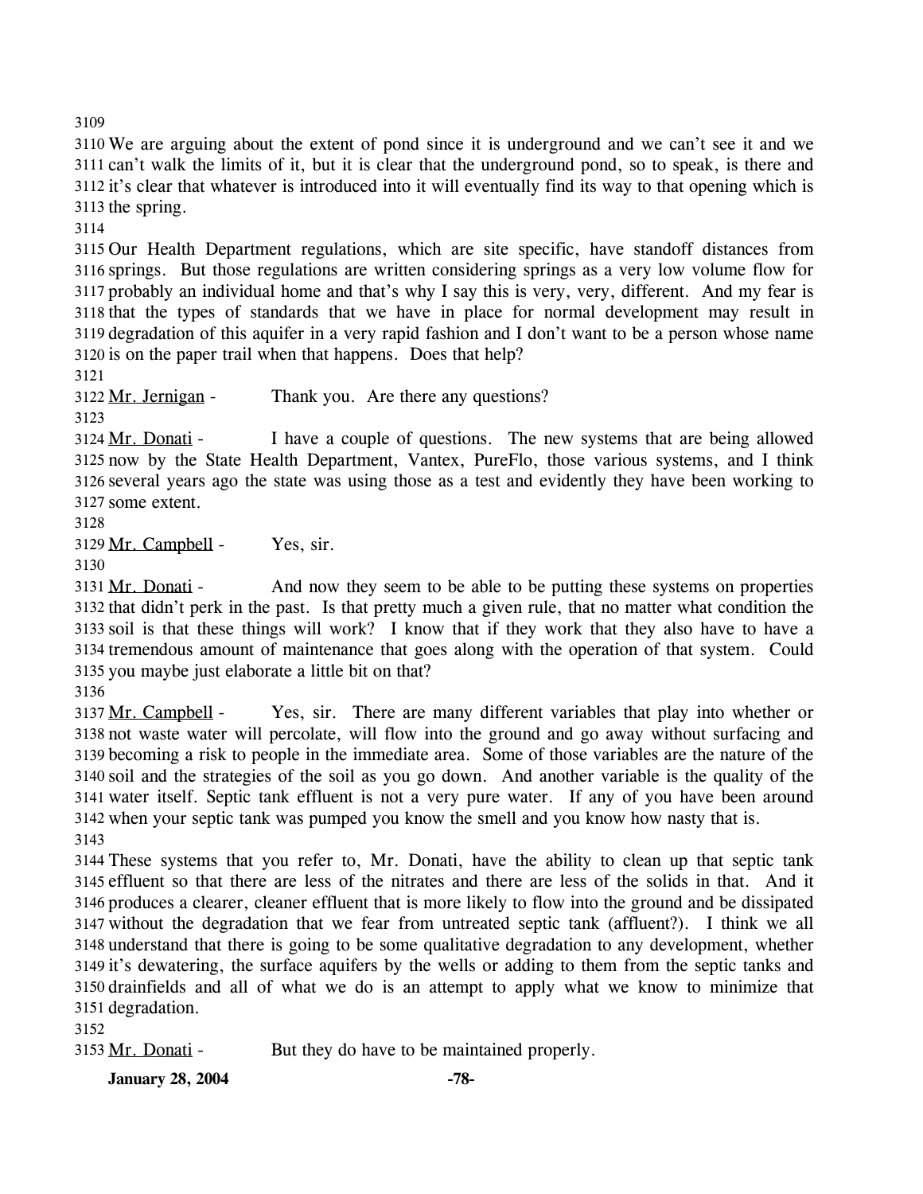We are arguing about the extent of pond since it is underground and we can't see it and we can't walk the limits of it, but it is clear that the underground pond, so to speak, is there and it's clear that whatever is introduced into it will eventually find its way to that opening which is the spring.

Our Health Department regulations, which are site specific, have standoff distances from springs. But those regulations are written considering springs as a very low volume flow for probably an individual home and that's why I say this is very, very, different. And my fear is that the types of standards that we have in place for normal development may result in degradation of this aquifer in a very rapid fashion and I don't want to be a person whose name is on the paper trail when that happens. Does that help?

Mr. Jernigan - Thank you. Are there any questions?

Mr. Donati - I have a couple of questions. The new systems that are being allowed now by the State Health Department, Vantex, PureFlo, those various systems, and I think several years ago the state was using those as a test and evidently they have been working to some extent.

Mr. Campbell - Yes, sir.

Mr. Donati - And now they seem to be able to be putting these systems on properties that didn't perk in the past. Is that pretty much a given rule, that no matter what condition the soil is that these things will work? I know that if they work that they also have to have a tremendous amount of maintenance that goes along with the operation of that system. Could you maybe just elaborate a little bit on that?

Mr. Campbell - Yes, sir. There are many different variables that play into whether or not waste water will percolate, will flow into the ground and go away without surfacing and becoming a risk to people in the immediate area. Some of those variables are the nature of the soil and the strategies of the soil as you go down. And another variable is the quality of the water itself. Septic tank effluent is not a very pure water. If any of you have been around when your septic tank was pumped you know the smell and you know how nasty that is.

These systems that you refer to, Mr. Donati, have the ability to clean up that septic tank effluent so that there are less of the nitrates and there are less of the solids in that. And it produces a clearer, cleaner effluent that is more likely to flow into the ground and be dissipated without the degradation that we fear from untreated septic tank (affluent?). I think we all understand that there is going to be some qualitative degradation to any development, whether it's dewatering, the surface aquifers by the wells or adding to them from the septic tanks and drainfields and all of what we do is an attempt to apply what we know to minimize that degradation.

Mr. Donati - But they do have to be maintained properly.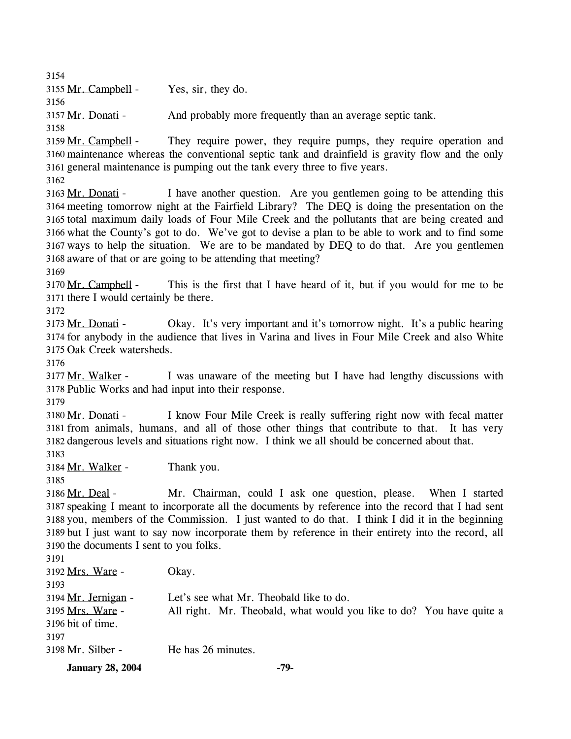Mr. Campbell - Yes, sir, they do.

Mr. Donati - And probably more frequently than an average septic tank.

Mr. Campbell - They require power, they require pumps, they require operation and maintenance whereas the conventional septic tank and drainfield is gravity flow and the only general maintenance is pumping out the tank every three to five years.

Mr. Donati - I have another question. Are you gentlemen going to be attending this meeting tomorrow night at the Fairfield Library? The DEQ is doing the presentation on the total maximum daily loads of Four Mile Creek and the pollutants that are being created and what the County's got to do. We've got to devise a plan to be able to work and to find some ways to help the situation. We are to be mandated by DEQ to do that. Are you gentlemen aware of that or are going to be attending that meeting?

Mr. Campbell - This is the first that I have heard of it, but if you would for me to be there I would certainly be there.

Mr. Donati - Okay. It's very important and it's tomorrow night. It's a public hearing for anybody in the audience that lives in Varina and lives in Four Mile Creek and also White Oak Creek watersheds.

Mr. Walker - I was unaware of the meeting but I have had lengthy discussions with Public Works and had input into their response.

Mr. Donati - I know Four Mile Creek is really suffering right now with fecal matter from animals, humans, and all of those other things that contribute to that. It has very dangerous levels and situations right now. I think we all should be concerned about that.

Mr. Walker - Thank you.

Mr. Deal - Mr. Chairman, could I ask one question, please. When I started speaking I meant to incorporate all the documents by reference into the record that I had sent you, members of the Commission. I just wanted to do that. I think I did it in the beginning but I just want to say now incorporate them by reference in their entirety into the record, all the documents I sent to you folks.

Mrs. Ware - Okay.

Mr. Jernigan - Let's see what Mr. Theobald like to do.

Mrs. Ware - All right. Mr. Theobald, what would you like to do? You have quite a bit of time.

Mr. Silber - He has 26 minutes.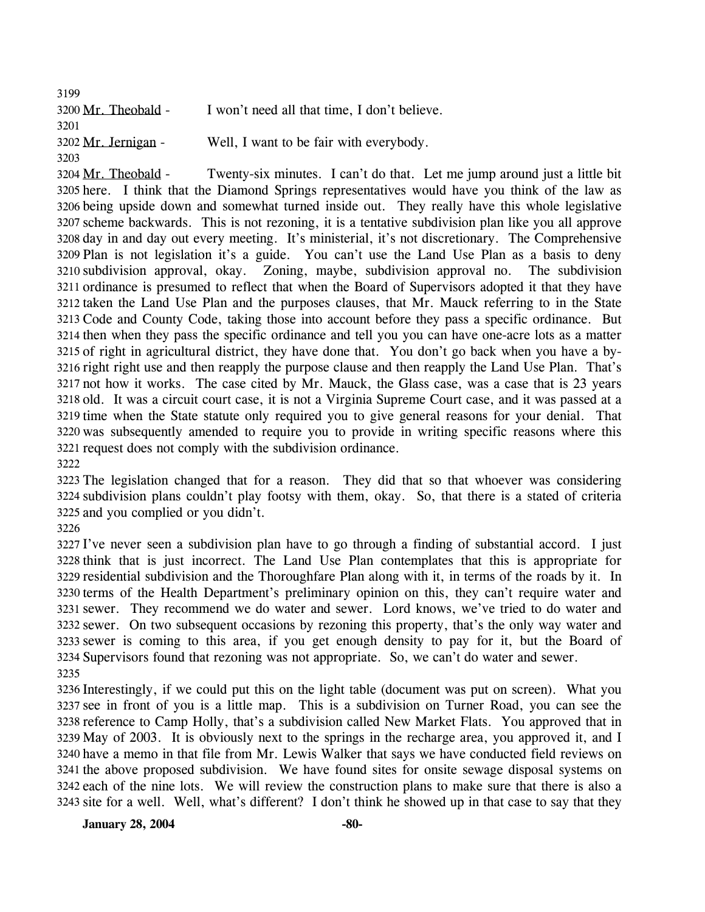Mr. Theobald - I won't need all that time, I don't believe.

Mr. Jernigan - Well, I want to be fair with everybody.

Mr. Theobald - Twenty-six minutes. I can't do that. Let me jump around just a little bit here. I think that the Diamond Springs representatives would have you think of the law as being upside down and somewhat turned inside out. They really have this whole legislative scheme backwards. This is not rezoning, it is a tentative subdivision plan like you all approve day in and day out every meeting. It's ministerial, it's not discretionary. The Comprehensive Plan is not legislation it's a guide. You can't use the Land Use Plan as a basis to deny subdivision approval, okay. Zoning, maybe, subdivision approval no. The subdivision ordinance is presumed to reflect that when the Board of Supervisors adopted it that they have taken the Land Use Plan and the purposes clauses, that Mr. Mauck referring to in the State Code and County Code, taking those into account before they pass a specific ordinance. But then when they pass the specific ordinance and tell you you can have one-acre lots as a matter of right in agricultural district, they have done that. You don't go back when you have a by-right right use and then reapply the purpose clause and then reapply the Land Use Plan. That's not how it works. The case cited by Mr. Mauck, the Glass case, was a case that is 23 years old. It was a circuit court case, it is not a Virginia Supreme Court case, and it was passed at a time when the State statute only required you to give general reasons for your denial. That was subsequently amended to require you to provide in writing specific reasons where this request does not comply with the subdivision ordinance.

The legislation changed that for a reason. They did that so that whoever was considering subdivision plans couldn't play footsy with them, okay. So, that there is a stated of criteria and you complied or you didn't.

I've never seen a subdivision plan have to go through a finding of substantial accord. I just think that is just incorrect. The Land Use Plan contemplates that this is appropriate for residential subdivision and the Thoroughfare Plan along with it, in terms of the roads by it. In terms of the Health Department's preliminary opinion on this, they can't require water and sewer. They recommend we do water and sewer. Lord knows, we've tried to do water and sewer. On two subsequent occasions by rezoning this property, that's the only way water and sewer is coming to this area, if you get enough density to pay for it, but the Board of Supervisors found that rezoning was not appropriate. So, we can't do water and sewer.

Interestingly, if we could put this on the light table (document was put on screen). What you see in front of you is a little map. This is a subdivision on Turner Road, you can see the reference to Camp Holly, that's a subdivision called New Market Flats. You approved that in May of 2003. It is obviously next to the springs in the recharge area, you approved it, and I have a memo in that file from Mr. Lewis Walker that says we have conducted field reviews on the above proposed subdivision. We have found sites for onsite sewage disposal systems on each of the nine lots. We will review the construction plans to make sure that there is also a site for a well. Well, what's different? I don't think he showed up in that case to say that they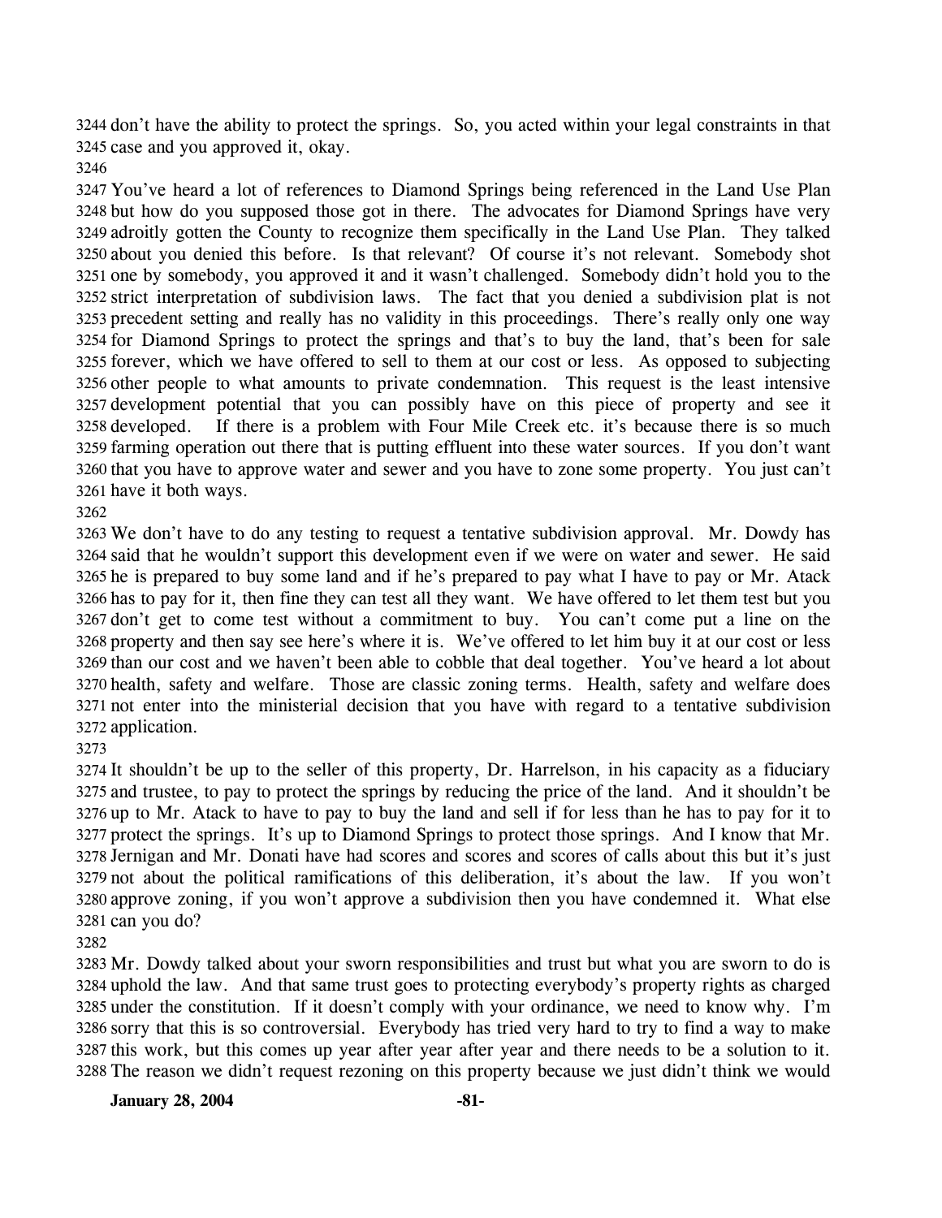don't have the ability to protect the springs. So, you acted within your legal constraints in that case and you approved it, okay.

You've heard a lot of references to Diamond Springs being referenced in the Land Use Plan but how do you supposed those got in there. The advocates for Diamond Springs have very adroitly gotten the County to recognize them specifically in the Land Use Plan. They talked about you denied this before. Is that relevant? Of course it's not relevant. Somebody shot one by somebody, you approved it and it wasn't challenged. Somebody didn't hold you to the strict interpretation of subdivision laws. The fact that you denied a subdivision plat is not precedent setting and really has no validity in this proceedings. There's really only one way for Diamond Springs to protect the springs and that's to buy the land, that's been for sale forever, which we have offered to sell to them at our cost or less. As opposed to subjecting other people to what amounts to private condemnation. This request is the least intensive development potential that you can possibly have on this piece of property and see it developed. If there is a problem with Four Mile Creek etc. it's because there is so much farming operation out there that is putting effluent into these water sources. If you don't want that you have to approve water and sewer and you have to zone some property. You just can't have it both ways.

We don't have to do any testing to request a tentative subdivision approval. Mr. Dowdy has said that he wouldn't support this development even if we were on water and sewer. He said he is prepared to buy some land and if he's prepared to pay what I have to pay or Mr. Atack has to pay for it, then fine they can test all they want. We have offered to let them test but you don't get to come test without a commitment to buy. You can't come put a line on the property and then say see here's where it is. We've offered to let him buy it at our cost or less than our cost and we haven't been able to cobble that deal together. You've heard a lot about health, safety and welfare. Those are classic zoning terms. Health, safety and welfare does not enter into the ministerial decision that you have with regard to a tentative subdivision application.

It shouldn't be up to the seller of this property, Dr. Harrelson, in his capacity as a fiduciary and trustee, to pay to protect the springs by reducing the price of the land. And it shouldn't be up to Mr. Atack to have to pay to buy the land and sell if for less than he has to pay for it to protect the springs. It's up to Diamond Springs to protect those springs. And I know that Mr. Jernigan and Mr. Donati have had scores and scores and scores of calls about this but it's just not about the political ramifications of this deliberation, it's about the law. If you won't approve zoning, if you won't approve a subdivision then you have condemned it. What else can you do?

Mr. Dowdy talked about your sworn responsibilities and trust but what you are sworn to do is uphold the law. And that same trust goes to protecting everybody's property rights as charged under the constitution. If it doesn't comply with your ordinance, we need to know why. I'm sorry that this is so controversial. Everybody has tried very hard to try to find a way to make this work, but this comes up year after year after year and there needs to be a solution to it. The reason we didn't request rezoning on this property because we just didn't think we would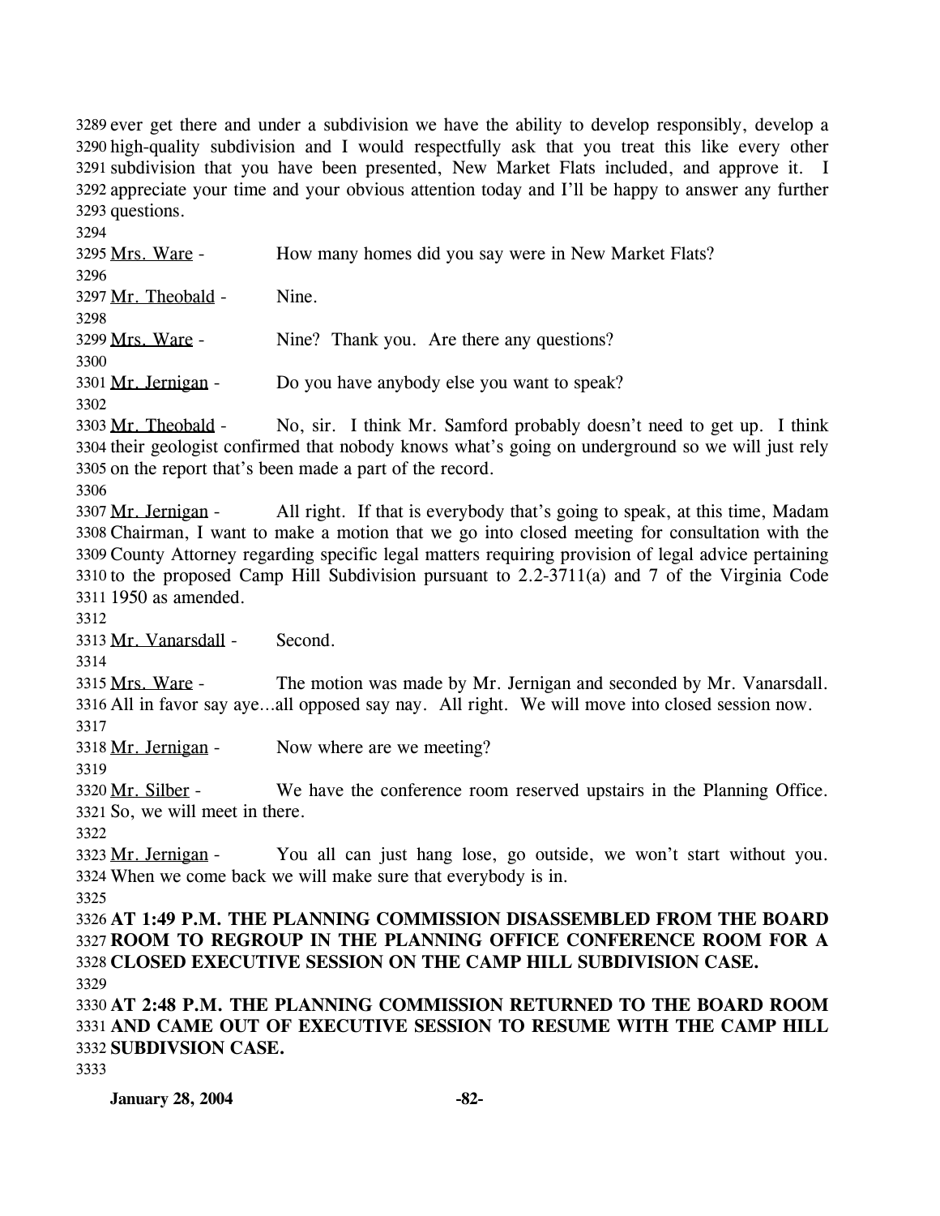ever get there and under a subdivision we have the ability to develop responsibly, develop a high-quality subdivision and I would respectfully ask that you treat this like every other subdivision that you have been presented, New Market Flats included, and approve it. I appreciate your time and your obvious attention today and I'll be happy to answer any further questions.

Mrs. Ware - How many homes did you say were in New Market Flats?

Mr. Theobald - Nine.

Mrs. Ware - Nine? Thank you. Are there any questions?

Mr. Jernigan - Do you have anybody else you want to speak?

Mr. Theobald - No, sir. I think Mr. Samford probably doesn't need to get up. I think their geologist confirmed that nobody knows what's going on underground so we will just rely on the report that's been made a part of the record.

Mr. Jernigan - All right. If that is everybody that's going to speak, at this time, Madam Chairman, I want to make a motion that we go into closed meeting for consultation with the County Attorney regarding specific legal matters requiring provision of legal advice pertaining to the proposed Camp Hill Subdivision pursuant to 2.2-3711(a) and 7 of the Virginia Code 1950 as amended.

Mr. Vanarsdall - Second.

Mrs. Ware - The motion was made by Mr. Jernigan and seconded by Mr. Vanarsdall. All in favor say aye…all opposed say nay. All right. We will move into closed session now.

Mr. Jernigan - Now where are we meeting?

Mr. Silber - We have the conference room reserved upstairs in the Planning Office. So, we will meet in there.

Mr. Jernigan - You all can just hang lose, go outside, we won't start without you. When we come back we will make sure that everybody is in.

**AT 1:49 P.M. THE PLANNING COMMISSION DISASSEMBLED FROM THE BOARD ROOM TO REGROUP IN THE PLANNING OFFICE CONFERENCE ROOM FOR A CLOSED EXECUTIVE SESSION ON THE CAMP HILL SUBDIVISION CASE.**

**AT 2:48 P.M. THE PLANNING COMMISSION RETURNED TO THE BOARD ROOM AND CAME OUT OF EXECUTIVE SESSION TO RESUME WITH THE CAMP HILL SUBDIVSION CASE.**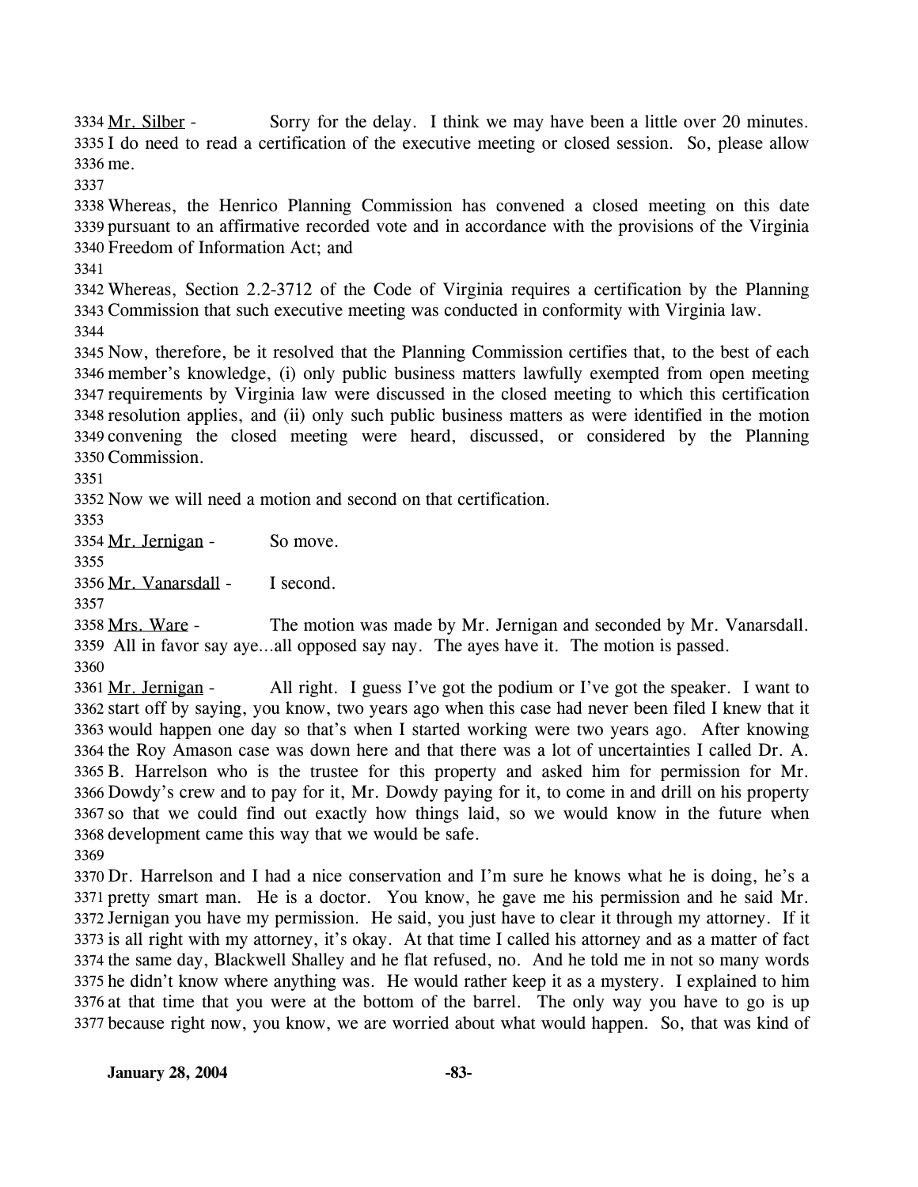Mr. Silber - Sorry for the delay. I think we may have been a little over 20 minutes. I do need to read a certification of the executive meeting or closed session. So, please allow me.

Whereas, the Henrico Planning Commission has convened a closed meeting on this date pursuant to an affirmative recorded vote and in accordance with the provisions of the Virginia Freedom of Information Act; and

Whereas, Section 2.2-3712 of the Code of Virginia requires a certification by the Planning Commission that such executive meeting was conducted in conformity with Virginia law.

Now, therefore, be it resolved that the Planning Commission certifies that, to the best of each member's knowledge, (i) only public business matters lawfully exempted from open meeting requirements by Virginia law were discussed in the closed meeting to which this certification resolution applies, and (ii) only such public business matters as were identified in the motion convening the closed meeting were heard, discussed, or considered by the Planning Commission.

Now we will need a motion and second on that certification.

Mr. Jernigan - So move.

Mr. Vanarsdall - I second.

Mrs. Ware - The motion was made by Mr. Jernigan and seconded by Mr. Vanarsdall. All in favor say aye…all opposed say nay. The ayes have it. The motion is passed.

Mr. Jernigan - All right. I guess I've got the podium or I've got the speaker. I want to start off by saying, you know, two years ago when this case had never been filed I knew that it would happen one day so that's when I started working were two years ago. After knowing the Roy Amason case was down here and that there was a lot of uncertainties I called Dr. A. B. Harrelson who is the trustee for this property and asked him for permission for Mr. Dowdy's crew and to pay for it, Mr. Dowdy paying for it, to come in and drill on his property so that we could find out exactly how things laid, so we would know in the future when development came this way that we would be safe.

Dr. Harrelson and I had a nice conservation and I'm sure he knows what he is doing, he's a pretty smart man. He is a doctor. You know, he gave me his permission and he said Mr. Jernigan you have my permission. He said, you just have to clear it through my attorney. If it is all right with my attorney, it's okay. At that time I called his attorney and as a matter of fact the same day, Blackwell Shalley and he flat refused, no. And he told me in not so many words he didn't know where anything was. He would rather keep it as a mystery. I explained to him at that time that you were at the bottom of the barrel. The only way you have to go is up because right now, you know, we are worried about what would happen. So, that was kind of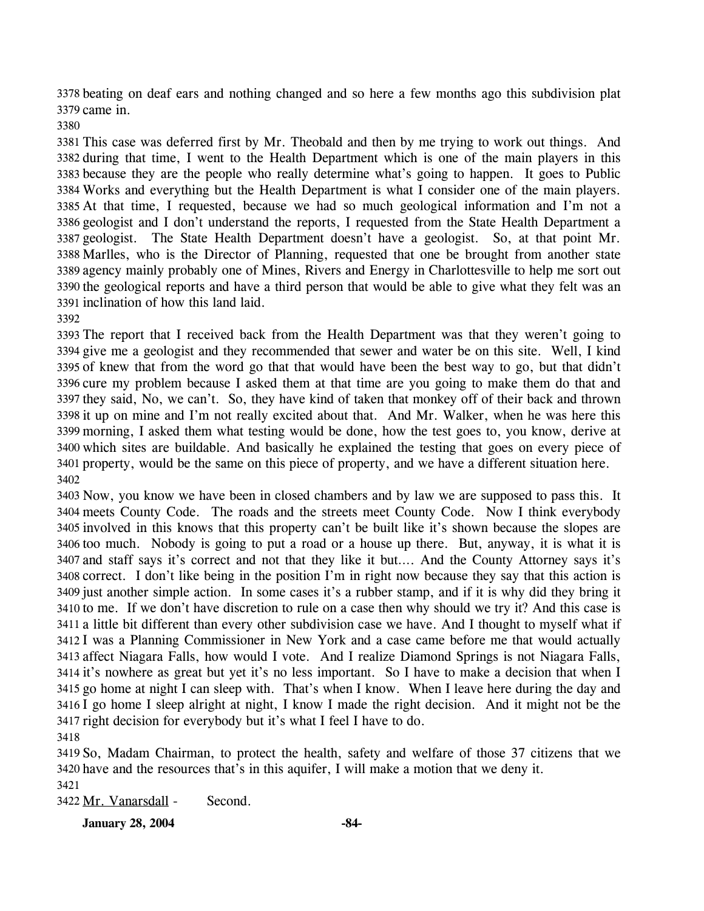beating on deaf ears and nothing changed and so here a few months ago this subdivision plat came in.

This case was deferred first by Mr. Theobald and then by me trying to work out things. And during that time, I went to the Health Department which is one of the main players in this because they are the people who really determine what's going to happen. It goes to Public Works and everything but the Health Department is what I consider one of the main players. At that time, I requested, because we had so much geological information and I'm not a geologist and I don't understand the reports, I requested from the State Health Department a geologist. The State Health Department doesn't have a geologist. So, at that point Mr. Marlles, who is the Director of Planning, requested that one be brought from another state agency mainly probably one of Mines, Rivers and Energy in Charlottesville to help me sort out the geological reports and have a third person that would be able to give what they felt was an inclination of how this land laid.

The report that I received back from the Health Department was that they weren't going to give me a geologist and they recommended that sewer and water be on this site. Well, I kind of knew that from the word go that that would have been the best way to go, but that didn't cure my problem because I asked them at that time are you going to make them do that and they said, No, we can't. So, they have kind of taken that monkey off of their back and thrown it up on mine and I'm not really excited about that. And Mr. Walker, when he was here this morning, I asked them what testing would be done, how the test goes to, you know, derive at which sites are buildable. And basically he explained the testing that goes on every piece of property, would be the same on this piece of property, and we have a different situation here.

Now, you know we have been in closed chambers and by law we are supposed to pass this. It meets County Code. The roads and the streets meet County Code. Now I think everybody involved in this knows that this property can't be built like it's shown because the slopes are too much. Nobody is going to put a road or a house up there. But, anyway, it is what it is and staff says it's correct and not that they like it but.... And the County Attorney says it's correct. I don't like being in the position I'm in right now because they say that this action is just another simple action. In some cases it's a rubber stamp, and if it is why did they bring it to me. If we don't have discretion to rule on a case then why should we try it? And this case is a little bit different than every other subdivision case we have. And I thought to myself what if I was a Planning Commissioner in New York and a case came before me that would actually affect Niagara Falls, how would I vote. And I realize Diamond Springs is not Niagara Falls, it's nowhere as great but yet it's no less important. So I have to make a decision that when I go home at night I can sleep with. That's when I know. When I leave here during the day and I go home I sleep alright at night, I know I made the right decision. And it might not be the right decision for everybody but it's what I feel I have to do.

So, Madam Chairman, to protect the health, safety and welfare of those 37 citizens that we have and the resources that's in this aquifer, I will make a motion that we deny it.

Mr. Vanarsdall - Second.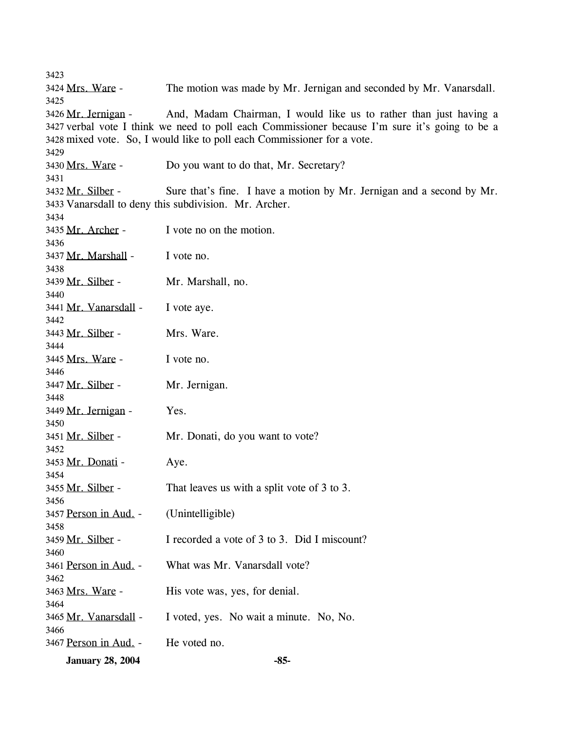3423

3424 Mrs. Ware - The motion was made by Mr. Jernigan and seconded by Mr. Vanarsdall.

3425

3426 Mr. Jernigan - And, Madam Chairman, I would like us to rather than just having a
3427 verbal vote I think we need to poll each Commissioner because I'm sure it's going to be a
3428 mixed vote. So, I would like to poll each Commissioner for a vote.

3429

3430 Mrs. Ware - Do you want to do that, Mr. Secretary?

3431

3432 Mr. Silber - Sure that's fine. I have a motion by Mr. Jernigan and a second by Mr.
3433 Vanarsdall to deny this subdivision. Mr. Archer.

3434

3435 Mr. Archer - I vote no on the motion.

3436

3437 Mr. Marshall - I vote no.

3438

3439 Mr. Silber - Mr. Marshall, no.

3440

3441 Mr. Vanarsdall - I vote aye.

3442

3443 Mr. Silber - Mrs. Ware.

3444

3445 Mrs. Ware - I vote no.

3446

3447 Mr. Silber - Mr. Jernigan.

3448

3449 Mr. Jernigan - Yes.

3450

3451 Mr. Silber - Mr. Donati, do you want to vote?

3452

3453 Mr. Donati - Aye.

3454

3455 Mr. Silber - That leaves us with a split vote of 3 to 3.

3456

3457 Person in Aud. - (Unintelligible)

3458

3459 Mr. Silber - I recorded a vote of 3 to 3. Did I miscount?

3460

3461 Person in Aud. - What was Mr. Vanarsdall vote?

3462

3463 Mrs. Ware - His vote was, yes, for denial.

3464

3465 Mr. Vanarsdall - I voted, yes. No wait a minute. No, No.

3466

3467 Person in Aud. - He voted no.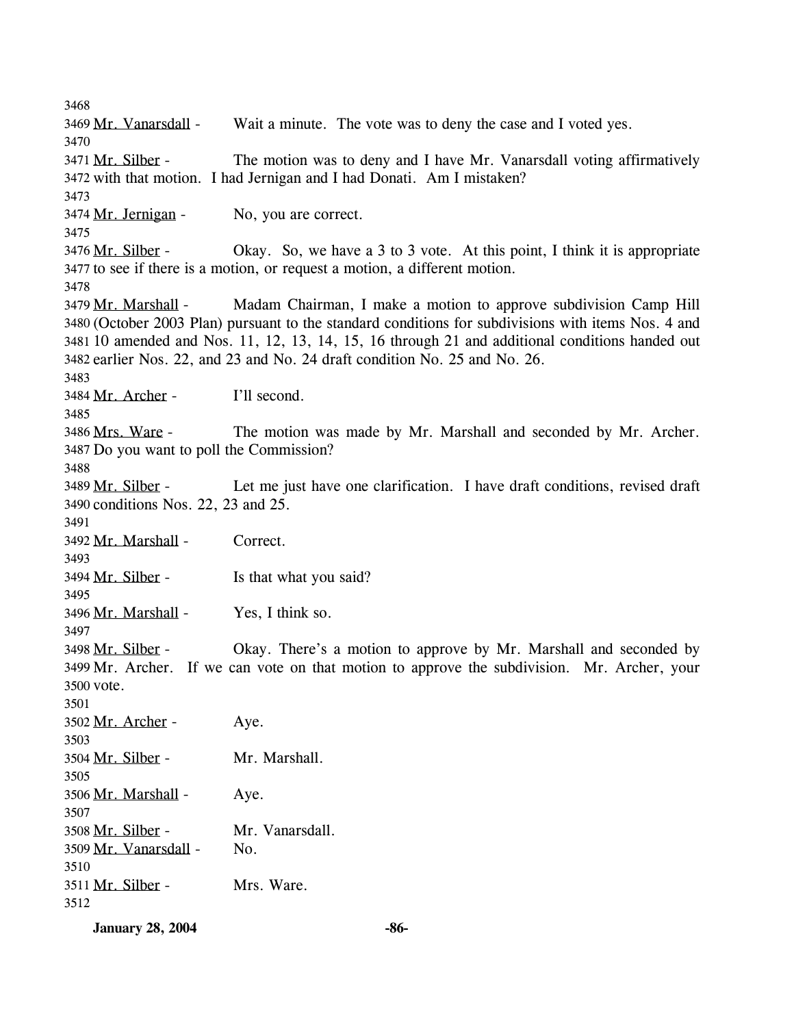3468

3469 Mr. Vanarsdall - Wait a minute. The vote was to deny the case and I voted yes.

3470

3471 Mr. Silber - The motion was to deny and I have Mr. Vanarsdall voting affirmatively
3472 with that motion. I had Jernigan and I had Donati. Am I mistaken?

3473

3474 Mr. Jernigan - No, you are correct.

3475

3476 Mr. Silber - Okay. So, we have a 3 to 3 vote. At this point, I think it is appropriate
3477 to see if there is a motion, or request a motion, a different motion.

3478

3479 Mr. Marshall - Madam Chairman, I make a motion to approve subdivision Camp Hill
3480 (October 2003 Plan) pursuant to the standard conditions for subdivisions with items Nos. 4 and
3481 10 amended and Nos. 11, 12, 13, 14, 15, 16 through 21 and additional conditions handed out
3482 earlier Nos. 22, and 23 and No. 24 draft condition No. 25 and No. 26.

3483

3484 Mr. Archer - I'll second.

3485

3486 Mrs. Ware - The motion was made by Mr. Marshall and seconded by Mr. Archer.
3487 Do you want to poll the Commission?

3488

3489 Mr. Silber - Let me just have one clarification. I have draft conditions, revised draft
3490 conditions Nos. 22, 23 and 25.

3491

3492 Mr. Marshall - Correct.

3493

3494 Mr. Silber - Is that what you said?

3495

3496 Mr. Marshall - Yes, I think so.

3497

3498 Mr. Silber - Okay. There's a motion to approve by Mr. Marshall and seconded by
3499 Mr. Archer. If we can vote on that motion to approve the subdivision. Mr. Archer, your
3500 vote.

3501

3502 Mr. Archer - Aye.

3503

3504 Mr. Silber - Mr. Marshall.

3505

3506 Mr. Marshall - Aye.

3507

3508 Mr. Silber - Mr. Vanarsdall.

3509 Mr. Vanarsdall - No.

3510

3511 Mr. Silber - Mrs. Ware.

3512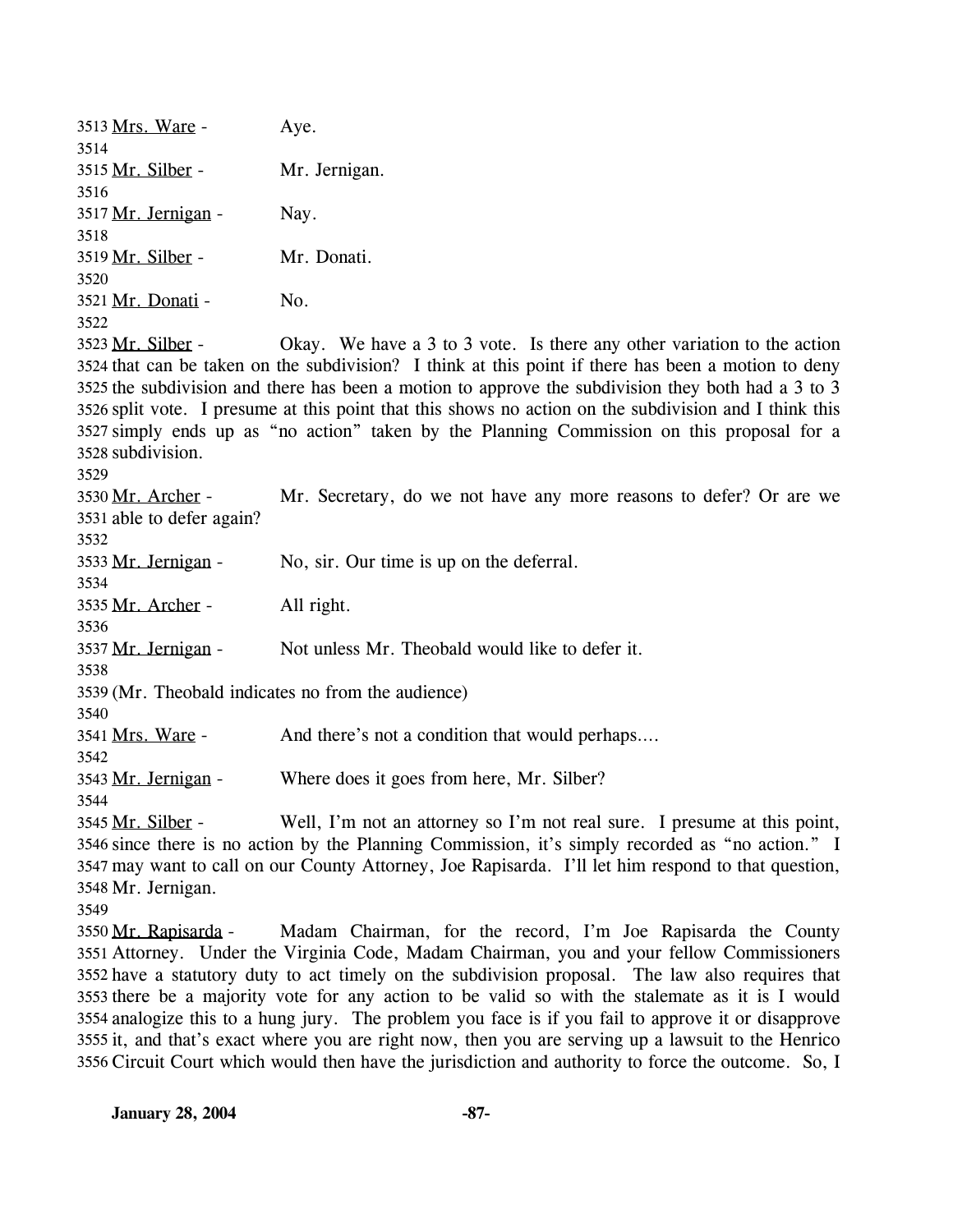3513 Mrs. Ware - Aye.

3514

3515 Mr. Silber - Mr. Jernigan.

3516

3517 Mr. Jernigan - Nay.

3518

3519 Mr. Silber - Mr. Donati.

3520

3521 Mr. Donati - No.

3522

3523 Mr. Silber - Okay. We have a 3 to 3 vote. Is there any other variation to the action
3524 that can be taken on the subdivision? I think at this point if there has been a motion to deny
3525 the subdivision and there has been a motion to approve the subdivision they both had a 3 to 3
3526 split vote. I presume at this point that this shows no action on the subdivision and I think this
3527 simply ends up as "no action" taken by the Planning Commission on this proposal for a
3528 subdivision.

3529

3530 Mr. Archer - Mr. Secretary, do we not have any more reasons to defer? Or are we
3531 able to defer again?

3532

3533 Mr. Jernigan - No, sir. Our time is up on the deferral.

3534

3535 Mr. Archer - All right.

3536

3537 Mr. Jernigan - Not unless Mr. Theobald would like to defer it.

3538

3539 (Mr. Theobald indicates no from the audience)

3540

3541 Mrs. Ware - And there's not a condition that would perhaps....

3542

3543 Mr. Jernigan - Where does it goes from here, Mr. Silber?

3544

3545 Mr. Silber - Well, I'm not an attorney so I'm not real sure. I presume at this point,
3546 since there is no action by the Planning Commission, it's simply recorded as "no action." I
3547 may want to call on our County Attorney, Joe Rapisarda. I'll let him respond to that question,
3548 Mr. Jernigan.

3549

3550 Mr. Rapisarda - Madam Chairman, for the record, I'm Joe Rapisarda the County
3551 Attorney. Under the Virginia Code, Madam Chairman, you and your fellow Commissioners
3552 have a statutory duty to act timely on the subdivision proposal. The law also requires that
3553 there be a majority vote for any action to be valid so with the stalemate as it is I would
3554 analogize this to a hung jury. The problem you face is if you fail to approve it or disapprove
3555 it, and that's exact where you are right now, then you are serving up a lawsuit to the Henrico
3556 Circuit Court which would then have the jurisdiction and authority to force the outcome. So, I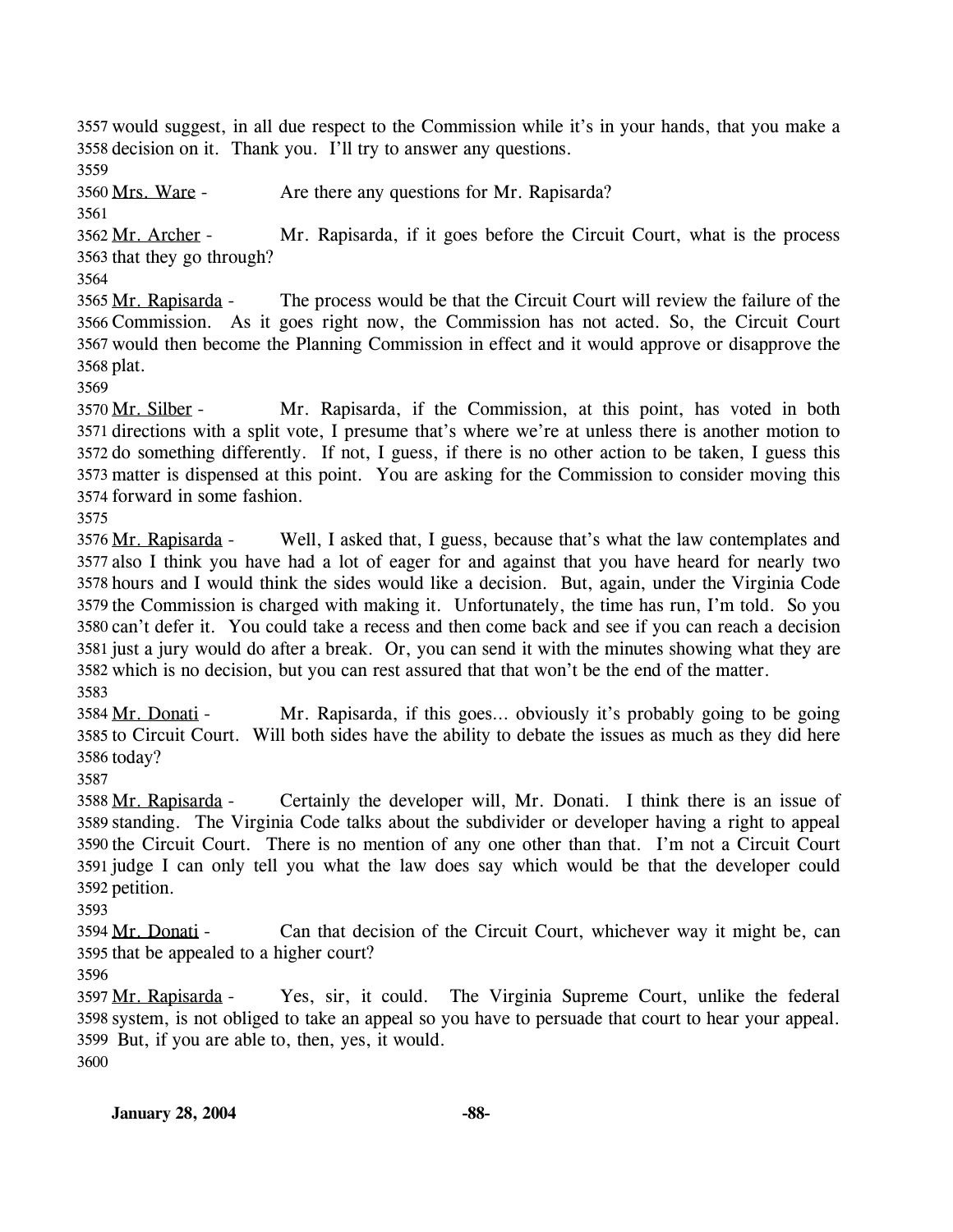3557 would suggest, in all due respect to the Commission while it's in your hands, that you make a
3558 decision on it. Thank you. I'll try to answer any questions.
3559
3560 Mrs. Ware - Are there any questions for Mr. Rapisarda?
3561
3562 Mr. Archer - Mr. Rapisarda, if it goes before the Circuit Court, what is the process
3563 that they go through?
3564
3565 Mr. Rapisarda - The process would be that the Circuit Court will review the failure of the
3566 Commission. As it goes right now, the Commission has not acted. So, the Circuit Court
3567 would then become the Planning Commission in effect and it would approve or disapprove the
3568 plat.
3569
3570 Mr. Silber - Mr. Rapisarda, if the Commission, at this point, has voted in both
3571 directions with a split vote, I presume that's where we're at unless there is another motion to
3572 do something differently. If not, I guess, if there is no other action to be taken, I guess this
3573 matter is dispensed at this point. You are asking for the Commission to consider moving this
3574 forward in some fashion.
3575
3576 Mr. Rapisarda - Well, I asked that, I guess, because that's what the law contemplates and
3577 also I think you have had a lot of eager for and against that you have heard for nearly two
3578 hours and I would think the sides would like a decision. But, again, under the Virginia Code
3579 the Commission is charged with making it. Unfortunately, the time has run, I'm told. So you
3580 can't defer it. You could take a recess and then come back and see if you can reach a decision
3581 just a jury would do after a break. Or, you can send it with the minutes showing what they are
3582 which is no decision, but you can rest assured that that won't be the end of the matter.
3583
3584 Mr. Donati - Mr. Rapisarda, if this goes… obviously it's probably going to be going
3585 to Circuit Court. Will both sides have the ability to debate the issues as much as they did here
3586 today?
3587
3588 Mr. Rapisarda - Certainly the developer will, Mr. Donati. I think there is an issue of
3589 standing. The Virginia Code talks about the subdivider or developer having a right to appeal
3590 the Circuit Court. There is no mention of any one other than that. I'm not a Circuit Court
3591 judge I can only tell you what the law does say which would be that the developer could
3592 petition.
3593
3594 Mr. Donati - Can that decision of the Circuit Court, whichever way it might be, can
3595 that be appealed to a higher court?
3596
3597 Mr. Rapisarda - Yes, sir, it could. The Virginia Supreme Court, unlike the federal
3598 system, is not obliged to take an appeal so you have to persuade that court to hear your appeal.
3599 But, if you are able to, then, yes, it would.
3600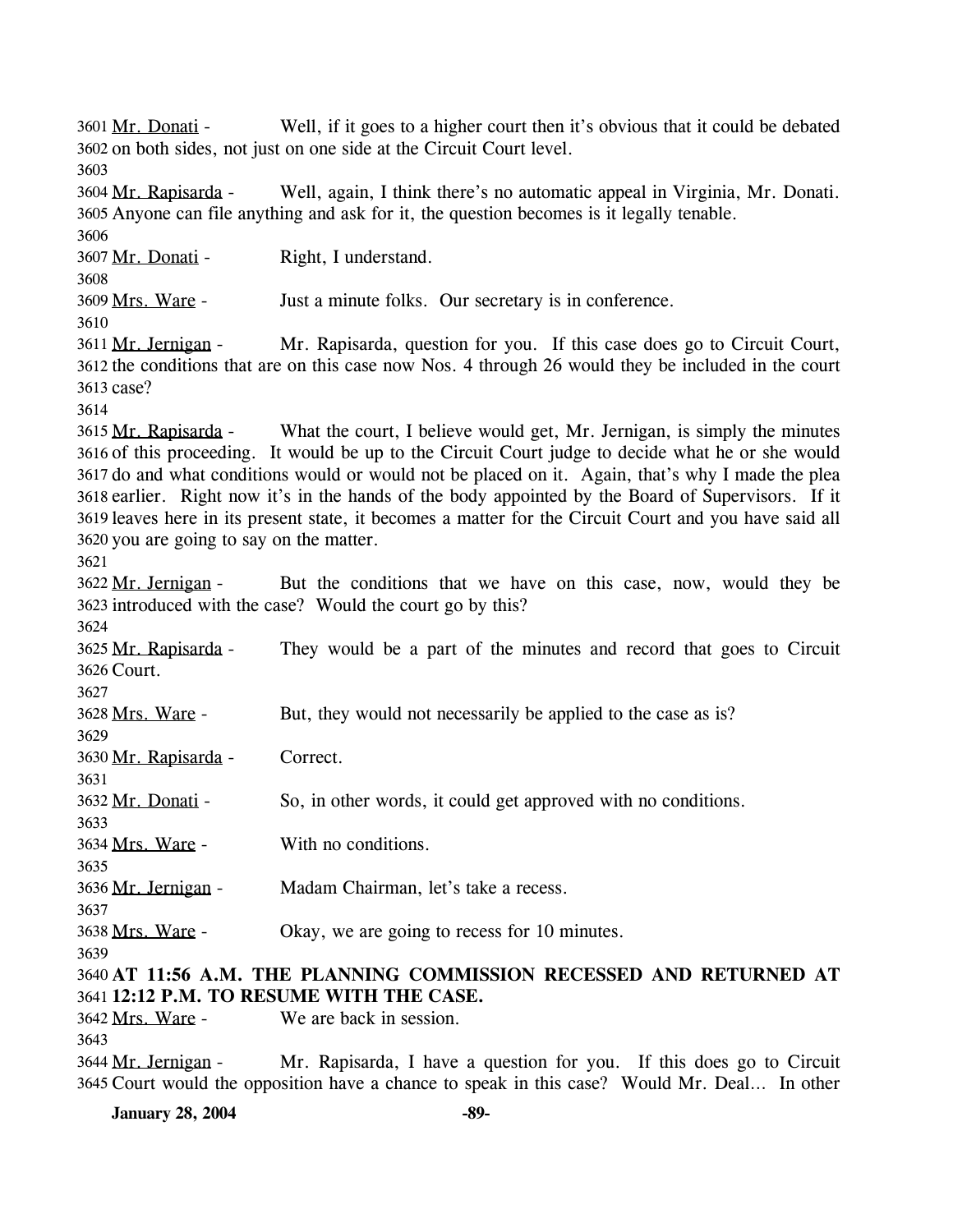3601 Mr. Donati - Well, if it goes to a higher court then it's obvious that it could be debated
3602 on both sides, not just on one side at the Circuit Court level.
3603
3604 Mr. Rapisarda - Well, again, I think there's no automatic appeal in Virginia, Mr. Donati.
3605 Anyone can file anything and ask for it, the question becomes is it legally tenable.
3606
3607 Mr. Donati - Right, I understand.
3608
3609 Mrs. Ware - Just a minute folks. Our secretary is in conference.
3610
3611 Mr. Jernigan - Mr. Rapisarda, question for you. If this case does go to Circuit Court,
3612 the conditions that are on this case now Nos. 4 through 26 would they be included in the court
3613 case?
3614
3615 Mr. Rapisarda - What the court, I believe would get, Mr. Jernigan, is simply the minutes
3616 of this proceeding. It would be up to the Circuit Court judge to decide what he or she would
3617 do and what conditions would or would not be placed on it. Again, that's why I made the plea
3618 earlier. Right now it's in the hands of the body appointed by the Board of Supervisors. If it
3619 leaves here in its present state, it becomes a matter for the Circuit Court and you have said all
3620 you are going to say on the matter.
3621
3622 Mr. Jernigan - But the conditions that we have on this case, now, would they be
3623 introduced with the case? Would the court go by this?
3624
3625 Mr. Rapisarda - They would be a part of the minutes and record that goes to Circuit
3626 Court.
3627
3628 Mrs. Ware - But, they would not necessarily be applied to the case as is?
3629
3630 Mr. Rapisarda - Correct.
3631
3632 Mr. Donati - So, in other words, it could get approved with no conditions.
3633
3634 Mrs. Ware - With no conditions.
3635
3636 Mr. Jernigan - Madam Chairman, let's take a recess.
3637
3638 Mrs. Ware - Okay, we are going to recess for 10 minutes.
3639
3640 **AT 11:56 A.M. THE PLANNING COMMISSION RECESSED AND RETURNED AT**
3641 **12:12 P.M. TO RESUME WITH THE CASE.**
3642 Mrs. Ware - We are back in session.
3643
3644 Mr. Jernigan - Mr. Rapisarda, I have a question for you. If this does go to Circuit
3645 Court would the opposition have a chance to speak in this case? Would Mr. Deal... In other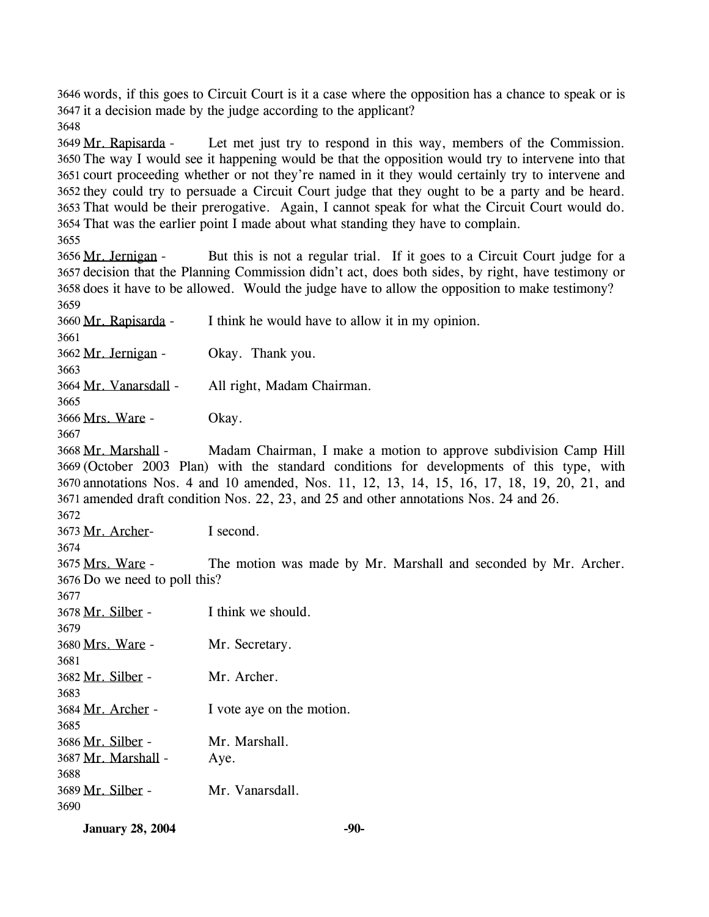words, if this goes to Circuit Court is it a case where the opposition has a chance to speak or is it a decision made by the judge according to the applicant?

Mr. Rapisarda - Let met just try to respond in this way, members of the Commission. The way I would see it happening would be that the opposition would try to intervene into that court proceeding whether or not they're named in it they would certainly try to intervene and they could try to persuade a Circuit Court judge that they ought to be a party and be heard. That would be their prerogative. Again, I cannot speak for what the Circuit Court would do. That was the earlier point I made about what standing they have to complain.

Mr. Jernigan - But this is not a regular trial. If it goes to a Circuit Court judge for a decision that the Planning Commission didn't act, does both sides, by right, have testimony or does it have to be allowed. Would the judge have to allow the opposition to make testimony?

Mr. Rapisarda - I think he would have to allow it in my opinion.

Mr. Jernigan - Okay. Thank you.

Mr. Vanarsdall - All right, Madam Chairman.

Mrs. Ware - Okay.

Mr. Marshall - Madam Chairman, I make a motion to approve subdivision Camp Hill (October 2003 Plan) with the standard conditions for developments of this type, with annotations Nos. 4 and 10 amended, Nos. 11, 12, 13, 14, 15, 16, 17, 18, 19, 20, 21, and amended draft condition Nos. 22, 23, and 25 and other annotations Nos. 24 and 26.

Mr. Archer- I second.

Mrs. Ware - The motion was made by Mr. Marshall and seconded by Mr. Archer. Do we need to poll this?

Mr. Silber - I think we should.

Mrs. Ware - Mr. Secretary.

Mr. Silber - Mr. Archer.

Mr. Archer - I vote aye on the motion.

Mr. Silber - Mr. Marshall.

Mr. Marshall - Aye.

Mr. Silber - Mr. Vanarsdall.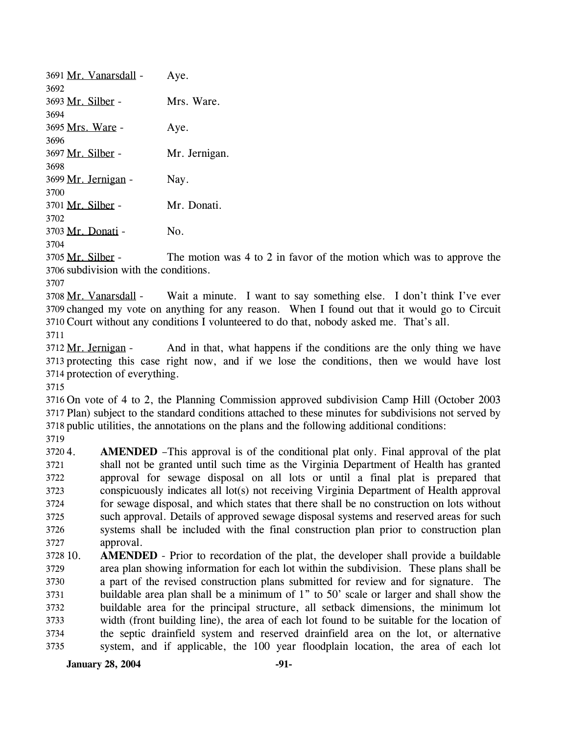Mr. Vanarsdall - Aye.

Mr. Silber - Mrs. Ware.

Mrs. Ware - Aye.

Mr. Silber - Mr. Jernigan.

Mr. Jernigan - Nay.

Mr. Silber - Mr. Donati.

Mr. Donati - No.

Mr. Silber - The motion was 4 to 2 in favor of the motion which was to approve the subdivision with the conditions.

Mr. Vanarsdall - Wait a minute. I want to say something else. I don't think I've ever changed my vote on anything for any reason. When I found out that it would go to Circuit Court without any conditions I volunteered to do that, nobody asked me. That's all.

Mr. Jernigan - And in that, what happens if the conditions are the only thing we have protecting this case right now, and if we lose the conditions, then we would have lost protection of everything.

On vote of 4 to 2, the Planning Commission approved subdivision Camp Hill (October 2003 Plan) subject to the standard conditions attached to these minutes for subdivisions not served by public utilities, the annotations on the plans and the following additional conditions:

4. **AMENDED** –This approval is of the conditional plat only. Final approval of the plat shall not be granted until such time as the Virginia Department of Health has granted approval for sewage disposal on all lots or until a final plat is prepared that conspicuously indicates all lot(s) not receiving Virginia Department of Health approval for sewage disposal, and which states that there shall be no construction on lots without such approval. Details of approved sewage disposal systems and reserved areas for such systems shall be included with the final construction plan prior to construction plan approval.

10. **AMENDED** - Prior to recordation of the plat, the developer shall provide a buildable area plan showing information for each lot within the subdivision. These plans shall be a part of the revised construction plans submitted for review and for signature. The buildable area plan shall be a minimum of 1" to 50' scale or larger and shall show the buildable area for the principal structure, all setback dimensions, the minimum lot width (front building line), the area of each lot found to be suitable for the location of the septic drainfield system and reserved drainfield area on the lot, or alternative system, and if applicable, the 100 year floodplain location, the area of each lot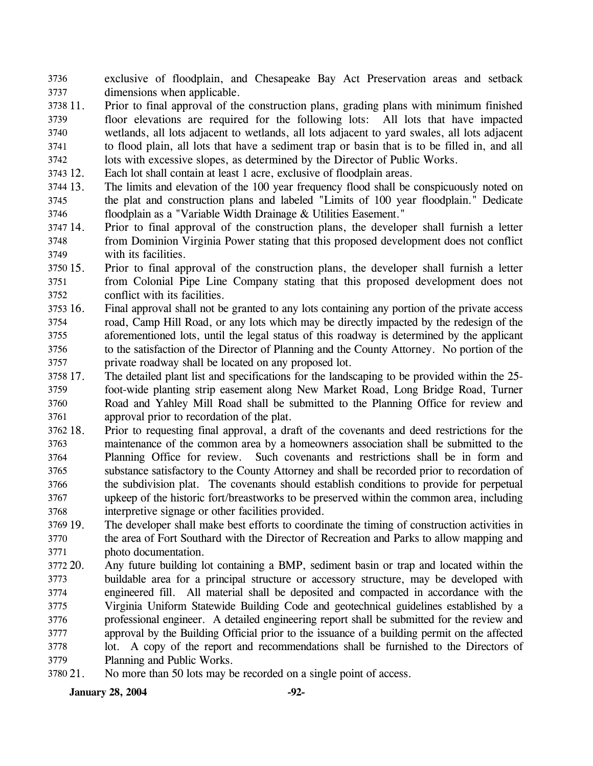exclusive of floodplain, and Chesapeake Bay Act Preservation areas and setback dimensions when applicable.

11. Prior to final approval of the construction plans, grading plans with minimum finished floor elevations are required for the following lots: All lots that have impacted wetlands, all lots adjacent to wetlands, all lots adjacent to yard swales, all lots adjacent to flood plain, all lots that have a sediment trap or basin that is to be filled in, and all lots with excessive slopes, as determined by the Director of Public Works.

12. Each lot shall contain at least 1 acre, exclusive of floodplain areas.

13. The limits and elevation of the 100 year frequency flood shall be conspicuously noted on the plat and construction plans and labeled "Limits of 100 year floodplain." Dedicate floodplain as a "Variable Width Drainage & Utilities Easement."

14. Prior to final approval of the construction plans, the developer shall furnish a letter from Dominion Virginia Power stating that this proposed development does not conflict with its facilities.

15. Prior to final approval of the construction plans, the developer shall furnish a letter from Colonial Pipe Line Company stating that this proposed development does not conflict with its facilities.

16. Final approval shall not be granted to any lots containing any portion of the private access road, Camp Hill Road, or any lots which may be directly impacted by the redesign of the aforementioned lots, until the legal status of this roadway is determined by the applicant to the satisfaction of the Director of Planning and the County Attorney. No portion of the private roadway shall be located on any proposed lot.

17. The detailed plant list and specifications for the landscaping to be provided within the 25-foot-wide planting strip easement along New Market Road, Long Bridge Road, Turner Road and Yahley Mill Road shall be submitted to the Planning Office for review and approval prior to recordation of the plat.

18. Prior to requesting final approval, a draft of the covenants and deed restrictions for the maintenance of the common area by a homeowners association shall be submitted to the Planning Office for review. Such covenants and restrictions shall be in form and substance satisfactory to the County Attorney and shall be recorded prior to recordation of the subdivision plat. The covenants should establish conditions to provide for perpetual upkeep of the historic fort/breastworks to be preserved within the common area, including interpretive signage or other facilities provided.

19. The developer shall make best efforts to coordinate the timing of construction activities in the area of Fort Southard with the Director of Recreation and Parks to allow mapping and photo documentation.

20. Any future building lot containing a BMP, sediment basin or trap and located within the buildable area for a principal structure or accessory structure, may be developed with engineered fill. All material shall be deposited and compacted in accordance with the Virginia Uniform Statewide Building Code and geotechnical guidelines established by a professional engineer. A detailed engineering report shall be submitted for the review and approval by the Building Official prior to the issuance of a building permit on the affected lot. A copy of the report and recommendations shall be furnished to the Directors of Planning and Public Works.

21. No more than 50 lots may be recorded on a single point of access.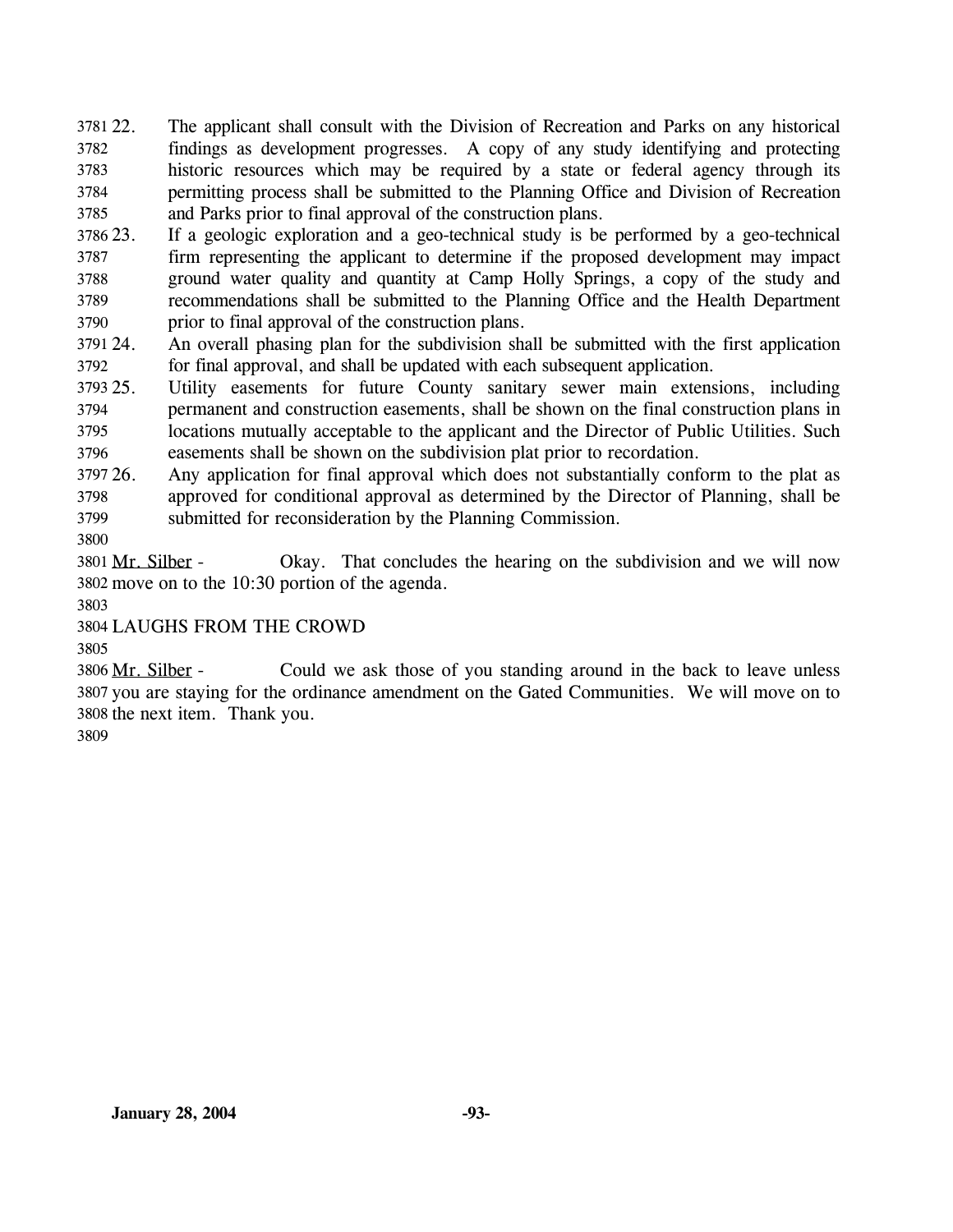22. The applicant shall consult with the Division of Recreation and Parks on any historical findings as development progresses. A copy of any study identifying and protecting historic resources which may be required by a state or federal agency through its permitting process shall be submitted to the Planning Office and Division of Recreation and Parks prior to final approval of the construction plans.

23. If a geologic exploration and a geo-technical study is be performed by a geo-technical firm representing the applicant to determine if the proposed development may impact ground water quality and quantity at Camp Holly Springs, a copy of the study and recommendations shall be submitted to the Planning Office and the Health Department prior to final approval of the construction plans.

24. An overall phasing plan for the subdivision shall be submitted with the first application for final approval, and shall be updated with each subsequent application.

25. Utility easements for future County sanitary sewer main extensions, including permanent and construction easements, shall be shown on the final construction plans in locations mutually acceptable to the applicant and the Director of Public Utilities. Such easements shall be shown on the subdivision plat prior to recordation.

26. Any application for final approval which does not substantially conform to the plat as approved for conditional approval as determined by the Director of Planning, shall be submitted for reconsideration by the Planning Commission.

Mr. Silber - Okay. That concludes the hearing on the subdivision and we will now move on to the 10:30 portion of the agenda.

LAUGHS FROM THE CROWD

Mr. Silber - Could we ask those of you standing around in the back to leave unless you are staying for the ordinance amendment on the Gated Communities. We will move on to the next item. Thank you.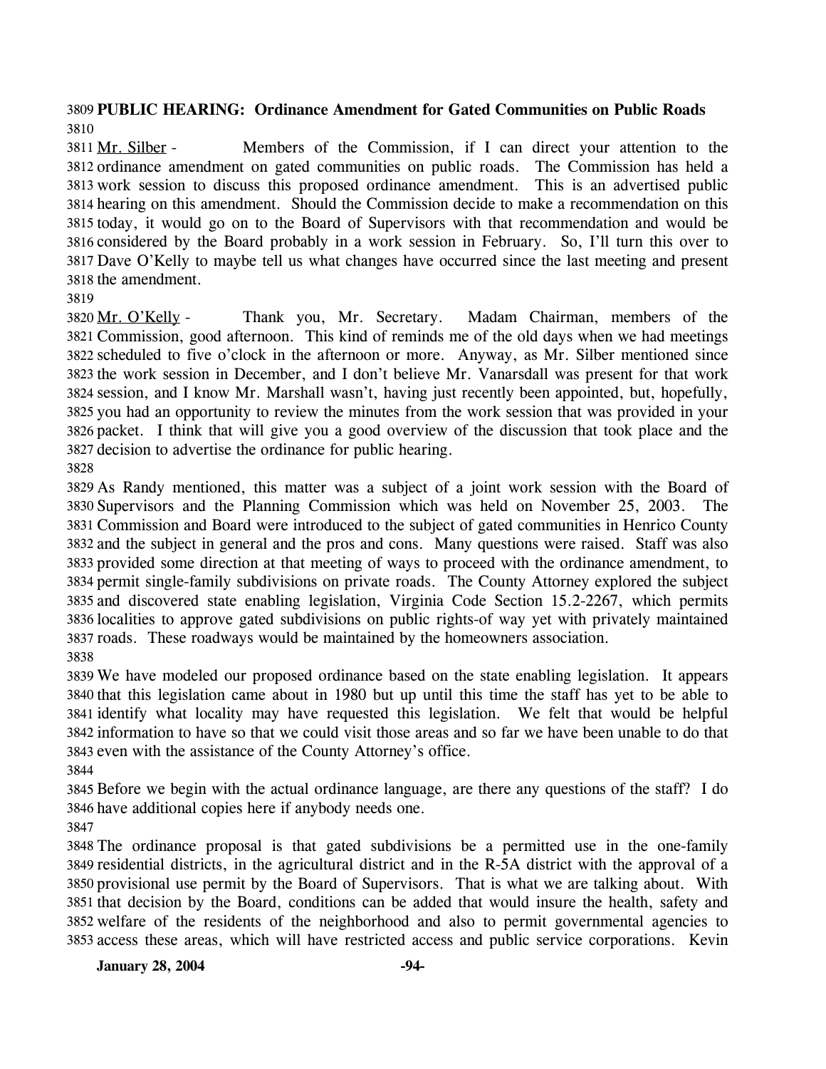**PUBLIC HEARING: Ordinance Amendment for Gated Communities on Public Roads**

Mr. Silber - Members of the Commission, if I can direct your attention to the ordinance amendment on gated communities on public roads. The Commission has held a work session to discuss this proposed ordinance amendment. This is an advertised public hearing on this amendment. Should the Commission decide to make a recommendation on this today, it would go on to the Board of Supervisors with that recommendation and would be considered by the Board probably in a work session in February. So, I'll turn this over to Dave O'Kelly to maybe tell us what changes have occurred since the last meeting and present the amendment.

Mr. O'Kelly - Thank you, Mr. Secretary. Madam Chairman, members of the Commission, good afternoon. This kind of reminds me of the old days when we had meetings scheduled to five o'clock in the afternoon or more. Anyway, as Mr. Silber mentioned since the work session in December, and I don't believe Mr. Vanarsdall was present for that work session, and I know Mr. Marshall wasn't, having just recently been appointed, but, hopefully, you had an opportunity to review the minutes from the work session that was provided in your packet. I think that will give you a good overview of the discussion that took place and the decision to advertise the ordinance for public hearing.

As Randy mentioned, this matter was a subject of a joint work session with the Board of Supervisors and the Planning Commission which was held on November 25, 2003. The Commission and Board were introduced to the subject of gated communities in Henrico County and the subject in general and the pros and cons. Many questions were raised. Staff was also provided some direction at that meeting of ways to proceed with the ordinance amendment, to permit single-family subdivisions on private roads. The County Attorney explored the subject and discovered state enabling legislation, Virginia Code Section 15.2-2267, which permits localities to approve gated subdivisions on public rights-of way yet with privately maintained roads. These roadways would be maintained by the homeowners association.

We have modeled our proposed ordinance based on the state enabling legislation. It appears that this legislation came about in 1980 but up until this time the staff has yet to be able to identify what locality may have requested this legislation. We felt that would be helpful information to have so that we could visit those areas and so far we have been unable to do that even with the assistance of the County Attorney's office.

Before we begin with the actual ordinance language, are there any questions of the staff? I do have additional copies here if anybody needs one.

The ordinance proposal is that gated subdivisions be a permitted use in the one-family residential districts, in the agricultural district and in the R-5A district with the approval of a provisional use permit by the Board of Supervisors. That is what we are talking about. With that decision by the Board, conditions can be added that would insure the health, safety and welfare of the residents of the neighborhood and also to permit governmental agencies to access these areas, which will have restricted access and public service corporations. Kevin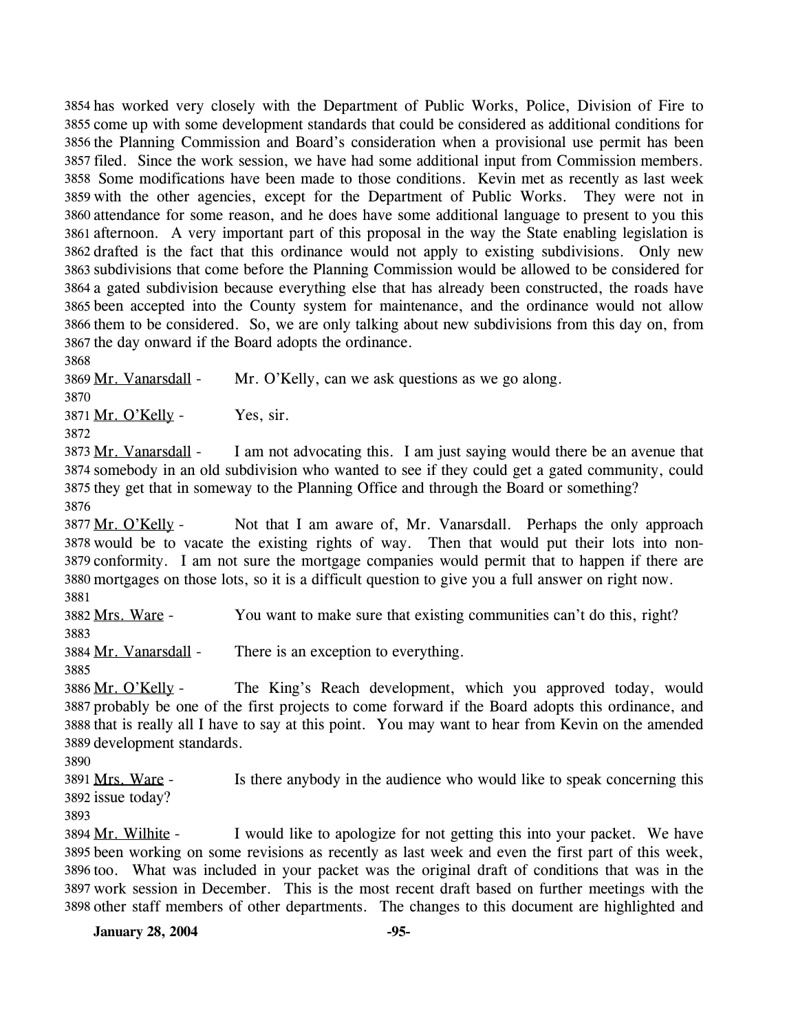3854 has worked very closely with the Department of Public Works, Police, Division of Fire to
3855 come up with some development standards that could be considered as additional conditions for
3856 the Planning Commission and Board's consideration when a provisional use permit has been
3857 filed. Since the work session, we have had some additional input from Commission members.
3858 Some modifications have been made to those conditions. Kevin met as recently as last week
3859 with the other agencies, except for the Department of Public Works. They were not in
3860 attendance for some reason, and he does have some additional language to present to you this
3861 afternoon. A very important part of this proposal in the way the State enabling legislation is
3862 drafted is the fact that this ordinance would not apply to existing subdivisions. Only new
3863 subdivisions that come before the Planning Commission would be allowed to be considered for
3864 a gated subdivision because everything else that has already been constructed, the roads have
3865 been accepted into the County system for maintenance, and the ordinance would not allow
3866 them to be considered. So, we are only talking about new subdivisions from this day on, from
3867 the day onward if the Board adopts the ordinance.

3868

3869 Mr. Vanarsdall - Mr. O'Kelly, can we ask questions as we go along.

3870

3871 Mr. O'Kelly - Yes, sir.

3872

3873 Mr. Vanarsdall - I am not advocating this. I am just saying would there be an avenue that
3874 somebody in an old subdivision who wanted to see if they could get a gated community, could
3875 they get that in someway to the Planning Office and through the Board or something?

3876

3877 Mr. O'Kelly - Not that I am aware of, Mr. Vanarsdall. Perhaps the only approach
3878 would be to vacate the existing rights of way. Then that would put their lots into non-
3879 conformity. I am not sure the mortgage companies would permit that to happen if there are
3880 mortgages on those lots, so it is a difficult question to give you a full answer on right now.

3881

3882 Mrs. Ware - You want to make sure that existing communities can't do this, right?

3883

3884 Mr. Vanarsdall - There is an exception to everything.

3885

3886 Mr. O'Kelly - The King's Reach development, which you approved today, would
3887 probably be one of the first projects to come forward if the Board adopts this ordinance, and
3888 that is really all I have to say at this point. You may want to hear from Kevin on the amended
3889 development standards.

3890

3891 Mrs. Ware - Is there anybody in the audience who would like to speak concerning this
3892 issue today?

3893

3894 Mr. Wilhite - I would like to apologize for not getting this into your packet. We have
3895 been working on some revisions as recently as last week and even the first part of this week,
3896 too. What was included in your packet was the original draft of conditions that was in the
3897 work session in December. This is the most recent draft based on further meetings with the
3898 other staff members of other departments. The changes to this document are highlighted and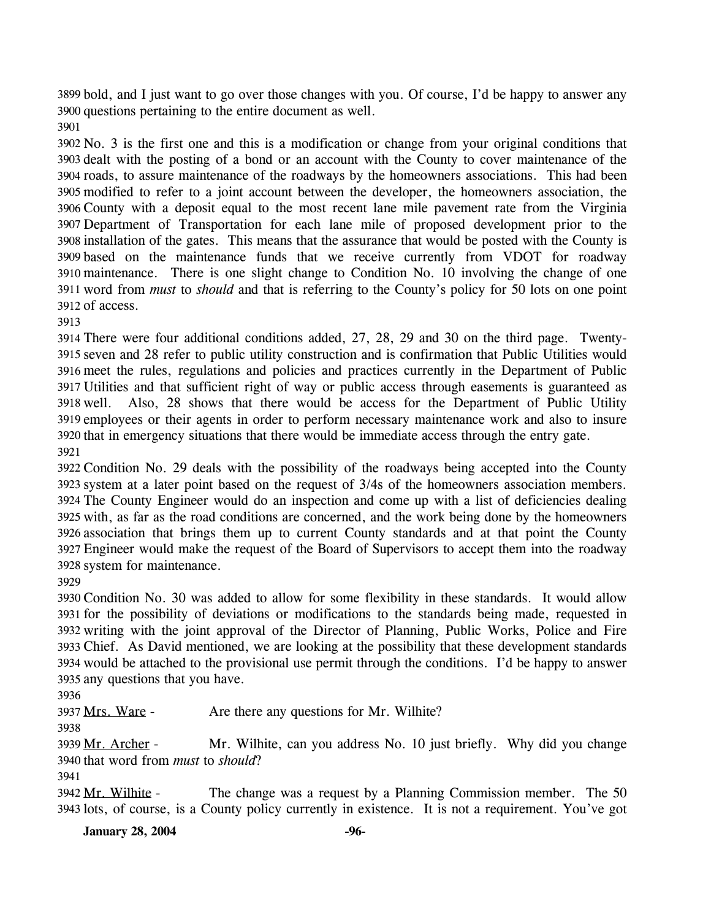bold, and I just want to go over those changes with you. Of course, I'd be happy to answer any questions pertaining to the entire document as well.

No. 3 is the first one and this is a modification or change from your original conditions that dealt with the posting of a bond or an account with the County to cover maintenance of the roads, to assure maintenance of the roadways by the homeowners associations. This had been modified to refer to a joint account between the developer, the homeowners association, the County with a deposit equal to the most recent lane mile pavement rate from the Virginia Department of Transportation for each lane mile of proposed development prior to the installation of the gates. This means that the assurance that would be posted with the County is based on the maintenance funds that we receive currently from VDOT for roadway maintenance. There is one slight change to Condition No. 10 involving the change of one word from *must* to *should* and that is referring to the County's policy for 50 lots on one point of access.

There were four additional conditions added, 27, 28, 29 and 30 on the third page. Twenty-seven and 28 refer to public utility construction and is confirmation that Public Utilities would meet the rules, regulations and policies and practices currently in the Department of Public Utilities and that sufficient right of way or public access through easements is guaranteed as well. Also, 28 shows that there would be access for the Department of Public Utility employees or their agents in order to perform necessary maintenance work and also to insure that in emergency situations that there would be immediate access through the entry gate.

Condition No. 29 deals with the possibility of the roadways being accepted into the County system at a later point based on the request of 3/4s of the homeowners association members. The County Engineer would do an inspection and come up with a list of deficiencies dealing with, as far as the road conditions are concerned, and the work being done by the homeowners association that brings them up to current County standards and at that point the County Engineer would make the request of the Board of Supervisors to accept them into the roadway system for maintenance.

Condition No. 30 was added to allow for some flexibility in these standards. It would allow for the possibility of deviations or modifications to the standards being made, requested in writing with the joint approval of the Director of Planning, Public Works, Police and Fire Chief. As David mentioned, we are looking at the possibility that these development standards would be attached to the provisional use permit through the conditions. I'd be happy to answer any questions that you have.

Mrs. Ware - Are there any questions for Mr. Wilhite?

Mr. Archer - Mr. Wilhite, can you address No. 10 just briefly. Why did you change that word from *must* to *should*?

Mr. Wilhite - The change was a request by a Planning Commission member. The 50 lots, of course, is a County policy currently in existence. It is not a requirement. You've got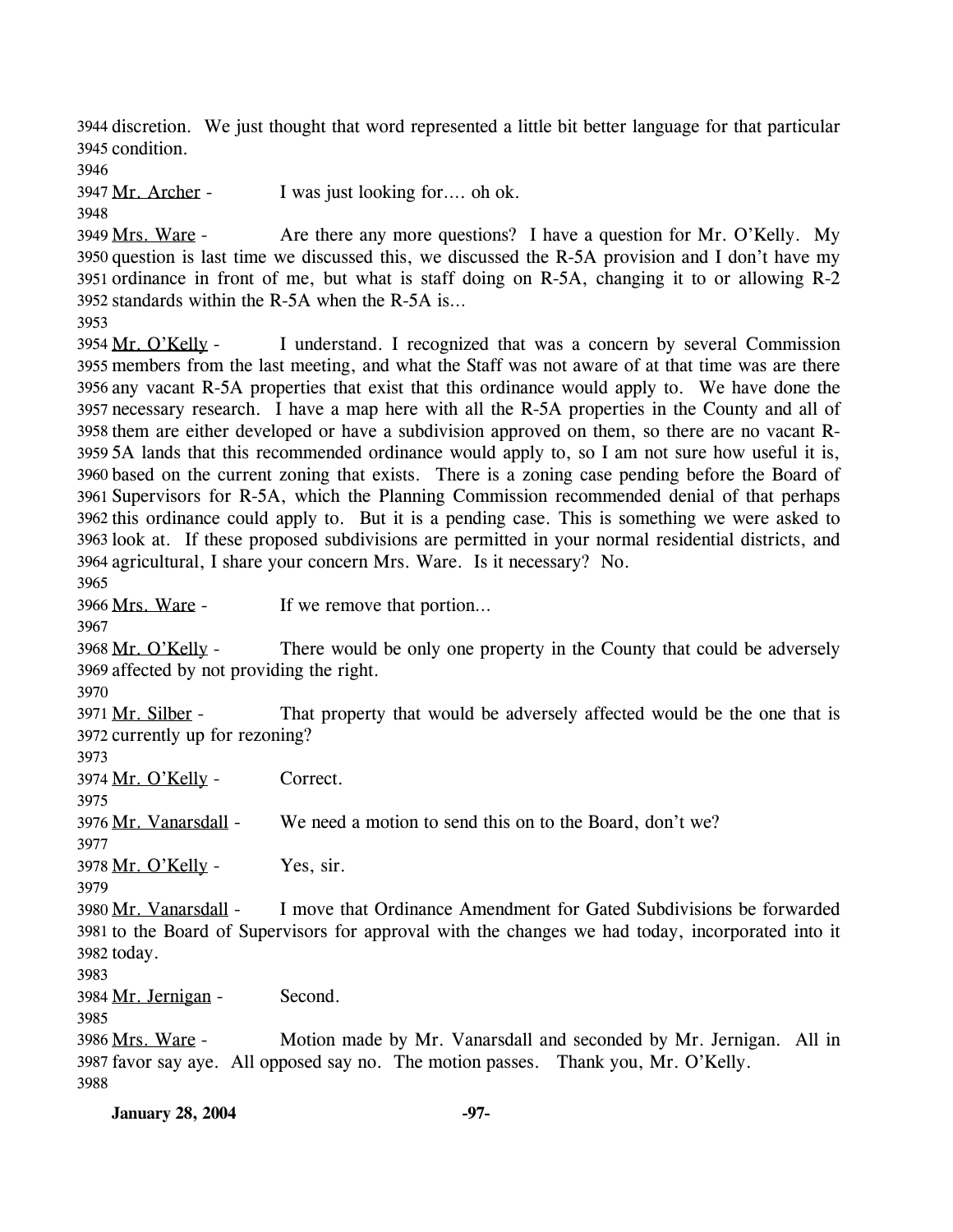discretion. We just thought that word represented a little bit better language for that particular condition.

Mr. Archer - I was just looking for…. oh ok.

Mrs. Ware - Are there any more questions? I have a question for Mr. O'Kelly. My question is last time we discussed this, we discussed the R-5A provision and I don't have my ordinance in front of me, but what is staff doing on R-5A, changing it to or allowing R-2 standards within the R-5A when the R-5A is…

Mr. O'Kelly - I understand. I recognized that was a concern by several Commission members from the last meeting, and what the Staff was not aware of at that time was are there any vacant R-5A properties that exist that this ordinance would apply to. We have done the necessary research. I have a map here with all the R-5A properties in the County and all of them are either developed or have a subdivision approved on them, so there are no vacant R-5A lands that this recommended ordinance would apply to, so I am not sure how useful it is, based on the current zoning that exists. There is a zoning case pending before the Board of Supervisors for R-5A, which the Planning Commission recommended denial of that perhaps this ordinance could apply to. But it is a pending case. This is something we were asked to look at. If these proposed subdivisions are permitted in your normal residential districts, and agricultural, I share your concern Mrs. Ware. Is it necessary? No.

Mrs. Ware - If we remove that portion…

Mr. O'Kelly - There would be only one property in the County that could be adversely affected by not providing the right.

Mr. Silber - That property that would be adversely affected would be the one that is currently up for rezoning?

Mr. O'Kelly - Correct.

Mr. Vanarsdall - We need a motion to send this on to the Board, don't we?

Mr. O'Kelly - Yes, sir.

Mr. Vanarsdall - I move that Ordinance Amendment for Gated Subdivisions be forwarded to the Board of Supervisors for approval with the changes we had today, incorporated into it today.

Mr. Jernigan - Second.

Mrs. Ware - Motion made by Mr. Vanarsdall and seconded by Mr. Jernigan. All in favor say aye. All opposed say no. The motion passes. Thank you, Mr. O'Kelly.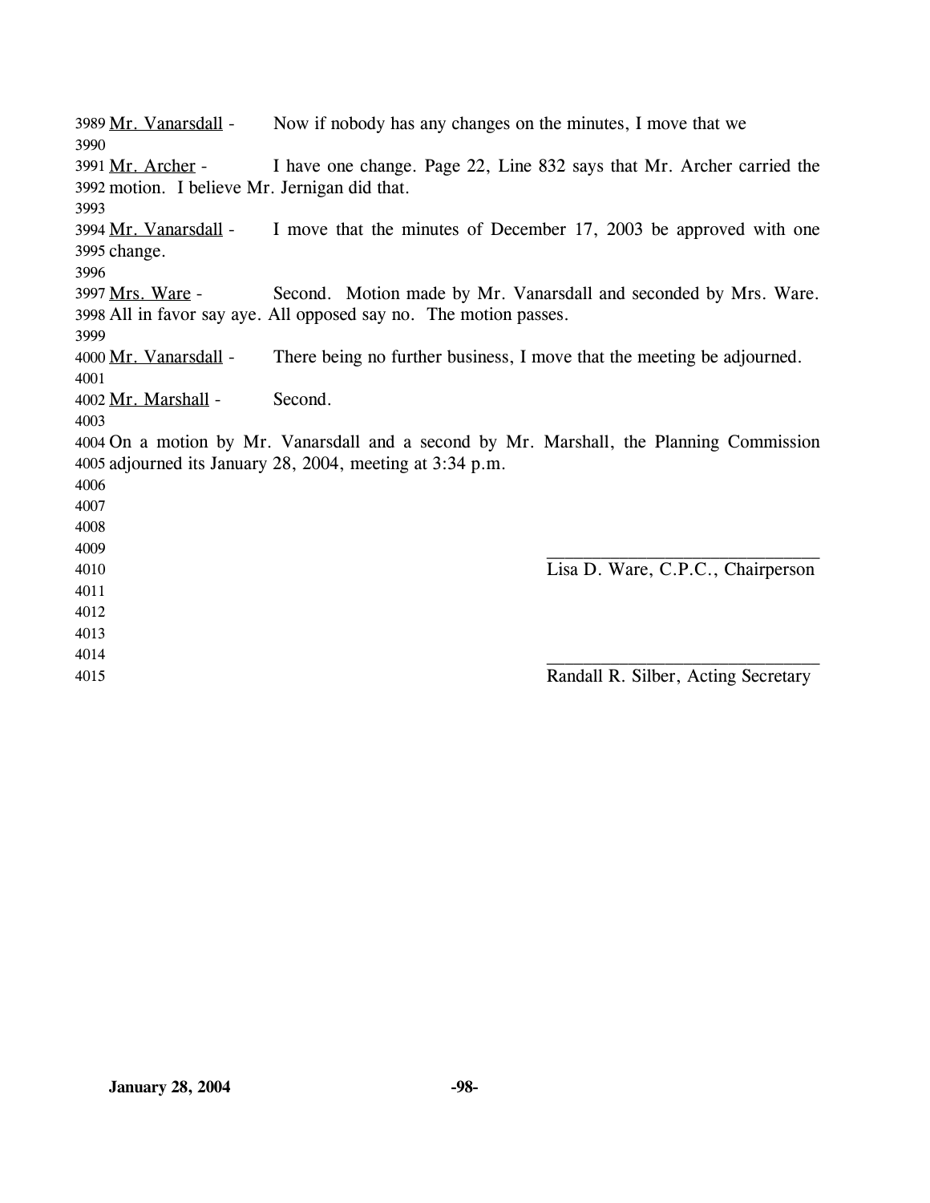Mr. Vanarsdall - Now if nobody has any changes on the minutes, I move that we

Mr. Archer - I have one change. Page 22, Line 832 says that Mr. Archer carried the motion. I believe Mr. Jernigan did that.

Mr. Vanarsdall - I move that the minutes of December 17, 2003 be approved with one change.

Mrs. Ware - Second. Motion made by Mr. Vanarsdall and seconded by Mrs. Ware. All in favor say aye. All opposed say no. The motion passes.

Mr. Vanarsdall - There being no further business, I move that the meeting be adjourned.

Mr. Marshall - Second.

On a motion by Mr. Vanarsdall and a second by Mr. Marshall, the Planning Commission adjourned its January 28, 2004, meeting at 3:34 p.m.

_______________________________
Lisa D. Ware, C.P.C., Chairperson

_______________________________
Randall R. Silber, Acting Secretary